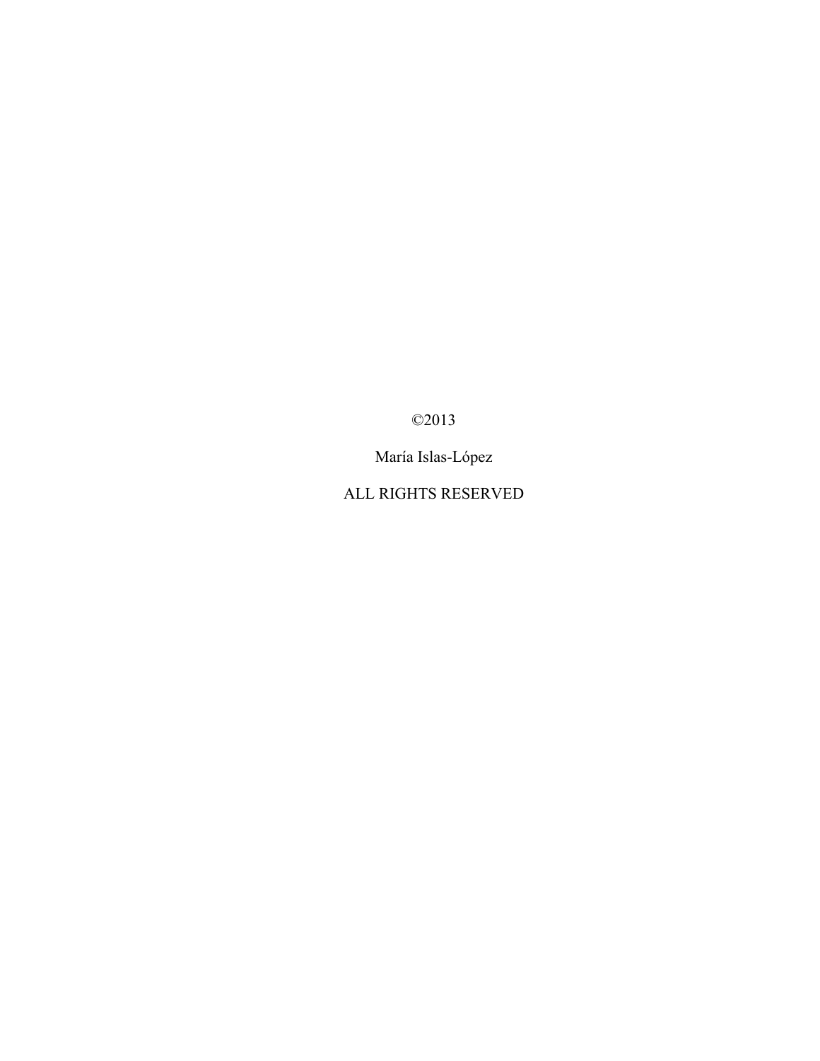©2013

María Islas-López

ALL RIGHTS RESERVED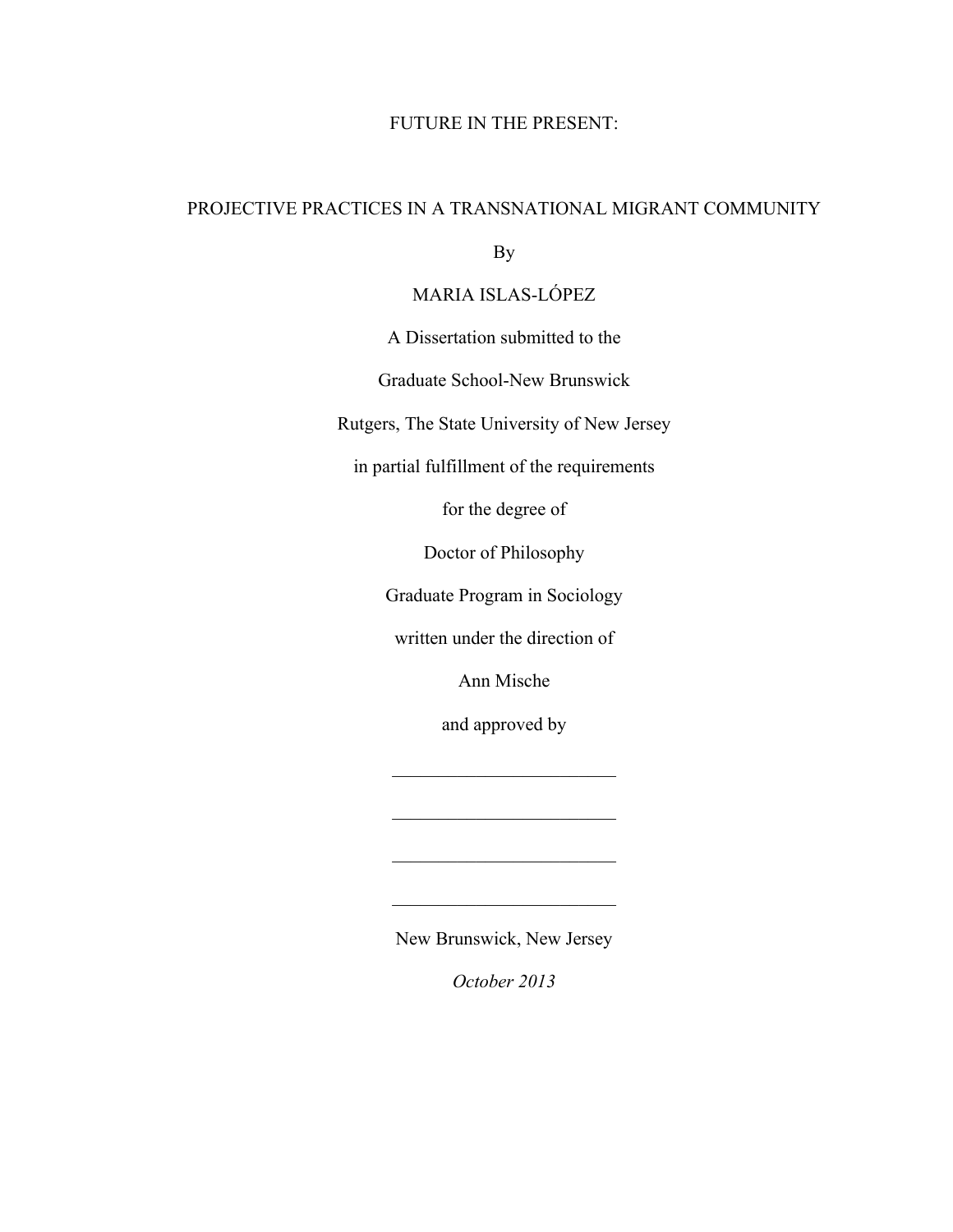# FUTURE IN THE PRESENT:

## PROJECTIVE PRACTICES IN A TRANSNATIONAL MIGRANT COMMUNITY

By

MARIA ISLAS-LÓPEZ

A Dissertation submitted to the

Graduate School-New Brunswick

Rutgers, The State University of New Jersey

in partial fulfillment of the requirements

for the degree of

Doctor of Philosophy

Graduate Program in Sociology

written under the direction of

Ann Mische

and approved by

________________________

________________________

________________________

________________________

New Brunswick, New Jersey

*October 2013*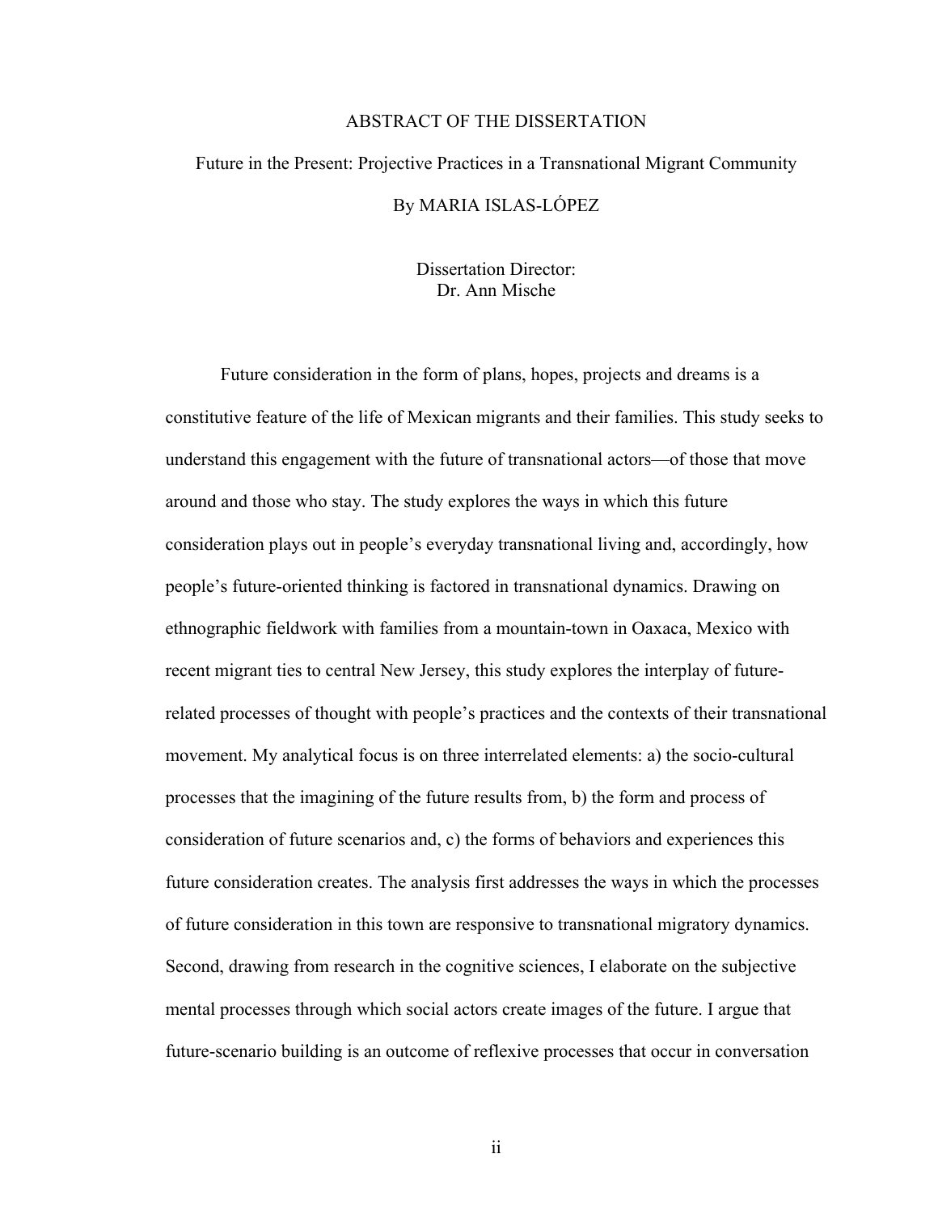# ABSTRACT OF THE DISSERTATION

Future in the Present: Projective Practices in a Transnational Migrant Community

By MARIA ISLAS-LÓPEZ

Dissertation Director:
Dr. Ann Mische

Future consideration in the form of plans, hopes, projects and dreams is a constitutive feature of the life of Mexican migrants and their families. This study seeks to understand this engagement with the future of transnational actors—of those that move around and those who stay. The study explores the ways in which this future consideration plays out in people's everyday transnational living and, accordingly, how people's future-oriented thinking is factored in transnational dynamics. Drawing on ethnographic fieldwork with families from a mountain-town in Oaxaca, Mexico with recent migrant ties to central New Jersey, this study explores the interplay of future-related processes of thought with people's practices and the contexts of their transnational movement. My analytical focus is on three interrelated elements: a) the socio-cultural processes that the imagining of the future results from, b) the form and process of consideration of future scenarios and, c) the forms of behaviors and experiences this future consideration creates. The analysis first addresses the ways in which the processes of future consideration in this town are responsive to transnational migratory dynamics. Second, drawing from research in the cognitive sciences, I elaborate on the subjective mental processes through which social actors create images of the future. I argue that future-scenario building is an outcome of reflexive processes that occur in conversation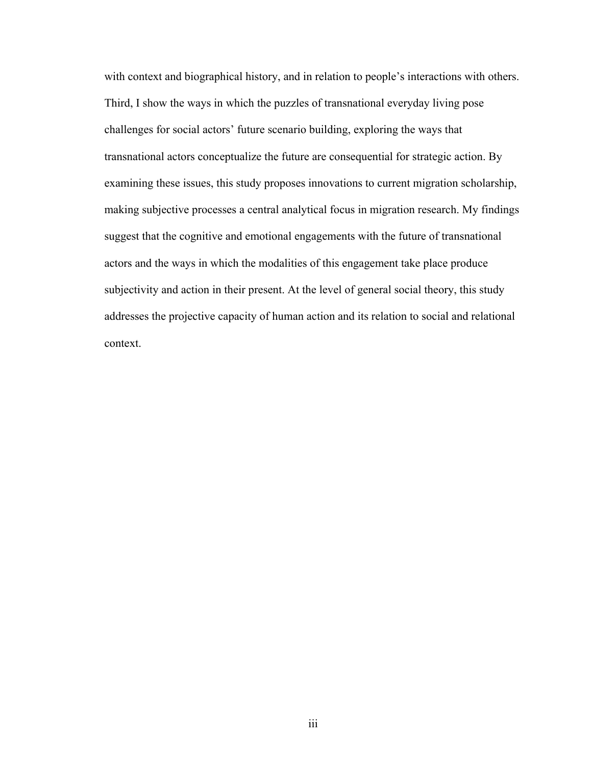with context and biographical history, and in relation to people's interactions with others. Third, I show the ways in which the puzzles of transnational everyday living pose challenges for social actors' future scenario building, exploring the ways that transnational actors conceptualize the future are consequential for strategic action. By examining these issues, this study proposes innovations to current migration scholarship, making subjective processes a central analytical focus in migration research. My findings suggest that the cognitive and emotional engagements with the future of transnational actors and the ways in which the modalities of this engagement take place produce subjectivity and action in their present. At the level of general social theory, this study addresses the projective capacity of human action and its relation to social and relational context.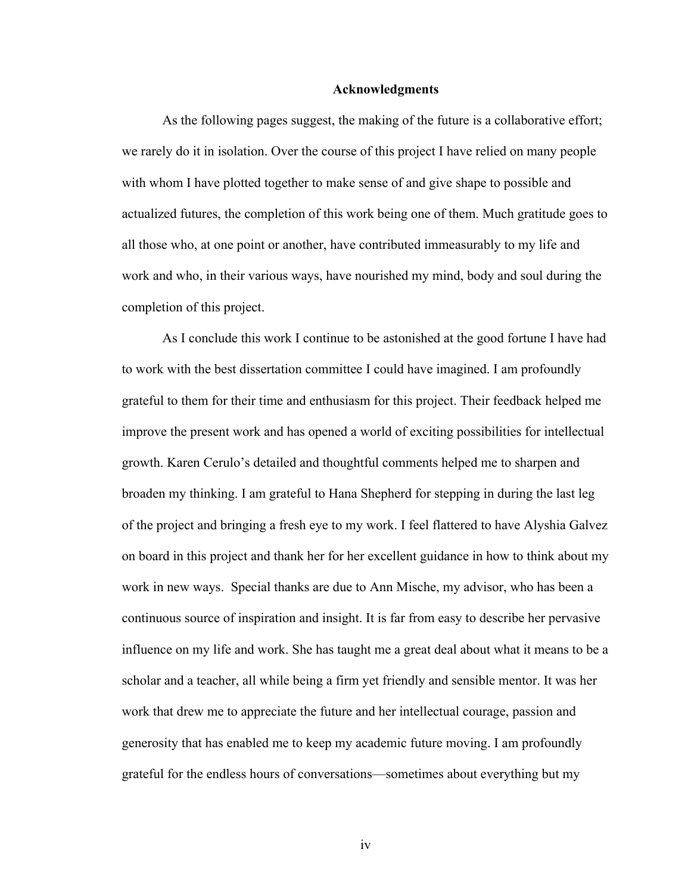## Acknowledgments

As the following pages suggest, the making of the future is a collaborative effort; we rarely do it in isolation. Over the course of this project I have relied on many people with whom I have plotted together to make sense of and give shape to possible and actualized futures, the completion of this work being one of them. Much gratitude goes to all those who, at one point or another, have contributed immeasurably to my life and work and who, in their various ways, have nourished my mind, body and soul during the completion of this project.

As I conclude this work I continue to be astonished at the good fortune I have had to work with the best dissertation committee I could have imagined. I am profoundly grateful to them for their time and enthusiasm for this project. Their feedback helped me improve the present work and has opened a world of exciting possibilities for intellectual growth. Karen Cerulo's detailed and thoughtful comments helped me to sharpen and broaden my thinking. I am grateful to Hana Shepherd for stepping in during the last leg of the project and bringing a fresh eye to my work. I feel flattered to have Alyshia Galvez on board in this project and thank her for her excellent guidance in how to think about my work in new ways. Special thanks are due to Ann Mische, my advisor, who has been a continuous source of inspiration and insight. It is far from easy to describe her pervasive influence on my life and work. She has taught me a great deal about what it means to be a scholar and a teacher, all while being a firm yet friendly and sensible mentor. It was her work that drew me to appreciate the future and her intellectual courage, passion and generosity that has enabled me to keep my academic future moving. I am profoundly grateful for the endless hours of conversations—sometimes about everything but my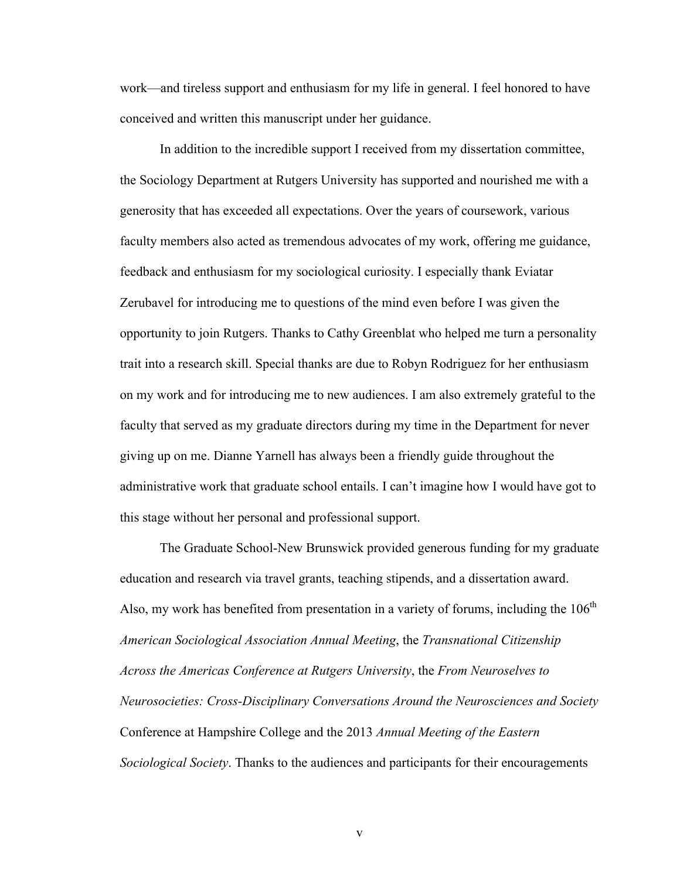work—and tireless support and enthusiasm for my life in general. I feel honored to have conceived and written this manuscript under her guidance.

In addition to the incredible support I received from my dissertation committee, the Sociology Department at Rutgers University has supported and nourished me with a generosity that has exceeded all expectations. Over the years of coursework, various faculty members also acted as tremendous advocates of my work, offering me guidance, feedback and enthusiasm for my sociological curiosity. I especially thank Eviatar Zerubavel for introducing me to questions of the mind even before I was given the opportunity to join Rutgers. Thanks to Cathy Greenblat who helped me turn a personality trait into a research skill. Special thanks are due to Robyn Rodriguez for her enthusiasm on my work and for introducing me to new audiences. I am also extremely grateful to the faculty that served as my graduate directors during my time in the Department for never giving up on me. Dianne Yarnell has always been a friendly guide throughout the administrative work that graduate school entails. I can't imagine how I would have got to this stage without her personal and professional support.

The Graduate School-New Brunswick provided generous funding for my graduate education and research via travel grants, teaching stipends, and a dissertation award. Also, my work has benefited from presentation in a variety of forums, including the 106th *American Sociological Association Annual Meeting*, the *Transnational Citizenship Across the Americas Conference at Rutgers University*, the *From Neuroselves to Neurosocieties: Cross-Disciplinary Conversations Around the Neurosciences and Society* Conference at Hampshire College and the 2013 *Annual Meeting of the Eastern Sociological Society*. Thanks to the audiences and participants for their encouragements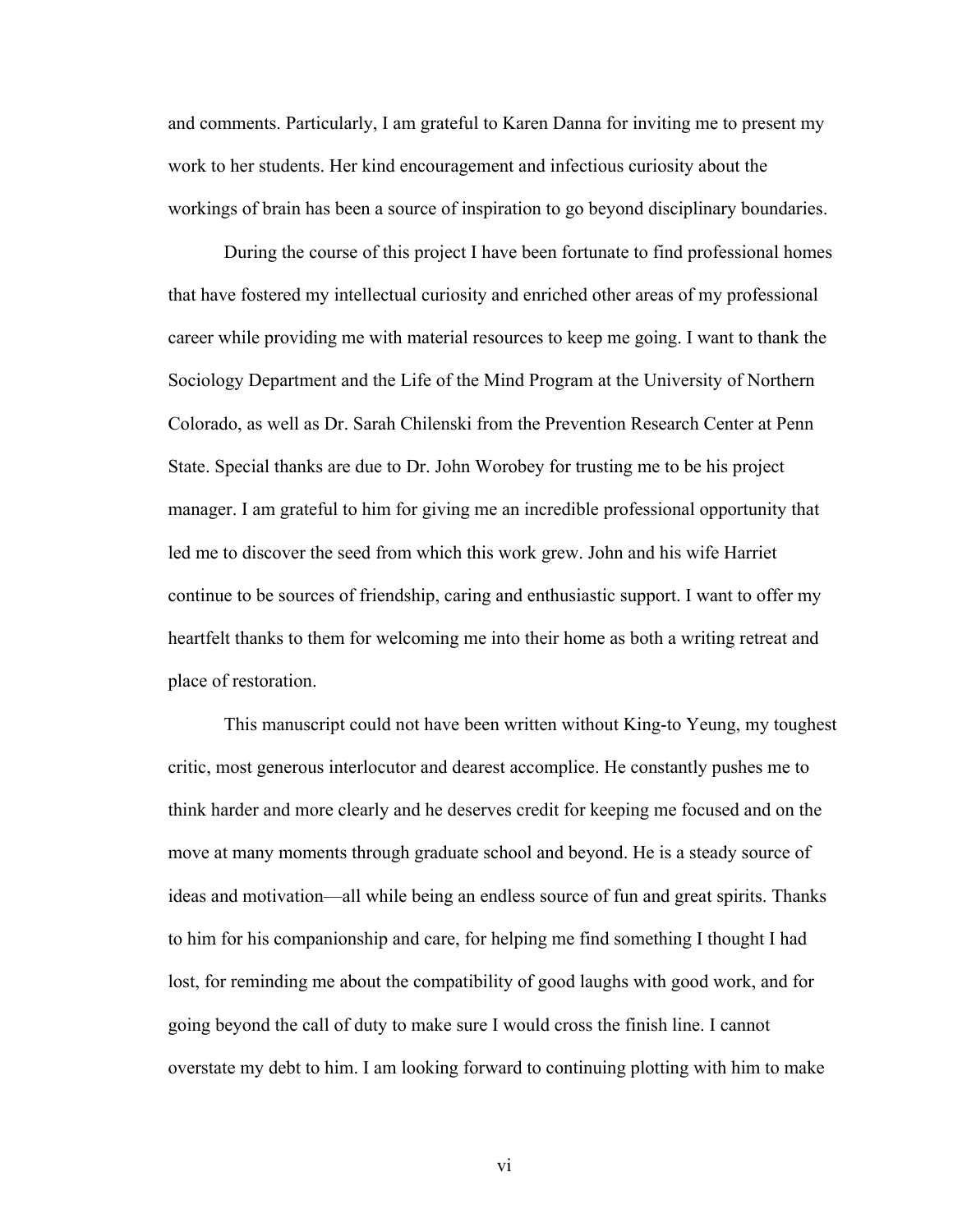and comments. Particularly, I am grateful to Karen Danna for inviting me to present my work to her students. Her kind encouragement and infectious curiosity about the workings of brain has been a source of inspiration to go beyond disciplinary boundaries.

During the course of this project I have been fortunate to find professional homes that have fostered my intellectual curiosity and enriched other areas of my professional career while providing me with material resources to keep me going. I want to thank the Sociology Department and the Life of the Mind Program at the University of Northern Colorado, as well as Dr. Sarah Chilenski from the Prevention Research Center at Penn State. Special thanks are due to Dr. John Worobey for trusting me to be his project manager. I am grateful to him for giving me an incredible professional opportunity that led me to discover the seed from which this work grew. John and his wife Harriet continue to be sources of friendship, caring and enthusiastic support. I want to offer my heartfelt thanks to them for welcoming me into their home as both a writing retreat and place of restoration.

This manuscript could not have been written without King-to Yeung, my toughest critic, most generous interlocutor and dearest accomplice. He constantly pushes me to think harder and more clearly and he deserves credit for keeping me focused and on the move at many moments through graduate school and beyond. He is a steady source of ideas and motivation—all while being an endless source of fun and great spirits. Thanks to him for his companionship and care, for helping me find something I thought I had lost, for reminding me about the compatibility of good laughs with good work, and for going beyond the call of duty to make sure I would cross the finish line. I cannot overstate my debt to him. I am looking forward to continuing plotting with him to make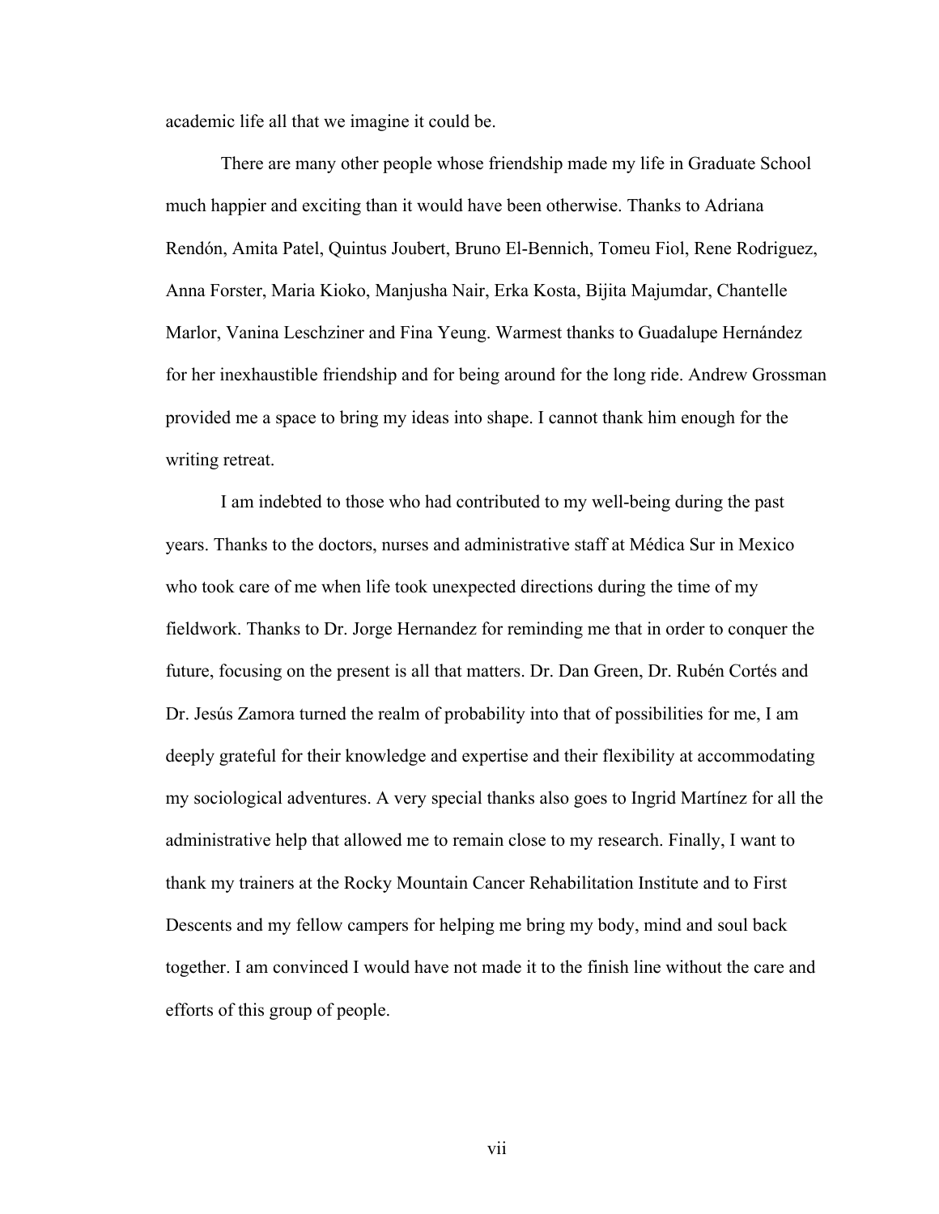academic life all that we imagine it could be.

There are many other people whose friendship made my life in Graduate School much happier and exciting than it would have been otherwise. Thanks to Adriana Rendón, Amita Patel, Quintus Joubert, Bruno El-Bennich, Tomeu Fiol, Rene Rodriguez, Anna Forster, Maria Kioko, Manjusha Nair, Erka Kosta, Bijita Majumdar, Chantelle Marlor, Vanina Leschziner and Fina Yeung. Warmest thanks to Guadalupe Hernández for her inexhaustible friendship and for being around for the long ride. Andrew Grossman provided me a space to bring my ideas into shape. I cannot thank him enough for the writing retreat.

I am indebted to those who had contributed to my well-being during the past years. Thanks to the doctors, nurses and administrative staff at Médica Sur in Mexico who took care of me when life took unexpected directions during the time of my fieldwork. Thanks to Dr. Jorge Hernandez for reminding me that in order to conquer the future, focusing on the present is all that matters. Dr. Dan Green, Dr. Rubén Cortés and Dr. Jesús Zamora turned the realm of probability into that of possibilities for me, I am deeply grateful for their knowledge and expertise and their flexibility at accommodating my sociological adventures. A very special thanks also goes to Ingrid Martínez for all the administrative help that allowed me to remain close to my research. Finally, I want to thank my trainers at the Rocky Mountain Cancer Rehabilitation Institute and to First Descents and my fellow campers for helping me bring my body, mind and soul back together. I am convinced I would have not made it to the finish line without the care and efforts of this group of people.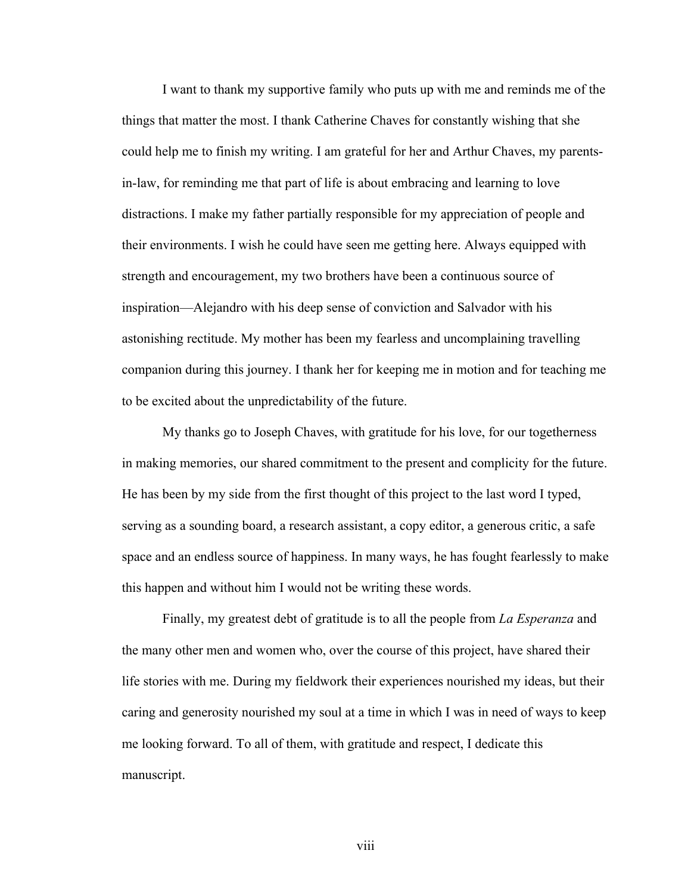I want to thank my supportive family who puts up with me and reminds me of the things that matter the most. I thank Catherine Chaves for constantly wishing that she could help me to finish my writing. I am grateful for her and Arthur Chaves, my parents-in-law, for reminding me that part of life is about embracing and learning to love distractions. I make my father partially responsible for my appreciation of people and their environments. I wish he could have seen me getting here. Always equipped with strength and encouragement, my two brothers have been a continuous source of inspiration—Alejandro with his deep sense of conviction and Salvador with his astonishing rectitude. My mother has been my fearless and uncomplaining travelling companion during this journey. I thank her for keeping me in motion and for teaching me to be excited about the unpredictability of the future.

My thanks go to Joseph Chaves, with gratitude for his love, for our togetherness in making memories, our shared commitment to the present and complicity for the future. He has been by my side from the first thought of this project to the last word I typed, serving as a sounding board, a research assistant, a copy editor, a generous critic, a safe space and an endless source of happiness. In many ways, he has fought fearlessly to make this happen and without him I would not be writing these words.

Finally, my greatest debt of gratitude is to all the people from *La Esperanza* and the many other men and women who, over the course of this project, have shared their life stories with me. During my fieldwork their experiences nourished my ideas, but their caring and generosity nourished my soul at a time in which I was in need of ways to keep me looking forward. To all of them, with gratitude and respect, I dedicate this manuscript.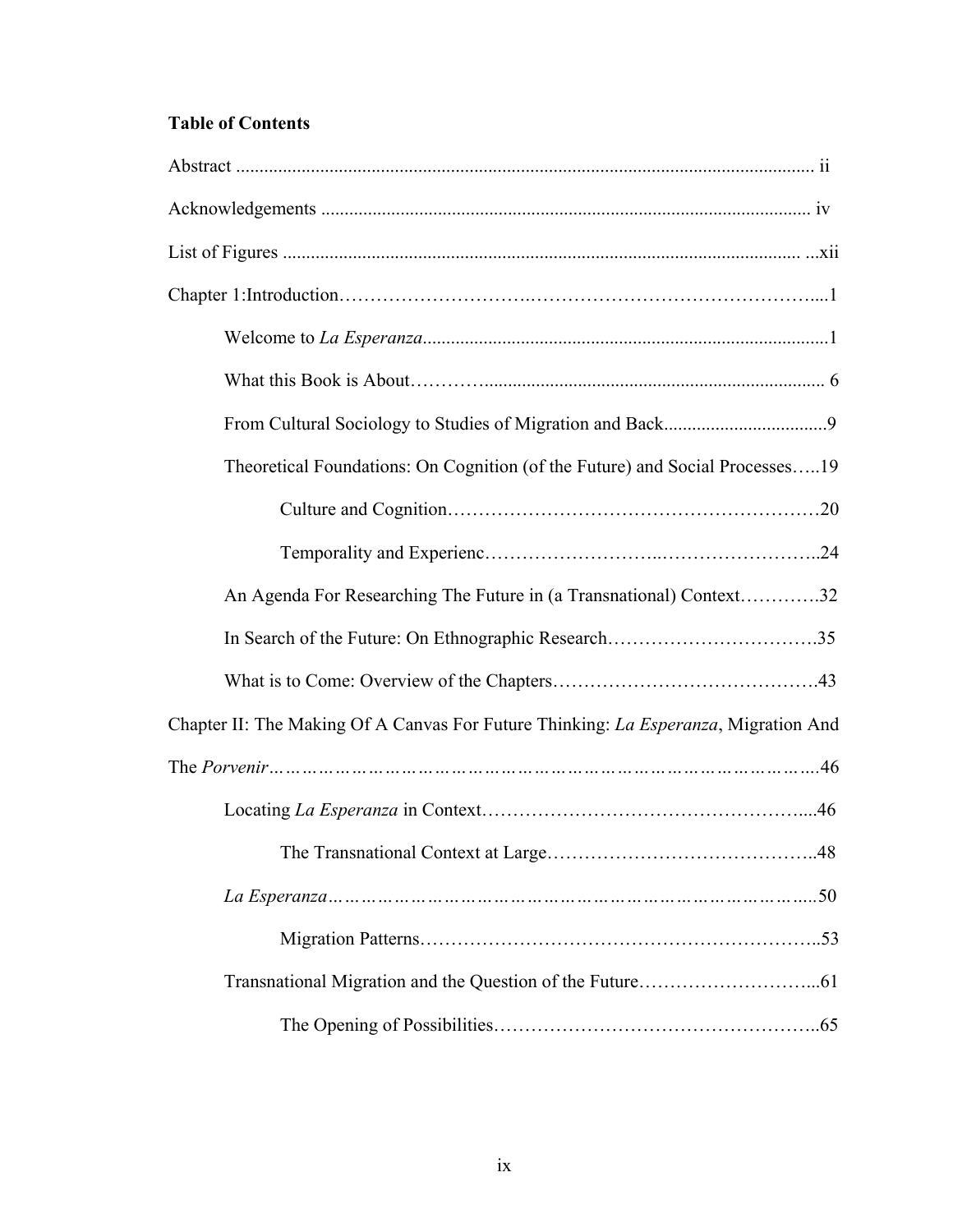**Table of Contents**

Abstract .......................................................................................................................... ii

Acknowledgements ....................................................................................................... iv

List of Figures .............................................................................................................. ...xii

Chapter 1:Introduction……………………….………………………………………....1

Welcome to *La Esperanza*.......................................................................................1

What this Book is About………….......................................................................... 6

From Cultural Sociology to Studies of Migration and Back..................................9

Theoretical Foundations: On Cognition (of the Future) and Social Processes…..19

Culture and Cognition…………………………………………………20

Temporality and Experienc……………………..……………………..24

An Agenda For Researching The Future in (a Transnational) Context………….32

In Search of the Future: On Ethnographic Research…………………………….35

What is to Come: Overview of the Chapters…………………………………….43

Chapter II: The Making Of A Canvas For Future Thinking: *La Esperanza*, Migration And The *Porvenir*……………………………………………………………………………….46

Locating *La Esperanza* in Context……………………………………………....46

The Transnational Context at Large……………………………………..48

*La Esperanza*…………………………………………………………………….....50

Migration Patterns………………………………………………………..53

Transnational Migration and the Question of the Future………………………...61

The Opening of Possibilities……………………………………………..65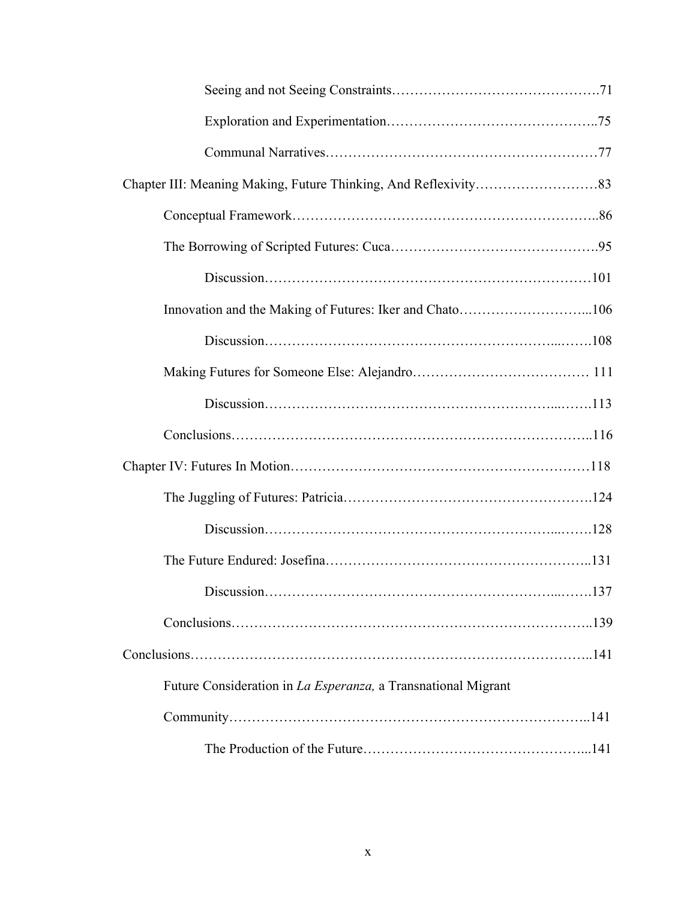Seeing and not Seeing Constraints……………………………………….71

Exploration and Experimentation……………………………………..75

Communal Narratives…………………………………………………77

Chapter III: Meaning Making, Future Thinking, And Reflexivity………………………83

Conceptual Framework………………………………………………………..86

The Borrowing of Scripted Futures: Cuca…………………………………….95

Discussion……………………………………………………………101

Innovation and the Making of Futures: Iker and Chato………………………...106

Discussion……………………………………………………...…….108

Making Futures for Someone Else: Alejandro………………………………… 111

Discussion……………………………………………………...…….113

Conclusions………………………………………………………………...116

Chapter IV: Futures In Motion………………………………………………………118

The Juggling of Futures: Patricia…………………………………………….124

Discussion……………………………………………………...…….128

The Future Endured: Josefina………………………………………………..131

Discussion……………………………………………………...…….137

Conclusions………………………………………………………………...139

Conclusions……………………………………………………………………………..141

Future Consideration in *La Esperanza,* a Transnational Migrant Community……………………………………………………………………..141

The Production of the Future…………………………………………...141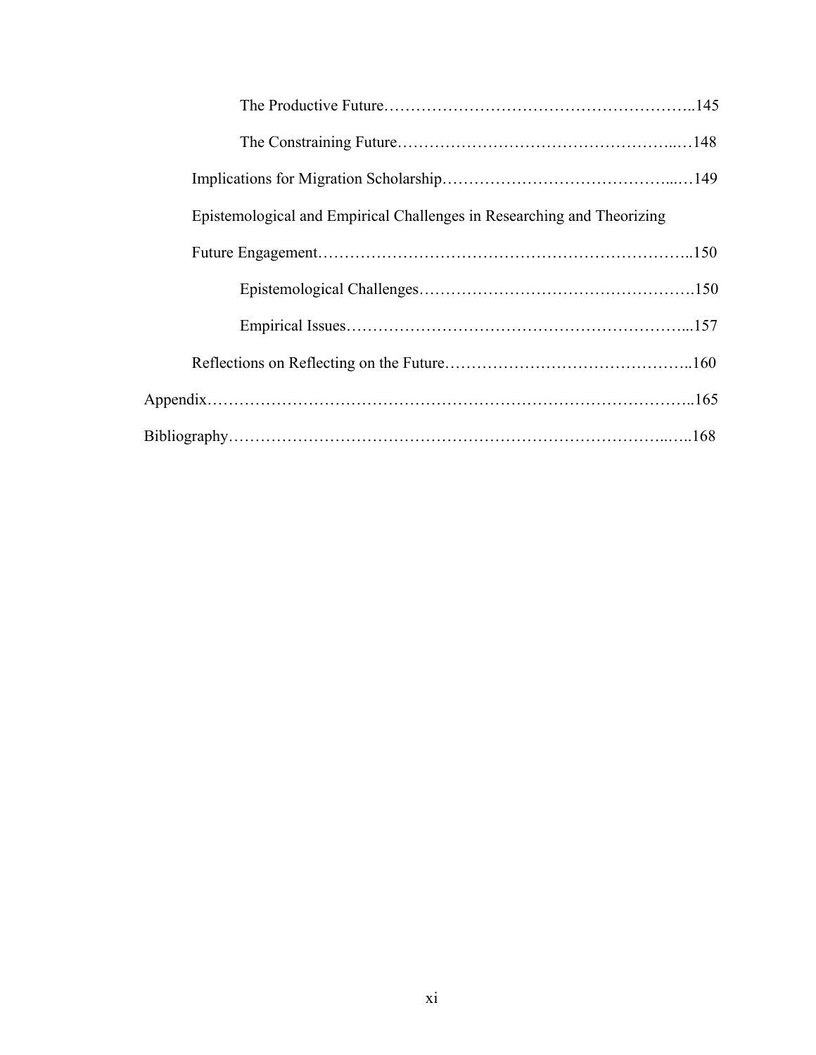The Productive Future……………………………………………………..145

The Constraining Future…………………………………………..…148

Implications for Migration Scholarship……………………………………...…149

Epistemological and Empirical Challenges in Researching and Theorizing Future Engagement…………………………………………………………..150

Epistemological Challenges………………………………………….150

Empirical Issues……………………………………………………...157

Reflections on Reflecting on the Future………………………………………..160

Appendix……………………………………………………………………………..165

Bibliography…………………………………………………………………..…..168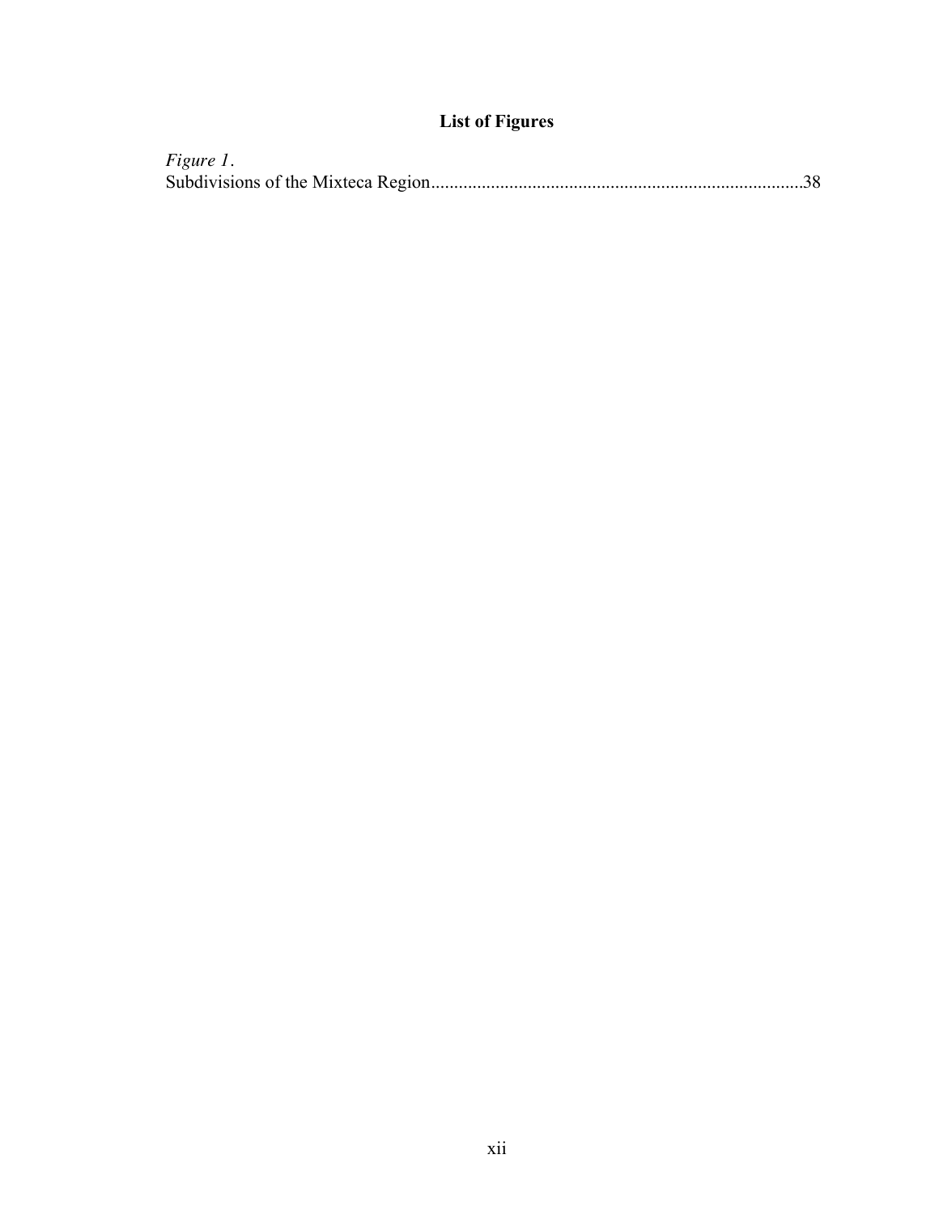# List of Figures

*Figure 1*.
Subdivisions of the Mixteca Region................................................................................38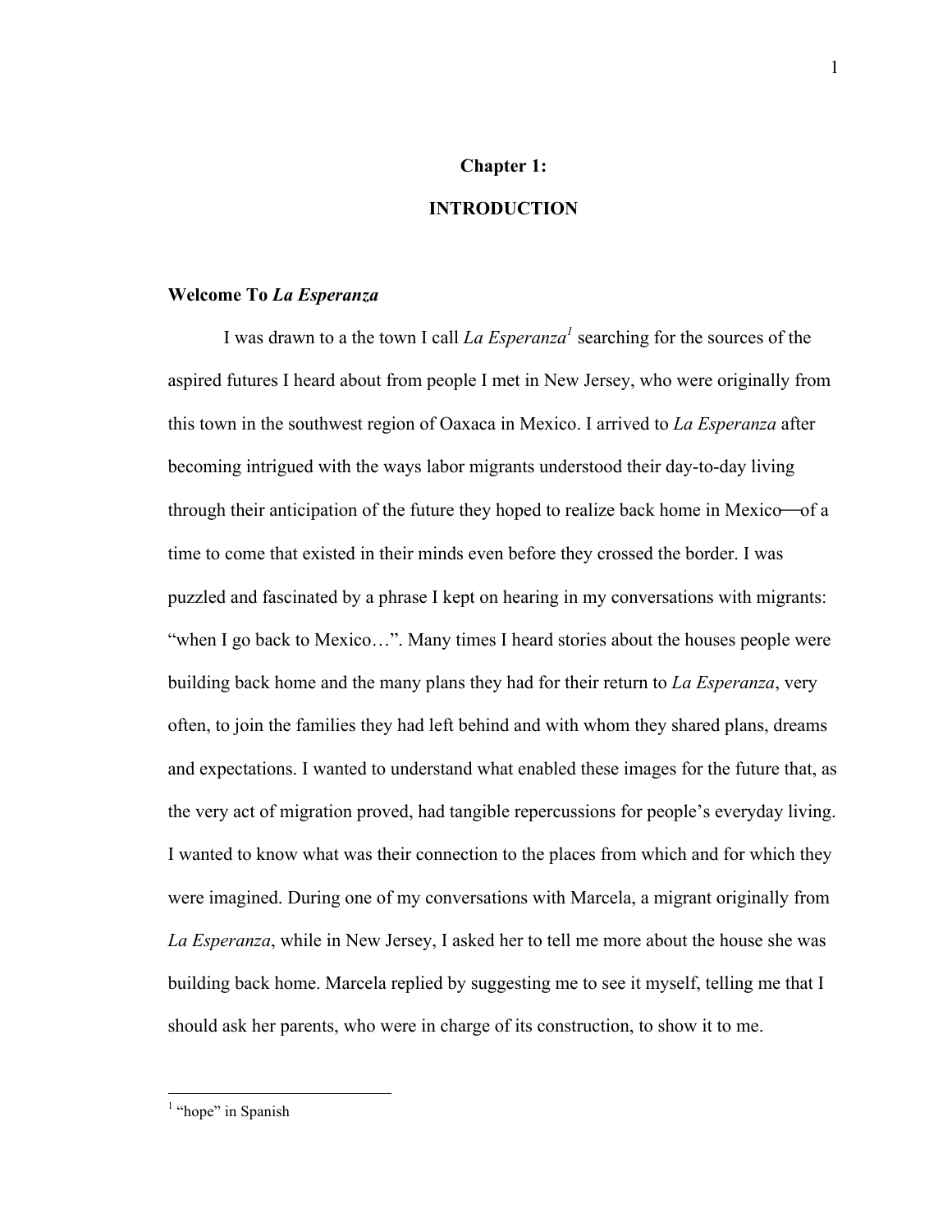# Chapter 1:

# INTRODUCTION

## Welcome To *La Esperanza*

I was drawn to a the town I call *La Esperanza*[1] searching for the sources of the aspired futures I heard about from people I met in New Jersey, who were originally from this town in the southwest region of Oaxaca in Mexico. I arrived to *La Esperanza* after becoming intrigued with the ways labor migrants understood their day-to-day living through their anticipation of the future they hoped to realize back home in Mexico—of a time to come that existed in their minds even before they crossed the border. I was puzzled and fascinated by a phrase I kept on hearing in my conversations with migrants: "when I go back to Mexico…". Many times I heard stories about the houses people were building back home and the many plans they had for their return to *La Esperanza*, very often, to join the families they had left behind and with whom they shared plans, dreams and expectations. I wanted to understand what enabled these images for the future that, as the very act of migration proved, had tangible repercussions for people's everyday living. I wanted to know what was their connection to the places from which and for which they were imagined. During one of my conversations with Marcela, a migrant originally from *La Esperanza*, while in New Jersey, I asked her to tell me more about the house she was building back home. Marcela replied by suggesting me to see it myself, telling me that I should ask her parents, who were in charge of its construction, to show it to me.

---

[1] "hope" in Spanish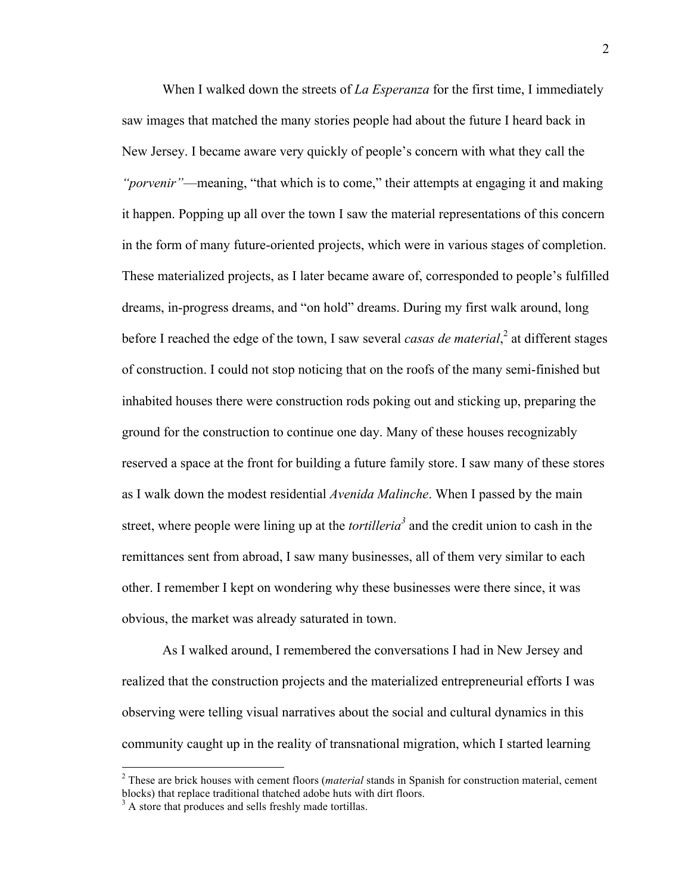When I walked down the streets of *La Esperanza* for the first time, I immediately saw images that matched the many stories people had about the future I heard back in New Jersey. I became aware very quickly of people's concern with what they call the *"porvenir"*—meaning, "that which is to come," their attempts at engaging it and making it happen. Popping up all over the town I saw the material representations of this concern in the form of many future-oriented projects, which were in various stages of completion. These materialized projects, as I later became aware of, corresponded to people's fulfilled dreams, in-progress dreams, and "on hold" dreams. During my first walk around, long before I reached the edge of the town, I saw several *casas de material*,[2] at different stages of construction. I could not stop noticing that on the roofs of the many semi-finished but inhabited houses there were construction rods poking out and sticking up, preparing the ground for the construction to continue one day. Many of these houses recognizably reserved a space at the front for building a future family store. I saw many of these stores as I walk down the modest residential *Avenida Malinche*. When I passed by the main street, where people were lining up at the *tortilleria*[3] and the credit union to cash in the remittances sent from abroad, I saw many businesses, all of them very similar to each other. I remember I kept on wondering why these businesses were there since, it was obvious, the market was already saturated in town.

As I walked around, I remembered the conversations I had in New Jersey and realized that the construction projects and the materialized entrepreneurial efforts I was observing were telling visual narratives about the social and cultural dynamics in this community caught up in the reality of transnational migration, which I started learning

---

[2] These are brick houses with cement floors (*material* stands in Spanish for construction material, cement blocks) that replace traditional thatched adobe huts with dirt floors.

[3] A store that produces and sells freshly made tortillas.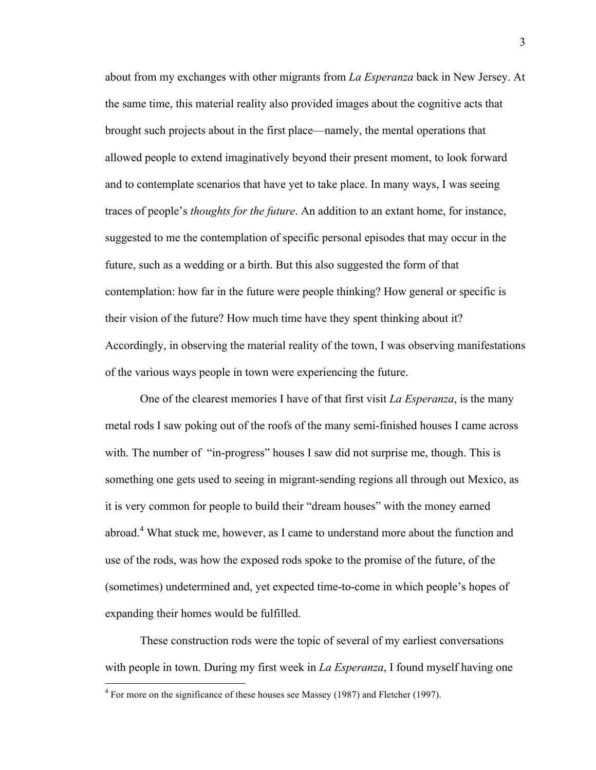about from my exchanges with other migrants from *La Esperanza* back in New Jersey. At the same time, this material reality also provided images about the cognitive acts that brought such projects about in the first place—namely, the mental operations that allowed people to extend imaginatively beyond their present moment, to look forward and to contemplate scenarios that have yet to take place. In many ways, I was seeing traces of people's *thoughts for the future*. An addition to an extant home, for instance, suggested to me the contemplation of specific personal episodes that may occur in the future, such as a wedding or a birth. But this also suggested the form of that contemplation: how far in the future were people thinking? How general or specific is their vision of the future? How much time have they spent thinking about it? Accordingly, in observing the material reality of the town, I was observing manifestations of the various ways people in town were experiencing the future.

One of the clearest memories I have of that first visit *La Esperanza*, is the many metal rods I saw poking out of the roofs of the many semi-finished houses I came across with. The number of "in-progress" houses I saw did not surprise me, though. This is something one gets used to seeing in migrant-sending regions all through out Mexico, as it is very common for people to build their "dream houses" with the money earned abroad.[4] What stuck me, however, as I came to understand more about the function and use of the rods, was how the exposed rods spoke to the promise of the future, of the (sometimes) undetermined and, yet expected time-to-come in which people's hopes of expanding their homes would be fulfilled.

These construction rods were the topic of several of my earliest conversations with people in town. During my first week in *La Esperanza*, I found myself having one

[4] For more on the significance of these houses see Massey (1987) and Fletcher (1997).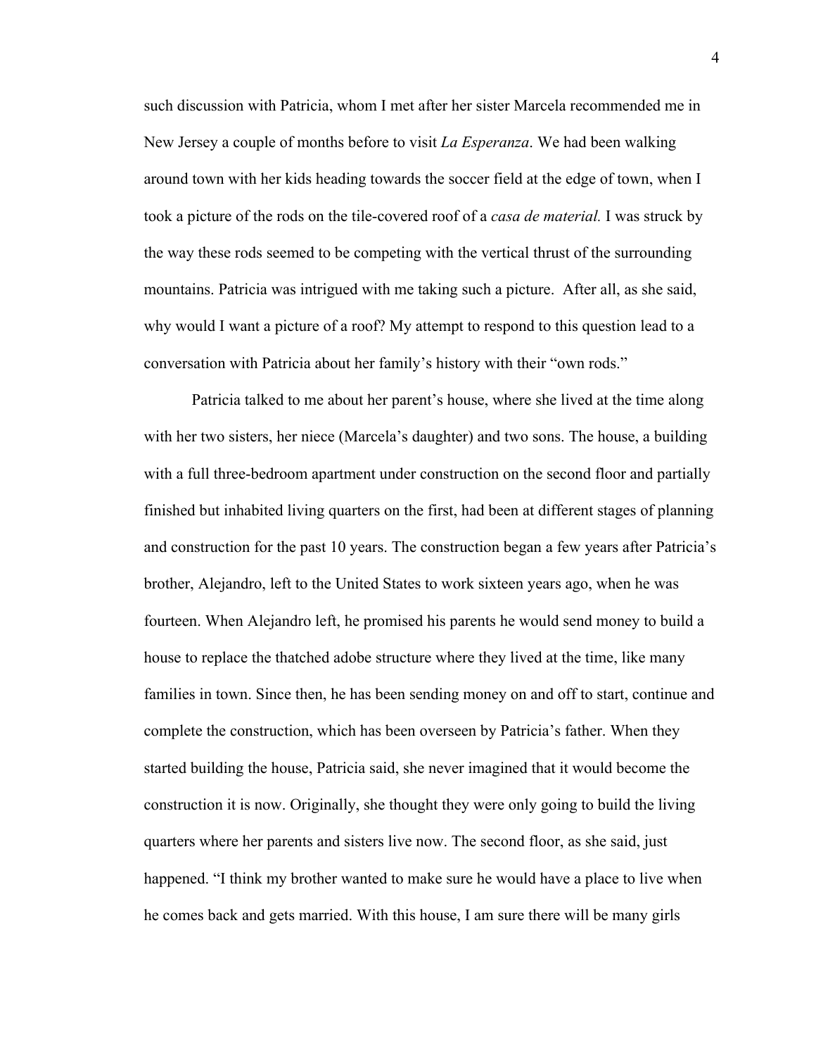such discussion with Patricia, whom I met after her sister Marcela recommended me in New Jersey a couple of months before to visit *La Esperanza*. We had been walking around town with her kids heading towards the soccer field at the edge of town, when I took a picture of the rods on the tile-covered roof of a *casa de material.* I was struck by the way these rods seemed to be competing with the vertical thrust of the surrounding mountains. Patricia was intrigued with me taking such a picture. After all, as she said, why would I want a picture of a roof? My attempt to respond to this question lead to a conversation with Patricia about her family's history with their "own rods."

Patricia talked to me about her parent's house, where she lived at the time along with her two sisters, her niece (Marcela's daughter) and two sons. The house, a building with a full three-bedroom apartment under construction on the second floor and partially finished but inhabited living quarters on the first, had been at different stages of planning and construction for the past 10 years. The construction began a few years after Patricia's brother, Alejandro, left to the United States to work sixteen years ago, when he was fourteen. When Alejandro left, he promised his parents he would send money to build a house to replace the thatched adobe structure where they lived at the time, like many families in town. Since then, he has been sending money on and off to start, continue and complete the construction, which has been overseen by Patricia's father. When they started building the house, Patricia said, she never imagined that it would become the construction it is now. Originally, she thought they were only going to build the living quarters where her parents and sisters live now. The second floor, as she said, just happened. "I think my brother wanted to make sure he would have a place to live when he comes back and gets married. With this house, I am sure there will be many girls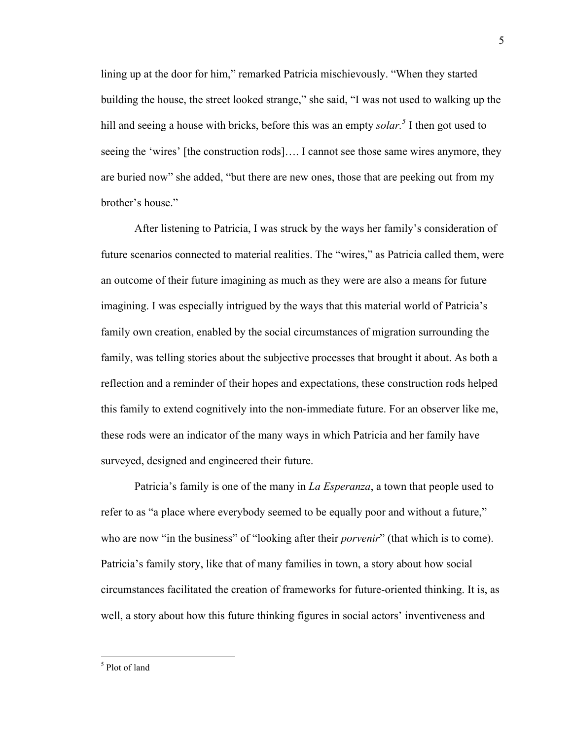lining up at the door for him," remarked Patricia mischievously. "When they started building the house, the street looked strange," she said, "I was not used to walking up the hill and seeing a house with bricks, before this was an empty *solar.*[5] I then got used to seeing the 'wires' [the construction rods]…. I cannot see those same wires anymore, they are buried now" she added, "but there are new ones, those that are peeking out from my brother's house."

After listening to Patricia, I was struck by the ways her family's consideration of future scenarios connected to material realities. The "wires," as Patricia called them, were an outcome of their future imagining as much as they were are also a means for future imagining. I was especially intrigued by the ways that this material world of Patricia's family own creation, enabled by the social circumstances of migration surrounding the family, was telling stories about the subjective processes that brought it about. As both a reflection and a reminder of their hopes and expectations, these construction rods helped this family to extend cognitively into the non-immediate future. For an observer like me, these rods were an indicator of the many ways in which Patricia and her family have surveyed, designed and engineered their future.

Patricia's family is one of the many in *La Esperanza*, a town that people used to refer to as "a place where everybody seemed to be equally poor and without a future," who are now "in the business" of "looking after their *porvenir*" (that which is to come). Patricia's family story, like that of many families in town, a story about how social circumstances facilitated the creation of frameworks for future-oriented thinking. It is, as well, a story about how this future thinking figures in social actors' inventiveness and

---

[5] Plot of land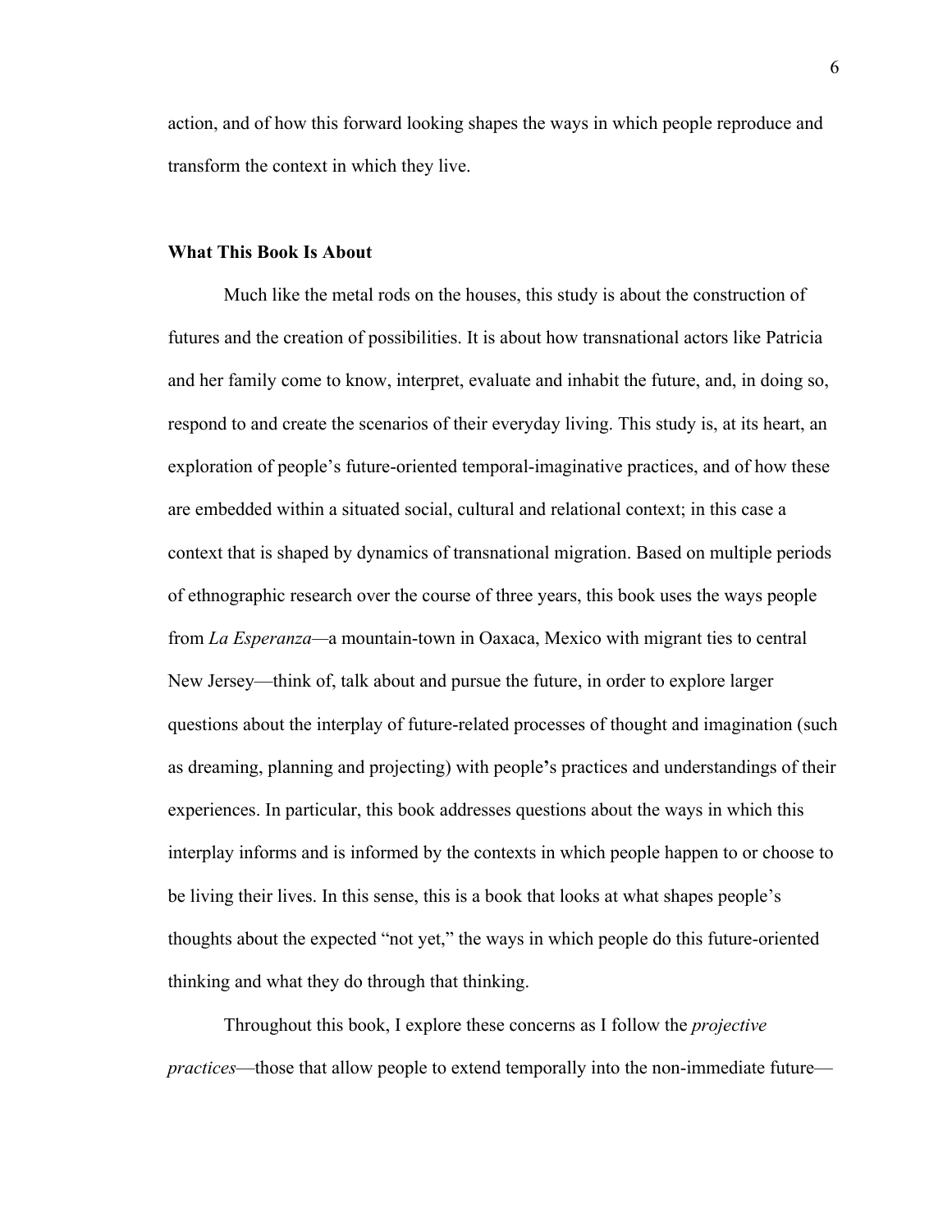action, and of how this forward looking shapes the ways in which people reproduce and transform the context in which they live.

**What This Book Is About**

Much like the metal rods on the houses, this study is about the construction of futures and the creation of possibilities. It is about how transnational actors like Patricia and her family come to know, interpret, evaluate and inhabit the future, and, in doing so, respond to and create the scenarios of their everyday living. This study is, at its heart, an exploration of people's future-oriented temporal-imaginative practices, and of how these are embedded within a situated social, cultural and relational context; in this case a context that is shaped by dynamics of transnational migration. Based on multiple periods of ethnographic research over the course of three years, this book uses the ways people from *La Esperanza*—a mountain-town in Oaxaca, Mexico with migrant ties to central New Jersey—think of, talk about and pursue the future, in order to explore larger questions about the interplay of future-related processes of thought and imagination (such as dreaming, planning and projecting) with people**'**s practices and understandings of their experiences. In particular, this book addresses questions about the ways in which this interplay informs and is informed by the contexts in which people happen to or choose to be living their lives. In this sense, this is a book that looks at what shapes people's thoughts about the expected "not yet," the ways in which people do this future-oriented thinking and what they do through that thinking.

Throughout this book, I explore these concerns as I follow the *projective practices*—those that allow people to extend temporally into the non-immediate future—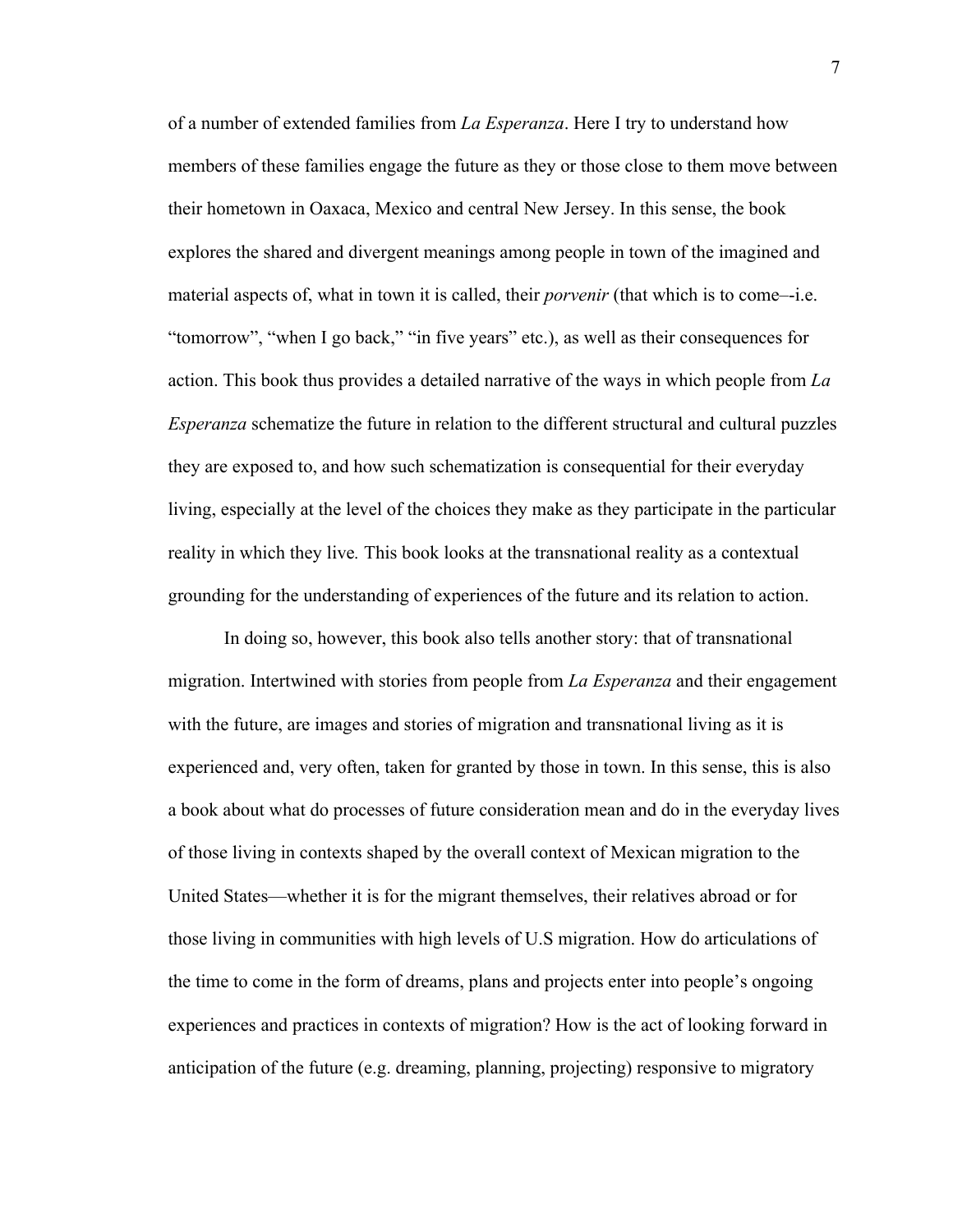of a number of extended families from *La Esperanza*. Here I try to understand how members of these families engage the future as they or those close to them move between their hometown in Oaxaca, Mexico and central New Jersey. In this sense, the book explores the shared and divergent meanings among people in town of the imagined and material aspects of, what in town it is called, their *porvenir* (that which is to come–-i.e. "tomorrow", "when I go back," "in five years" etc.), as well as their consequences for action. This book thus provides a detailed narrative of the ways in which people from *La Esperanza* schematize the future in relation to the different structural and cultural puzzles they are exposed to, and how such schematization is consequential for their everyday living, especially at the level of the choices they make as they participate in the particular reality in which they live. This book looks at the transnational reality as a contextual grounding for the understanding of experiences of the future and its relation to action.

In doing so, however, this book also tells another story: that of transnational migration. Intertwined with stories from people from *La Esperanza* and their engagement with the future, are images and stories of migration and transnational living as it is experienced and, very often, taken for granted by those in town. In this sense, this is also a book about what do processes of future consideration mean and do in the everyday lives of those living in contexts shaped by the overall context of Mexican migration to the United States—whether it is for the migrant themselves, their relatives abroad or for those living in communities with high levels of U.S migration. How do articulations of the time to come in the form of dreams, plans and projects enter into people's ongoing experiences and practices in contexts of migration? How is the act of looking forward in anticipation of the future (e.g. dreaming, planning, projecting) responsive to migratory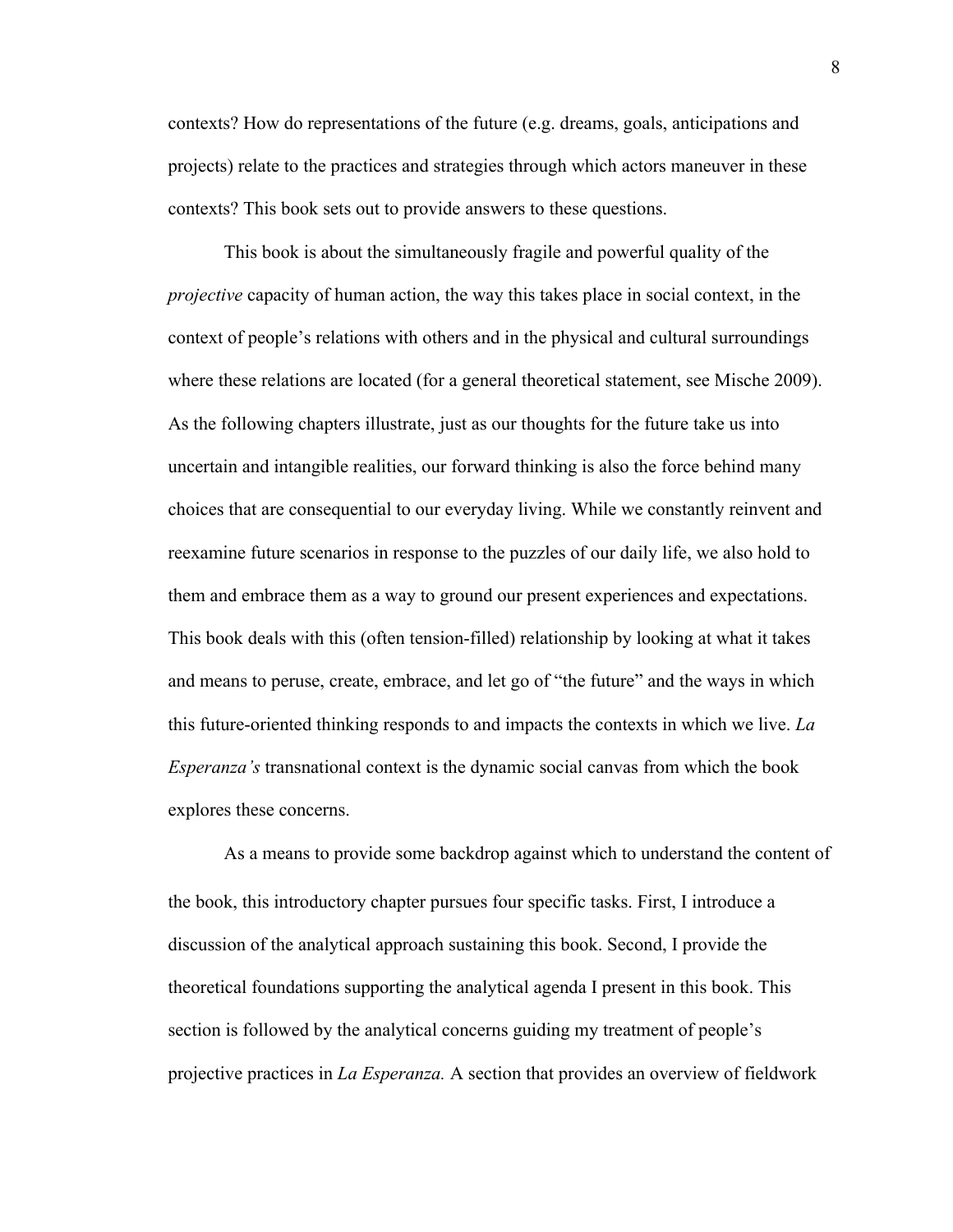contexts? How do representations of the future (e.g. dreams, goals, anticipations and projects) relate to the practices and strategies through which actors maneuver in these contexts? This book sets out to provide answers to these questions.

This book is about the simultaneously fragile and powerful quality of the *projective* capacity of human action, the way this takes place in social context, in the context of people's relations with others and in the physical and cultural surroundings where these relations are located (for a general theoretical statement, see Mische 2009). As the following chapters illustrate, just as our thoughts for the future take us into uncertain and intangible realities, our forward thinking is also the force behind many choices that are consequential to our everyday living. While we constantly reinvent and reexamine future scenarios in response to the puzzles of our daily life, we also hold to them and embrace them as a way to ground our present experiences and expectations. This book deals with this (often tension-filled) relationship by looking at what it takes and means to peruse, create, embrace, and let go of "the future" and the ways in which this future-oriented thinking responds to and impacts the contexts in which we live. *La Esperanza's* transnational context is the dynamic social canvas from which the book explores these concerns.

As a means to provide some backdrop against which to understand the content of the book, this introductory chapter pursues four specific tasks. First, I introduce a discussion of the analytical approach sustaining this book. Second, I provide the theoretical foundations supporting the analytical agenda I present in this book. This section is followed by the analytical concerns guiding my treatment of people's projective practices in *La Esperanza.* A section that provides an overview of fieldwork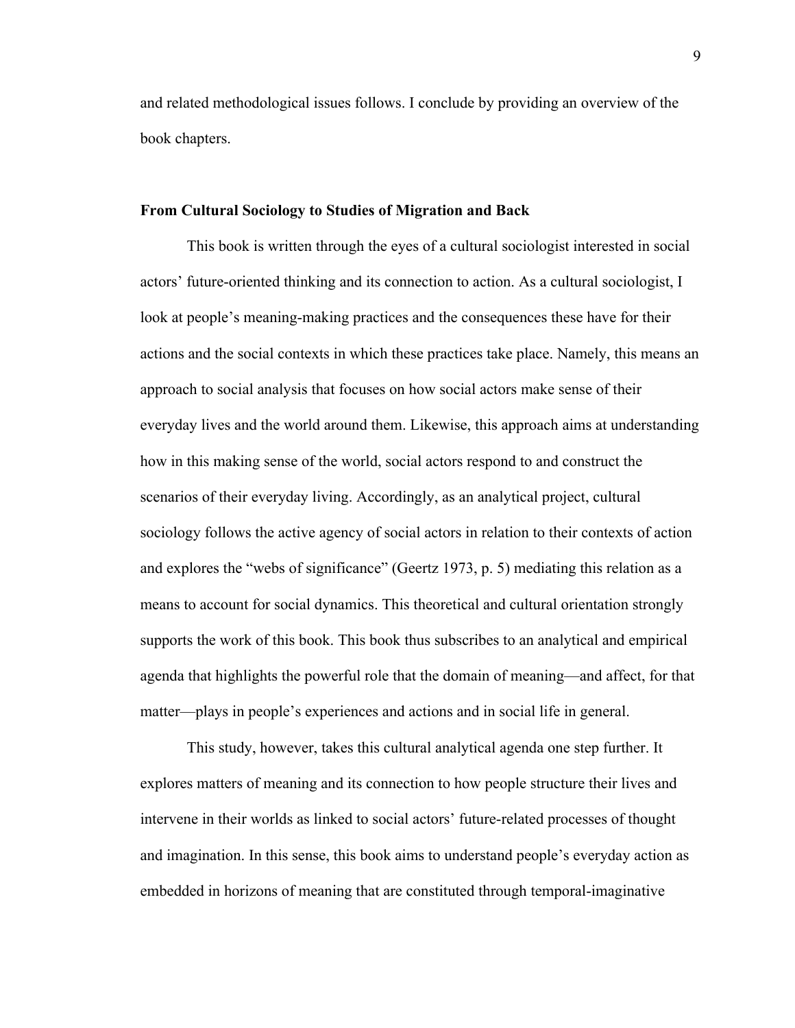and related methodological issues follows. I conclude by providing an overview of the book chapters.

## From Cultural Sociology to Studies of Migration and Back

This book is written through the eyes of a cultural sociologist interested in social actors' future-oriented thinking and its connection to action. As a cultural sociologist, I look at people's meaning-making practices and the consequences these have for their actions and the social contexts in which these practices take place. Namely, this means an approach to social analysis that focuses on how social actors make sense of their everyday lives and the world around them. Likewise, this approach aims at understanding how in this making sense of the world, social actors respond to and construct the scenarios of their everyday living. Accordingly, as an analytical project, cultural sociology follows the active agency of social actors in relation to their contexts of action and explores the "webs of significance" (Geertz 1973, p. 5) mediating this relation as a means to account for social dynamics. This theoretical and cultural orientation strongly supports the work of this book. This book thus subscribes to an analytical and empirical agenda that highlights the powerful role that the domain of meaning—and affect, for that matter—plays in people's experiences and actions and in social life in general.

This study, however, takes this cultural analytical agenda one step further. It explores matters of meaning and its connection to how people structure their lives and intervene in their worlds as linked to social actors' future-related processes of thought and imagination. In this sense, this book aims to understand people's everyday action as embedded in horizons of meaning that are constituted through temporal-imaginative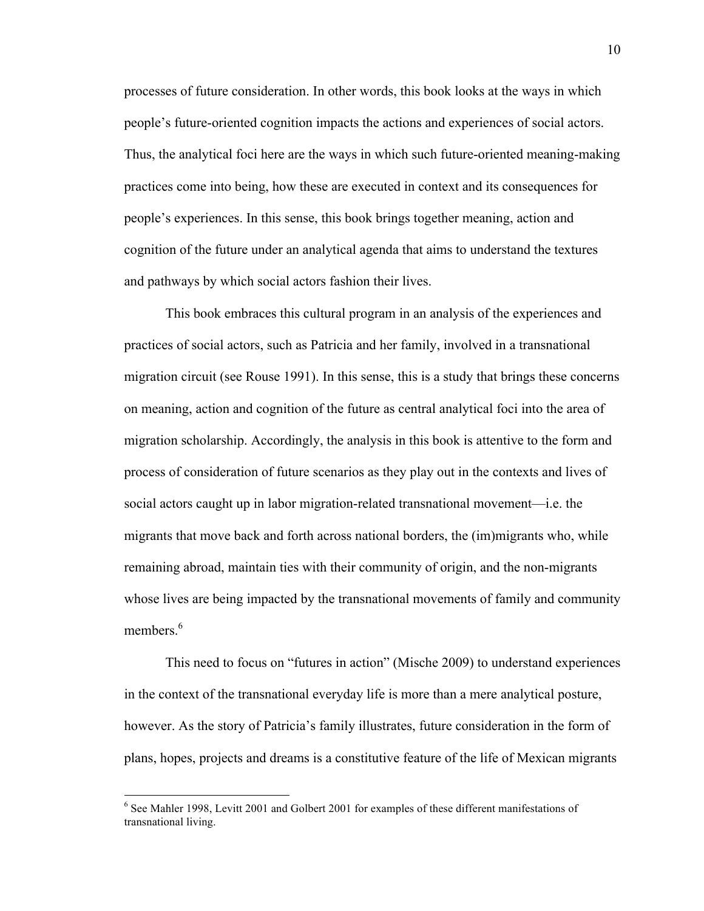processes of future consideration. In other words, this book looks at the ways in which people's future-oriented cognition impacts the actions and experiences of social actors. Thus, the analytical foci here are the ways in which such future-oriented meaning-making practices come into being, how these are executed in context and its consequences for people's experiences. In this sense, this book brings together meaning, action and cognition of the future under an analytical agenda that aims to understand the textures and pathways by which social actors fashion their lives.

This book embraces this cultural program in an analysis of the experiences and practices of social actors, such as Patricia and her family, involved in a transnational migration circuit (see Rouse 1991). In this sense, this is a study that brings these concerns on meaning, action and cognition of the future as central analytical foci into the area of migration scholarship. Accordingly, the analysis in this book is attentive to the form and process of consideration of future scenarios as they play out in the contexts and lives of social actors caught up in labor migration-related transnational movement—i.e. the migrants that move back and forth across national borders, the (im)migrants who, while remaining abroad, maintain ties with their community of origin, and the non-migrants whose lives are being impacted by the transnational movements of family and community members.[6]

This need to focus on "futures in action" (Mische 2009) to understand experiences in the context of the transnational everyday life is more than a mere analytical posture, however. As the story of Patricia's family illustrates, future consideration in the form of plans, hopes, projects and dreams is a constitutive feature of the life of Mexican migrants

[6] See Mahler 1998, Levitt 2001 and Golbert 2001 for examples of these different manifestations of transnational living.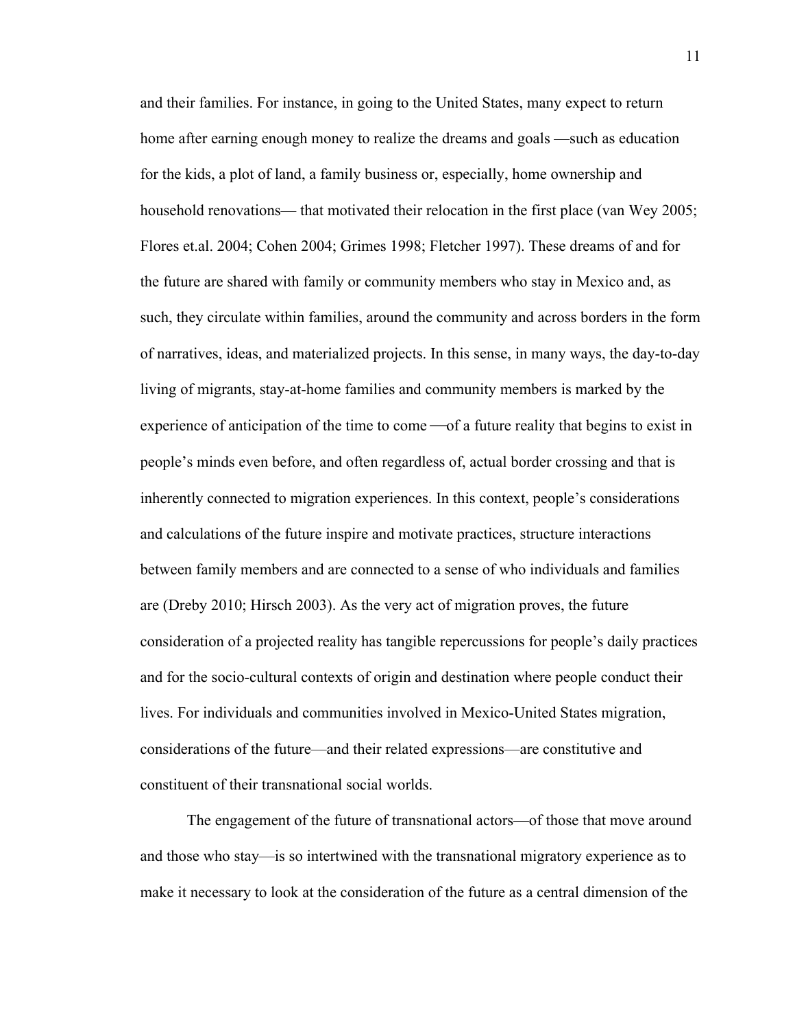and their families. For instance, in going to the United States, many expect to return home after earning enough money to realize the dreams and goals —such as education for the kids, a plot of land, a family business or, especially, home ownership and household renovations— that motivated their relocation in the first place (van Wey 2005; Flores et.al. 2004; Cohen 2004; Grimes 1998; Fletcher 1997). These dreams of and for the future are shared with family or community members who stay in Mexico and, as such, they circulate within families, around the community and across borders in the form of narratives, ideas, and materialized projects. In this sense, in many ways, the day-to-day living of migrants, stay-at-home families and community members is marked by the experience of anticipation of the time to come —of a future reality that begins to exist in people's minds even before, and often regardless of, actual border crossing and that is inherently connected to migration experiences. In this context, people's considerations and calculations of the future inspire and motivate practices, structure interactions between family members and are connected to a sense of who individuals and families are (Dreby 2010; Hirsch 2003). As the very act of migration proves, the future consideration of a projected reality has tangible repercussions for people's daily practices and for the socio-cultural contexts of origin and destination where people conduct their lives. For individuals and communities involved in Mexico-United States migration, considerations of the future—and their related expressions—are constitutive and constituent of their transnational social worlds.

The engagement of the future of transnational actors—of those that move around and those who stay—is so intertwined with the transnational migratory experience as to make it necessary to look at the consideration of the future as a central dimension of the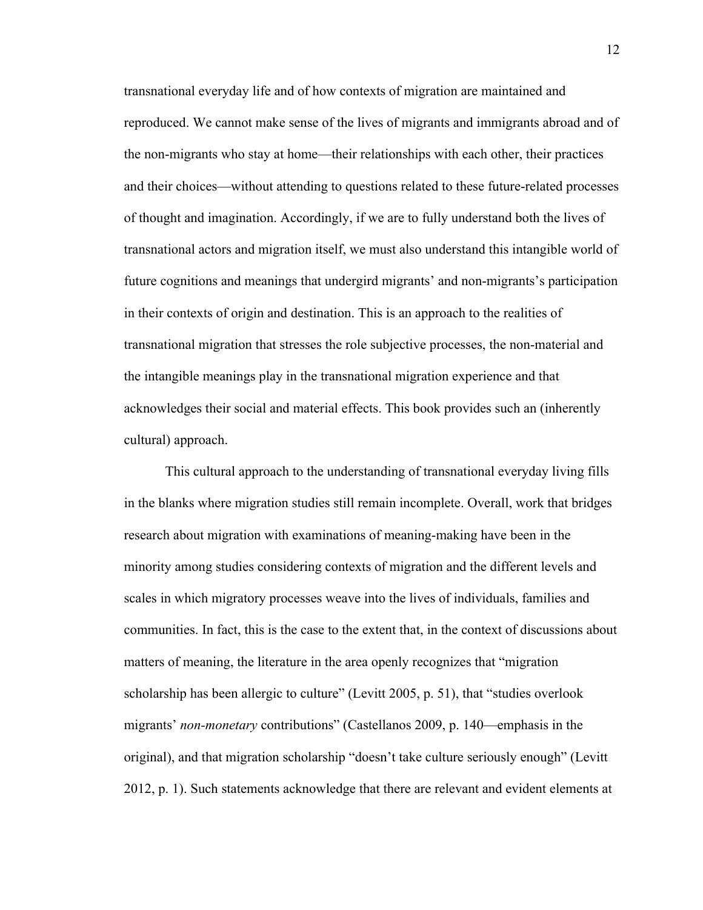transnational everyday life and of how contexts of migration are maintained and reproduced. We cannot make sense of the lives of migrants and immigrants abroad and of the non-migrants who stay at home—their relationships with each other, their practices and their choices—without attending to questions related to these future-related processes of thought and imagination. Accordingly, if we are to fully understand both the lives of transnational actors and migration itself, we must also understand this intangible world of future cognitions and meanings that undergird migrants' and non-migrants's participation in their contexts of origin and destination. This is an approach to the realities of transnational migration that stresses the role subjective processes, the non-material and the intangible meanings play in the transnational migration experience and that acknowledges their social and material effects. This book provides such an (inherently cultural) approach.

This cultural approach to the understanding of transnational everyday living fills in the blanks where migration studies still remain incomplete. Overall, work that bridges research about migration with examinations of meaning-making have been in the minority among studies considering contexts of migration and the different levels and scales in which migratory processes weave into the lives of individuals, families and communities. In fact, this is the case to the extent that, in the context of discussions about matters of meaning, the literature in the area openly recognizes that "migration scholarship has been allergic to culture" (Levitt 2005, p. 51), that "studies overlook migrants' *non-monetary* contributions" (Castellanos 2009, p. 140—emphasis in the original), and that migration scholarship "doesn't take culture seriously enough" (Levitt 2012, p. 1). Such statements acknowledge that there are relevant and evident elements at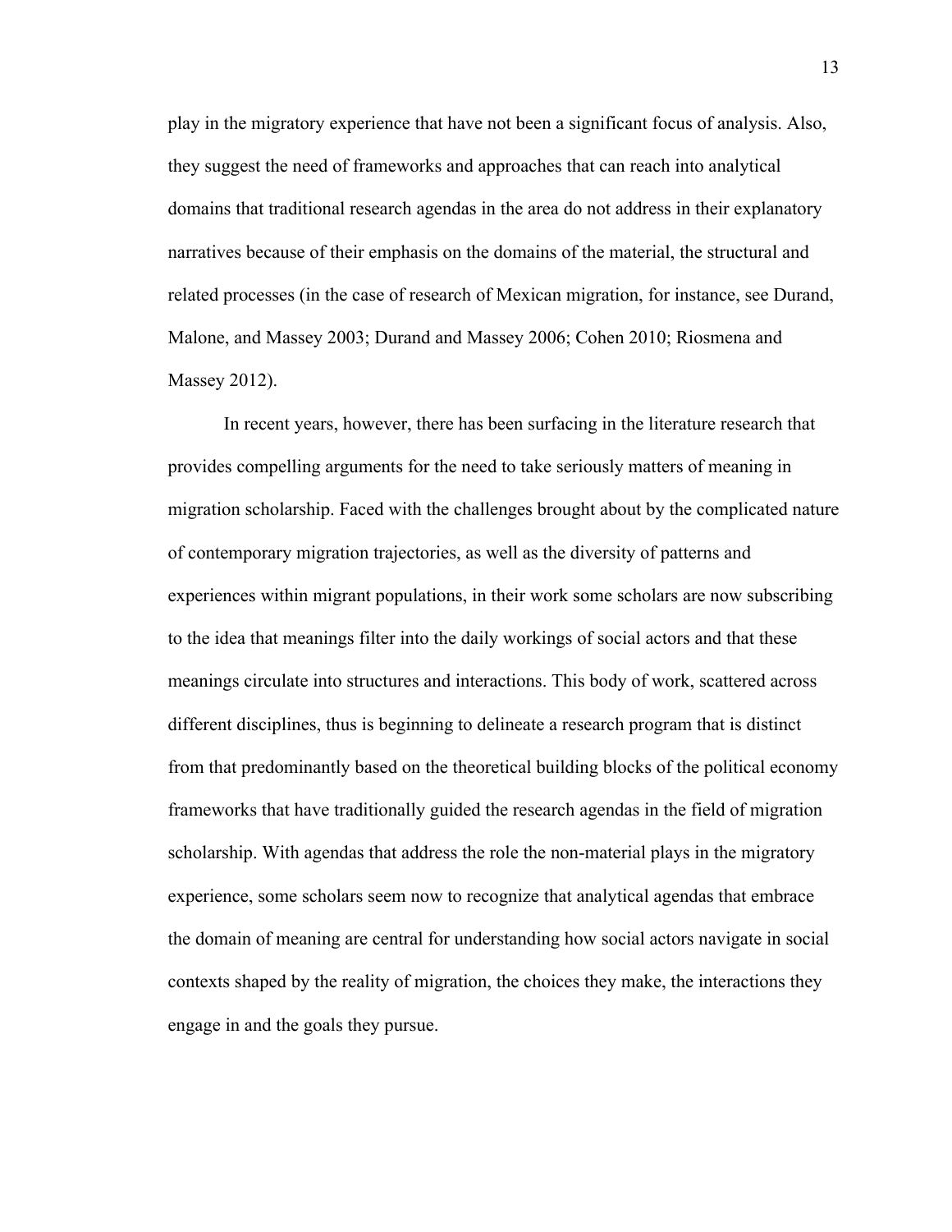play in the migratory experience that have not been a significant focus of analysis. Also, they suggest the need of frameworks and approaches that can reach into analytical domains that traditional research agendas in the area do not address in their explanatory narratives because of their emphasis on the domains of the material, the structural and related processes (in the case of research of Mexican migration, for instance, see Durand, Malone, and Massey 2003; Durand and Massey 2006; Cohen 2010; Riosmena and Massey 2012).

In recent years, however, there has been surfacing in the literature research that provides compelling arguments for the need to take seriously matters of meaning in migration scholarship. Faced with the challenges brought about by the complicated nature of contemporary migration trajectories, as well as the diversity of patterns and experiences within migrant populations, in their work some scholars are now subscribing to the idea that meanings filter into the daily workings of social actors and that these meanings circulate into structures and interactions. This body of work, scattered across different disciplines, thus is beginning to delineate a research program that is distinct from that predominantly based on the theoretical building blocks of the political economy frameworks that have traditionally guided the research agendas in the field of migration scholarship. With agendas that address the role the non-material plays in the migratory experience, some scholars seem now to recognize that analytical agendas that embrace the domain of meaning are central for understanding how social actors navigate in social contexts shaped by the reality of migration, the choices they make, the interactions they engage in and the goals they pursue.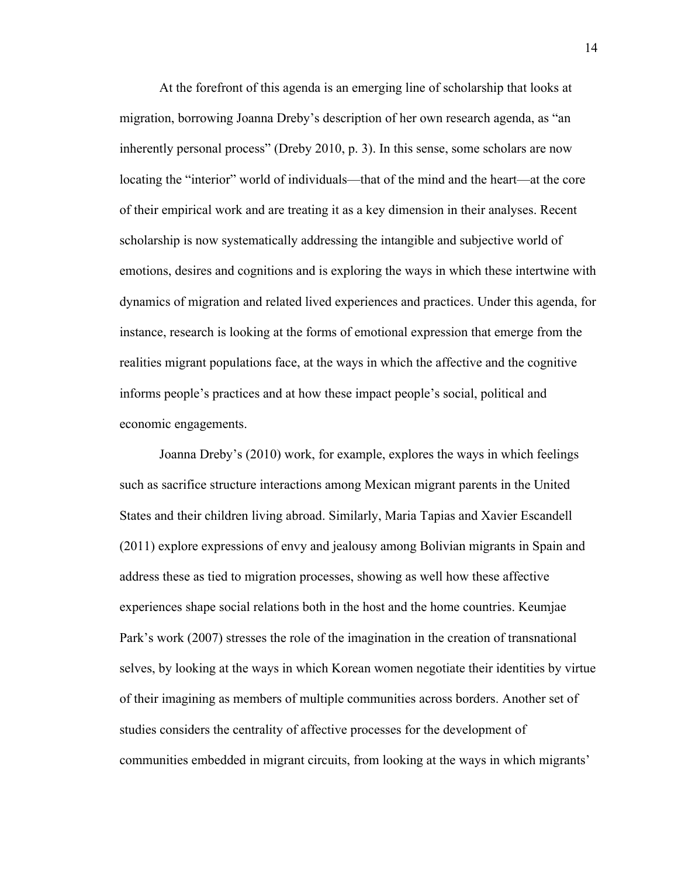At the forefront of this agenda is an emerging line of scholarship that looks at migration, borrowing Joanna Dreby's description of her own research agenda, as "an inherently personal process" (Dreby 2010, p. 3). In this sense, some scholars are now locating the "interior" world of individuals—that of the mind and the heart—at the core of their empirical work and are treating it as a key dimension in their analyses. Recent scholarship is now systematically addressing the intangible and subjective world of emotions, desires and cognitions and is exploring the ways in which these intertwine with dynamics of migration and related lived experiences and practices. Under this agenda, for instance, research is looking at the forms of emotional expression that emerge from the realities migrant populations face, at the ways in which the affective and the cognitive informs people's practices and at how these impact people's social, political and economic engagements.

Joanna Dreby's (2010) work, for example, explores the ways in which feelings such as sacrifice structure interactions among Mexican migrant parents in the United States and their children living abroad. Similarly, Maria Tapias and Xavier Escandell (2011) explore expressions of envy and jealousy among Bolivian migrants in Spain and address these as tied to migration processes, showing as well how these affective experiences shape social relations both in the host and the home countries. Keumjae Park's work (2007) stresses the role of the imagination in the creation of transnational selves, by looking at the ways in which Korean women negotiate their identities by virtue of their imagining as members of multiple communities across borders. Another set of studies considers the centrality of affective processes for the development of communities embedded in migrant circuits, from looking at the ways in which migrants'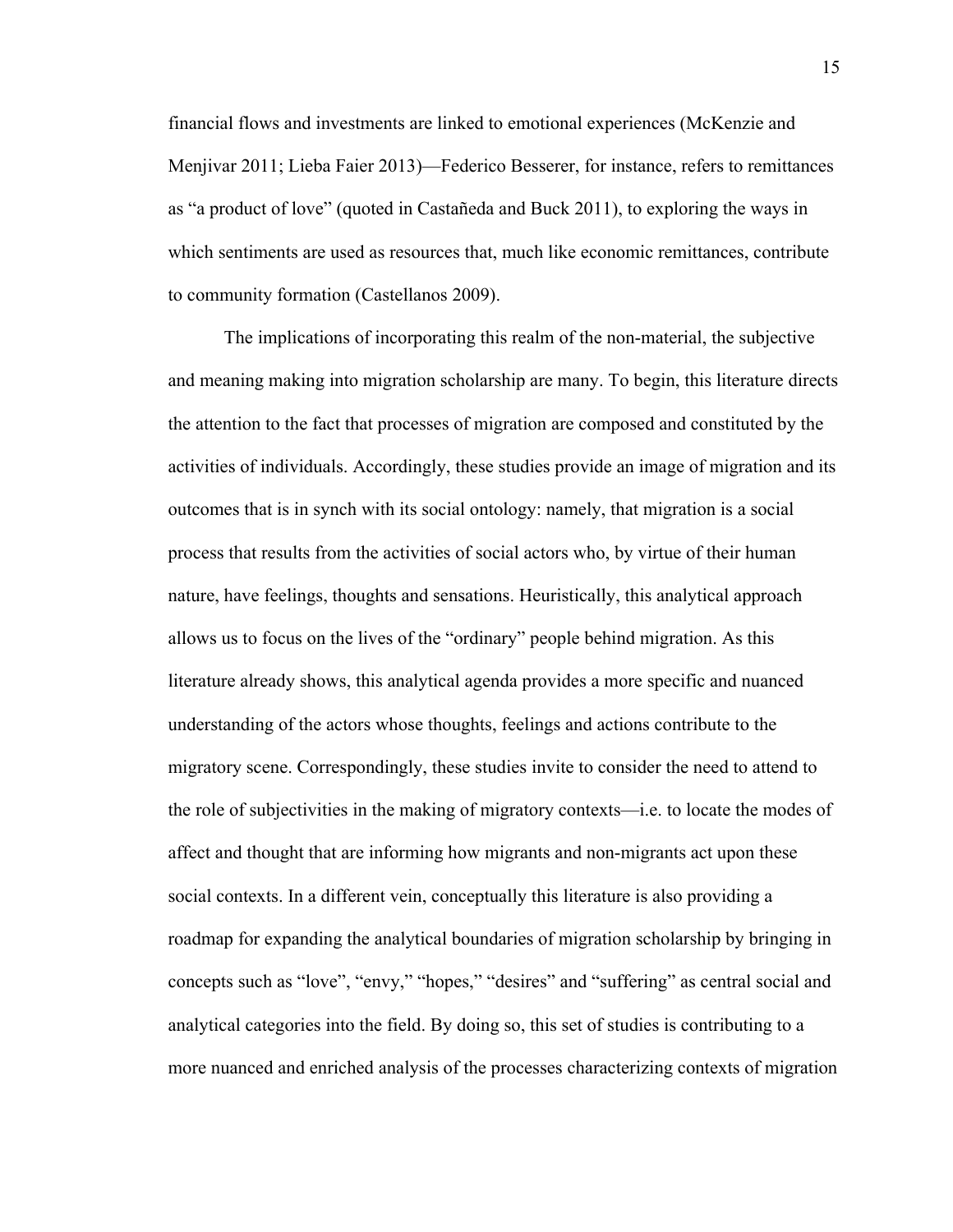financial flows and investments are linked to emotional experiences (McKenzie and Menjivar 2011; Lieba Faier 2013)—Federico Besserer, for instance, refers to remittances as "a product of love" (quoted in Castañeda and Buck 2011), to exploring the ways in which sentiments are used as resources that, much like economic remittances, contribute to community formation (Castellanos 2009).

The implications of incorporating this realm of the non-material, the subjective and meaning making into migration scholarship are many. To begin, this literature directs the attention to the fact that processes of migration are composed and constituted by the activities of individuals. Accordingly, these studies provide an image of migration and its outcomes that is in synch with its social ontology: namely, that migration is a social process that results from the activities of social actors who, by virtue of their human nature, have feelings, thoughts and sensations. Heuristically, this analytical approach allows us to focus on the lives of the "ordinary" people behind migration. As this literature already shows, this analytical agenda provides a more specific and nuanced understanding of the actors whose thoughts, feelings and actions contribute to the migratory scene. Correspondingly, these studies invite to consider the need to attend to the role of subjectivities in the making of migratory contexts—i.e. to locate the modes of affect and thought that are informing how migrants and non-migrants act upon these social contexts. In a different vein, conceptually this literature is also providing a roadmap for expanding the analytical boundaries of migration scholarship by bringing in concepts such as "love", "envy," "hopes," "desires" and "suffering" as central social and analytical categories into the field. By doing so, this set of studies is contributing to a more nuanced and enriched analysis of the processes characterizing contexts of migration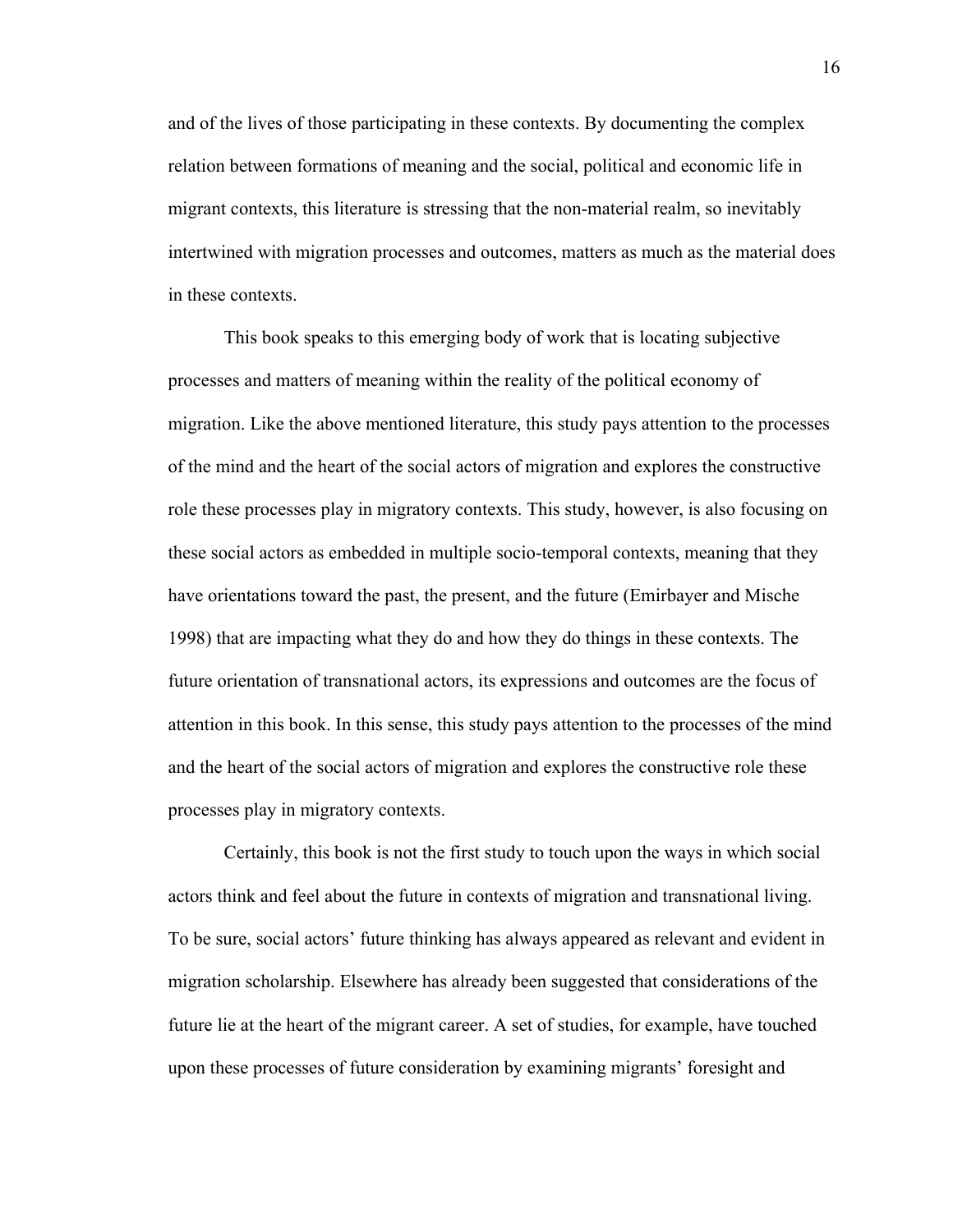and of the lives of those participating in these contexts. By documenting the complex relation between formations of meaning and the social, political and economic life in migrant contexts, this literature is stressing that the non-material realm, so inevitably intertwined with migration processes and outcomes, matters as much as the material does in these contexts.

This book speaks to this emerging body of work that is locating subjective processes and matters of meaning within the reality of the political economy of migration. Like the above mentioned literature, this study pays attention to the processes of the mind and the heart of the social actors of migration and explores the constructive role these processes play in migratory contexts. This study, however, is also focusing on these social actors as embedded in multiple socio-temporal contexts, meaning that they have orientations toward the past, the present, and the future (Emirbayer and Mische 1998) that are impacting what they do and how they do things in these contexts. The future orientation of transnational actors, its expressions and outcomes are the focus of attention in this book. In this sense, this study pays attention to the processes of the mind and the heart of the social actors of migration and explores the constructive role these processes play in migratory contexts.

Certainly, this book is not the first study to touch upon the ways in which social actors think and feel about the future in contexts of migration and transnational living. To be sure, social actors' future thinking has always appeared as relevant and evident in migration scholarship. Elsewhere has already been suggested that considerations of the future lie at the heart of the migrant career. A set of studies, for example, have touched upon these processes of future consideration by examining migrants' foresight and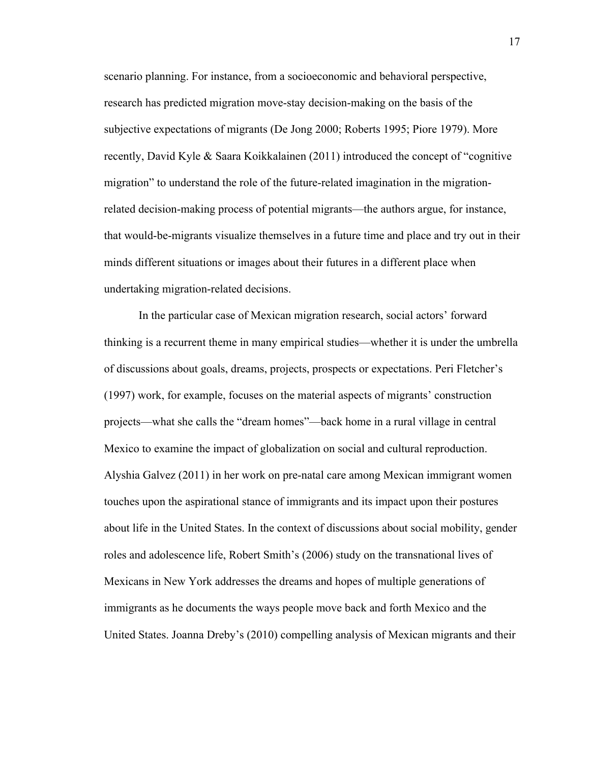scenario planning. For instance, from a socioeconomic and behavioral perspective, research has predicted migration move-stay decision-making on the basis of the subjective expectations of migrants (De Jong 2000; Roberts 1995; Piore 1979). More recently, David Kyle & Saara Koikkalainen (2011) introduced the concept of "cognitive migration" to understand the role of the future-related imagination in the migration-related decision-making process of potential migrants—the authors argue, for instance, that would-be-migrants visualize themselves in a future time and place and try out in their minds different situations or images about their futures in a different place when undertaking migration-related decisions.

In the particular case of Mexican migration research, social actors' forward thinking is a recurrent theme in many empirical studies—whether it is under the umbrella of discussions about goals, dreams, projects, prospects or expectations. Peri Fletcher's (1997) work, for example, focuses on the material aspects of migrants' construction projects—what she calls the "dream homes"—back home in a rural village in central Mexico to examine the impact of globalization on social and cultural reproduction. Alyshia Galvez (2011) in her work on pre-natal care among Mexican immigrant women touches upon the aspirational stance of immigrants and its impact upon their postures about life in the United States. In the context of discussions about social mobility, gender roles and adolescence life, Robert Smith's (2006) study on the transnational lives of Mexicans in New York addresses the dreams and hopes of multiple generations of immigrants as he documents the ways people move back and forth Mexico and the United States. Joanna Dreby's (2010) compelling analysis of Mexican migrants and their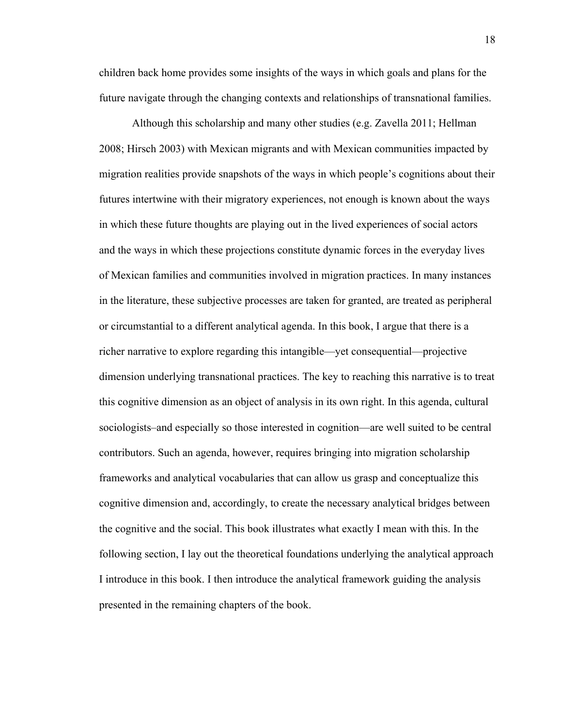children back home provides some insights of the ways in which goals and plans for the future navigate through the changing contexts and relationships of transnational families.

Although this scholarship and many other studies (e.g. Zavella 2011; Hellman 2008; Hirsch 2003) with Mexican migrants and with Mexican communities impacted by migration realities provide snapshots of the ways in which people's cognitions about their futures intertwine with their migratory experiences, not enough is known about the ways in which these future thoughts are playing out in the lived experiences of social actors and the ways in which these projections constitute dynamic forces in the everyday lives of Mexican families and communities involved in migration practices. In many instances in the literature, these subjective processes are taken for granted, are treated as peripheral or circumstantial to a different analytical agenda. In this book, I argue that there is a richer narrative to explore regarding this intangible—yet consequential—projective dimension underlying transnational practices. The key to reaching this narrative is to treat this cognitive dimension as an object of analysis in its own right. In this agenda, cultural sociologists–and especially so those interested in cognition—are well suited to be central contributors. Such an agenda, however, requires bringing into migration scholarship frameworks and analytical vocabularies that can allow us grasp and conceptualize this cognitive dimension and, accordingly, to create the necessary analytical bridges between the cognitive and the social. This book illustrates what exactly I mean with this. In the following section, I lay out the theoretical foundations underlying the analytical approach I introduce in this book. I then introduce the analytical framework guiding the analysis presented in the remaining chapters of the book.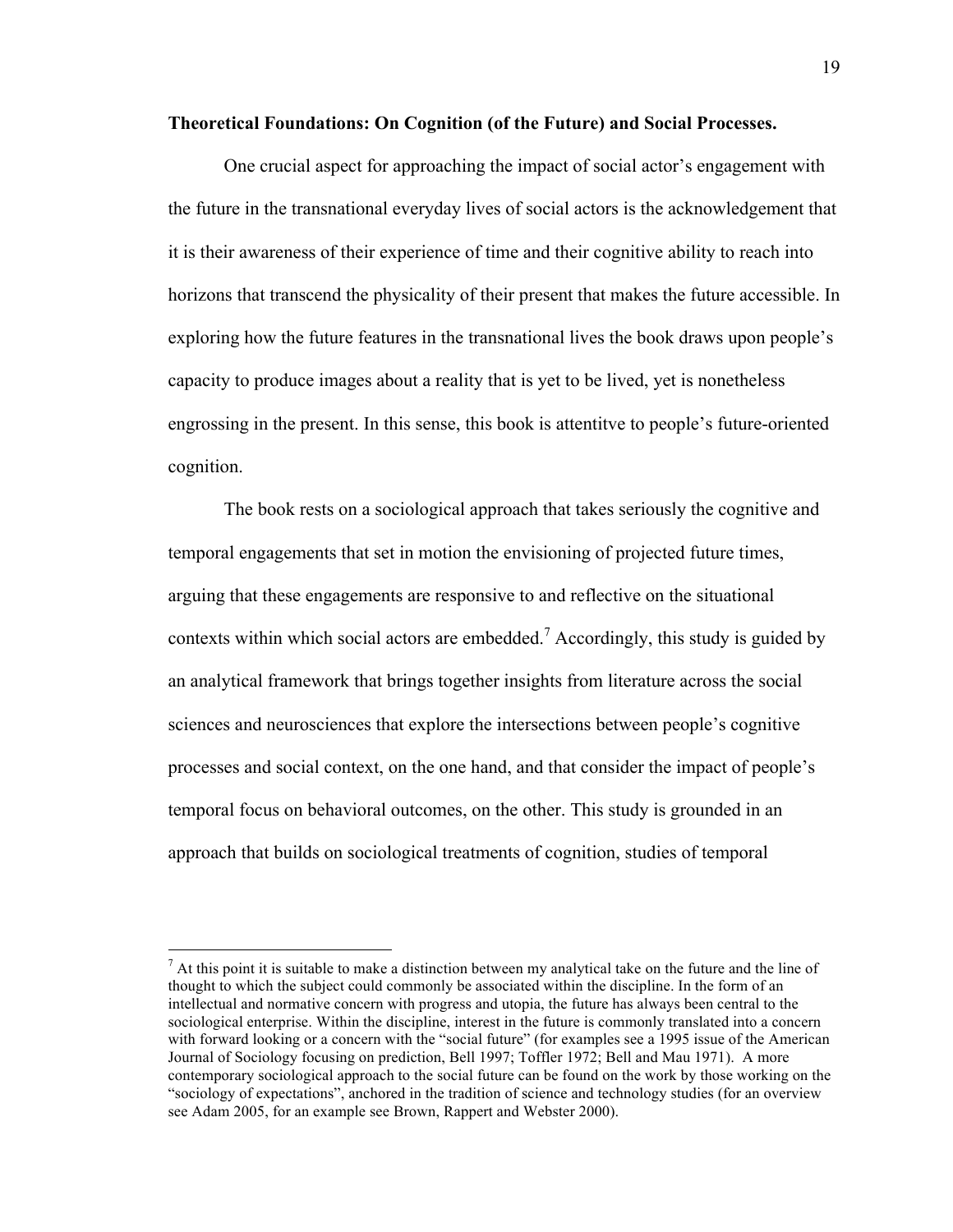**Theoretical Foundations: On Cognition (of the Future) and Social Processes.**

One crucial aspect for approaching the impact of social actor's engagement with the future in the transnational everyday lives of social actors is the acknowledgement that it is their awareness of their experience of time and their cognitive ability to reach into horizons that transcend the physicality of their present that makes the future accessible. In exploring how the future features in the transnational lives the book draws upon people's capacity to produce images about a reality that is yet to be lived, yet is nonetheless engrossing in the present. In this sense, this book is attentitve to people's future-oriented cognition.

The book rests on a sociological approach that takes seriously the cognitive and temporal engagements that set in motion the envisioning of projected future times, arguing that these engagements are responsive to and reflective on the situational contexts within which social actors are embedded.[7] Accordingly, this study is guided by an analytical framework that brings together insights from literature across the social sciences and neurosciences that explore the intersections between people's cognitive processes and social context, on the one hand, and that consider the impact of people's temporal focus on behavioral outcomes, on the other. This study is grounded in an approach that builds on sociological treatments of cognition, studies of temporal

---

[7] At this point it is suitable to make a distinction between my analytical take on the future and the line of thought to which the subject could commonly be associated within the discipline. In the form of an intellectual and normative concern with progress and utopia, the future has always been central to the sociological enterprise. Within the discipline, interest in the future is commonly translated into a concern with forward looking or a concern with the "social future" (for examples see a 1995 issue of the American Journal of Sociology focusing on prediction, Bell 1997; Toffler 1972; Bell and Mau 1971). A more contemporary sociological approach to the social future can be found on the work by those working on the "sociology of expectations", anchored in the tradition of science and technology studies (for an overview see Adam 2005, for an example see Brown, Rappert and Webster 2000).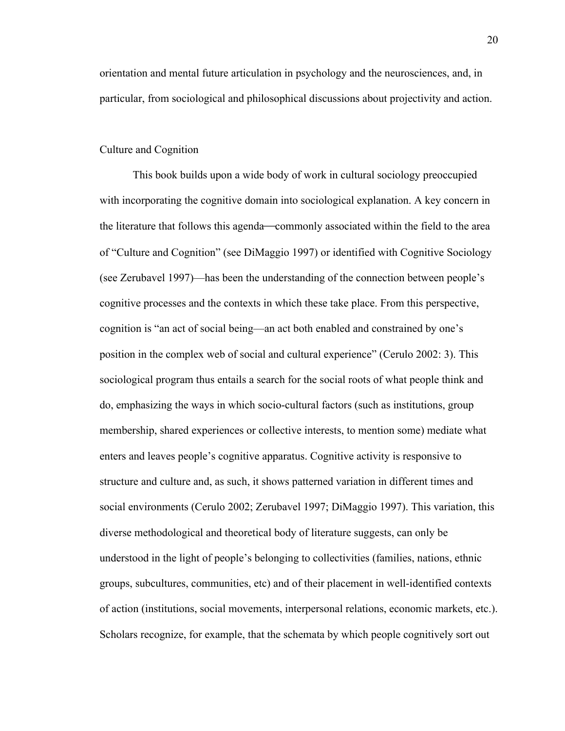orientation and mental future articulation in psychology and the neurosciences, and, in particular, from sociological and philosophical discussions about projectivity and action.

## Culture and Cognition

This book builds upon a wide body of work in cultural sociology preoccupied with incorporating the cognitive domain into sociological explanation. A key concern in the literature that follows this agenda—commonly associated within the field to the area of "Culture and Cognition" (see DiMaggio 1997) or identified with Cognitive Sociology (see Zerubavel 1997)—has been the understanding of the connection between people's cognitive processes and the contexts in which these take place. From this perspective, cognition is "an act of social being—an act both enabled and constrained by one's position in the complex web of social and cultural experience" (Cerulo 2002: 3). This sociological program thus entails a search for the social roots of what people think and do, emphasizing the ways in which socio-cultural factors (such as institutions, group membership, shared experiences or collective interests, to mention some) mediate what enters and leaves people's cognitive apparatus. Cognitive activity is responsive to structure and culture and, as such, it shows patterned variation in different times and social environments (Cerulo 2002; Zerubavel 1997; DiMaggio 1997). This variation, this diverse methodological and theoretical body of literature suggests, can only be understood in the light of people's belonging to collectivities (families, nations, ethnic groups, subcultures, communities, etc) and of their placement in well-identified contexts of action (institutions, social movements, interpersonal relations, economic markets, etc.). Scholars recognize, for example, that the schemata by which people cognitively sort out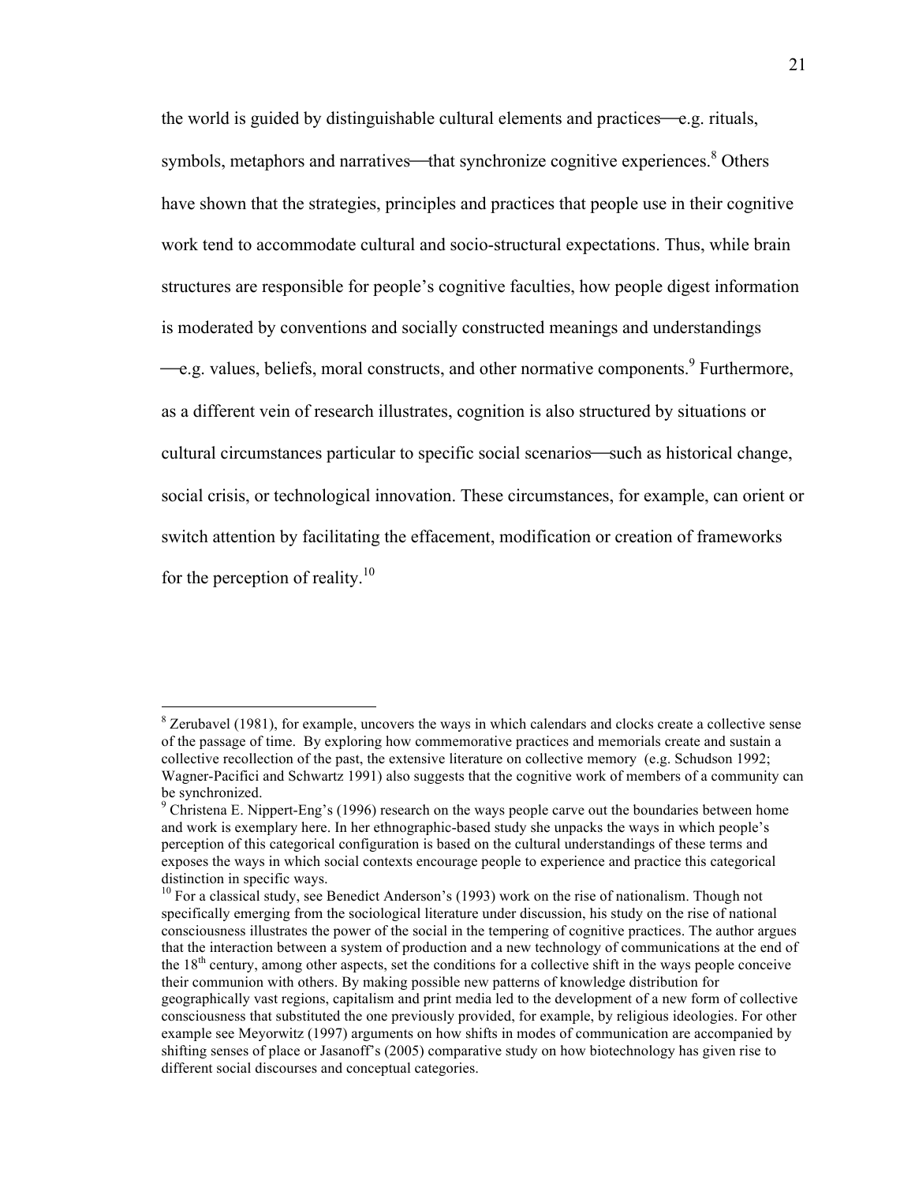the world is guided by distinguishable cultural elements and practices—e.g. rituals, symbols, metaphors and narratives—that synchronize cognitive experiences.[8] Others have shown that the strategies, principles and practices that people use in their cognitive work tend to accommodate cultural and socio-structural expectations. Thus, while brain structures are responsible for people's cognitive faculties, how people digest information is moderated by conventions and socially constructed meanings and understandings —e.g. values, beliefs, moral constructs, and other normative components.[9] Furthermore, as a different vein of research illustrates, cognition is also structured by situations or cultural circumstances particular to specific social scenarios—such as historical change, social crisis, or technological innovation. These circumstances, for example, can orient or switch attention by facilitating the effacement, modification or creation of frameworks for the perception of reality.[10]

---

[8] Zerubavel (1981), for example, uncovers the ways in which calendars and clocks create a collective sense of the passage of time. By exploring how commemorative practices and memorials create and sustain a collective recollection of the past, the extensive literature on collective memory (e.g. Schudson 1992; Wagner-Pacifici and Schwartz 1991) also suggests that the cognitive work of members of a community can be synchronized.

[9] Christena E. Nippert-Eng's (1996) research on the ways people carve out the boundaries between home and work is exemplary here. In her ethnographic-based study she unpacks the ways in which people's perception of this categorical configuration is based on the cultural understandings of these terms and exposes the ways in which social contexts encourage people to experience and practice this categorical distinction in specific ways.

[10] For a classical study, see Benedict Anderson's (1993) work on the rise of nationalism. Though not specifically emerging from the sociological literature under discussion, his study on the rise of national consciousness illustrates the power of the social in the tempering of cognitive practices. The author argues that the interaction between a system of production and a new technology of communications at the end of the 18th century, among other aspects, set the conditions for a collective shift in the ways people conceive their communion with others. By making possible new patterns of knowledge distribution for geographically vast regions, capitalism and print media led to the development of a new form of collective consciousness that substituted the one previously provided, for example, by religious ideologies. For other example see Meyorwitz (1997) arguments on how shifts in modes of communication are accompanied by shifting senses of place or Jasanoff's (2005) comparative study on how biotechnology has given rise to different social discourses and conceptual categories.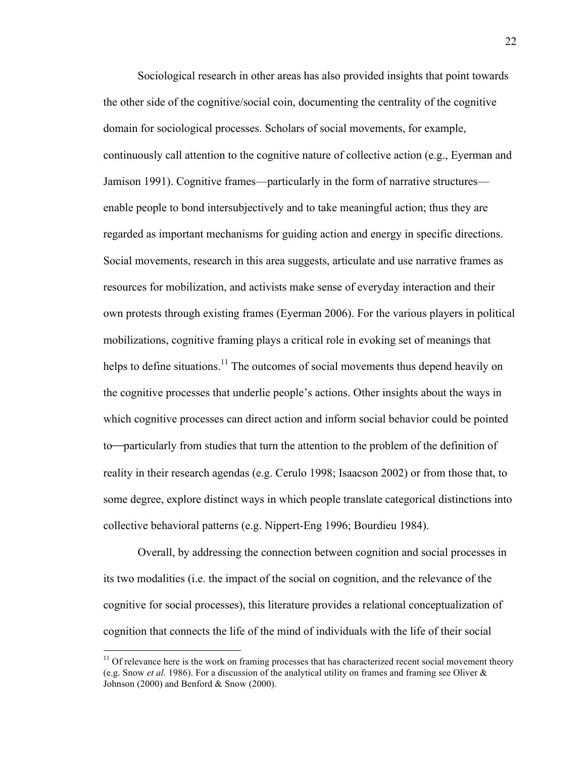Sociological research in other areas has also provided insights that point towards the other side of the cognitive/social coin, documenting the centrality of the cognitive domain for sociological processes. Scholars of social movements, for example, continuously call attention to the cognitive nature of collective action (e.g., Eyerman and Jamison 1991). Cognitive frames—particularly in the form of narrative structures—enable people to bond intersubjectively and to take meaningful action; thus they are regarded as important mechanisms for guiding action and energy in specific directions. Social movements, research in this area suggests, articulate and use narrative frames as resources for mobilization, and activists make sense of everyday interaction and their own protests through existing frames (Eyerman 2006). For the various players in political mobilizations, cognitive framing plays a critical role in evoking set of meanings that helps to define situations.[11] The outcomes of social movements thus depend heavily on the cognitive processes that underlie people's actions. Other insights about the ways in which cognitive processes can direct action and inform social behavior could be pointed to—particularly from studies that turn the attention to the problem of the definition of reality in their research agendas (e.g. Cerulo 1998; Isaacson 2002) or from those that, to some degree, explore distinct ways in which people translate categorical distinctions into collective behavioral patterns (e.g. Nippert-Eng 1996; Bourdieu 1984).

Overall, by addressing the connection between cognition and social processes in its two modalities (i.e. the impact of the social on cognition, and the relevance of the cognitive for social processes), this literature provides a relational conceptualization of cognition that connects the life of the mind of individuals with the life of their social

---

[11] Of relevance here is the work on framing processes that has characterized recent social movement theory (e.g. Snow *et al.* 1986). For a discussion of the analytical utility on frames and framing see Oliver & Johnson (2000) and Benford & Snow (2000).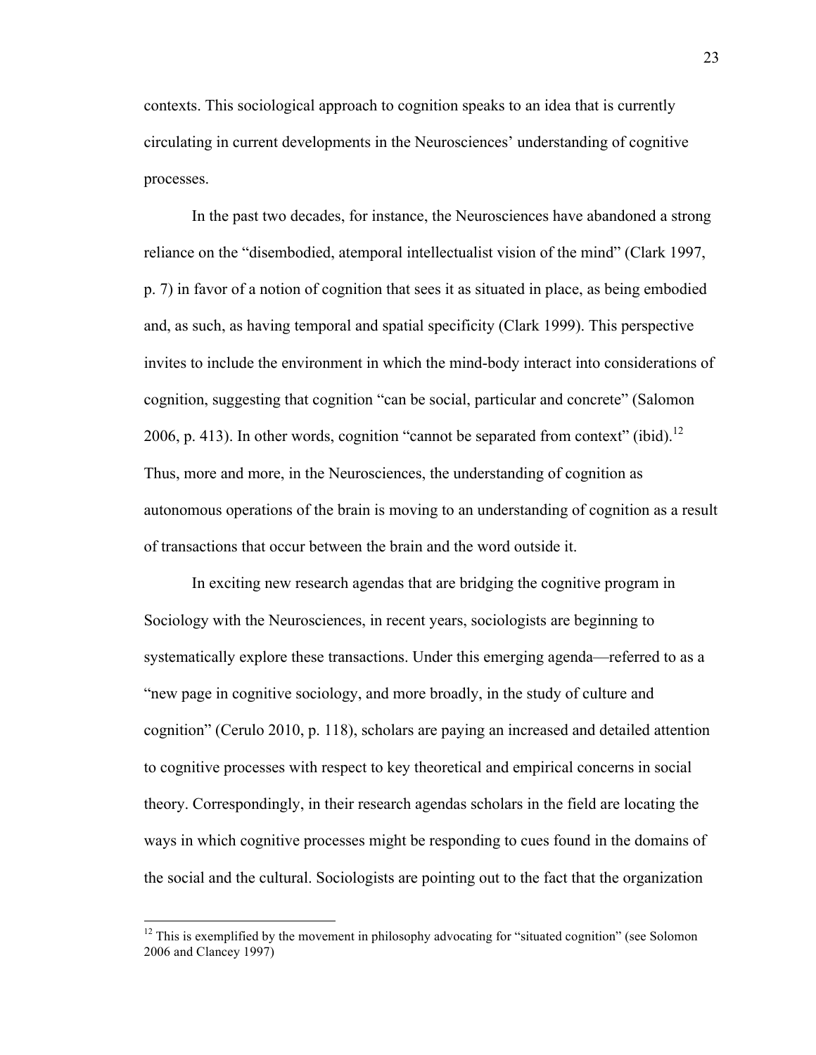contexts. This sociological approach to cognition speaks to an idea that is currently circulating in current developments in the Neurosciences' understanding of cognitive processes.

In the past two decades, for instance, the Neurosciences have abandoned a strong reliance on the "disembodied, atemporal intellectualist vision of the mind" (Clark 1997, p. 7) in favor of a notion of cognition that sees it as situated in place, as being embodied and, as such, as having temporal and spatial specificity (Clark 1999). This perspective invites to include the environment in which the mind-body interact into considerations of cognition, suggesting that cognition "can be social, particular and concrete" (Salomon 2006, p. 413). In other words, cognition "cannot be separated from context" (ibid).[12] Thus, more and more, in the Neurosciences, the understanding of cognition as autonomous operations of the brain is moving to an understanding of cognition as a result of transactions that occur between the brain and the word outside it.

In exciting new research agendas that are bridging the cognitive program in Sociology with the Neurosciences, in recent years, sociologists are beginning to systematically explore these transactions. Under this emerging agenda—referred to as a "new page in cognitive sociology, and more broadly, in the study of culture and cognition" (Cerulo 2010, p. 118), scholars are paying an increased and detailed attention to cognitive processes with respect to key theoretical and empirical concerns in social theory. Correspondingly, in their research agendas scholars in the field are locating the ways in which cognitive processes might be responding to cues found in the domains of the social and the cultural. Sociologists are pointing out to the fact that the organization

[12] This is exemplified by the movement in philosophy advocating for "situated cognition" (see Solomon 2006 and Clancey 1997)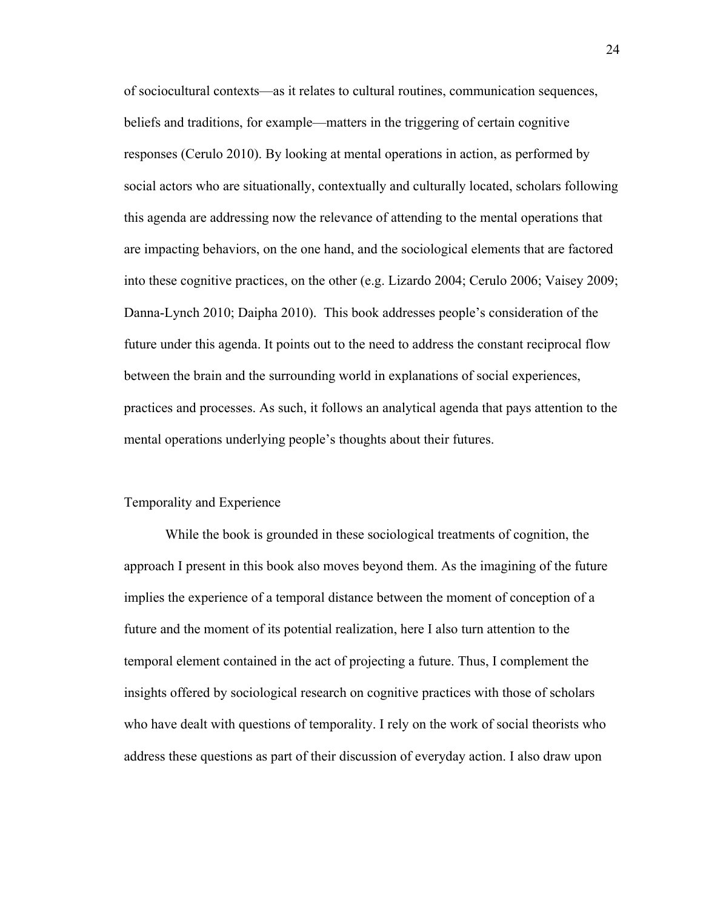of sociocultural contexts—as it relates to cultural routines, communication sequences, beliefs and traditions, for example—matters in the triggering of certain cognitive responses (Cerulo 2010). By looking at mental operations in action, as performed by social actors who are situationally, contextually and culturally located, scholars following this agenda are addressing now the relevance of attending to the mental operations that are impacting behaviors, on the one hand, and the sociological elements that are factored into these cognitive practices, on the other (e.g. Lizardo 2004; Cerulo 2006; Vaisey 2009; Danna-Lynch 2010; Daipha 2010). This book addresses people's consideration of the future under this agenda. It points out to the need to address the constant reciprocal flow between the brain and the surrounding world in explanations of social experiences, practices and processes. As such, it follows an analytical agenda that pays attention to the mental operations underlying people's thoughts about their futures.

## Temporality and Experience

While the book is grounded in these sociological treatments of cognition, the approach I present in this book also moves beyond them. As the imagining of the future implies the experience of a temporal distance between the moment of conception of a future and the moment of its potential realization, here I also turn attention to the temporal element contained in the act of projecting a future. Thus, I complement the insights offered by sociological research on cognitive practices with those of scholars who have dealt with questions of temporality. I rely on the work of social theorists who address these questions as part of their discussion of everyday action. I also draw upon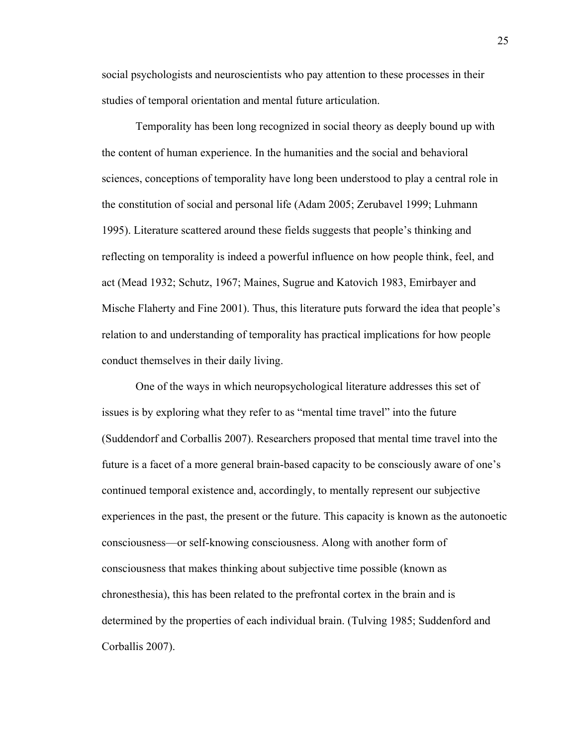social psychologists and neuroscientists who pay attention to these processes in their studies of temporal orientation and mental future articulation.

Temporality has been long recognized in social theory as deeply bound up with the content of human experience. In the humanities and the social and behavioral sciences, conceptions of temporality have long been understood to play a central role in the constitution of social and personal life (Adam 2005; Zerubavel 1999; Luhmann 1995). Literature scattered around these fields suggests that people's thinking and reflecting on temporality is indeed a powerful influence on how people think, feel, and act (Mead 1932; Schutz, 1967; Maines, Sugrue and Katovich 1983, Emirbayer and Mische Flaherty and Fine 2001). Thus, this literature puts forward the idea that people's relation to and understanding of temporality has practical implications for how people conduct themselves in their daily living.

One of the ways in which neuropsychological literature addresses this set of issues is by exploring what they refer to as "mental time travel" into the future (Suddendorf and Corballis 2007). Researchers proposed that mental time travel into the future is a facet of a more general brain-based capacity to be consciously aware of one's continued temporal existence and, accordingly, to mentally represent our subjective experiences in the past, the present or the future. This capacity is known as the autonoetic consciousness—or self-knowing consciousness. Along with another form of consciousness that makes thinking about subjective time possible (known as chronesthesia), this has been related to the prefrontal cortex in the brain and is determined by the properties of each individual brain. (Tulving 1985; Suddenford and Corballis 2007).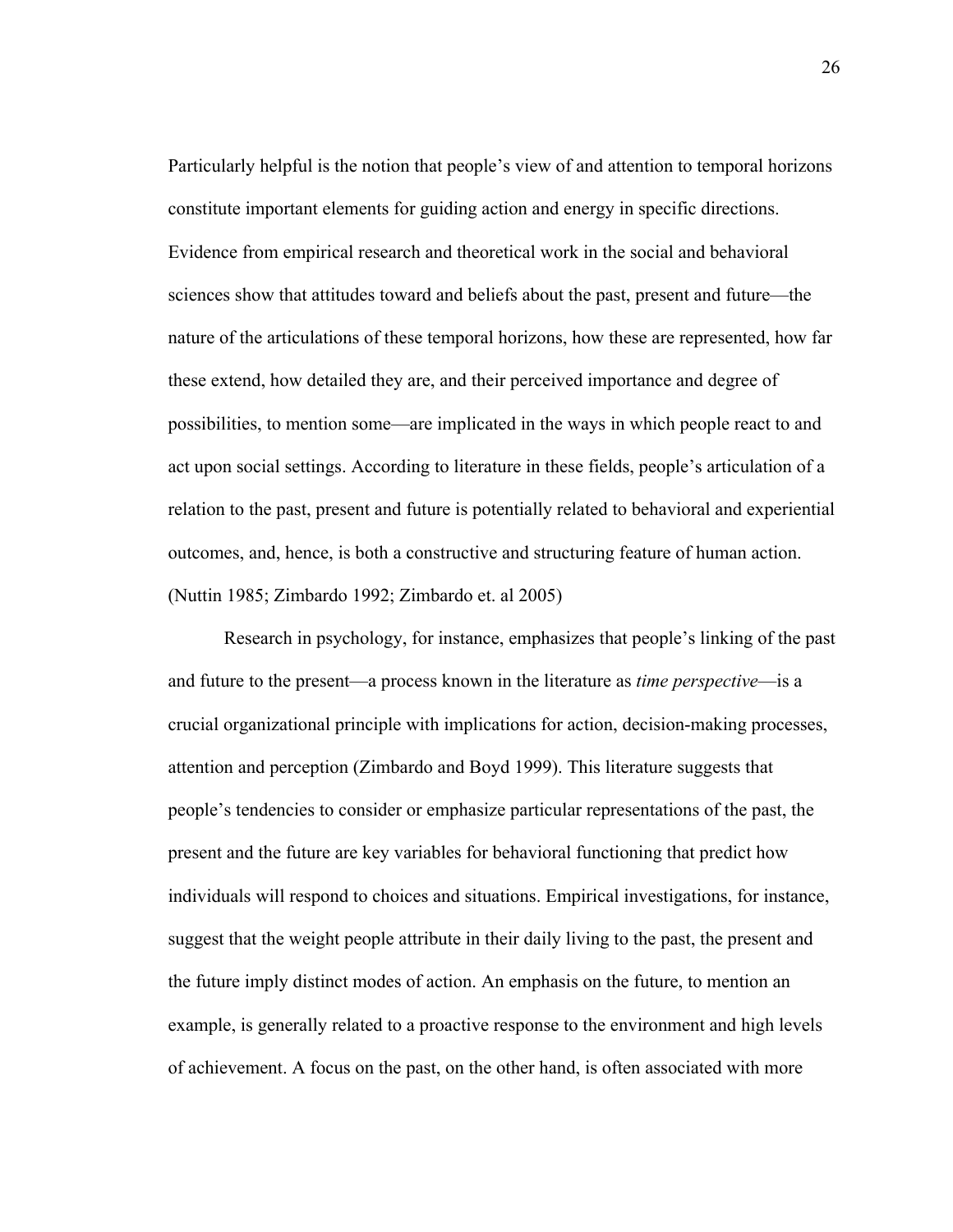Particularly helpful is the notion that people's view of and attention to temporal horizons constitute important elements for guiding action and energy in specific directions. Evidence from empirical research and theoretical work in the social and behavioral sciences show that attitudes toward and beliefs about the past, present and future—the nature of the articulations of these temporal horizons, how these are represented, how far these extend, how detailed they are, and their perceived importance and degree of possibilities, to mention some—are implicated in the ways in which people react to and act upon social settings. According to literature in these fields, people's articulation of a relation to the past, present and future is potentially related to behavioral and experiential outcomes, and, hence, is both a constructive and structuring feature of human action. (Nuttin 1985; Zimbardo 1992; Zimbardo et. al 2005)

Research in psychology, for instance, emphasizes that people's linking of the past and future to the present—a process known in the literature as *time perspective*—is a crucial organizational principle with implications for action, decision-making processes, attention and perception (Zimbardo and Boyd 1999). This literature suggests that people's tendencies to consider or emphasize particular representations of the past, the present and the future are key variables for behavioral functioning that predict how individuals will respond to choices and situations. Empirical investigations, for instance, suggest that the weight people attribute in their daily living to the past, the present and the future imply distinct modes of action. An emphasis on the future, to mention an example, is generally related to a proactive response to the environment and high levels of achievement. A focus on the past, on the other hand, is often associated with more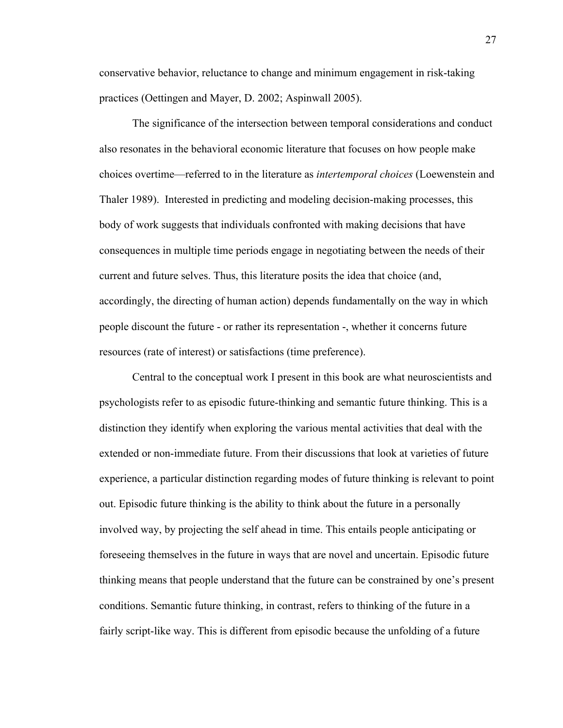conservative behavior, reluctance to change and minimum engagement in risk-taking practices (Oettingen and Mayer, D. 2002; Aspinwall 2005).

The significance of the intersection between temporal considerations and conduct also resonates in the behavioral economic literature that focuses on how people make choices overtime—referred to in the literature as *intertemporal choices* (Loewenstein and Thaler 1989). Interested in predicting and modeling decision-making processes, this body of work suggests that individuals confronted with making decisions that have consequences in multiple time periods engage in negotiating between the needs of their current and future selves. Thus, this literature posits the idea that choice (and, accordingly, the directing of human action) depends fundamentally on the way in which people discount the future - or rather its representation -, whether it concerns future resources (rate of interest) or satisfactions (time preference).

Central to the conceptual work I present in this book are what neuroscientists and psychologists refer to as episodic future-thinking and semantic future thinking. This is a distinction they identify when exploring the various mental activities that deal with the extended or non-immediate future. From their discussions that look at varieties of future experience, a particular distinction regarding modes of future thinking is relevant to point out. Episodic future thinking is the ability to think about the future in a personally involved way, by projecting the self ahead in time. This entails people anticipating or foreseeing themselves in the future in ways that are novel and uncertain. Episodic future thinking means that people understand that the future can be constrained by one's present conditions. Semantic future thinking, in contrast, refers to thinking of the future in a fairly script-like way. This is different from episodic because the unfolding of a future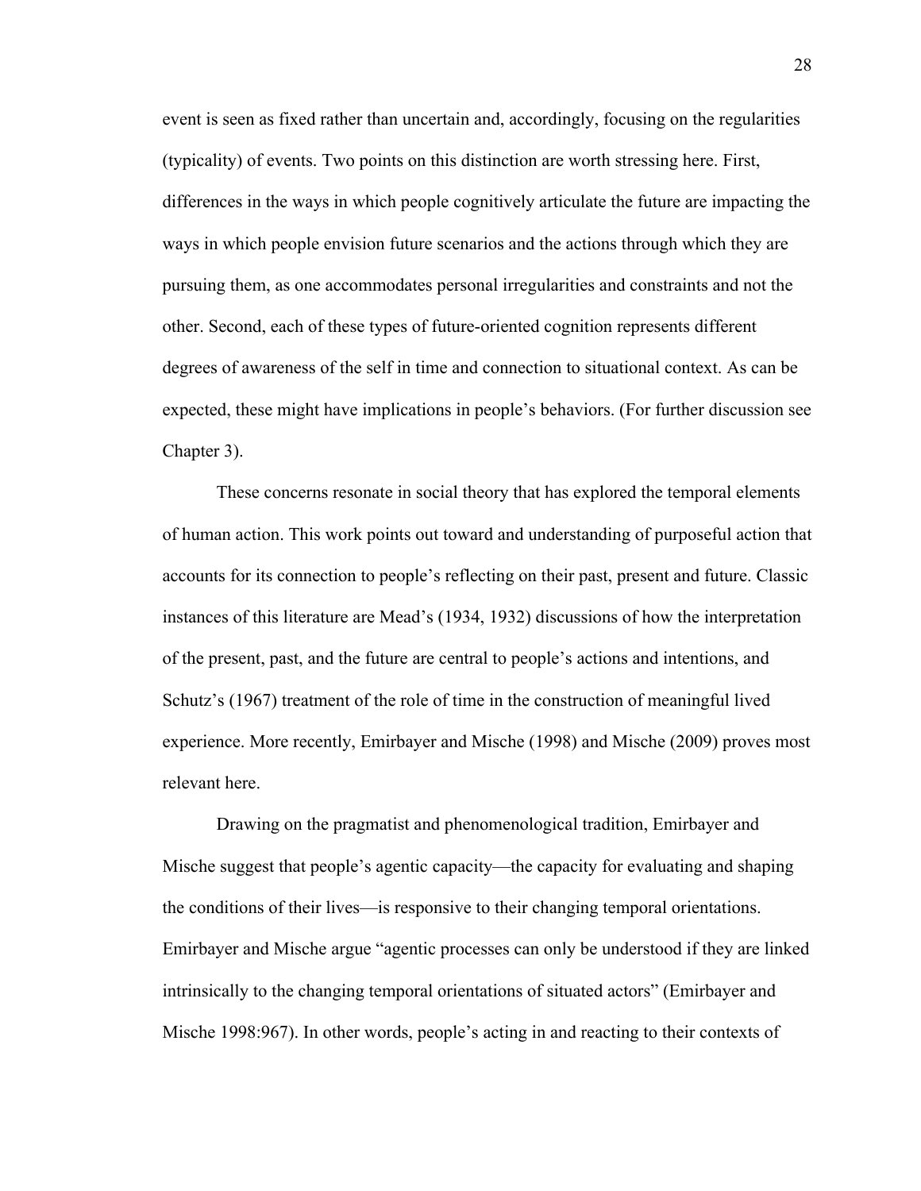event is seen as fixed rather than uncertain and, accordingly, focusing on the regularities (typicality) of events. Two points on this distinction are worth stressing here. First, differences in the ways in which people cognitively articulate the future are impacting the ways in which people envision future scenarios and the actions through which they are pursuing them, as one accommodates personal irregularities and constraints and not the other. Second, each of these types of future-oriented cognition represents different degrees of awareness of the self in time and connection to situational context. As can be expected, these might have implications in people's behaviors. (For further discussion see Chapter 3).

These concerns resonate in social theory that has explored the temporal elements of human action. This work points out toward and understanding of purposeful action that accounts for its connection to people's reflecting on their past, present and future. Classic instances of this literature are Mead's (1934, 1932) discussions of how the interpretation of the present, past, and the future are central to people's actions and intentions, and Schutz's (1967) treatment of the role of time in the construction of meaningful lived experience. More recently, Emirbayer and Mische (1998) and Mische (2009) proves most relevant here.

Drawing on the pragmatist and phenomenological tradition, Emirbayer and Mische suggest that people's agentic capacity—the capacity for evaluating and shaping the conditions of their lives—is responsive to their changing temporal orientations. Emirbayer and Mische argue "agentic processes can only be understood if they are linked intrinsically to the changing temporal orientations of situated actors" (Emirbayer and Mische 1998:967). In other words, people's acting in and reacting to their contexts of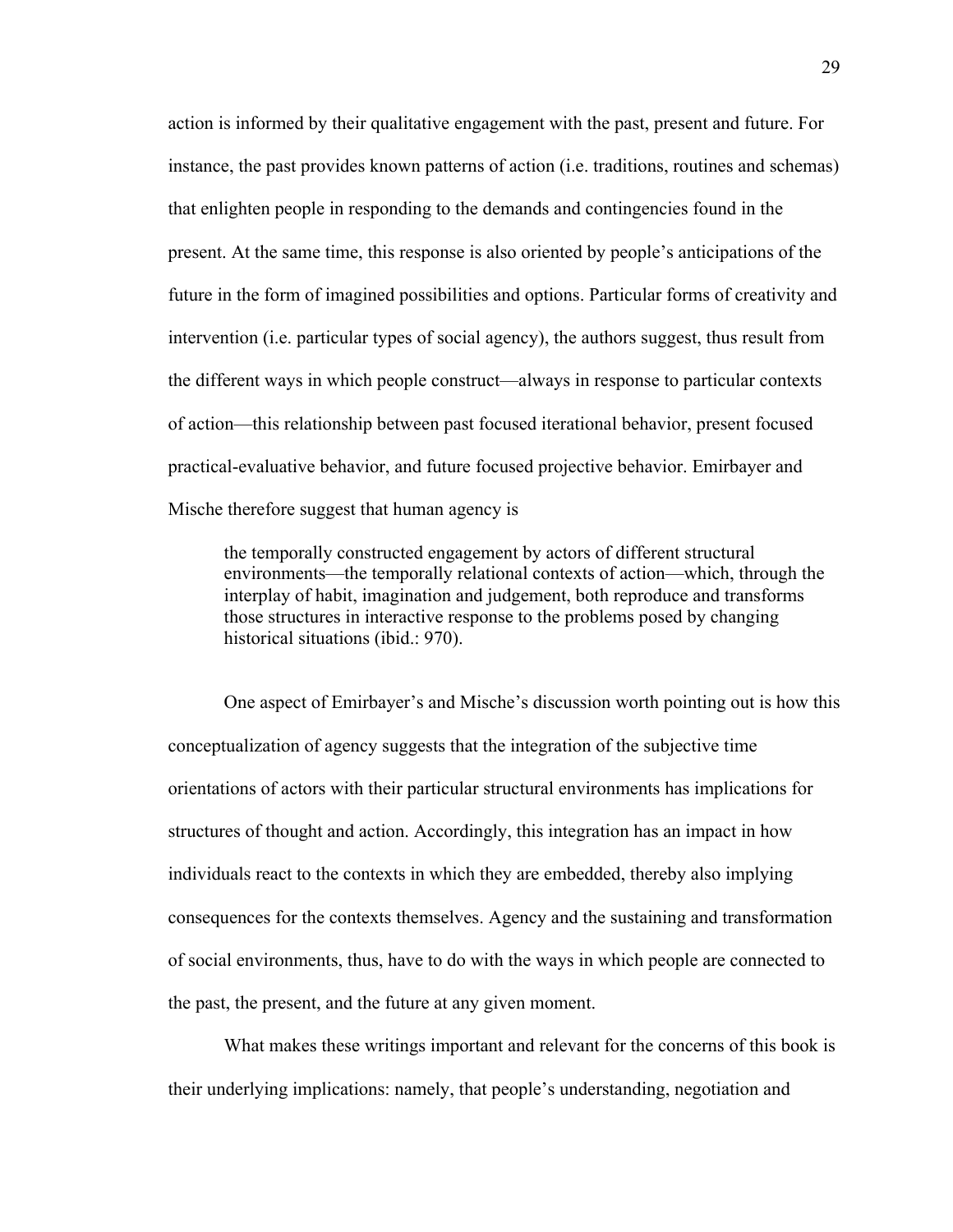action is informed by their qualitative engagement with the past, present and future. For instance, the past provides known patterns of action (i.e. traditions, routines and schemas) that enlighten people in responding to the demands and contingencies found in the present. At the same time, this response is also oriented by people's anticipations of the future in the form of imagined possibilities and options. Particular forms of creativity and intervention (i.e. particular types of social agency), the authors suggest, thus result from the different ways in which people construct—always in response to particular contexts of action—this relationship between past focused iterational behavior, present focused practical-evaluative behavior, and future focused projective behavior. Emirbayer and Mische therefore suggest that human agency is

> the temporally constructed engagement by actors of different structural environments—the temporally relational contexts of action—which, through the interplay of habit, imagination and judgement, both reproduce and transforms those structures in interactive response to the problems posed by changing historical situations (ibid.: 970).

One aspect of Emirbayer's and Mische's discussion worth pointing out is how this conceptualization of agency suggests that the integration of the subjective time orientations of actors with their particular structural environments has implications for structures of thought and action. Accordingly, this integration has an impact in how individuals react to the contexts in which they are embedded, thereby also implying consequences for the contexts themselves. Agency and the sustaining and transformation of social environments, thus, have to do with the ways in which people are connected to the past, the present, and the future at any given moment.

What makes these writings important and relevant for the concerns of this book is their underlying implications: namely, that people's understanding, negotiation and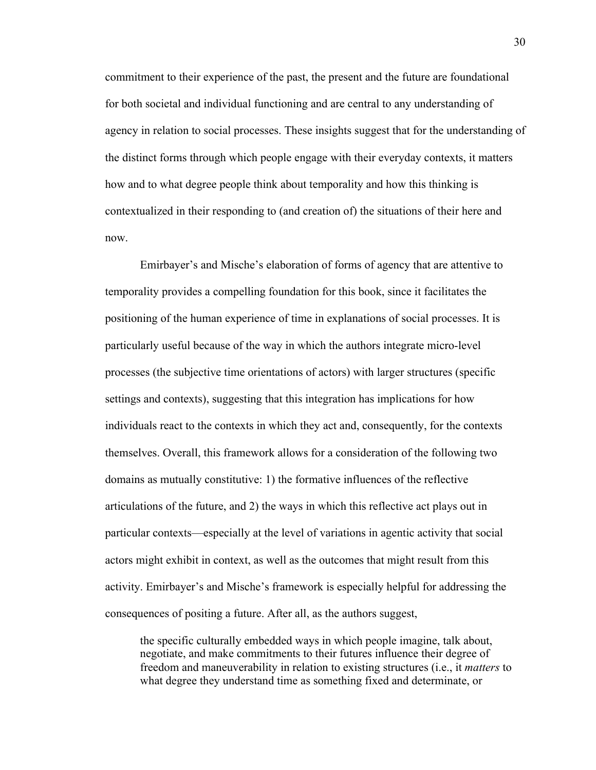commitment to their experience of the past, the present and the future are foundational for both societal and individual functioning and are central to any understanding of agency in relation to social processes. These insights suggest that for the understanding of the distinct forms through which people engage with their everyday contexts, it matters how and to what degree people think about temporality and how this thinking is contextualized in their responding to (and creation of) the situations of their here and now.

Emirbayer's and Mische's elaboration of forms of agency that are attentive to temporality provides a compelling foundation for this book, since it facilitates the positioning of the human experience of time in explanations of social processes. It is particularly useful because of the way in which the authors integrate micro-level processes (the subjective time orientations of actors) with larger structures (specific settings and contexts), suggesting that this integration has implications for how individuals react to the contexts in which they act and, consequently, for the contexts themselves. Overall, this framework allows for a consideration of the following two domains as mutually constitutive: 1) the formative influences of the reflective articulations of the future, and 2) the ways in which this reflective act plays out in particular contexts—especially at the level of variations in agentic activity that social actors might exhibit in context, as well as the outcomes that might result from this activity. Emirbayer's and Mische's framework is especially helpful for addressing the consequences of positing a future. After all, as the authors suggest,

> the specific culturally embedded ways in which people imagine, talk about, negotiate, and make commitments to their futures influence their degree of freedom and maneuverability in relation to existing structures (i.e., it *matters* to what degree they understand time as something fixed and determinate, or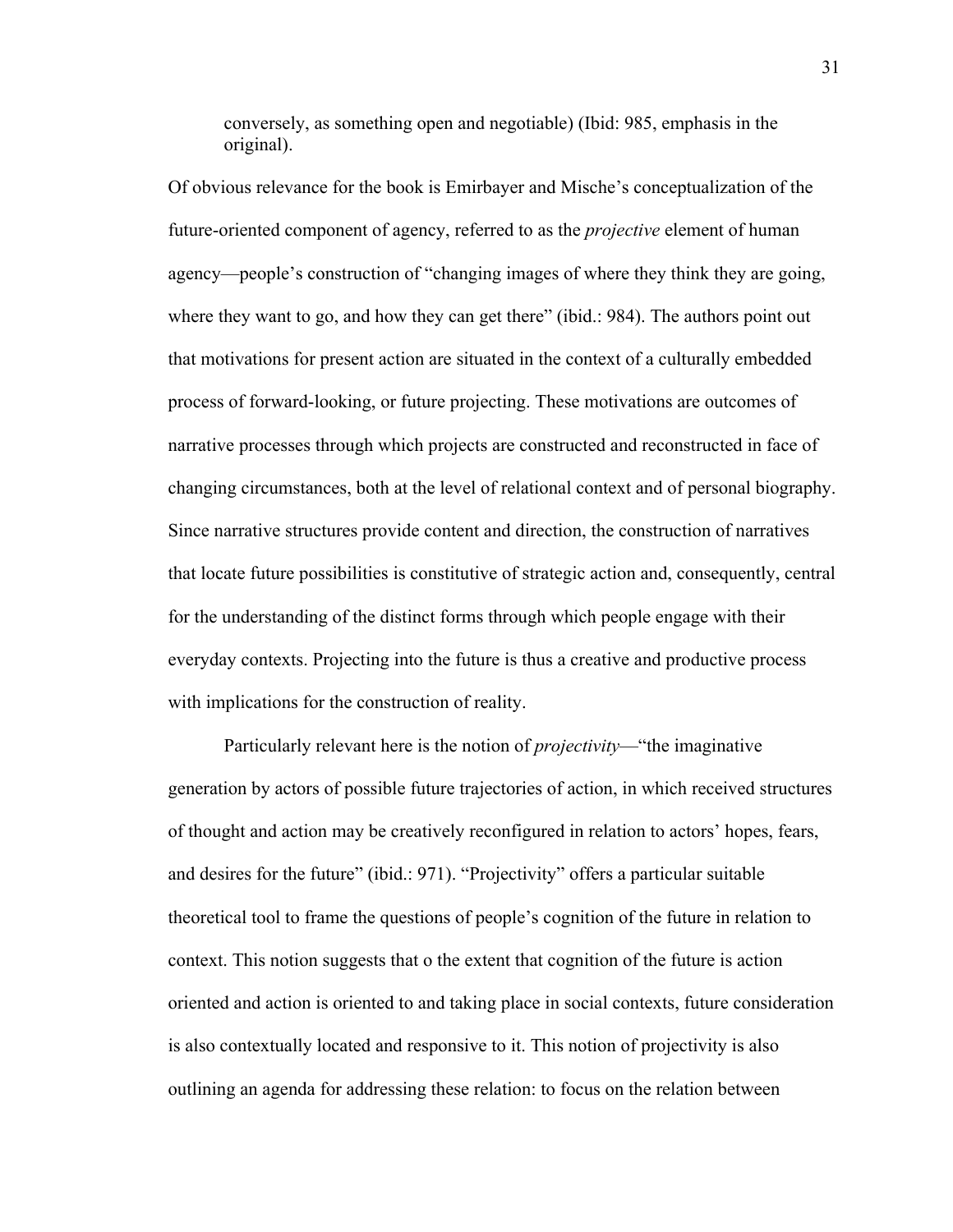> conversely, as something open and negotiable) (Ibid: 985, emphasis in the original).

Of obvious relevance for the book is Emirbayer and Mische's conceptualization of the future-oriented component of agency, referred to as the *projective* element of human agency—people's construction of "changing images of where they think they are going, where they want to go, and how they can get there" (ibid.: 984). The authors point out that motivations for present action are situated in the context of a culturally embedded process of forward-looking, or future projecting. These motivations are outcomes of narrative processes through which projects are constructed and reconstructed in face of changing circumstances, both at the level of relational context and of personal biography. Since narrative structures provide content and direction, the construction of narratives that locate future possibilities is constitutive of strategic action and, consequently, central for the understanding of the distinct forms through which people engage with their everyday contexts. Projecting into the future is thus a creative and productive process with implications for the construction of reality.

Particularly relevant here is the notion of *projectivity*—"the imaginative generation by actors of possible future trajectories of action, in which received structures of thought and action may be creatively reconfigured in relation to actors' hopes, fears, and desires for the future" (ibid.: 971). "Projectivity" offers a particular suitable theoretical tool to frame the questions of people's cognition of the future in relation to context. This notion suggests that o the extent that cognition of the future is action oriented and action is oriented to and taking place in social contexts, future consideration is also contextually located and responsive to it. This notion of projectivity is also outlining an agenda for addressing these relation: to focus on the relation between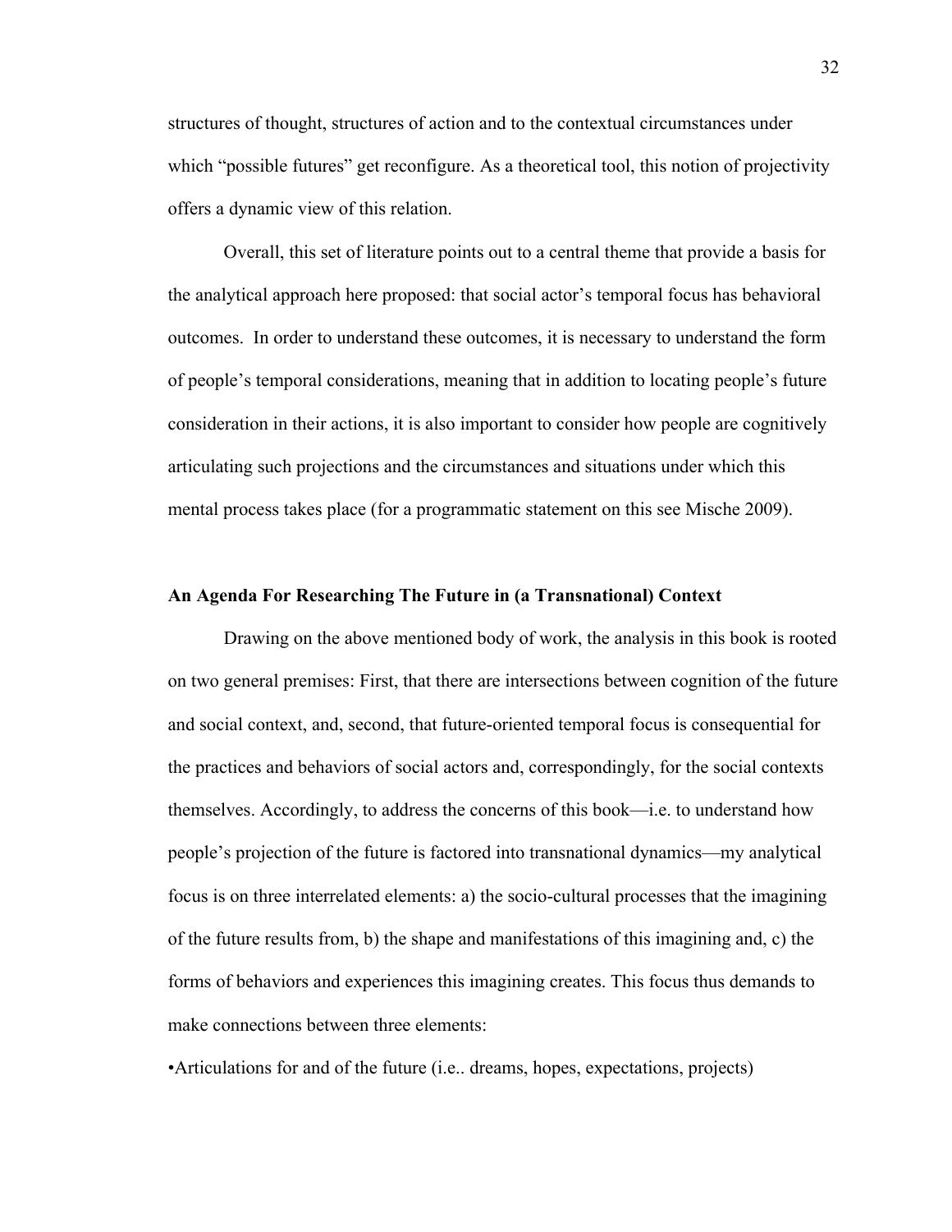structures of thought, structures of action and to the contextual circumstances under which "possible futures" get reconfigure. As a theoretical tool, this notion of projectivity offers a dynamic view of this relation.

Overall, this set of literature points out to a central theme that provide a basis for the analytical approach here proposed: that social actor's temporal focus has behavioral outcomes. In order to understand these outcomes, it is necessary to understand the form of people's temporal considerations, meaning that in addition to locating people's future consideration in their actions, it is also important to consider how people are cognitively articulating such projections and the circumstances and situations under which this mental process takes place (for a programmatic statement on this see Mische 2009).

### An Agenda For Researching The Future in (a Transnational) Context

Drawing on the above mentioned body of work, the analysis in this book is rooted on two general premises: First, that there are intersections between cognition of the future and social context, and, second, that future-oriented temporal focus is consequential for the practices and behaviors of social actors and, correspondingly, for the social contexts themselves. Accordingly, to address the concerns of this book—i.e. to understand how people's projection of the future is factored into transnational dynamics—my analytical focus is on three interrelated elements: a) the socio-cultural processes that the imagining of the future results from, b) the shape and manifestations of this imagining and, c) the forms of behaviors and experiences this imagining creates. This focus thus demands to make connections between three elements:

•Articulations for and of the future (i.e.. dreams, hopes, expectations, projects)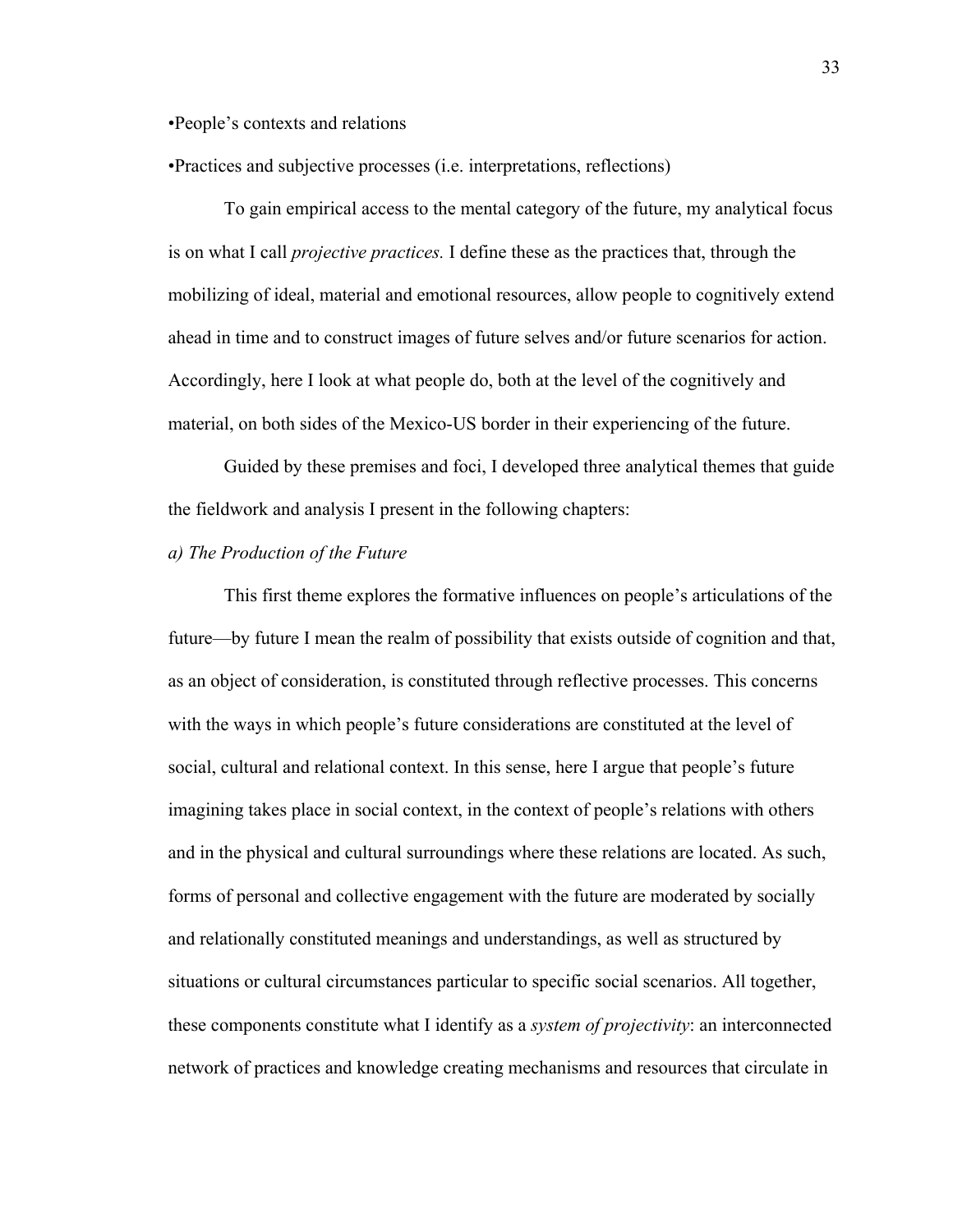•People's contexts and relations

•Practices and subjective processes (i.e. interpretations, reflections)

To gain empirical access to the mental category of the future, my analytical focus is on what I call *projective practices.* I define these as the practices that, through the mobilizing of ideal, material and emotional resources, allow people to cognitively extend ahead in time and to construct images of future selves and/or future scenarios for action. Accordingly, here I look at what people do, both at the level of the cognitively and material, on both sides of the Mexico-US border in their experiencing of the future.

Guided by these premises and foci, I developed three analytical themes that guide the fieldwork and analysis I present in the following chapters:

*a) The Production of the Future*

This first theme explores the formative influences on people's articulations of the future—by future I mean the realm of possibility that exists outside of cognition and that, as an object of consideration, is constituted through reflective processes. This concerns with the ways in which people's future considerations are constituted at the level of social, cultural and relational context. In this sense, here I argue that people's future imagining takes place in social context, in the context of people's relations with others and in the physical and cultural surroundings where these relations are located. As such, forms of personal and collective engagement with the future are moderated by socially and relationally constituted meanings and understandings, as well as structured by situations or cultural circumstances particular to specific social scenarios. All together, these components constitute what I identify as a *system of projectivity*: an interconnected network of practices and knowledge creating mechanisms and resources that circulate in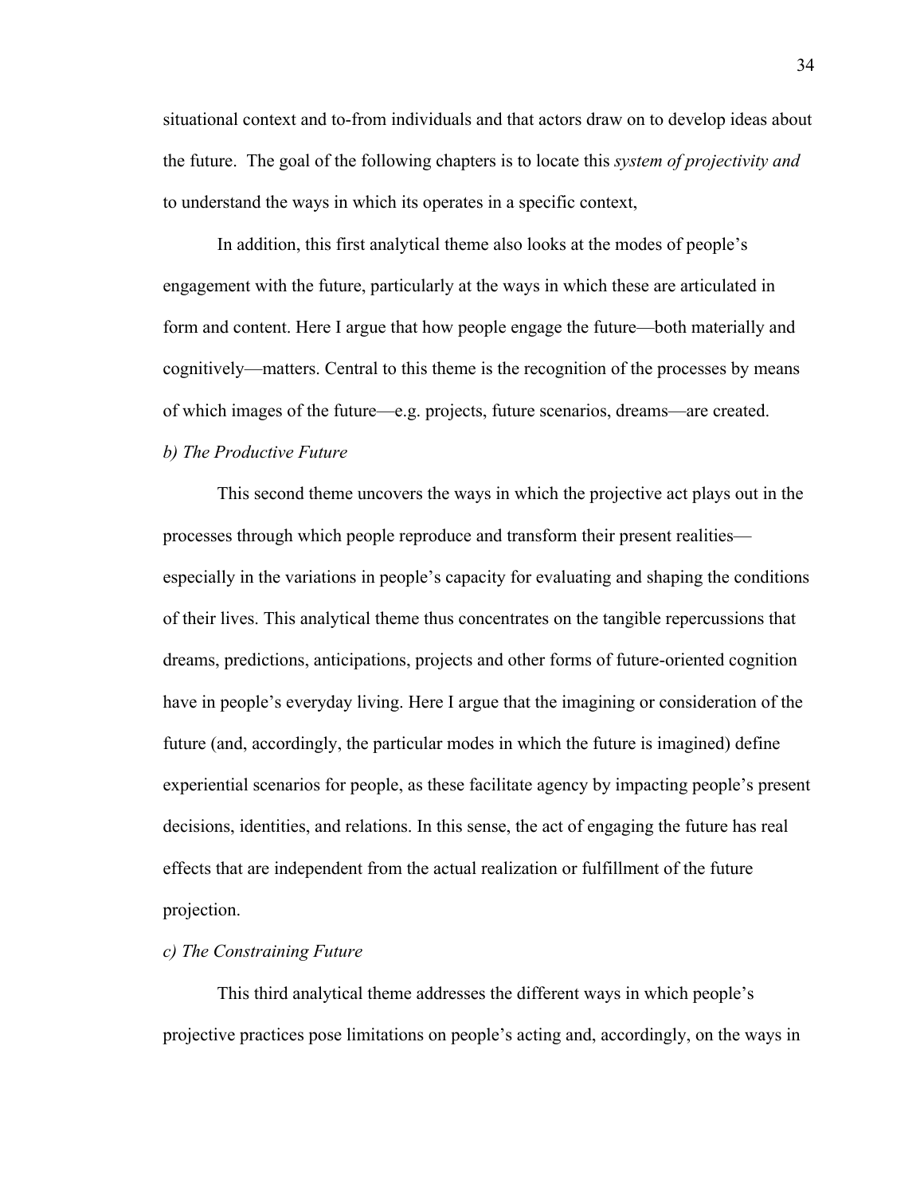situational context and to-from individuals and that actors draw on to develop ideas about the future. The goal of the following chapters is to locate this *system of projectivity and* to understand the ways in which its operates in a specific context,

In addition, this first analytical theme also looks at the modes of people's engagement with the future, particularly at the ways in which these are articulated in form and content. Here I argue that how people engage the future—both materially and cognitively—matters. Central to this theme is the recognition of the processes by means of which images of the future—e.g. projects, future scenarios, dreams—are created.

*b) The Productive Future*

This second theme uncovers the ways in which the projective act plays out in the processes through which people reproduce and transform their present realities—especially in the variations in people's capacity for evaluating and shaping the conditions of their lives. This analytical theme thus concentrates on the tangible repercussions that dreams, predictions, anticipations, projects and other forms of future-oriented cognition have in people's everyday living. Here I argue that the imagining or consideration of the future (and, accordingly, the particular modes in which the future is imagined) define experiential scenarios for people, as these facilitate agency by impacting people's present decisions, identities, and relations. In this sense, the act of engaging the future has real effects that are independent from the actual realization or fulfillment of the future projection.

*c) The Constraining Future*

This third analytical theme addresses the different ways in which people's projective practices pose limitations on people's acting and, accordingly, on the ways in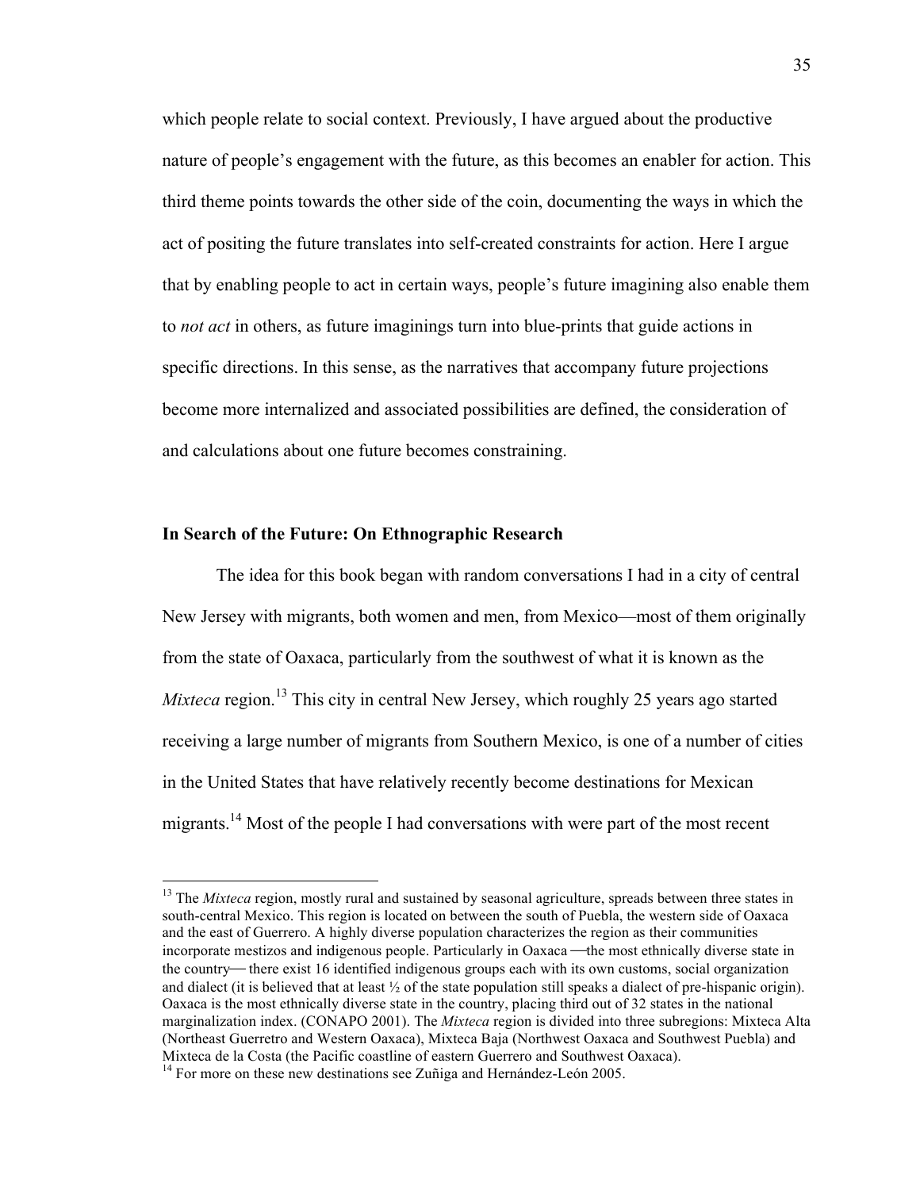which people relate to social context. Previously, I have argued about the productive nature of people's engagement with the future, as this becomes an enabler for action. This third theme points towards the other side of the coin, documenting the ways in which the act of positing the future translates into self-created constraints for action. Here I argue that by enabling people to act in certain ways, people's future imagining also enable them to *not act* in others, as future imaginings turn into blue-prints that guide actions in specific directions. In this sense, as the narratives that accompany future projections become more internalized and associated possibilities are defined, the consideration of and calculations about one future becomes constraining.

**In Search of the Future: On Ethnographic Research**

The idea for this book began with random conversations I had in a city of central New Jersey with migrants, both women and men, from Mexico—most of them originally from the state of Oaxaca, particularly from the southwest of what it is known as the *Mixteca* region.[13] This city in central New Jersey, which roughly 25 years ago started receiving a large number of migrants from Southern Mexico, is one of a number of cities in the United States that have relatively recently become destinations for Mexican migrants.[14] Most of the people I had conversations with were part of the most recent

---

[13] The *Mixteca* region, mostly rural and sustained by seasonal agriculture, spreads between three states in south-central Mexico. This region is located on between the south of Puebla, the western side of Oaxaca and the east of Guerrero. A highly diverse population characterizes the region as their communities incorporate mestizos and indigenous people. Particularly in Oaxaca —the most ethnically diverse state in the country— there exist 16 identified indigenous groups each with its own customs, social organization and dialect (it is believed that at least ½ of the state population still speaks a dialect of pre-hispanic origin). Oaxaca is the most ethnically diverse state in the country, placing third out of 32 states in the national marginalization index. (CONAPO 2001). The *Mixteca* region is divided into three subregions: Mixteca Alta (Northeast Guerretro and Western Oaxaca), Mixteca Baja (Northwest Oaxaca and Southwest Puebla) and Mixteca de la Costa (the Pacific coastline of eastern Guerrero and Southwest Oaxaca).

[14] For more on these new destinations see Zuñiga and Hernández-León 2005.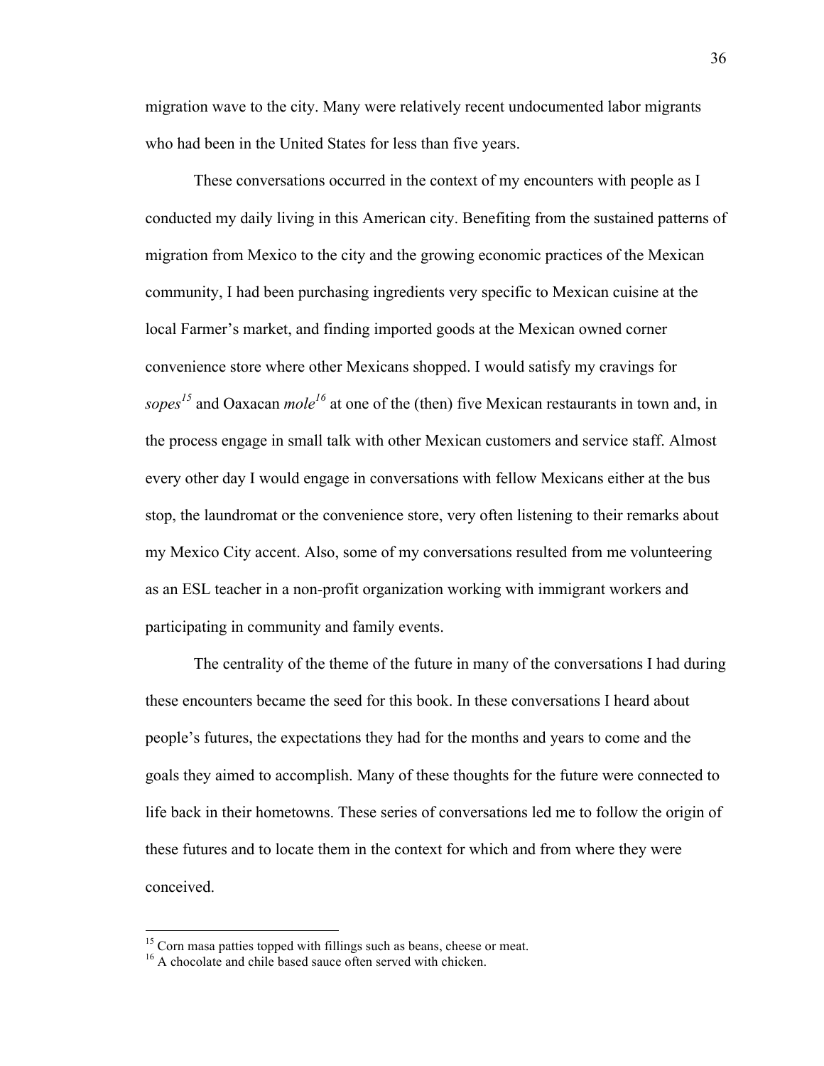migration wave to the city. Many were relatively recent undocumented labor migrants who had been in the United States for less than five years.

These conversations occurred in the context of my encounters with people as I conducted my daily living in this American city. Benefiting from the sustained patterns of migration from Mexico to the city and the growing economic practices of the Mexican community, I had been purchasing ingredients very specific to Mexican cuisine at the local Farmer's market, and finding imported goods at the Mexican owned corner convenience store where other Mexicans shopped. I would satisfy my cravings for *sopes*[15] and Oaxacan *mole*[16] at one of the (then) five Mexican restaurants in town and, in the process engage in small talk with other Mexican customers and service staff. Almost every other day I would engage in conversations with fellow Mexicans either at the bus stop, the laundromat or the convenience store, very often listening to their remarks about my Mexico City accent. Also, some of my conversations resulted from me volunteering as an ESL teacher in a non-profit organization working with immigrant workers and participating in community and family events.

The centrality of the theme of the future in many of the conversations I had during these encounters became the seed for this book. In these conversations I heard about people's futures, the expectations they had for the months and years to come and the goals they aimed to accomplish. Many of these thoughts for the future were connected to life back in their hometowns. These series of conversations led me to follow the origin of these futures and to locate them in the context for which and from where they were conceived.

---

[15] Corn masa patties topped with fillings such as beans, cheese or meat.
[16] A chocolate and chile based sauce often served with chicken.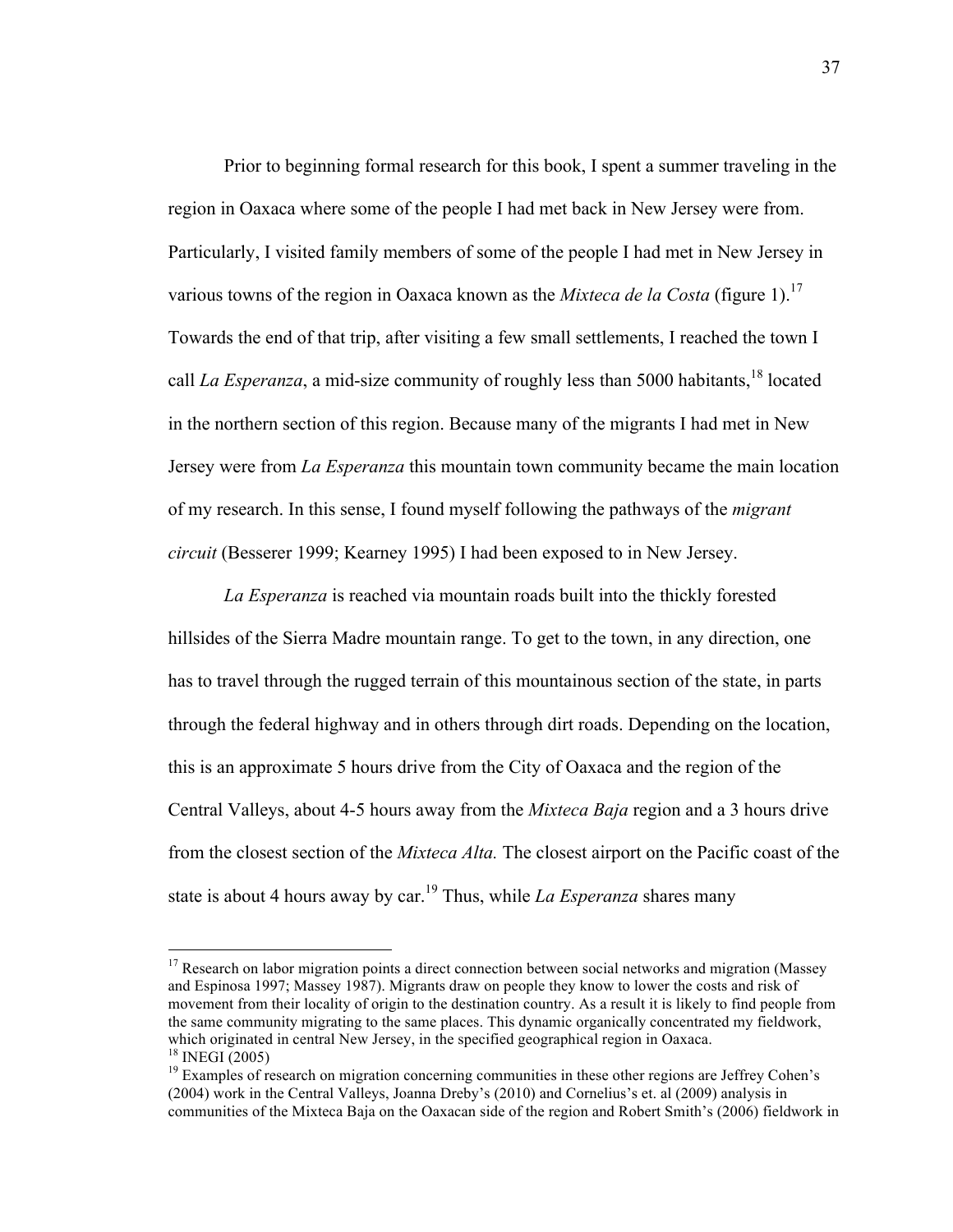Prior to beginning formal research for this book, I spent a summer traveling in the region in Oaxaca where some of the people I had met back in New Jersey were from. Particularly, I visited family members of some of the people I had met in New Jersey in various towns of the region in Oaxaca known as the *Mixteca de la Costa* (figure 1).[17] Towards the end of that trip, after visiting a few small settlements, I reached the town I call *La Esperanza*, a mid-size community of roughly less than 5000 habitants,[18] located in the northern section of this region. Because many of the migrants I had met in New Jersey were from *La Esperanza* this mountain town community became the main location of my research. In this sense, I found myself following the pathways of the *migrant circuit* (Besserer 1999; Kearney 1995) I had been exposed to in New Jersey.

*La Esperanza* is reached via mountain roads built into the thickly forested hillsides of the Sierra Madre mountain range. To get to the town, in any direction, one has to travel through the rugged terrain of this mountainous section of the state, in parts through the federal highway and in others through dirt roads. Depending on the location, this is an approximate 5 hours drive from the City of Oaxaca and the region of the Central Valleys, about 4-5 hours away from the *Mixteca Baja* region and a 3 hours drive from the closest section of the *Mixteca Alta.* The closest airport on the Pacific coast of the state is about 4 hours away by car.[19] Thus, while *La Esperanza* shares many

---

[17] Research on labor migration points a direct connection between social networks and migration (Massey and Espinosa 1997; Massey 1987). Migrants draw on people they know to lower the costs and risk of movement from their locality of origin to the destination country. As a result it is likely to find people from the same community migrating to the same places. This dynamic organically concentrated my fieldwork, which originated in central New Jersey, in the specified geographical region in Oaxaca.

[18] INEGI (2005)

[19] Examples of research on migration concerning communities in these other regions are Jeffrey Cohen's (2004) work in the Central Valleys, Joanna Dreby's (2010) and Cornelius's et. al (2009) analysis in communities of the Mixteca Baja on the Oaxacan side of the region and Robert Smith's (2006) fieldwork in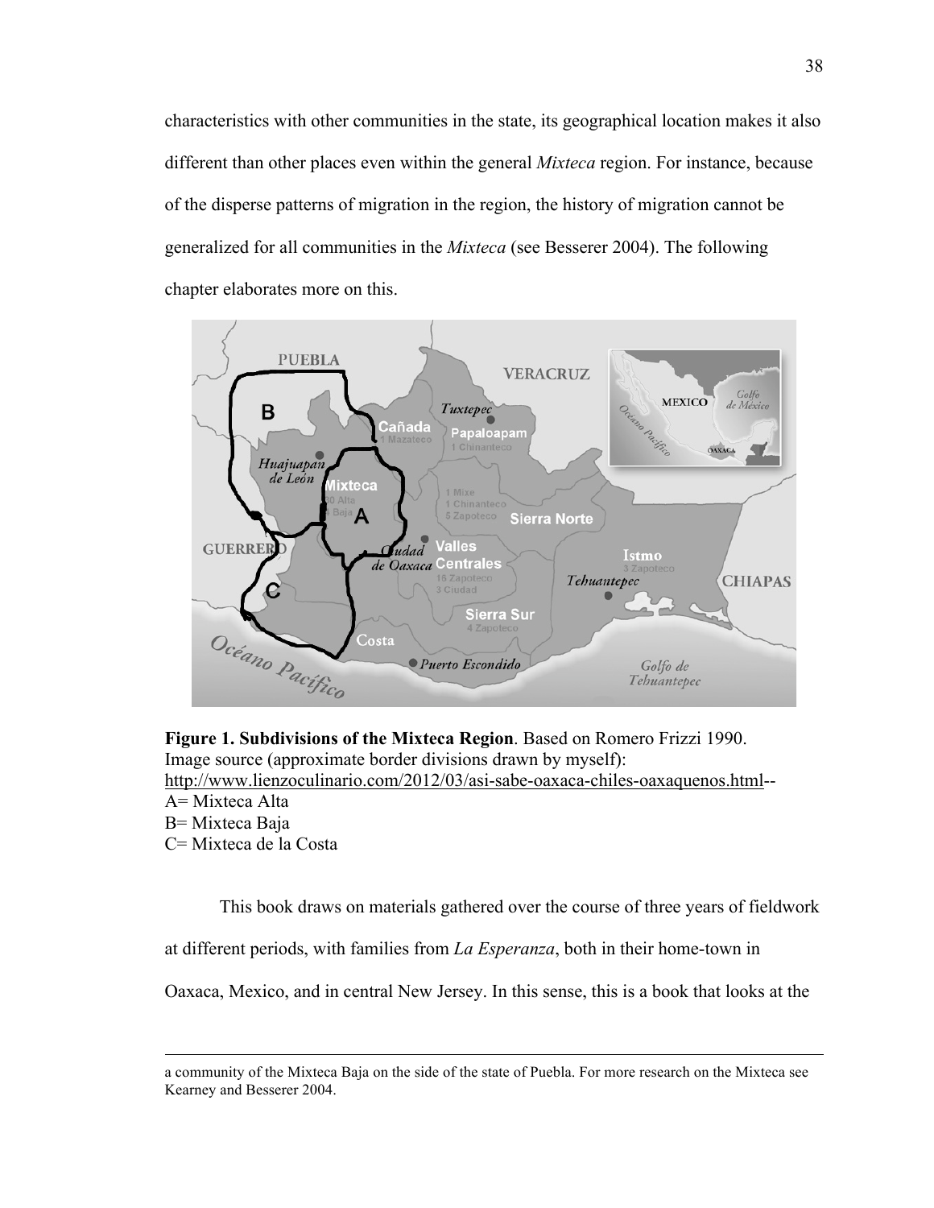characteristics with other communities in the state, its geographical location makes it also different than other places even within the general *Mixteca* region. For instance, because of the disperse patterns of migration in the region, the history of migration cannot be generalized for all communities in the *Mixteca* (see Besserer 2004). The following chapter elaborates more on this.

**Figure 1. Subdivisions of the Mixteca Region**. Based on Romero Frizzi 1990. Image source (approximate border divisions drawn by myself): http://www.lienzoculinario.com/2012/03/asi-sabe-oaxaca-chiles-oaxaquenos.html--
A= Mixteca Alta
B= Mixteca Baja
C= Mixteca de la Costa

This book draws on materials gathered over the course of three years of fieldwork at different periods, with families from *La Esperanza*, both in their home-town in Oaxaca, Mexico, and in central New Jersey. In this sense, this is a book that looks at the

---

a community of the Mixteca Baja on the side of the state of Puebla. For more research on the Mixteca see Kearney and Besserer 2004.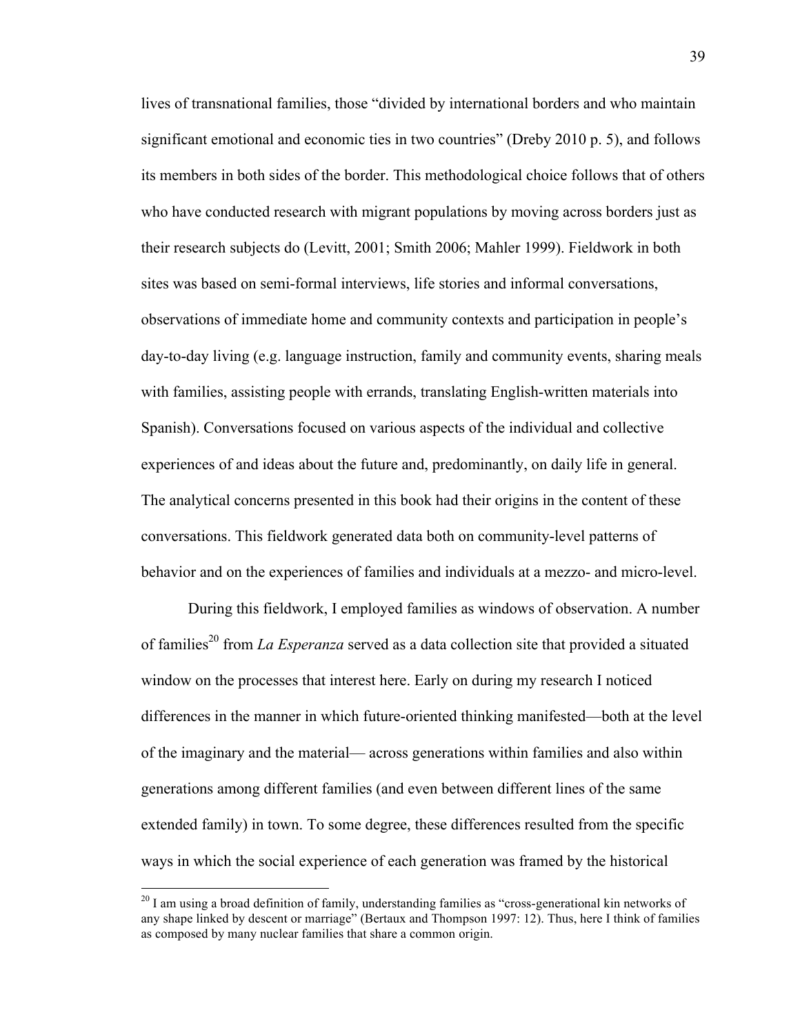lives of transnational families, those "divided by international borders and who maintain significant emotional and economic ties in two countries" (Dreby 2010 p. 5), and follows its members in both sides of the border. This methodological choice follows that of others who have conducted research with migrant populations by moving across borders just as their research subjects do (Levitt, 2001; Smith 2006; Mahler 1999). Fieldwork in both sites was based on semi-formal interviews, life stories and informal conversations, observations of immediate home and community contexts and participation in people's day-to-day living (e.g. language instruction, family and community events, sharing meals with families, assisting people with errands, translating English-written materials into Spanish). Conversations focused on various aspects of the individual and collective experiences of and ideas about the future and, predominantly, on daily life in general. The analytical concerns presented in this book had their origins in the content of these conversations. This fieldwork generated data both on community-level patterns of behavior and on the experiences of families and individuals at a mezzo- and micro-level.

During this fieldwork, I employed families as windows of observation. A number of families[20] from *La Esperanza* served as a data collection site that provided a situated window on the processes that interest here. Early on during my research I noticed differences in the manner in which future-oriented thinking manifested—both at the level of the imaginary and the material— across generations within families and also within generations among different families (and even between different lines of the same extended family) in town. To some degree, these differences resulted from the specific ways in which the social experience of each generation was framed by the historical

[20] I am using a broad definition of family, understanding families as "cross-generational kin networks of any shape linked by descent or marriage" (Bertaux and Thompson 1997: 12). Thus, here I think of families as composed by many nuclear families that share a common origin.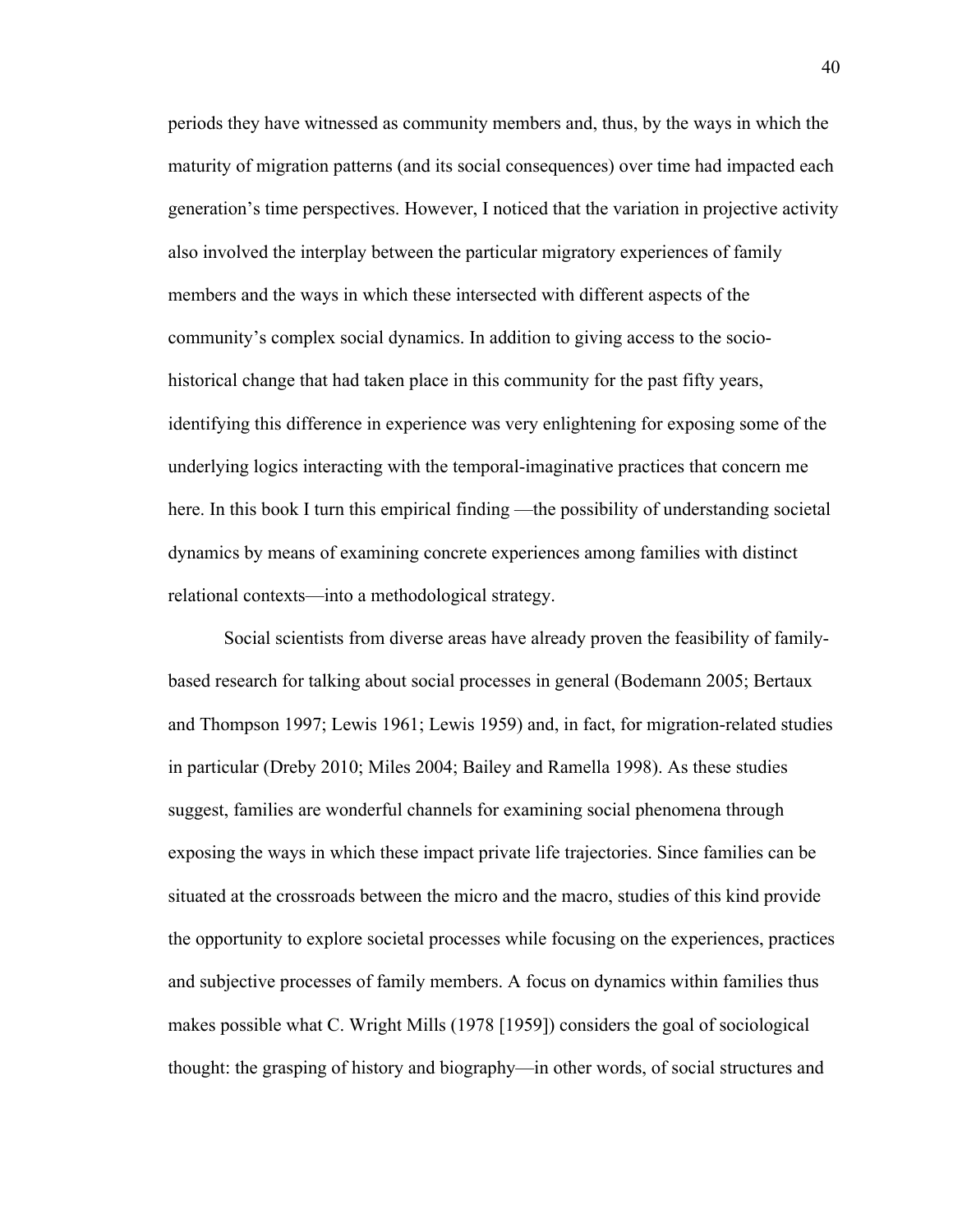periods they have witnessed as community members and, thus, by the ways in which the maturity of migration patterns (and its social consequences) over time had impacted each generation's time perspectives. However, I noticed that the variation in projective activity also involved the interplay between the particular migratory experiences of family members and the ways in which these intersected with different aspects of the community's complex social dynamics. In addition to giving access to the socio-historical change that had taken place in this community for the past fifty years, identifying this difference in experience was very enlightening for exposing some of the underlying logics interacting with the temporal-imaginative practices that concern me here. In this book I turn this empirical finding —the possibility of understanding societal dynamics by means of examining concrete experiences among families with distinct relational contexts—into a methodological strategy.

Social scientists from diverse areas have already proven the feasibility of family-based research for talking about social processes in general (Bodemann 2005; Bertaux and Thompson 1997; Lewis 1961; Lewis 1959) and, in fact, for migration-related studies in particular (Dreby 2010; Miles 2004; Bailey and Ramella 1998). As these studies suggest, families are wonderful channels for examining social phenomena through exposing the ways in which these impact private life trajectories. Since families can be situated at the crossroads between the micro and the macro, studies of this kind provide the opportunity to explore societal processes while focusing on the experiences, practices and subjective processes of family members. A focus on dynamics within families thus makes possible what C. Wright Mills (1978 [1959]) considers the goal of sociological thought: the grasping of history and biography—in other words, of social structures and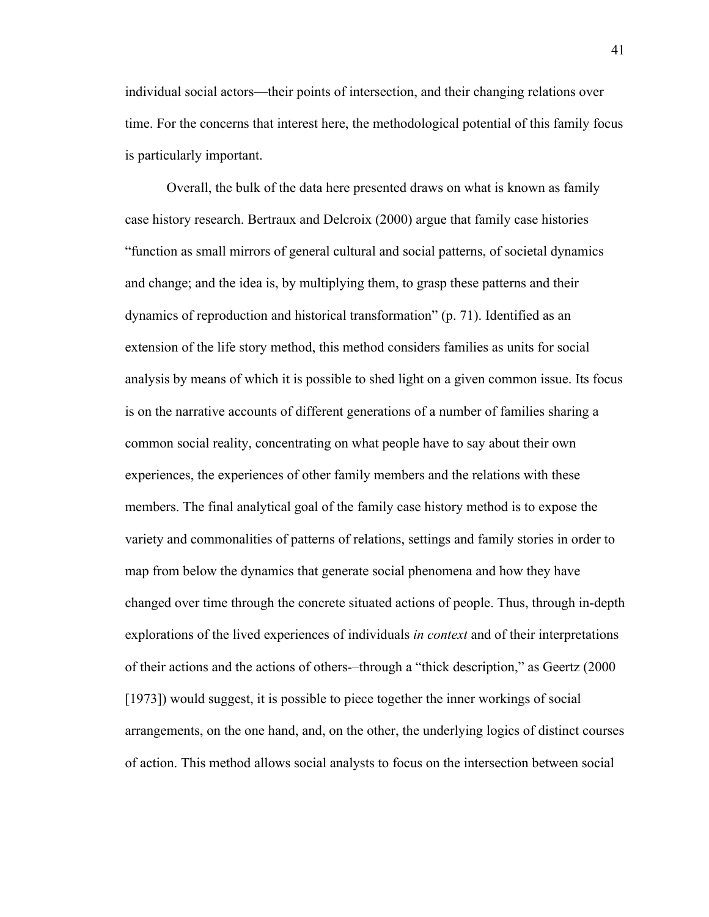individual social actors—their points of intersection, and their changing relations over time. For the concerns that interest here, the methodological potential of this family focus is particularly important.

Overall, the bulk of the data here presented draws on what is known as family case history research. Bertraux and Delcroix (2000) argue that family case histories "function as small mirrors of general cultural and social patterns, of societal dynamics and change; and the idea is, by multiplying them, to grasp these patterns and their dynamics of reproduction and historical transformation" (p. 71). Identified as an extension of the life story method, this method considers families as units for social analysis by means of which it is possible to shed light on a given common issue. Its focus is on the narrative accounts of different generations of a number of families sharing a common social reality, concentrating on what people have to say about their own experiences, the experiences of other family members and the relations with these members. The final analytical goal of the family case history method is to expose the variety and commonalities of patterns of relations, settings and family stories in order to map from below the dynamics that generate social phenomena and how they have changed over time through the concrete situated actions of people. Thus, through in-depth explorations of the lived experiences of individuals *in context* and of their interpretations of their actions and the actions of others-–through a "thick description," as Geertz (2000 [1973]) would suggest, it is possible to piece together the inner workings of social arrangements, on the one hand, and, on the other, the underlying logics of distinct courses of action. This method allows social analysts to focus on the intersection between social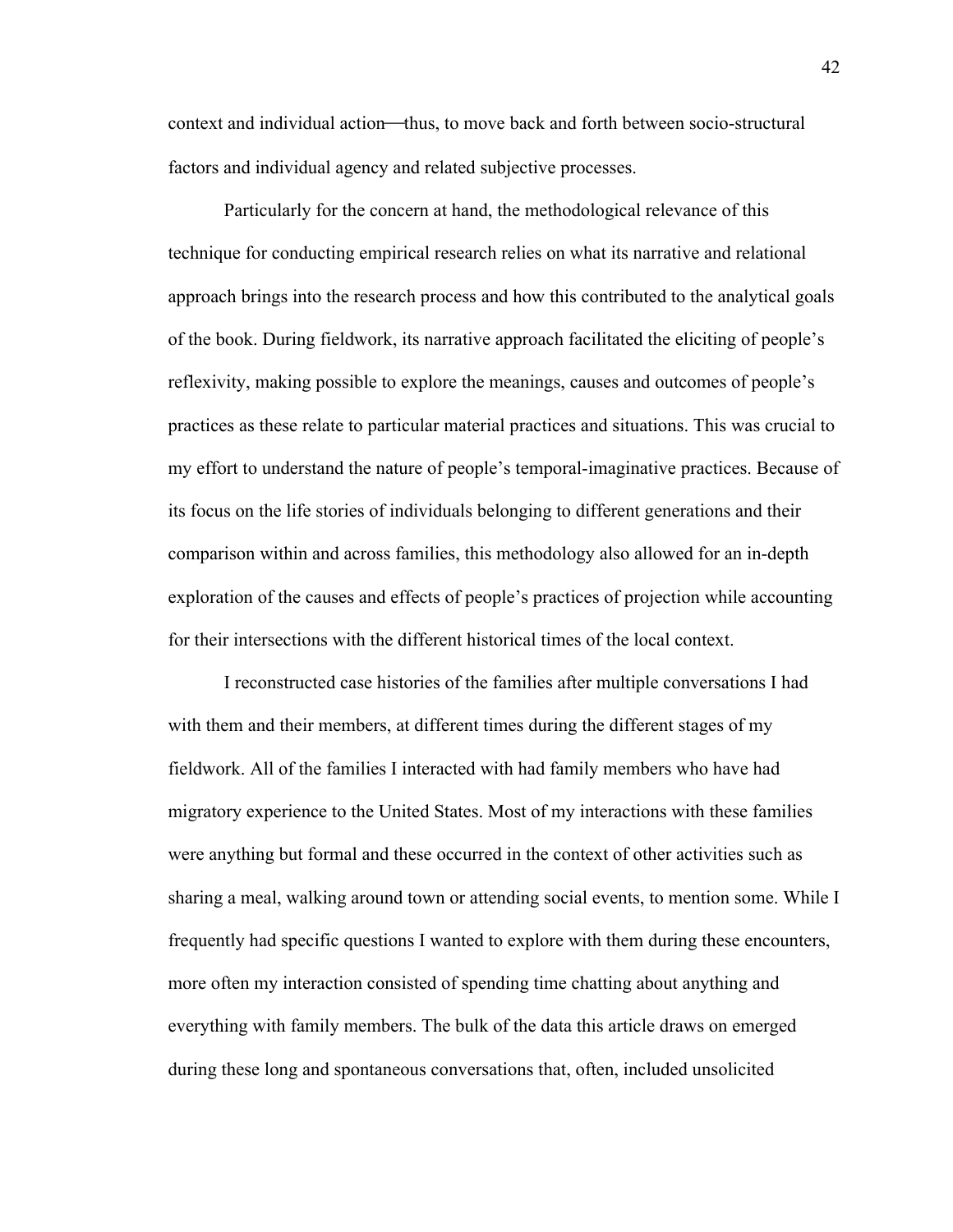context and individual action—thus, to move back and forth between socio-structural factors and individual agency and related subjective processes.

Particularly for the concern at hand, the methodological relevance of this technique for conducting empirical research relies on what its narrative and relational approach brings into the research process and how this contributed to the analytical goals of the book. During fieldwork, its narrative approach facilitated the eliciting of people's reflexivity, making possible to explore the meanings, causes and outcomes of people's practices as these relate to particular material practices and situations. This was crucial to my effort to understand the nature of people's temporal-imaginative practices. Because of its focus on the life stories of individuals belonging to different generations and their comparison within and across families, this methodology also allowed for an in-depth exploration of the causes and effects of people's practices of projection while accounting for their intersections with the different historical times of the local context.

I reconstructed case histories of the families after multiple conversations I had with them and their members, at different times during the different stages of my fieldwork. All of the families I interacted with had family members who have had migratory experience to the United States. Most of my interactions with these families were anything but formal and these occurred in the context of other activities such as sharing a meal, walking around town or attending social events, to mention some. While I frequently had specific questions I wanted to explore with them during these encounters, more often my interaction consisted of spending time chatting about anything and everything with family members. The bulk of the data this article draws on emerged during these long and spontaneous conversations that, often, included unsolicited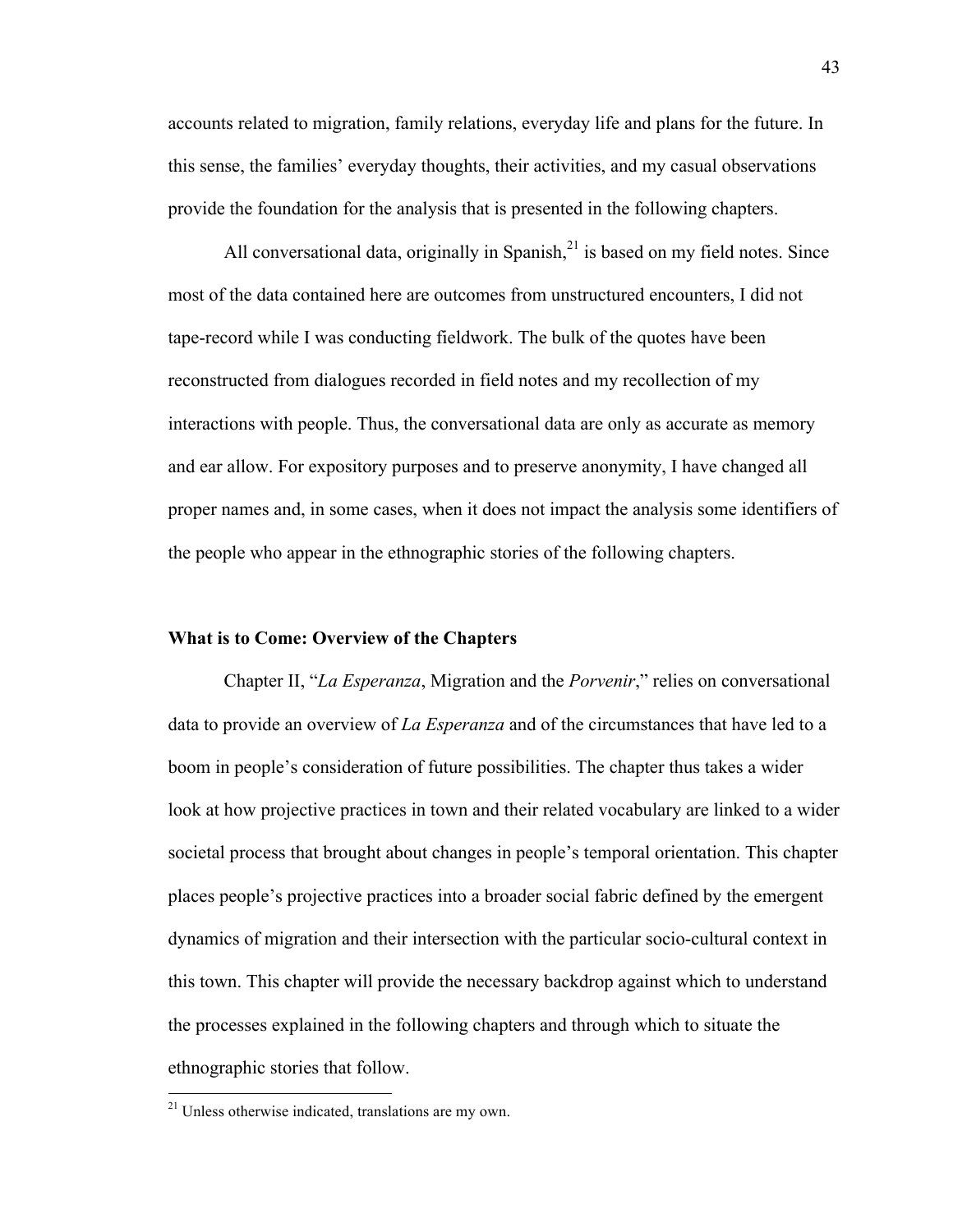accounts related to migration, family relations, everyday life and plans for the future. In this sense, the families' everyday thoughts, their activities, and my casual observations provide the foundation for the analysis that is presented in the following chapters.

All conversational data, originally in Spanish,[21] is based on my field notes. Since most of the data contained here are outcomes from unstructured encounters, I did not tape-record while I was conducting fieldwork. The bulk of the quotes have been reconstructed from dialogues recorded in field notes and my recollection of my interactions with people. Thus, the conversational data are only as accurate as memory and ear allow. For expository purposes and to preserve anonymity, I have changed all proper names and, in some cases, when it does not impact the analysis some identifiers of the people who appear in the ethnographic stories of the following chapters.

### What is to Come: Overview of the Chapters

Chapter II, "*La Esperanza*, Migration and the *Porvenir*," relies on conversational data to provide an overview of *La Esperanza* and of the circumstances that have led to a boom in people's consideration of future possibilities. The chapter thus takes a wider look at how projective practices in town and their related vocabulary are linked to a wider societal process that brought about changes in people's temporal orientation. This chapter places people's projective practices into a broader social fabric defined by the emergent dynamics of migration and their intersection with the particular socio-cultural context in this town. This chapter will provide the necessary backdrop against which to understand the processes explained in the following chapters and through which to situate the ethnographic stories that follow.

[21] Unless otherwise indicated, translations are my own.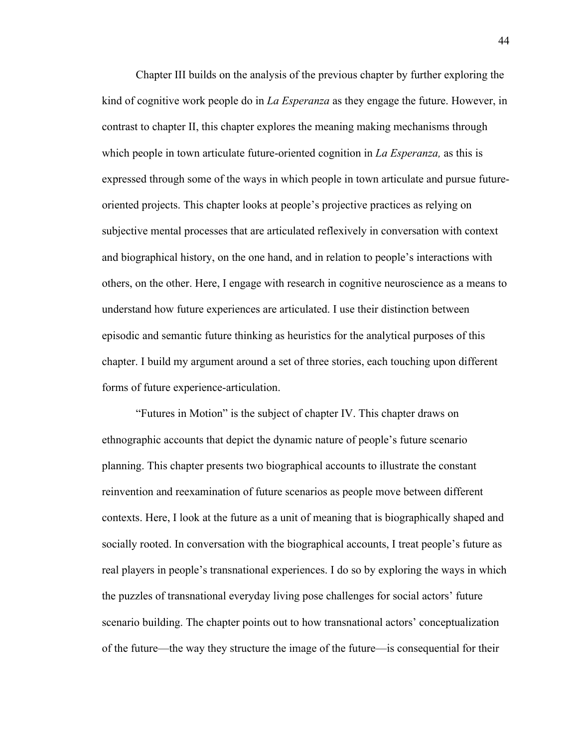Chapter III builds on the analysis of the previous chapter by further exploring the kind of cognitive work people do in *La Esperanza* as they engage the future. However, in contrast to chapter II, this chapter explores the meaning making mechanisms through which people in town articulate future-oriented cognition in *La Esperanza,* as this is expressed through some of the ways in which people in town articulate and pursue future-oriented projects. This chapter looks at people's projective practices as relying on subjective mental processes that are articulated reflexively in conversation with context and biographical history, on the one hand, and in relation to people's interactions with others, on the other. Here, I engage with research in cognitive neuroscience as a means to understand how future experiences are articulated. I use their distinction between episodic and semantic future thinking as heuristics for the analytical purposes of this chapter. I build my argument around a set of three stories, each touching upon different forms of future experience-articulation.

"Futures in Motion" is the subject of chapter IV. This chapter draws on ethnographic accounts that depict the dynamic nature of people's future scenario planning. This chapter presents two biographical accounts to illustrate the constant reinvention and reexamination of future scenarios as people move between different contexts. Here, I look at the future as a unit of meaning that is biographically shaped and socially rooted. In conversation with the biographical accounts, I treat people's future as real players in people's transnational experiences. I do so by exploring the ways in which the puzzles of transnational everyday living pose challenges for social actors' future scenario building. The chapter points out to how transnational actors' conceptualization of the future—the way they structure the image of the future—is consequential for their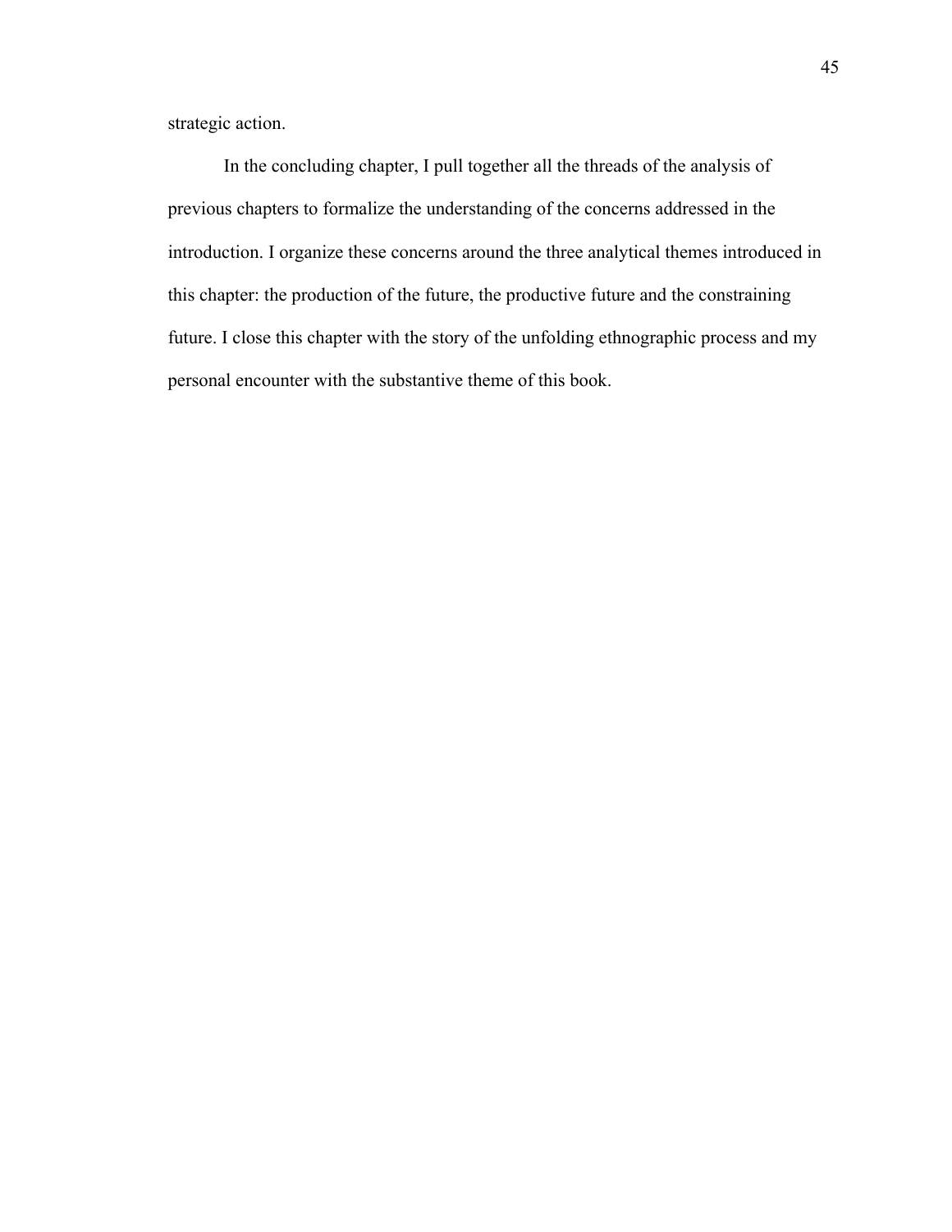strategic action.

In the concluding chapter, I pull together all the threads of the analysis of previous chapters to formalize the understanding of the concerns addressed in the introduction. I organize these concerns around the three analytical themes introduced in this chapter: the production of the future, the productive future and the constraining future. I close this chapter with the story of the unfolding ethnographic process and my personal encounter with the substantive theme of this book.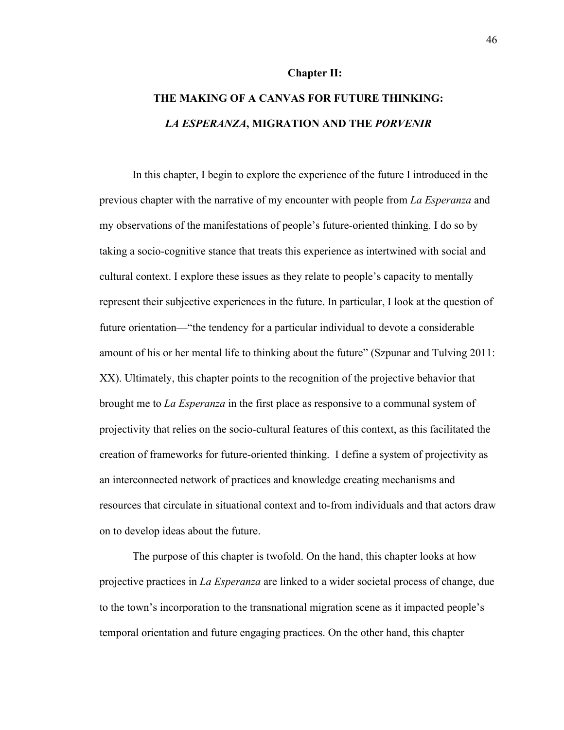## Chapter II:

## THE MAKING OF A CANVAS FOR FUTURE THINKING: *LA ESPERANZA*, MIGRATION AND THE *PORVENIR*

In this chapter, I begin to explore the experience of the future I introduced in the previous chapter with the narrative of my encounter with people from *La Esperanza* and my observations of the manifestations of people's future-oriented thinking. I do so by taking a socio-cognitive stance that treats this experience as intertwined with social and cultural context. I explore these issues as they relate to people's capacity to mentally represent their subjective experiences in the future. In particular, I look at the question of future orientation—"the tendency for a particular individual to devote a considerable amount of his or her mental life to thinking about the future" (Szpunar and Tulving 2011: XX). Ultimately, this chapter points to the recognition of the projective behavior that brought me to *La Esperanza* in the first place as responsive to a communal system of projectivity that relies on the socio-cultural features of this context, as this facilitated the creation of frameworks for future-oriented thinking. I define a system of projectivity as an interconnected network of practices and knowledge creating mechanisms and resources that circulate in situational context and to-from individuals and that actors draw on to develop ideas about the future.

The purpose of this chapter is twofold. On the hand, this chapter looks at how projective practices in *La Esperanza* are linked to a wider societal process of change, due to the town's incorporation to the transnational migration scene as it impacted people's temporal orientation and future engaging practices. On the other hand, this chapter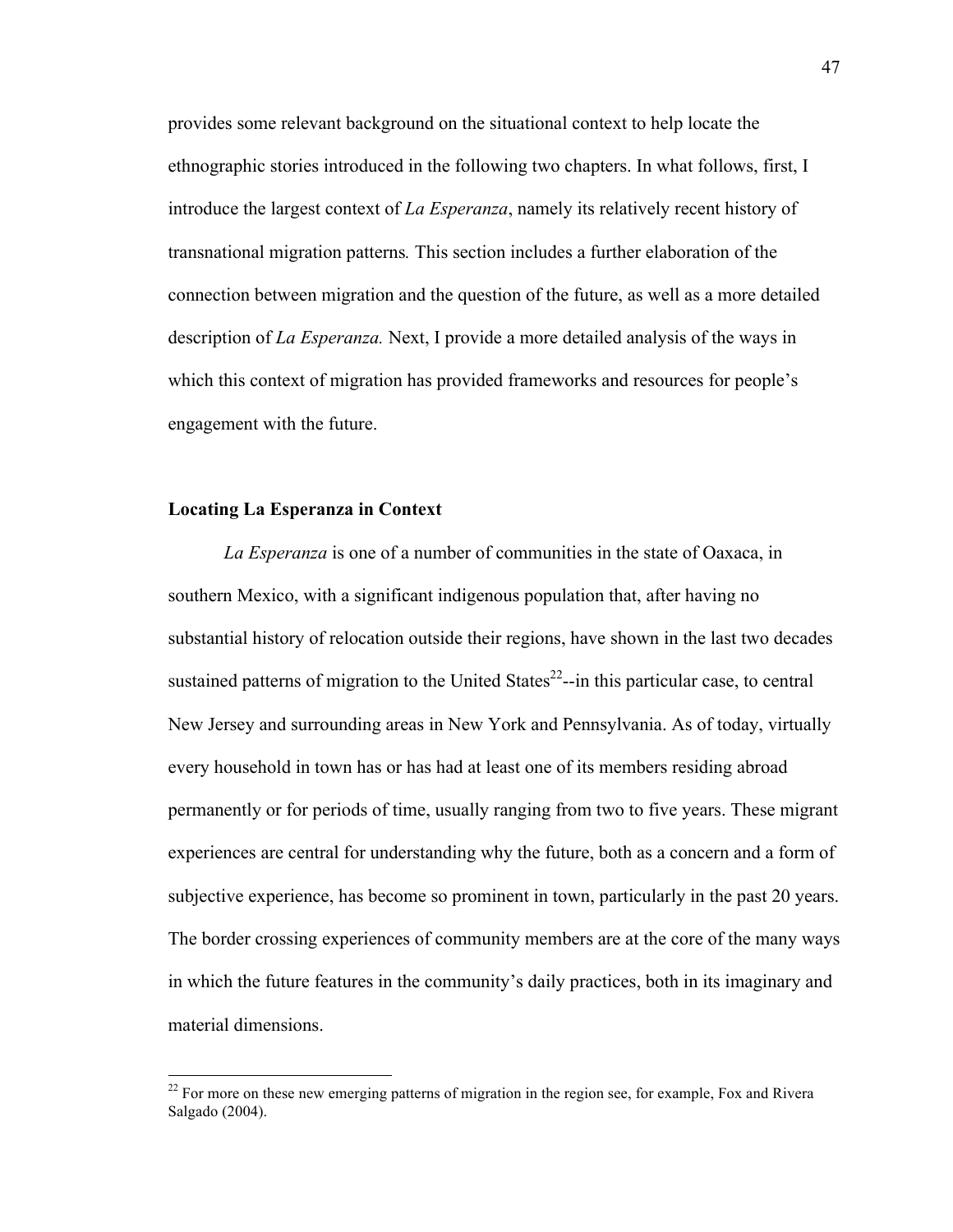provides some relevant background on the situational context to help locate the ethnographic stories introduced in the following two chapters. In what follows, first, I introduce the largest context of *La Esperanza*, namely its relatively recent history of transnational migration patterns*.* This section includes a further elaboration of the connection between migration and the question of the future, as well as a more detailed description of *La Esperanza.* Next, I provide a more detailed analysis of the ways in which this context of migration has provided frameworks and resources for people's engagement with the future.

### Locating La Esperanza in Context

*La Esperanza* is one of a number of communities in the state of Oaxaca, in southern Mexico, with a significant indigenous population that, after having no substantial history of relocation outside their regions, have shown in the last two decades sustained patterns of migration to the United States[22]--in this particular case, to central New Jersey and surrounding areas in New York and Pennsylvania. As of today, virtually every household in town has or has had at least one of its members residing abroad permanently or for periods of time, usually ranging from two to five years. These migrant experiences are central for understanding why the future, both as a concern and a form of subjective experience, has become so prominent in town, particularly in the past 20 years. The border crossing experiences of community members are at the core of the many ways in which the future features in the community's daily practices, both in its imaginary and material dimensions.

[22] For more on these new emerging patterns of migration in the region see, for example, Fox and Rivera Salgado (2004).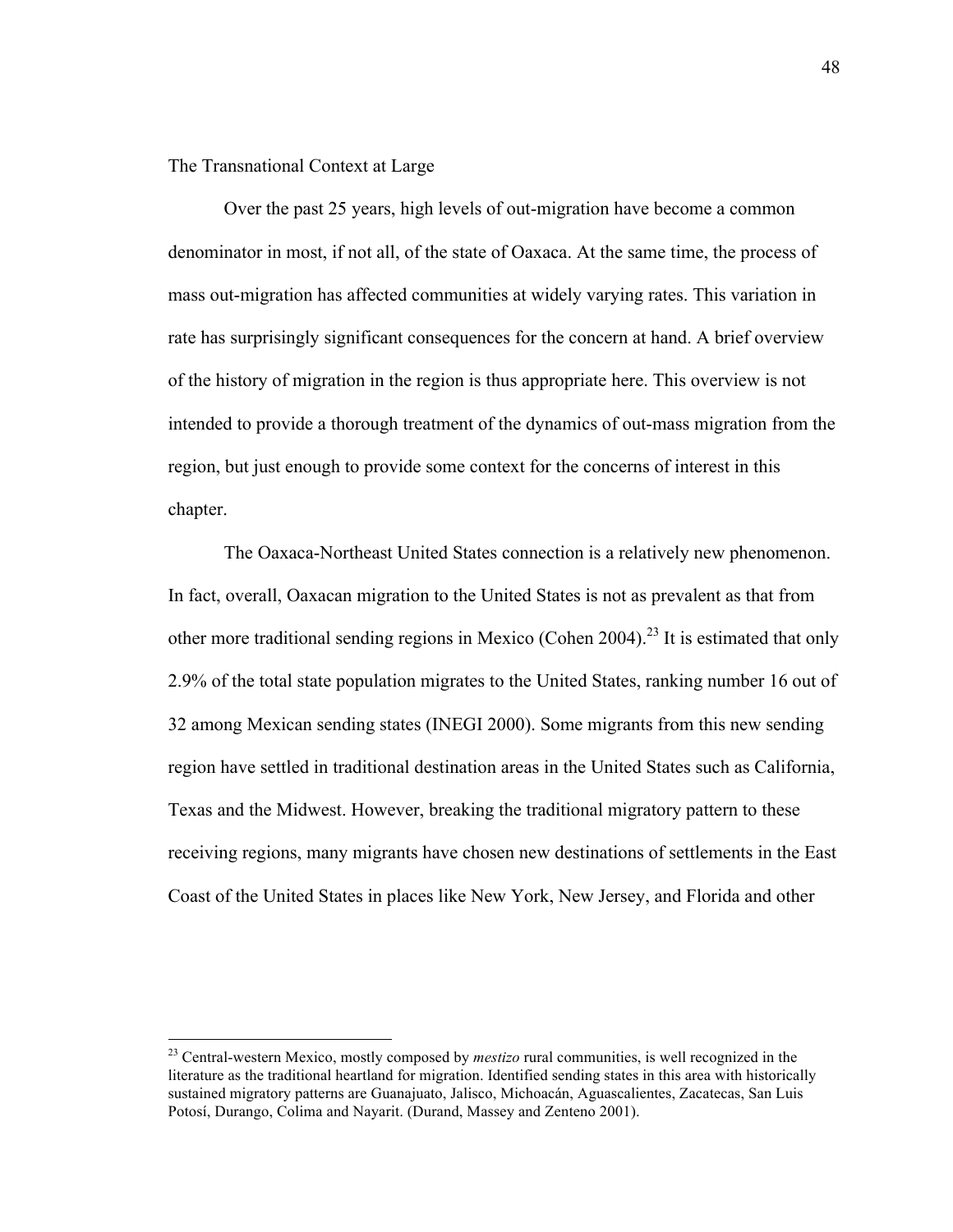## The Transnational Context at Large

Over the past 25 years, high levels of out-migration have become a common denominator in most, if not all, of the state of Oaxaca. At the same time, the process of mass out-migration has affected communities at widely varying rates. This variation in rate has surprisingly significant consequences for the concern at hand. A brief overview of the history of migration in the region is thus appropriate here. This overview is not intended to provide a thorough treatment of the dynamics of out-mass migration from the region, but just enough to provide some context for the concerns of interest in this chapter.

The Oaxaca-Northeast United States connection is a relatively new phenomenon. In fact, overall, Oaxacan migration to the United States is not as prevalent as that from other more traditional sending regions in Mexico (Cohen 2004).[23] It is estimated that only 2.9% of the total state population migrates to the United States, ranking number 16 out of 32 among Mexican sending states (INEGI 2000). Some migrants from this new sending region have settled in traditional destination areas in the United States such as California, Texas and the Midwest. However, breaking the traditional migratory pattern to these receiving regions, many migrants have chosen new destinations of settlements in the East Coast of the United States in places like New York, New Jersey, and Florida and other

[23] Central-western Mexico, mostly composed by *mestizo* rural communities, is well recognized in the literature as the traditional heartland for migration. Identified sending states in this area with historically sustained migratory patterns are Guanajuato, Jalisco, Michoacán, Aguascalientes, Zacatecas, San Luis Potosí, Durango, Colima and Nayarit. (Durand, Massey and Zenteno 2001).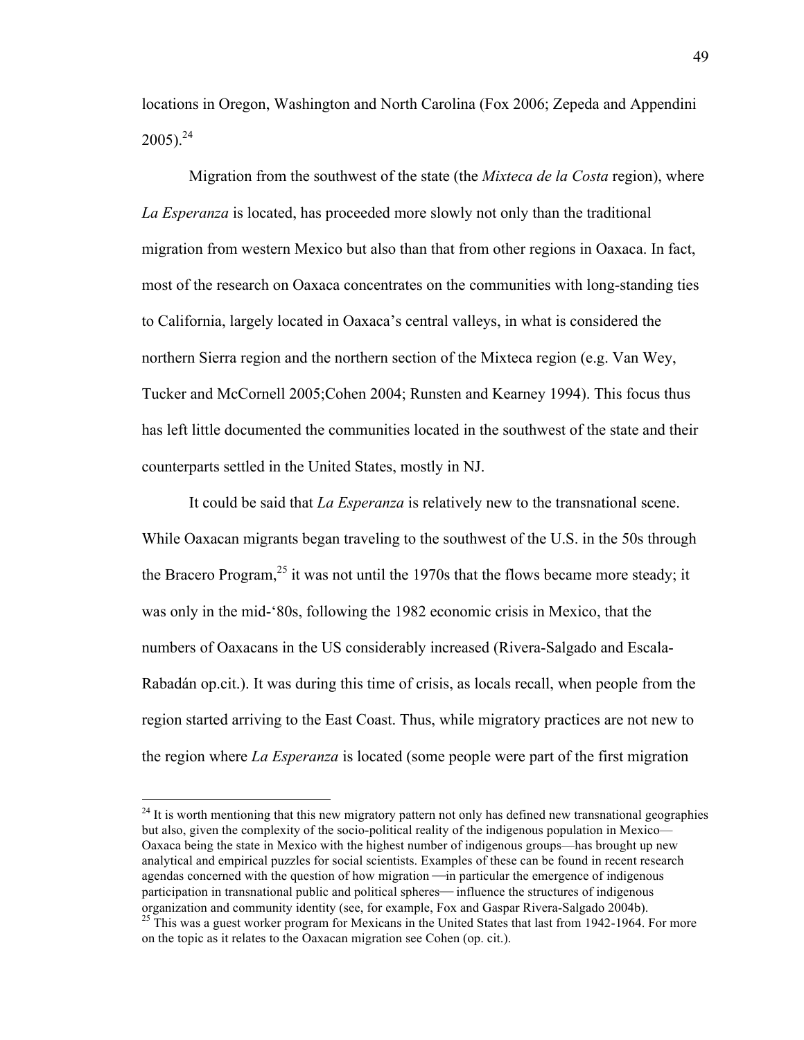locations in Oregon, Washington and North Carolina (Fox 2006; Zepeda and Appendini 2005).[24]

Migration from the southwest of the state (the *Mixteca de la Costa* region), where *La Esperanza* is located, has proceeded more slowly not only than the traditional migration from western Mexico but also than that from other regions in Oaxaca. In fact, most of the research on Oaxaca concentrates on the communities with long-standing ties to California, largely located in Oaxaca's central valleys, in what is considered the northern Sierra region and the northern section of the Mixteca region (e.g. Van Wey, Tucker and McCornell 2005;Cohen 2004; Runsten and Kearney 1994). This focus thus has left little documented the communities located in the southwest of the state and their counterparts settled in the United States, mostly in NJ.

It could be said that *La Esperanza* is relatively new to the transnational scene. While Oaxacan migrants began traveling to the southwest of the U.S. in the 50s through the Bracero Program,[25] it was not until the 1970s that the flows became more steady; it was only in the mid-'80s, following the 1982 economic crisis in Mexico, that the numbers of Oaxacans in the US considerably increased (Rivera-Salgado and Escala-Rabadán op.cit.). It was during this time of crisis, as locals recall, when people from the region started arriving to the East Coast. Thus, while migratory practices are not new to the region where *La Esperanza* is located (some people were part of the first migration

---

[24] It is worth mentioning that this new migratory pattern not only has defined new transnational geographies but also, given the complexity of the socio-political reality of the indigenous population in Mexico—Oaxaca being the state in Mexico with the highest number of indigenous groups—has brought up new analytical and empirical puzzles for social scientists. Examples of these can be found in recent research agendas concerned with the question of how migration —in particular the emergence of indigenous participation in transnational public and political spheres— influence the structures of indigenous organization and community identity (see, for example, Fox and Gaspar Rivera-Salgado 2004b).

[25] This was a guest worker program for Mexicans in the United States that last from 1942-1964. For more on the topic as it relates to the Oaxacan migration see Cohen (op. cit.).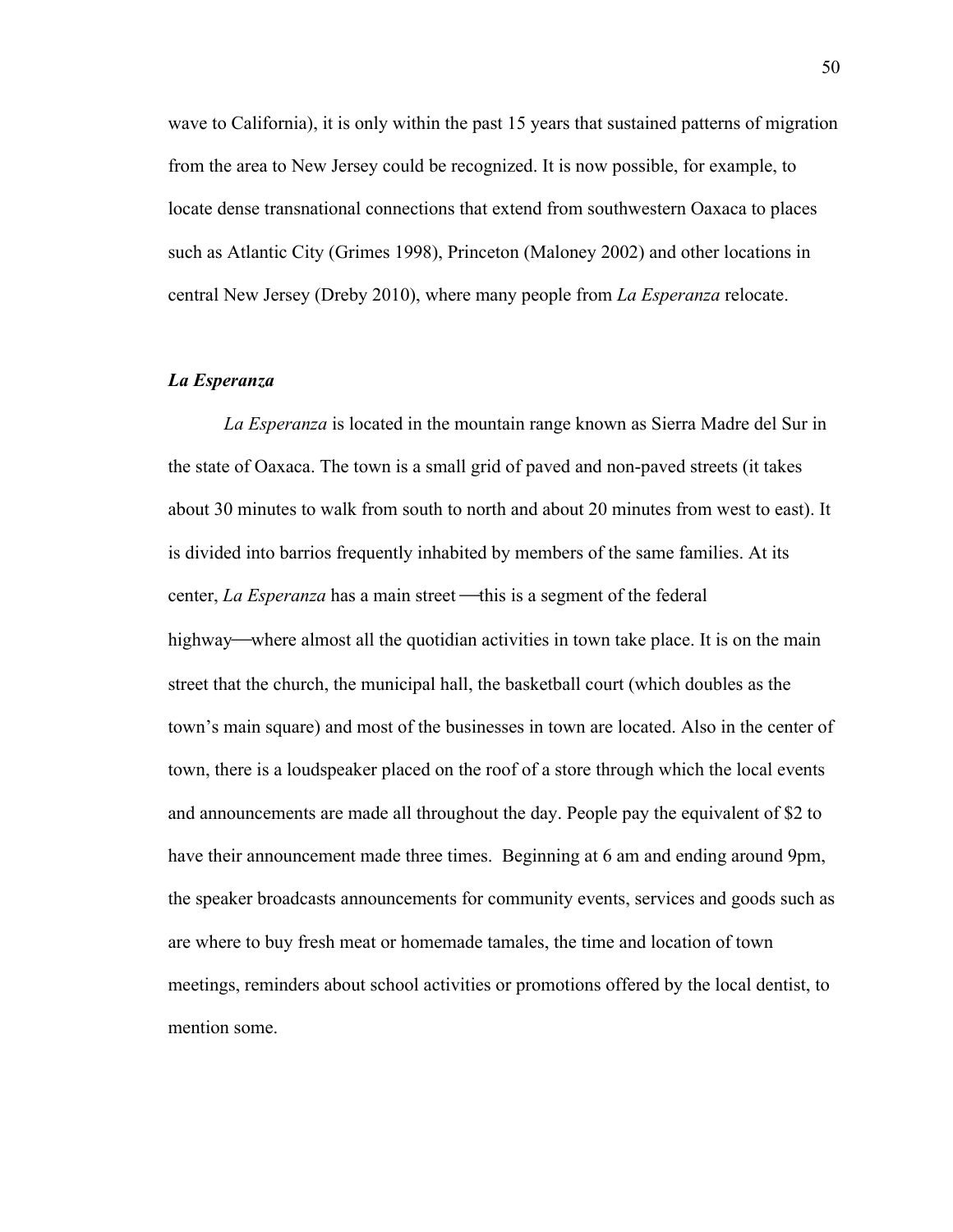wave to California), it is only within the past 15 years that sustained patterns of migration from the area to New Jersey could be recognized. It is now possible, for example, to locate dense transnational connections that extend from southwestern Oaxaca to places such as Atlantic City (Grimes 1998), Princeton (Maloney 2002) and other locations in central New Jersey (Dreby 2010), where many people from *La Esperanza* relocate.

### *La Esperanza*

*La Esperanza* is located in the mountain range known as Sierra Madre del Sur in the state of Oaxaca. The town is a small grid of paved and non-paved streets (it takes about 30 minutes to walk from south to north and about 20 minutes from west to east). It is divided into barrios frequently inhabited by members of the same families. At its center, *La Esperanza* has a main street —this is a segment of the federal highway—where almost all the quotidian activities in town take place. It is on the main street that the church, the municipal hall, the basketball court (which doubles as the town's main square) and most of the businesses in town are located. Also in the center of town, there is a loudspeaker placed on the roof of a store through which the local events and announcements are made all throughout the day. People pay the equivalent of $2 to have their announcement made three times. Beginning at 6 am and ending around 9pm, the speaker broadcasts announcements for community events, services and goods such as are where to buy fresh meat or homemade tamales, the time and location of town meetings, reminders about school activities or promotions offered by the local dentist, to mention some.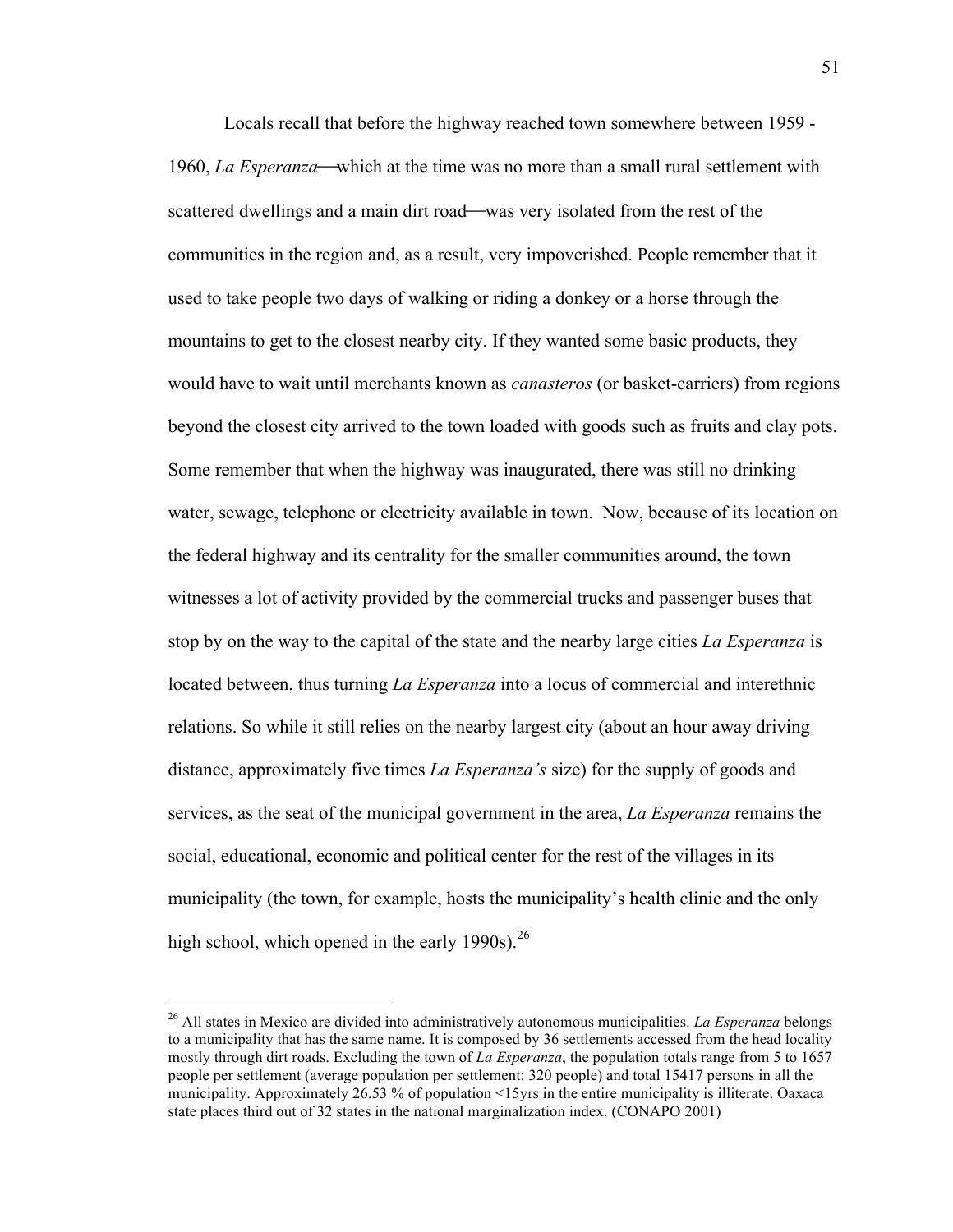Locals recall that before the highway reached town somewhere between 1959 - 1960, *La Esperanza*—which at the time was no more than a small rural settlement with scattered dwellings and a main dirt road—was very isolated from the rest of the communities in the region and, as a result, very impoverished. People remember that it used to take people two days of walking or riding a donkey or a horse through the mountains to get to the closest nearby city. If they wanted some basic products, they would have to wait until merchants known as *canasteros* (or basket-carriers) from regions beyond the closest city arrived to the town loaded with goods such as fruits and clay pots. Some remember that when the highway was inaugurated, there was still no drinking water, sewage, telephone or electricity available in town. Now, because of its location on the federal highway and its centrality for the smaller communities around, the town witnesses a lot of activity provided by the commercial trucks and passenger buses that stop by on the way to the capital of the state and the nearby large cities *La Esperanza* is located between, thus turning *La Esperanza* into a locus of commercial and interethnic relations. So while it still relies on the nearby largest city (about an hour away driving distance, approximately five times *La Esperanza's* size) for the supply of goods and services, as the seat of the municipal government in the area, *La Esperanza* remains the social, educational, economic and political center for the rest of the villages in its municipality (the town, for example, hosts the municipality's health clinic and the only high school, which opened in the early 1990s).[26]

---

[26] All states in Mexico are divided into administratively autonomous municipalities. *La Esperanza* belongs to a municipality that has the same name. It is composed by 36 settlements accessed from the head locality mostly through dirt roads. Excluding the town of *La Esperanza*, the population totals range from 5 to 1657 people per settlement (average population per settlement: 320 people) and total 15417 persons in all the municipality. Approximately 26.53 % of population <15yrs in the entire municipality is illiterate. Oaxaca state places third out of 32 states in the national marginalization index. (CONAPO 2001)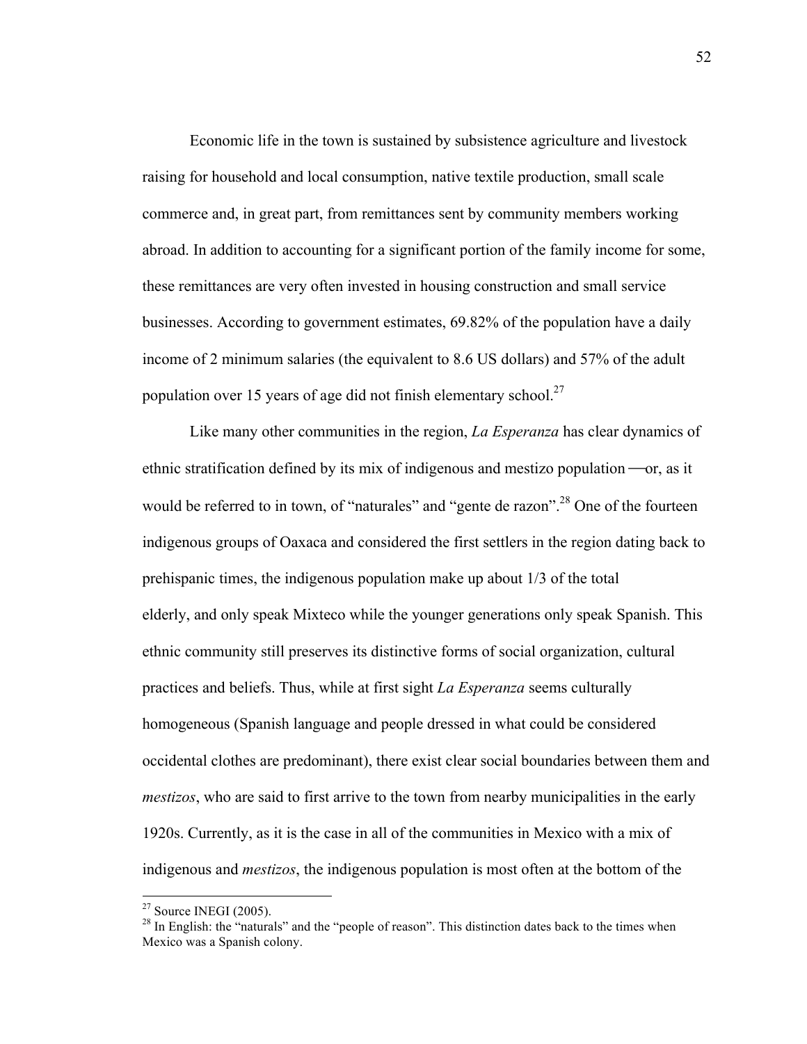Economic life in the town is sustained by subsistence agriculture and livestock raising for household and local consumption, native textile production, small scale commerce and, in great part, from remittances sent by community members working abroad. In addition to accounting for a significant portion of the family income for some, these remittances are very often invested in housing construction and small service businesses. According to government estimates, 69.82% of the population have a daily income of 2 minimum salaries (the equivalent to 8.6 US dollars) and 57% of the adult population over 15 years of age did not finish elementary school.[27]

Like many other communities in the region, *La Esperanza* has clear dynamics of ethnic stratification defined by its mix of indigenous and mestizo population —or, as it would be referred to in town, of "naturales" and "gente de razon".[28] One of the fourteen indigenous groups of Oaxaca and considered the first settlers in the region dating back to prehispanic times, the indigenous population make up about 1/3 of the total elderly, and only speak Mixteco while the younger generations only speak Spanish. This ethnic community still preserves its distinctive forms of social organization, cultural practices and beliefs. Thus, while at first sight *La Esperanza* seems culturally homogeneous (Spanish language and people dressed in what could be considered occidental clothes are predominant), there exist clear social boundaries between them and *mestizos*, who are said to first arrive to the town from nearby municipalities in the early 1920s. Currently, as it is the case in all of the communities in Mexico with a mix of indigenous and *mestizos*, the indigenous population is most often at the bottom of the

---

[27] Source INEGI (2005).

[28] In English: the "naturals" and the "people of reason". This distinction dates back to the times when Mexico was a Spanish colony.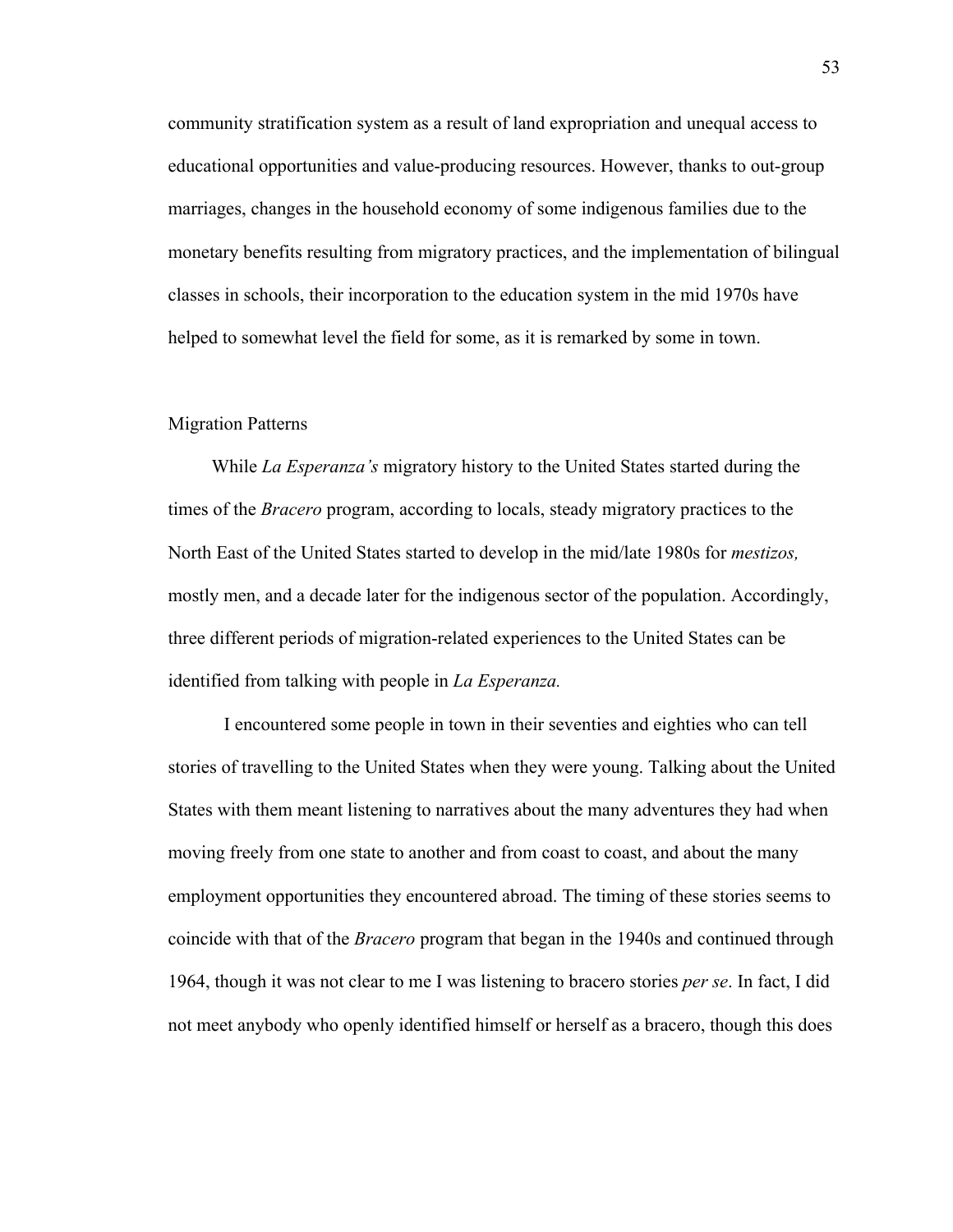community stratification system as a result of land expropriation and unequal access to educational opportunities and value-producing resources. However, thanks to out-group marriages, changes in the household economy of some indigenous families due to the monetary benefits resulting from migratory practices, and the implementation of bilingual classes in schools, their incorporation to the education system in the mid 1970s have helped to somewhat level the field for some, as it is remarked by some in town.

## Migration Patterns

While *La Esperanza's* migratory history to the United States started during the times of the *Bracero* program, according to locals, steady migratory practices to the North East of the United States started to develop in the mid/late 1980s for *mestizos,* mostly men, and a decade later for the indigenous sector of the population. Accordingly, three different periods of migration-related experiences to the United States can be identified from talking with people in *La Esperanza.*

I encountered some people in town in their seventies and eighties who can tell stories of travelling to the United States when they were young. Talking about the United States with them meant listening to narratives about the many adventures they had when moving freely from one state to another and from coast to coast, and about the many employment opportunities they encountered abroad. The timing of these stories seems to coincide with that of the *Bracero* program that began in the 1940s and continued through 1964, though it was not clear to me I was listening to bracero stories *per se*. In fact, I did not meet anybody who openly identified himself or herself as a bracero, though this does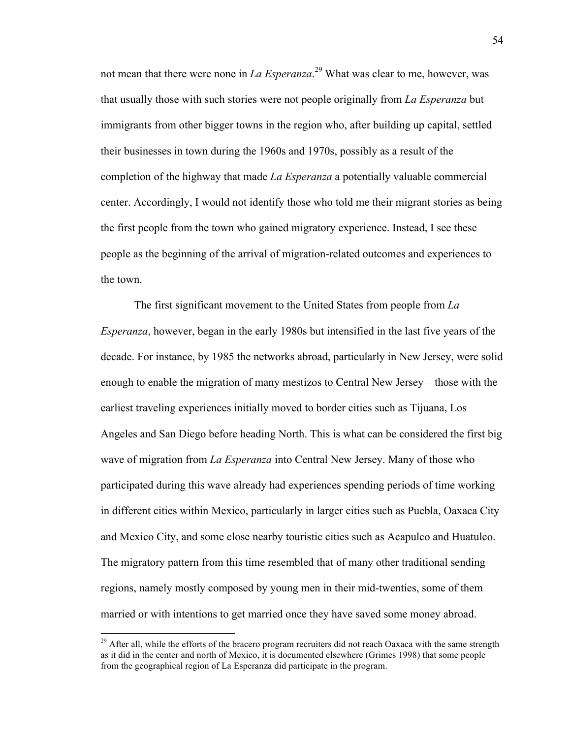not mean that there were none in *La Esperanza*.[29] What was clear to me, however, was that usually those with such stories were not people originally from *La Esperanza* but immigrants from other bigger towns in the region who, after building up capital, settled their businesses in town during the 1960s and 1970s, possibly as a result of the completion of the highway that made *La Esperanza* a potentially valuable commercial center. Accordingly, I would not identify those who told me their migrant stories as being the first people from the town who gained migratory experience. Instead, I see these people as the beginning of the arrival of migration-related outcomes and experiences to the town.

The first significant movement to the United States from people from *La Esperanza*, however, began in the early 1980s but intensified in the last five years of the decade. For instance, by 1985 the networks abroad, particularly in New Jersey, were solid enough to enable the migration of many mestizos to Central New Jersey—those with the earliest traveling experiences initially moved to border cities such as Tijuana, Los Angeles and San Diego before heading North. This is what can be considered the first big wave of migration from *La Esperanza* into Central New Jersey. Many of those who participated during this wave already had experiences spending periods of time working in different cities within Mexico, particularly in larger cities such as Puebla, Oaxaca City and Mexico City, and some close nearby touristic cities such as Acapulco and Huatulco. The migratory pattern from this time resembled that of many other traditional sending regions, namely mostly composed by young men in their mid-twenties, some of them married or with intentions to get married once they have saved some money abroad.

---

[29] After all, while the efforts of the bracero program recruiters did not reach Oaxaca with the same strength as it did in the center and north of Mexico, it is documented elsewhere (Grimes 1998) that some people from the geographical region of La Esperanza did participate in the program.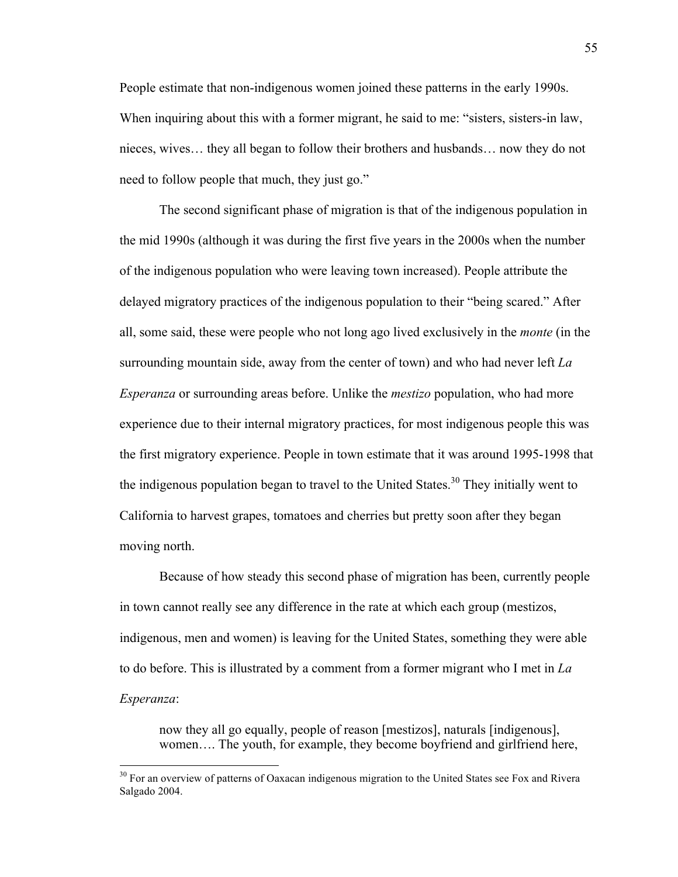People estimate that non-indigenous women joined these patterns in the early 1990s. When inquiring about this with a former migrant, he said to me: "sisters, sisters-in law, nieces, wives… they all began to follow their brothers and husbands… now they do not need to follow people that much, they just go."

The second significant phase of migration is that of the indigenous population in the mid 1990s (although it was during the first five years in the 2000s when the number of the indigenous population who were leaving town increased). People attribute the delayed migratory practices of the indigenous population to their "being scared." After all, some said, these were people who not long ago lived exclusively in the *monte* (in the surrounding mountain side, away from the center of town) and who had never left *La Esperanza* or surrounding areas before. Unlike the *mestizo* population, who had more experience due to their internal migratory practices, for most indigenous people this was the first migratory experience. People in town estimate that it was around 1995-1998 that the indigenous population began to travel to the United States.[30] They initially went to California to harvest grapes, tomatoes and cherries but pretty soon after they began moving north.

Because of how steady this second phase of migration has been, currently people in town cannot really see any difference in the rate at which each group (mestizos, indigenous, men and women) is leaving for the United States, something they were able to do before. This is illustrated by a comment from a former migrant who I met in *La Esperanza*:

> now they all go equally, people of reason [mestizos], naturals [indigenous], women…. The youth, for example, they become boyfriend and girlfriend here,

[30] For an overview of patterns of Oaxacan indigenous migration to the United States see Fox and Rivera Salgado 2004.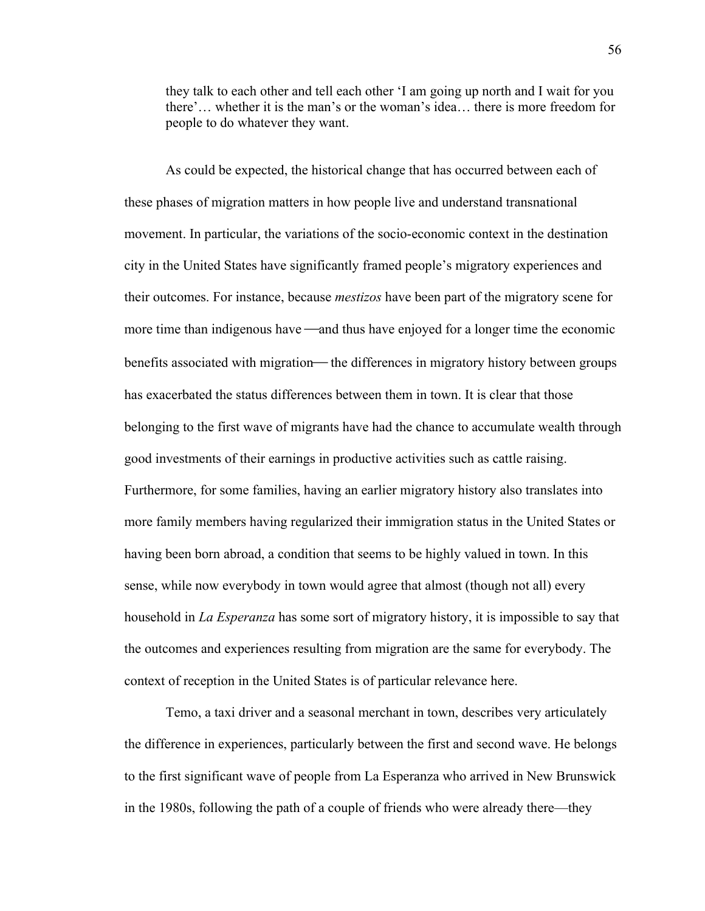> they talk to each other and tell each other 'I am going up north and I wait for you there'… whether it is the man's or the woman's idea… there is more freedom for people to do whatever they want.

As could be expected, the historical change that has occurred between each of these phases of migration matters in how people live and understand transnational movement. In particular, the variations of the socio-economic context in the destination city in the United States have significantly framed people's migratory experiences and their outcomes. For instance, because *mestizos* have been part of the migratory scene for more time than indigenous have —and thus have enjoyed for a longer time the economic benefits associated with migration— the differences in migratory history between groups has exacerbated the status differences between them in town. It is clear that those belonging to the first wave of migrants have had the chance to accumulate wealth through good investments of their earnings in productive activities such as cattle raising. Furthermore, for some families, having an earlier migratory history also translates into more family members having regularized their immigration status in the United States or having been born abroad, a condition that seems to be highly valued in town. In this sense, while now everybody in town would agree that almost (though not all) every household in *La Esperanza* has some sort of migratory history, it is impossible to say that the outcomes and experiences resulting from migration are the same for everybody. The context of reception in the United States is of particular relevance here.

Temo, a taxi driver and a seasonal merchant in town, describes very articulately the difference in experiences, particularly between the first and second wave. He belongs to the first significant wave of people from La Esperanza who arrived in New Brunswick in the 1980s, following the path of a couple of friends who were already there—they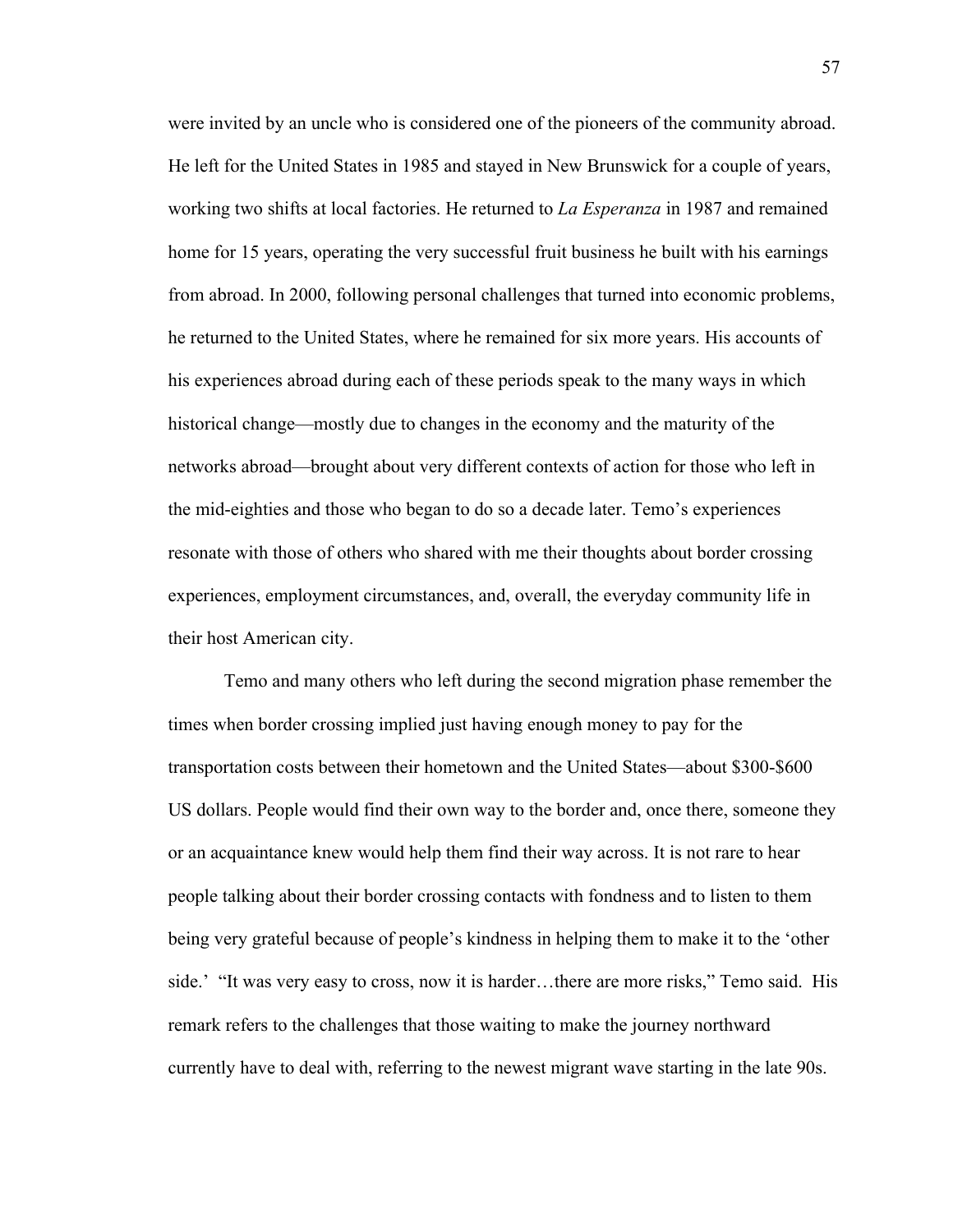were invited by an uncle who is considered one of the pioneers of the community abroad. He left for the United States in 1985 and stayed in New Brunswick for a couple of years, working two shifts at local factories. He returned to *La Esperanza* in 1987 and remained home for 15 years, operating the very successful fruit business he built with his earnings from abroad. In 2000, following personal challenges that turned into economic problems, he returned to the United States, where he remained for six more years. His accounts of his experiences abroad during each of these periods speak to the many ways in which historical change—mostly due to changes in the economy and the maturity of the networks abroad—brought about very different contexts of action for those who left in the mid-eighties and those who began to do so a decade later. Temo's experiences resonate with those of others who shared with me their thoughts about border crossing experiences, employment circumstances, and, overall, the everyday community life in their host American city.

Temo and many others who left during the second migration phase remember the times when border crossing implied just having enough money to pay for the transportation costs between their hometown and the United States—about $300-$600 US dollars. People would find their own way to the border and, once there, someone they or an acquaintance knew would help them find their way across. It is not rare to hear people talking about their border crossing contacts with fondness and to listen to them being very grateful because of people's kindness in helping them to make it to the 'other side.' "It was very easy to cross, now it is harder…there are more risks," Temo said. His remark refers to the challenges that those waiting to make the journey northward currently have to deal with, referring to the newest migrant wave starting in the late 90s.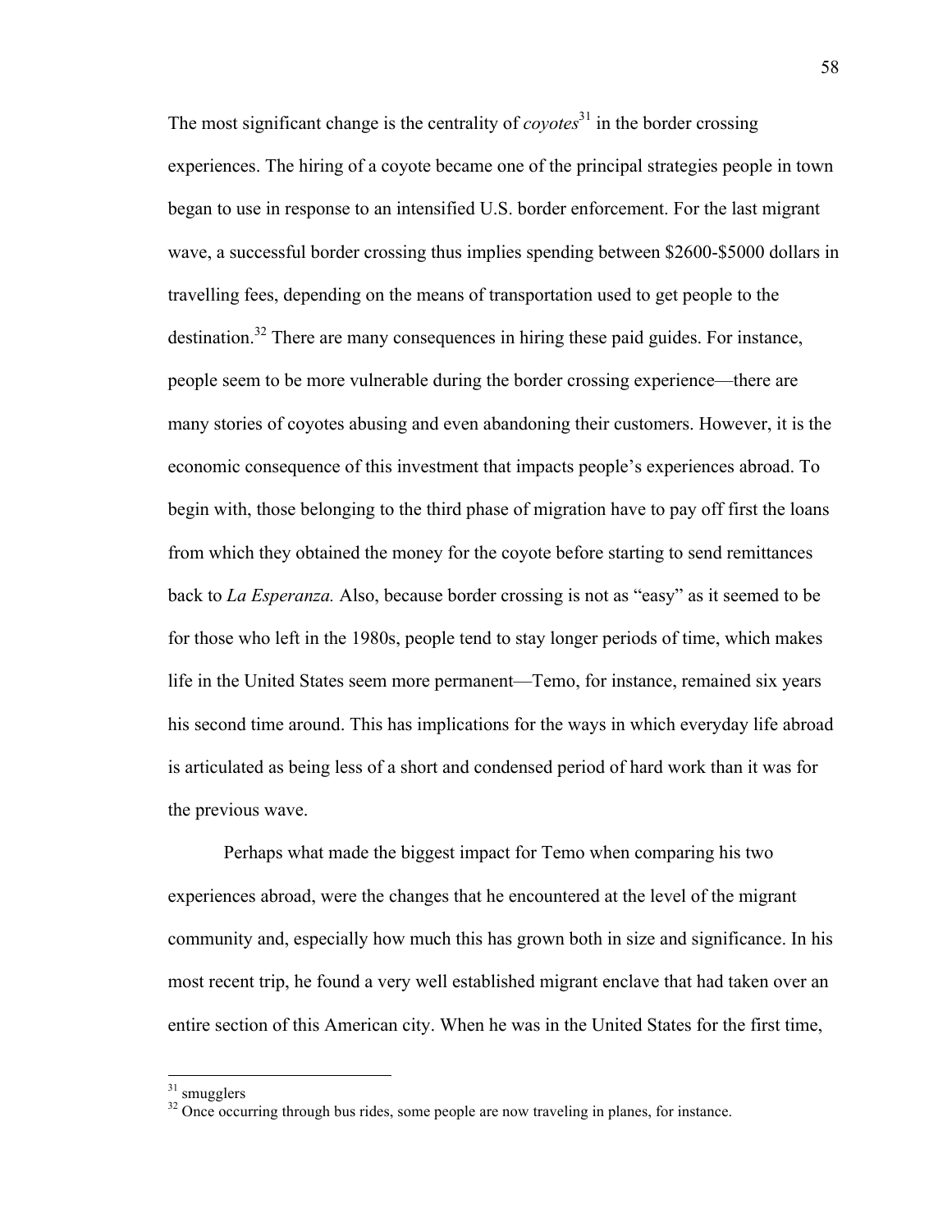The most significant change is the centrality of *coyotes*[31] in the border crossing experiences. The hiring of a coyote became one of the principal strategies people in town began to use in response to an intensified U.S. border enforcement. For the last migrant wave, a successful border crossing thus implies spending between $2600-$5000 dollars in travelling fees, depending on the means of transportation used to get people to the destination.[32] There are many consequences in hiring these paid guides. For instance, people seem to be more vulnerable during the border crossing experience—there are many stories of coyotes abusing and even abandoning their customers. However, it is the economic consequence of this investment that impacts people's experiences abroad. To begin with, those belonging to the third phase of migration have to pay off first the loans from which they obtained the money for the coyote before starting to send remittances back to *La Esperanza.* Also, because border crossing is not as "easy" as it seemed to be for those who left in the 1980s, people tend to stay longer periods of time, which makes life in the United States seem more permanent—Temo, for instance, remained six years his second time around. This has implications for the ways in which everyday life abroad is articulated as being less of a short and condensed period of hard work than it was for the previous wave.

Perhaps what made the biggest impact for Temo when comparing his two experiences abroad, were the changes that he encountered at the level of the migrant community and, especially how much this has grown both in size and significance. In his most recent trip, he found a very well established migrant enclave that had taken over an entire section of this American city. When he was in the United States for the first time,

[31] smugglers
[32] Once occurring through bus rides, some people are now traveling in planes, for instance.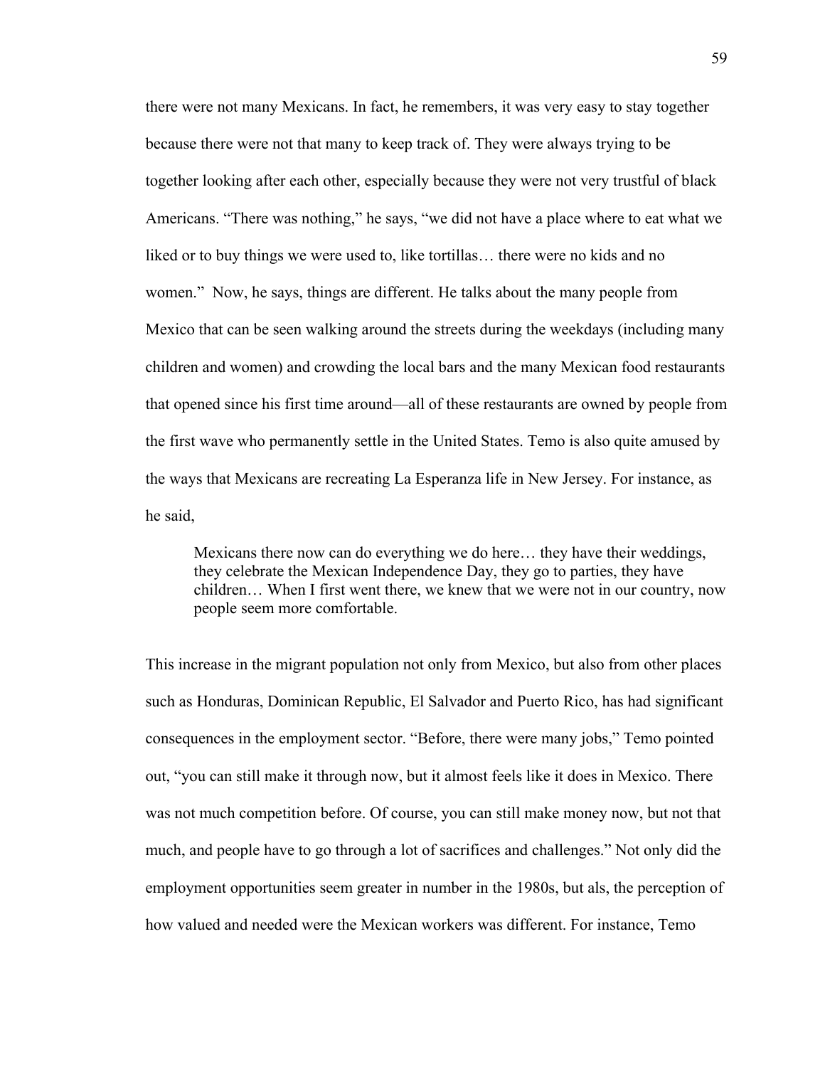there were not many Mexicans. In fact, he remembers, it was very easy to stay together because there were not that many to keep track of. They were always trying to be together looking after each other, especially because they were not very trustful of black Americans. "There was nothing," he says, "we did not have a place where to eat what we liked or to buy things we were used to, like tortillas… there were no kids and no women." Now, he says, things are different. He talks about the many people from Mexico that can be seen walking around the streets during the weekdays (including many children and women) and crowding the local bars and the many Mexican food restaurants that opened since his first time around—all of these restaurants are owned by people from the first wave who permanently settle in the United States. Temo is also quite amused by the ways that Mexicans are recreating La Esperanza life in New Jersey. For instance, as he said,

> Mexicans there now can do everything we do here… they have their weddings, they celebrate the Mexican Independence Day, they go to parties, they have children… When I first went there, we knew that we were not in our country, now people seem more comfortable.

This increase in the migrant population not only from Mexico, but also from other places such as Honduras, Dominican Republic, El Salvador and Puerto Rico, has had significant consequences in the employment sector. "Before, there were many jobs," Temo pointed out, "you can still make it through now, but it almost feels like it does in Mexico. There was not much competition before. Of course, you can still make money now, but not that much, and people have to go through a lot of sacrifices and challenges." Not only did the employment opportunities seem greater in number in the 1980s, but als, the perception of how valued and needed were the Mexican workers was different. For instance, Temo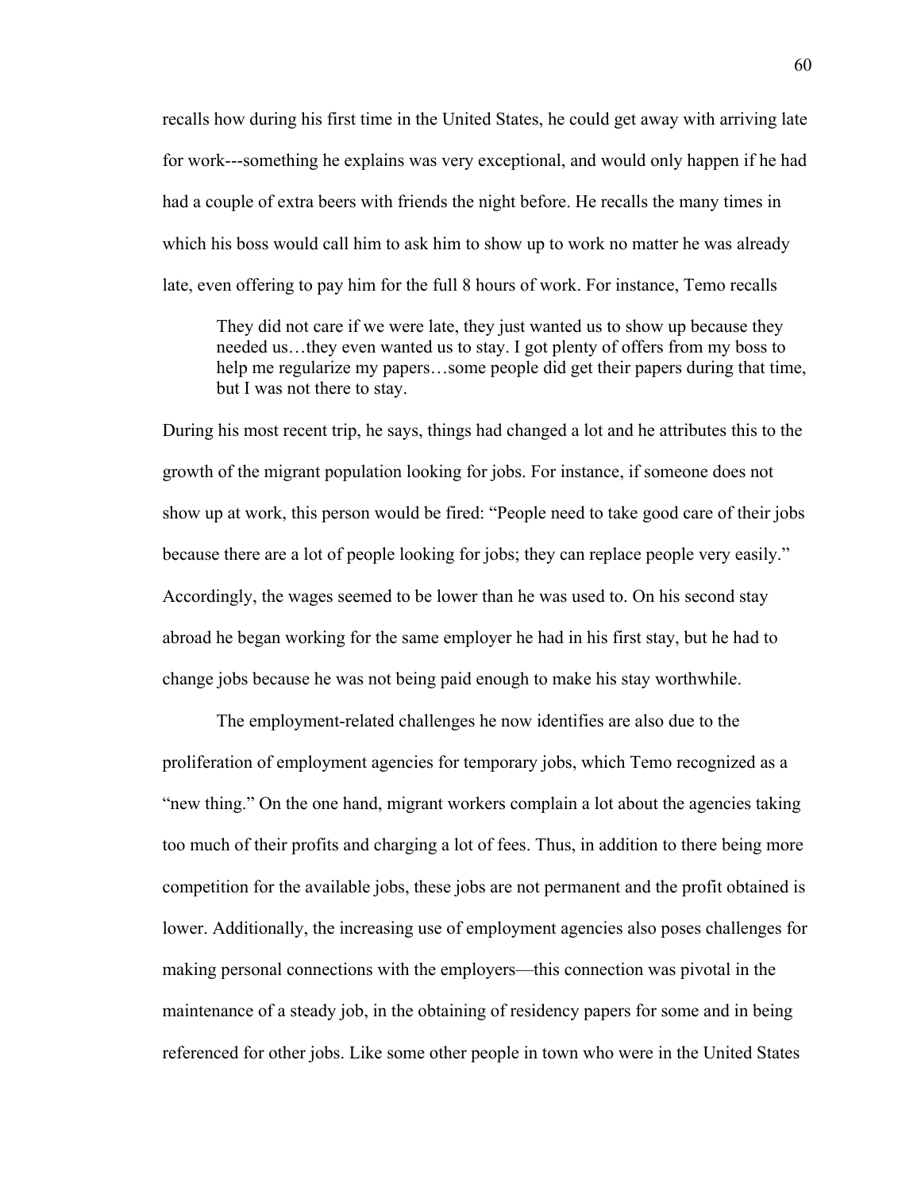recalls how during his first time in the United States, he could get away with arriving late for work---something he explains was very exceptional, and would only happen if he had had a couple of extra beers with friends the night before. He recalls the many times in which his boss would call him to ask him to show up to work no matter he was already late, even offering to pay him for the full 8 hours of work. For instance, Temo recalls

> They did not care if we were late, they just wanted us to show up because they needed us…they even wanted us to stay. I got plenty of offers from my boss to help me regularize my papers…some people did get their papers during that time, but I was not there to stay.

During his most recent trip, he says, things had changed a lot and he attributes this to the growth of the migrant population looking for jobs. For instance, if someone does not show up at work, this person would be fired: “People need to take good care of their jobs because there are a lot of people looking for jobs; they can replace people very easily.” Accordingly, the wages seemed to be lower than he was used to. On his second stay abroad he began working for the same employer he had in his first stay, but he had to change jobs because he was not being paid enough to make his stay worthwhile.

The employment-related challenges he now identifies are also due to the proliferation of employment agencies for temporary jobs, which Temo recognized as a “new thing.” On the one hand, migrant workers complain a lot about the agencies taking too much of their profits and charging a lot of fees. Thus, in addition to there being more competition for the available jobs, these jobs are not permanent and the profit obtained is lower. Additionally, the increasing use of employment agencies also poses challenges for making personal connections with the employers—this connection was pivotal in the maintenance of a steady job, in the obtaining of residency papers for some and in being referenced for other jobs. Like some other people in town who were in the United States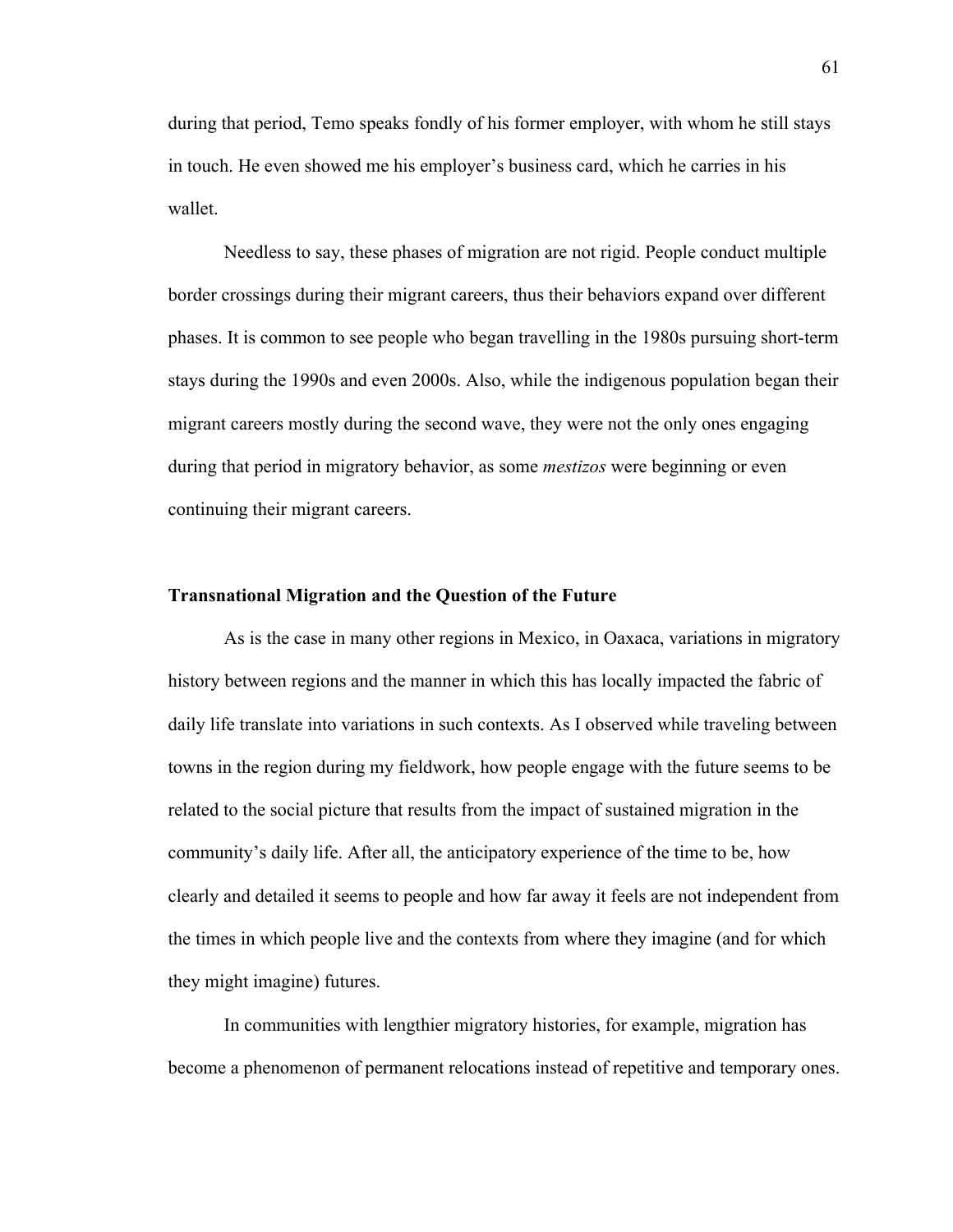during that period, Temo speaks fondly of his former employer, with whom he still stays in touch. He even showed me his employer's business card, which he carries in his wallet.

Needless to say, these phases of migration are not rigid. People conduct multiple border crossings during their migrant careers, thus their behaviors expand over different phases. It is common to see people who began travelling in the 1980s pursuing short-term stays during the 1990s and even 2000s. Also, while the indigenous population began their migrant careers mostly during the second wave, they were not the only ones engaging during that period in migratory behavior, as some *mestizos* were beginning or even continuing their migrant careers.

### Transnational Migration and the Question of the Future

As is the case in many other regions in Mexico, in Oaxaca, variations in migratory history between regions and the manner in which this has locally impacted the fabric of daily life translate into variations in such contexts. As I observed while traveling between towns in the region during my fieldwork, how people engage with the future seems to be related to the social picture that results from the impact of sustained migration in the community's daily life. After all, the anticipatory experience of the time to be, how clearly and detailed it seems to people and how far away it feels are not independent from the times in which people live and the contexts from where they imagine (and for which they might imagine) futures.

In communities with lengthier migratory histories, for example, migration has become a phenomenon of permanent relocations instead of repetitive and temporary ones.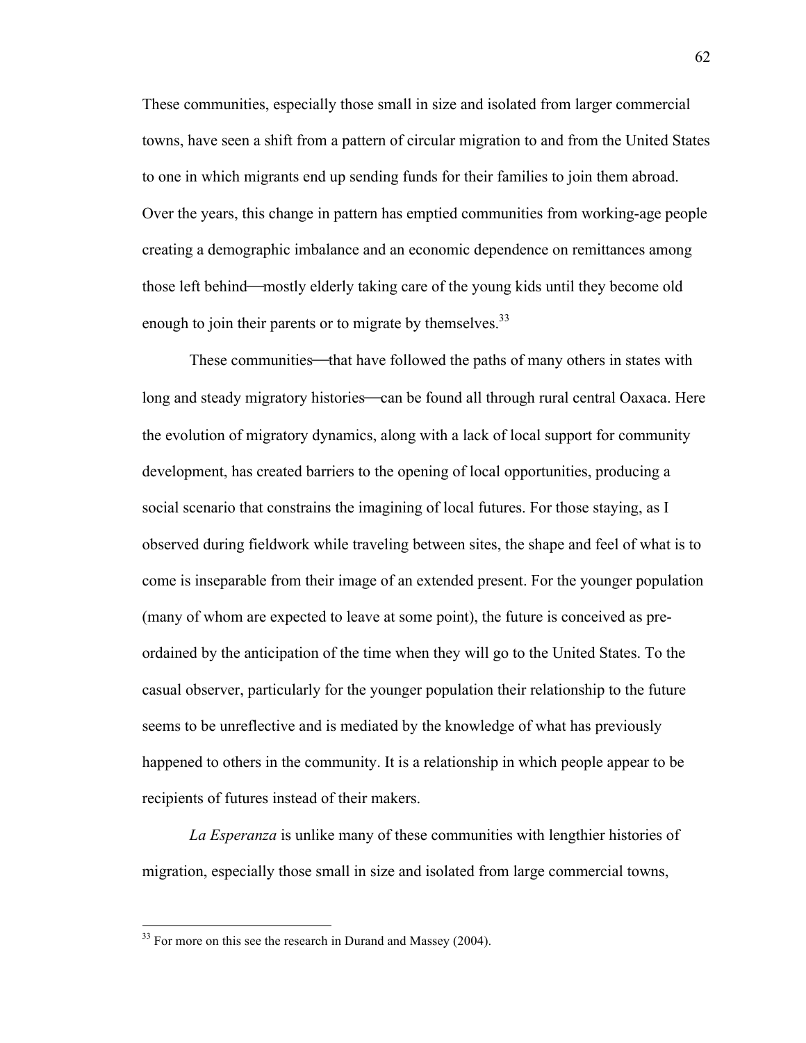These communities, especially those small in size and isolated from larger commercial towns, have seen a shift from a pattern of circular migration to and from the United States to one in which migrants end up sending funds for their families to join them abroad. Over the years, this change in pattern has emptied communities from working-age people creating a demographic imbalance and an economic dependence on remittances among those left behind—mostly elderly taking care of the young kids until they become old enough to join their parents or to migrate by themselves.[33]

These communities—that have followed the paths of many others in states with long and steady migratory histories—can be found all through rural central Oaxaca. Here the evolution of migratory dynamics, along with a lack of local support for community development, has created barriers to the opening of local opportunities, producing a social scenario that constrains the imagining of local futures. For those staying, as I observed during fieldwork while traveling between sites, the shape and feel of what is to come is inseparable from their image of an extended present. For the younger population (many of whom are expected to leave at some point), the future is conceived as pre-ordained by the anticipation of the time when they will go to the United States. To the casual observer, particularly for the younger population their relationship to the future seems to be unreflective and is mediated by the knowledge of what has previously happened to others in the community. It is a relationship in which people appear to be recipients of futures instead of their makers.

*La Esperanza* is unlike many of these communities with lengthier histories of migration, especially those small in size and isolated from large commercial towns,

---

[33] For more on this see the research in Durand and Massey (2004).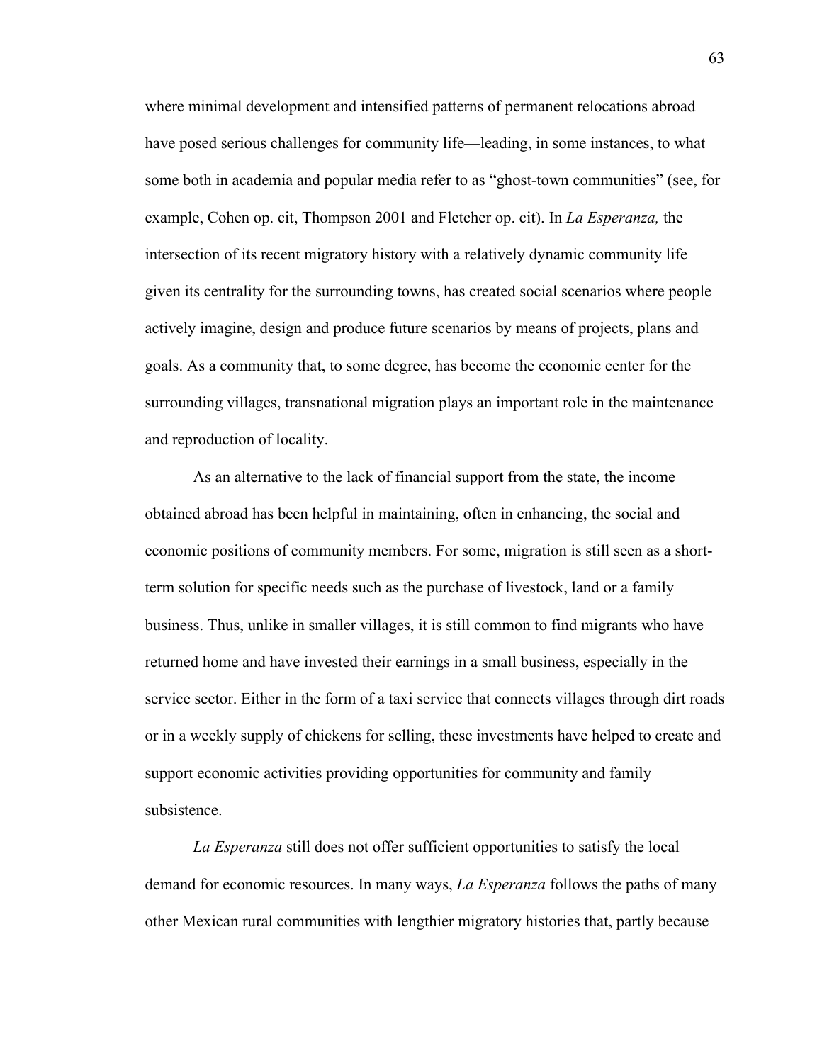where minimal development and intensified patterns of permanent relocations abroad have posed serious challenges for community life—leading, in some instances, to what some both in academia and popular media refer to as "ghost-town communities" (see, for example, Cohen op. cit, Thompson 2001 and Fletcher op. cit). In *La Esperanza,* the intersection of its recent migratory history with a relatively dynamic community life given its centrality for the surrounding towns, has created social scenarios where people actively imagine, design and produce future scenarios by means of projects, plans and goals. As a community that, to some degree, has become the economic center for the surrounding villages, transnational migration plays an important role in the maintenance and reproduction of locality.

As an alternative to the lack of financial support from the state, the income obtained abroad has been helpful in maintaining, often in enhancing, the social and economic positions of community members. For some, migration is still seen as a short-term solution for specific needs such as the purchase of livestock, land or a family business. Thus, unlike in smaller villages, it is still common to find migrants who have returned home and have invested their earnings in a small business, especially in the service sector. Either in the form of a taxi service that connects villages through dirt roads or in a weekly supply of chickens for selling, these investments have helped to create and support economic activities providing opportunities for community and family subsistence.

*La Esperanza* still does not offer sufficient opportunities to satisfy the local demand for economic resources. In many ways, *La Esperanza* follows the paths of many other Mexican rural communities with lengthier migratory histories that, partly because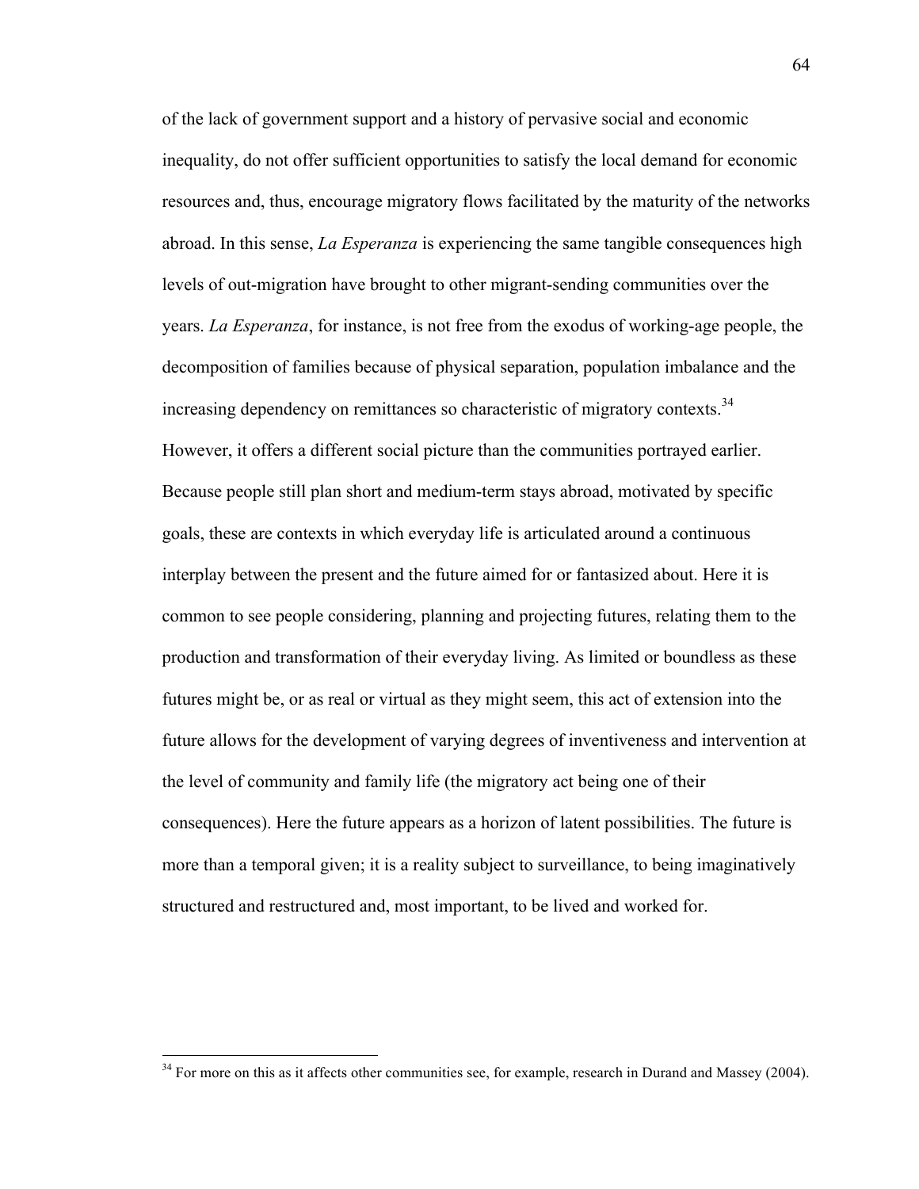of the lack of government support and a history of pervasive social and economic inequality, do not offer sufficient opportunities to satisfy the local demand for economic resources and, thus, encourage migratory flows facilitated by the maturity of the networks abroad. In this sense, *La Esperanza* is experiencing the same tangible consequences high levels of out-migration have brought to other migrant-sending communities over the years. *La Esperanza*, for instance, is not free from the exodus of working-age people, the decomposition of families because of physical separation, population imbalance and the increasing dependency on remittances so characteristic of migratory contexts.[34] However, it offers a different social picture than the communities portrayed earlier. Because people still plan short and medium-term stays abroad, motivated by specific goals, these are contexts in which everyday life is articulated around a continuous interplay between the present and the future aimed for or fantasized about. Here it is common to see people considering, planning and projecting futures, relating them to the production and transformation of their everyday living. As limited or boundless as these futures might be, or as real or virtual as they might seem, this act of extension into the future allows for the development of varying degrees of inventiveness and intervention at the level of community and family life (the migratory act being one of their consequences). Here the future appears as a horizon of latent possibilities. The future is more than a temporal given; it is a reality subject to surveillance, to being imaginatively structured and restructured and, most important, to be lived and worked for.

[34] For more on this as it affects other communities see, for example, research in Durand and Massey (2004).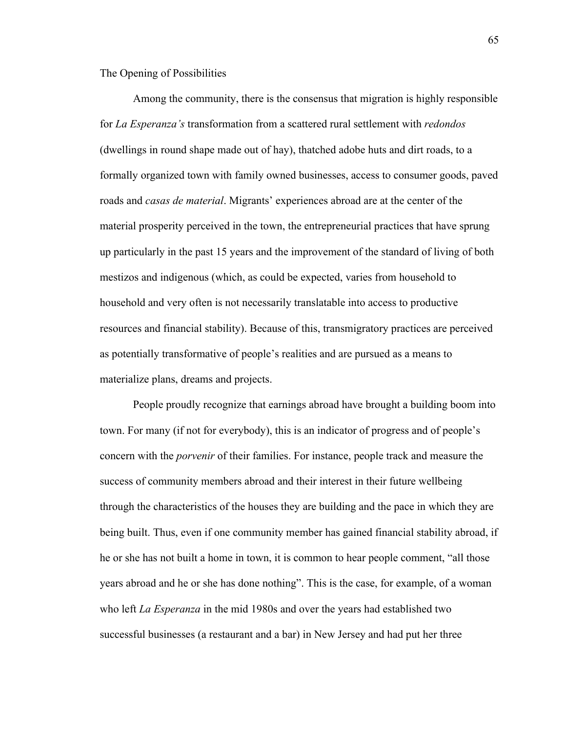### The Opening of Possibilities

Among the community, there is the consensus that migration is highly responsible for *La Esperanza's* transformation from a scattered rural settlement with *redondos* (dwellings in round shape made out of hay), thatched adobe huts and dirt roads, to a formally organized town with family owned businesses, access to consumer goods, paved roads and *casas de material*. Migrants' experiences abroad are at the center of the material prosperity perceived in the town, the entrepreneurial practices that have sprung up particularly in the past 15 years and the improvement of the standard of living of both mestizos and indigenous (which, as could be expected, varies from household to household and very often is not necessarily translatable into access to productive resources and financial stability). Because of this, transmigratory practices are perceived as potentially transformative of people's realities and are pursued as a means to materialize plans, dreams and projects.

People proudly recognize that earnings abroad have brought a building boom into town. For many (if not for everybody), this is an indicator of progress and of people's concern with the *porvenir* of their families. For instance, people track and measure the success of community members abroad and their interest in their future wellbeing through the characteristics of the houses they are building and the pace in which they are being built. Thus, even if one community member has gained financial stability abroad, if he or she has not built a home in town, it is common to hear people comment, "all those years abroad and he or she has done nothing". This is the case, for example, of a woman who left *La Esperanza* in the mid 1980s and over the years had established two successful businesses (a restaurant and a bar) in New Jersey and had put her three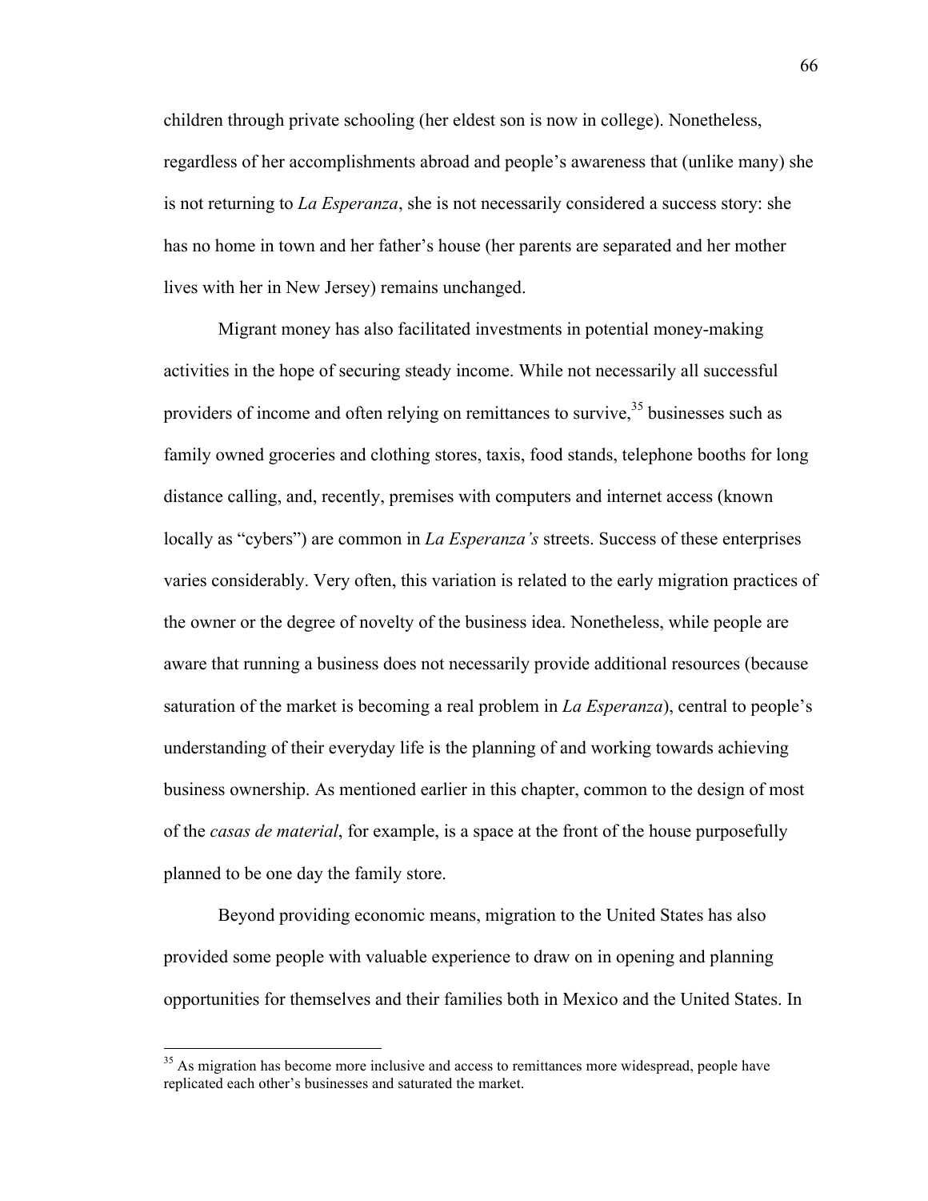children through private schooling (her eldest son is now in college). Nonetheless, regardless of her accomplishments abroad and people's awareness that (unlike many) she is not returning to *La Esperanza*, she is not necessarily considered a success story: she has no home in town and her father's house (her parents are separated and her mother lives with her in New Jersey) remains unchanged.

Migrant money has also facilitated investments in potential money-making activities in the hope of securing steady income. While not necessarily all successful providers of income and often relying on remittances to survive,[35] businesses such as family owned groceries and clothing stores, taxis, food stands, telephone booths for long distance calling, and, recently, premises with computers and internet access (known locally as "cybers") are common in *La Esperanza's* streets. Success of these enterprises varies considerably. Very often, this variation is related to the early migration practices of the owner or the degree of novelty of the business idea. Nonetheless, while people are aware that running a business does not necessarily provide additional resources (because saturation of the market is becoming a real problem in *La Esperanza*), central to people's understanding of their everyday life is the planning of and working towards achieving business ownership. As mentioned earlier in this chapter, common to the design of most of the *casas de material*, for example, is a space at the front of the house purposefully planned to be one day the family store.

Beyond providing economic means, migration to the United States has also provided some people with valuable experience to draw on in opening and planning opportunities for themselves and their families both in Mexico and the United States. In

[35] As migration has become more inclusive and access to remittances more widespread, people have replicated each other's businesses and saturated the market.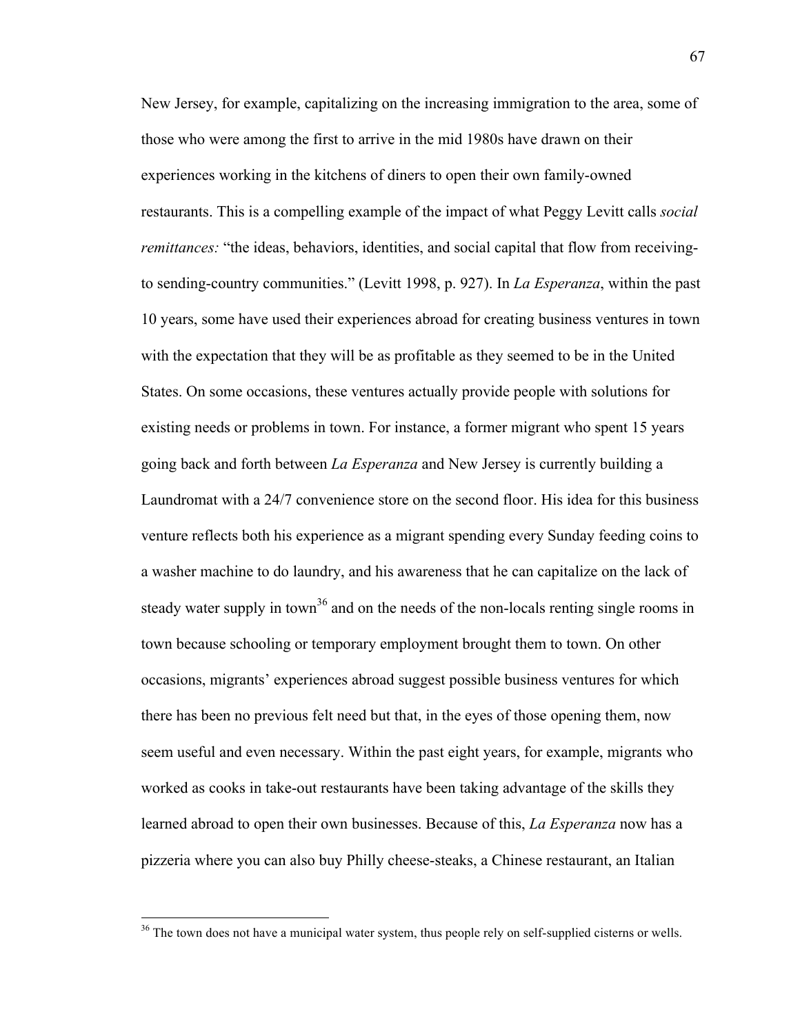New Jersey, for example, capitalizing on the increasing immigration to the area, some of those who were among the first to arrive in the mid 1980s have drawn on their experiences working in the kitchens of diners to open their own family-owned restaurants. This is a compelling example of the impact of what Peggy Levitt calls *social remittances:* "the ideas, behaviors, identities, and social capital that flow from receiving- to sending-country communities." (Levitt 1998, p. 927). In *La Esperanza*, within the past 10 years, some have used their experiences abroad for creating business ventures in town with the expectation that they will be as profitable as they seemed to be in the United States. On some occasions, these ventures actually provide people with solutions for existing needs or problems in town. For instance, a former migrant who spent 15 years going back and forth between *La Esperanza* and New Jersey is currently building a Laundromat with a 24/7 convenience store on the second floor. His idea for this business venture reflects both his experience as a migrant spending every Sunday feeding coins to a washer machine to do laundry, and his awareness that he can capitalize on the lack of steady water supply in town[36] and on the needs of the non-locals renting single rooms in town because schooling or temporary employment brought them to town. On other occasions, migrants' experiences abroad suggest possible business ventures for which there has been no previous felt need but that, in the eyes of those opening them, now seem useful and even necessary. Within the past eight years, for example, migrants who worked as cooks in take-out restaurants have been taking advantage of the skills they learned abroad to open their own businesses. Because of this, *La Esperanza* now has a pizzeria where you can also buy Philly cheese-steaks, a Chinese restaurant, an Italian

---

[36] The town does not have a municipal water system, thus people rely on self-supplied cisterns or wells.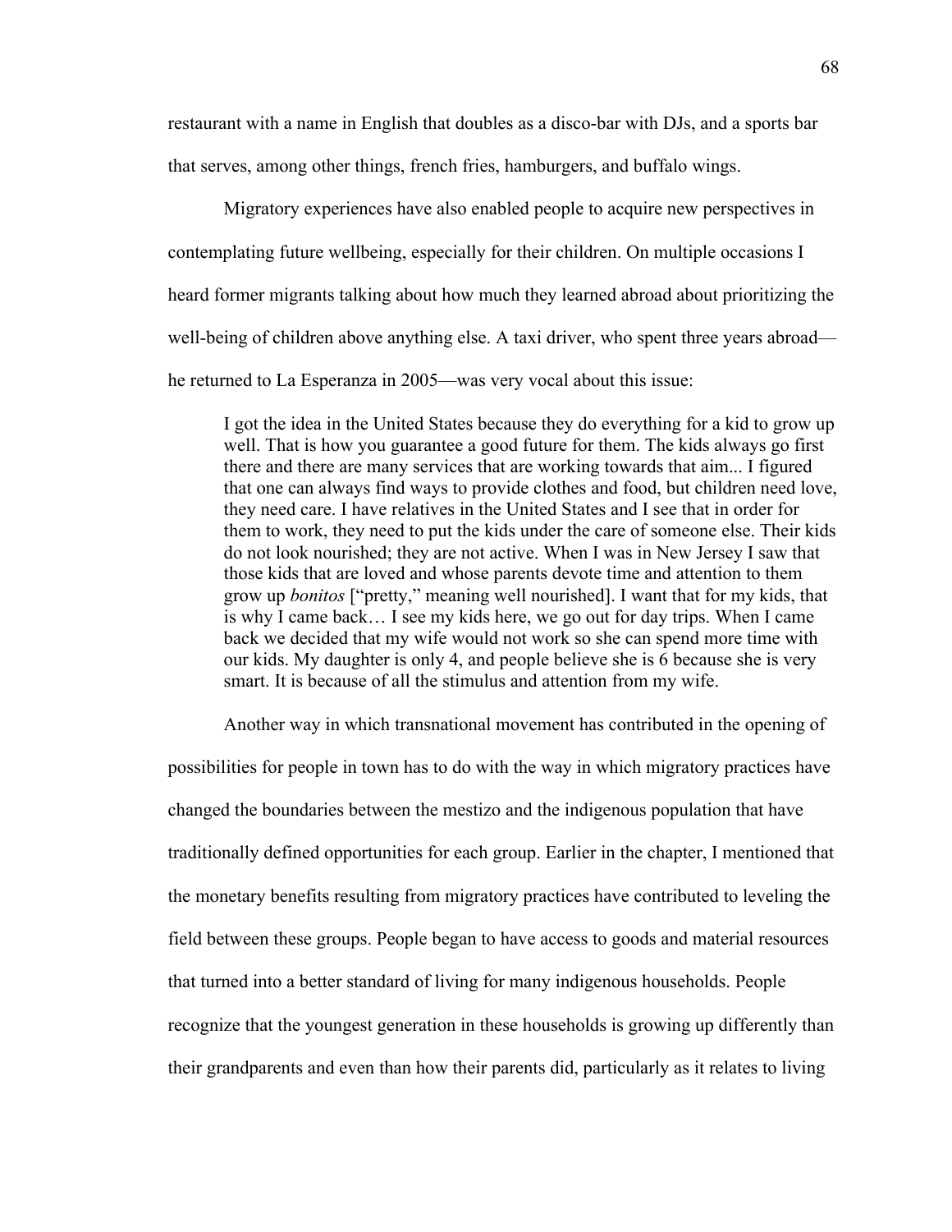restaurant with a name in English that doubles as a disco-bar with DJs, and a sports bar that serves, among other things, french fries, hamburgers, and buffalo wings.

Migratory experiences have also enabled people to acquire new perspectives in contemplating future wellbeing, especially for their children. On multiple occasions I heard former migrants talking about how much they learned abroad about prioritizing the well-being of children above anything else. A taxi driver, who spent three years abroad—he returned to La Esperanza in 2005—was very vocal about this issue:

> I got the idea in the United States because they do everything for a kid to grow up well. That is how you guarantee a good future for them. The kids always go first there and there are many services that are working towards that aim... I figured that one can always find ways to provide clothes and food, but children need love, they need care. I have relatives in the United States and I see that in order for them to work, they need to put the kids under the care of someone else. Their kids do not look nourished; they are not active. When I was in New Jersey I saw that those kids that are loved and whose parents devote time and attention to them grow up *bonitos* ["pretty," meaning well nourished]. I want that for my kids, that is why I came back… I see my kids here, we go out for day trips. When I came back we decided that my wife would not work so she can spend more time with our kids. My daughter is only 4, and people believe she is 6 because she is very smart. It is because of all the stimulus and attention from my wife.

Another way in which transnational movement has contributed in the opening of possibilities for people in town has to do with the way in which migratory practices have changed the boundaries between the mestizo and the indigenous population that have traditionally defined opportunities for each group. Earlier in the chapter, I mentioned that the monetary benefits resulting from migratory practices have contributed to leveling the field between these groups. People began to have access to goods and material resources that turned into a better standard of living for many indigenous households. People recognize that the youngest generation in these households is growing up differently than their grandparents and even than how their parents did, particularly as it relates to living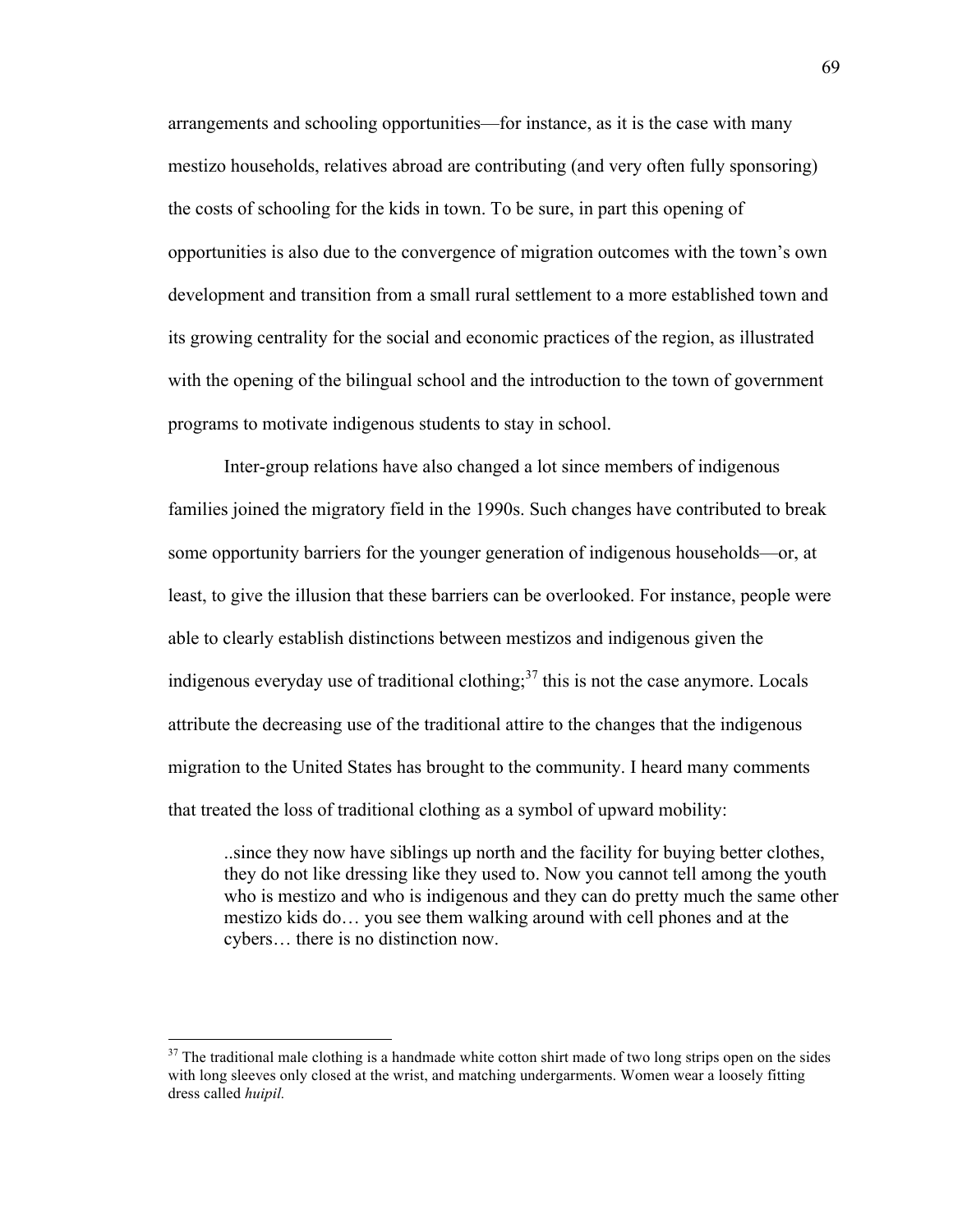arrangements and schooling opportunities—for instance, as it is the case with many mestizo households, relatives abroad are contributing (and very often fully sponsoring) the costs of schooling for the kids in town. To be sure, in part this opening of opportunities is also due to the convergence of migration outcomes with the town's own development and transition from a small rural settlement to a more established town and its growing centrality for the social and economic practices of the region, as illustrated with the opening of the bilingual school and the introduction to the town of government programs to motivate indigenous students to stay in school.

Inter-group relations have also changed a lot since members of indigenous families joined the migratory field in the 1990s. Such changes have contributed to break some opportunity barriers for the younger generation of indigenous households—or, at least, to give the illusion that these barriers can be overlooked. For instance, people were able to clearly establish distinctions between mestizos and indigenous given the indigenous everyday use of traditional clothing;[37] this is not the case anymore. Locals attribute the decreasing use of the traditional attire to the changes that the indigenous migration to the United States has brought to the community. I heard many comments that treated the loss of traditional clothing as a symbol of upward mobility:

> ..since they now have siblings up north and the facility for buying better clothes, they do not like dressing like they used to. Now you cannot tell among the youth who is mestizo and who is indigenous and they can do pretty much the same other mestizo kids do… you see them walking around with cell phones and at the cybers… there is no distinction now.

[37] The traditional male clothing is a handmade white cotton shirt made of two long strips open on the sides with long sleeves only closed at the wrist, and matching undergarments. Women wear a loosely fitting dress called *huipil.*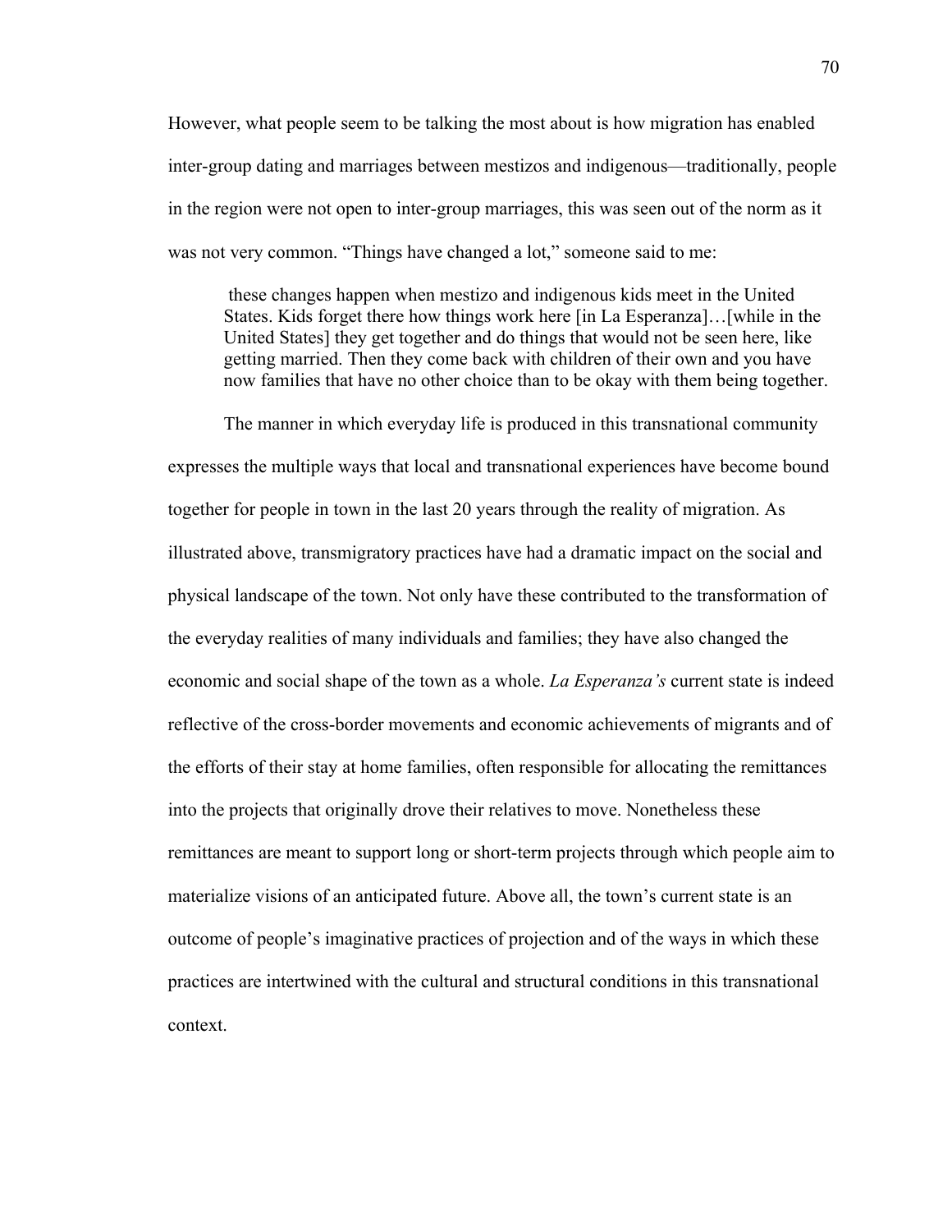However, what people seem to be talking the most about is how migration has enabled inter-group dating and marriages between mestizos and indigenous—traditionally, people in the region were not open to inter-group marriages, this was seen out of the norm as it was not very common. "Things have changed a lot," someone said to me:

> these changes happen when mestizo and indigenous kids meet in the United States. Kids forget there how things work here [in La Esperanza]…[while in the United States] they get together and do things that would not be seen here, like getting married. Then they come back with children of their own and you have now families that have no other choice than to be okay with them being together.

The manner in which everyday life is produced in this transnational community expresses the multiple ways that local and transnational experiences have become bound together for people in town in the last 20 years through the reality of migration. As illustrated above, transmigratory practices have had a dramatic impact on the social and physical landscape of the town. Not only have these contributed to the transformation of the everyday realities of many individuals and families; they have also changed the economic and social shape of the town as a whole. *La Esperanza's* current state is indeed reflective of the cross-border movements and economic achievements of migrants and of the efforts of their stay at home families, often responsible for allocating the remittances into the projects that originally drove their relatives to move. Nonetheless these remittances are meant to support long or short-term projects through which people aim to materialize visions of an anticipated future. Above all, the town's current state is an outcome of people's imaginative practices of projection and of the ways in which these practices are intertwined with the cultural and structural conditions in this transnational context.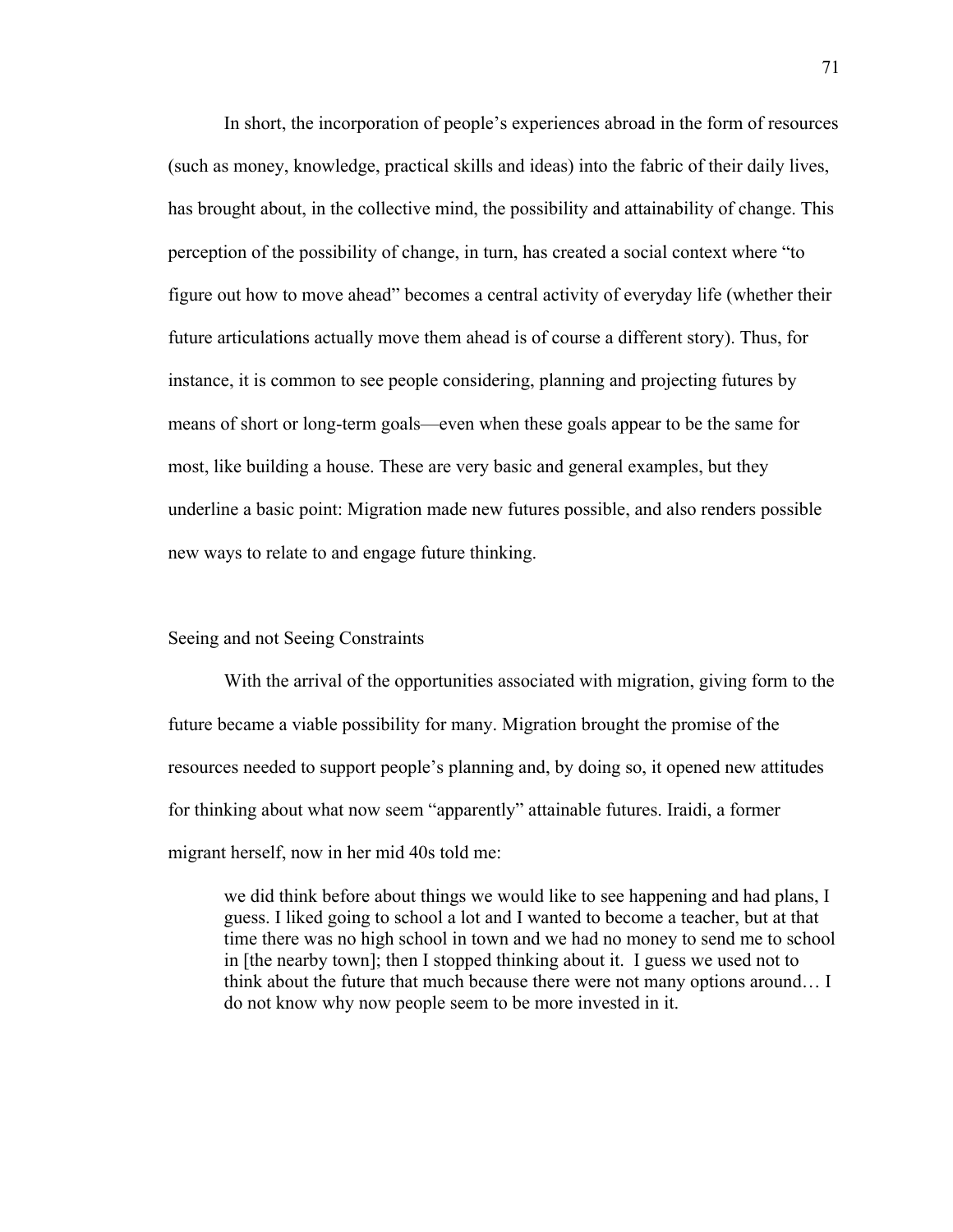In short, the incorporation of people's experiences abroad in the form of resources (such as money, knowledge, practical skills and ideas) into the fabric of their daily lives, has brought about, in the collective mind, the possibility and attainability of change. This perception of the possibility of change, in turn, has created a social context where "to figure out how to move ahead" becomes a central activity of everyday life (whether their future articulations actually move them ahead is of course a different story). Thus, for instance, it is common to see people considering, planning and projecting futures by means of short or long-term goals—even when these goals appear to be the same for most, like building a house. These are very basic and general examples, but they underline a basic point: Migration made new futures possible, and also renders possible new ways to relate to and engage future thinking.

## Seeing and not Seeing Constraints

With the arrival of the opportunities associated with migration, giving form to the future became a viable possibility for many. Migration brought the promise of the resources needed to support people's planning and, by doing so, it opened new attitudes for thinking about what now seem "apparently" attainable futures. Iraidi, a former migrant herself, now in her mid 40s told me:

> we did think before about things we would like to see happening and had plans, I guess. I liked going to school a lot and I wanted to become a teacher, but at that time there was no high school in town and we had no money to send me to school in [the nearby town]; then I stopped thinking about it. I guess we used not to think about the future that much because there were not many options around… I do not know why now people seem to be more invested in it.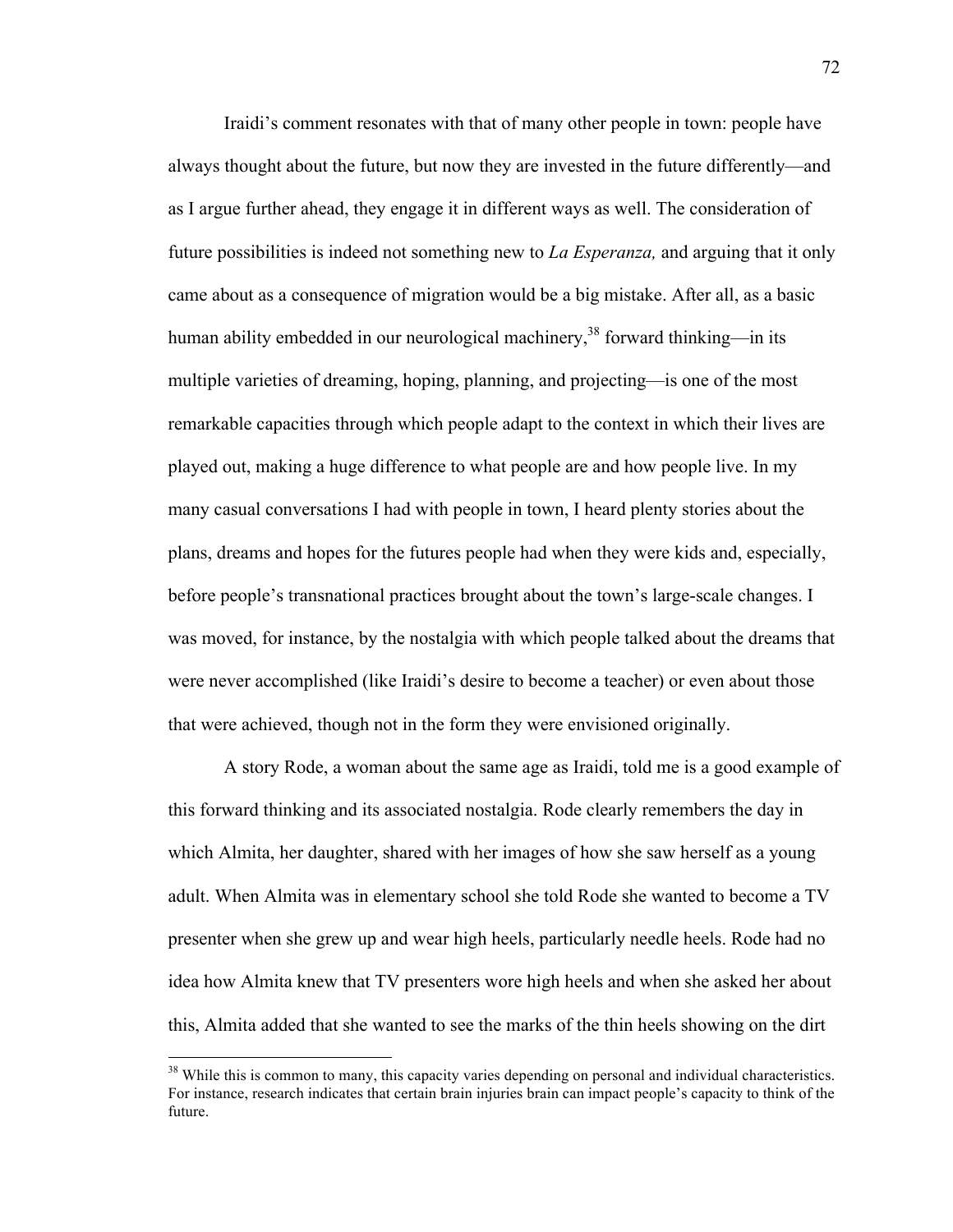Iraidi's comment resonates with that of many other people in town: people have always thought about the future, but now they are invested in the future differently—and as I argue further ahead, they engage it in different ways as well. The consideration of future possibilities is indeed not something new to *La Esperanza,* and arguing that it only came about as a consequence of migration would be a big mistake. After all, as a basic human ability embedded in our neurological machinery,[38] forward thinking—in its multiple varieties of dreaming, hoping, planning, and projecting—is one of the most remarkable capacities through which people adapt to the context in which their lives are played out, making a huge difference to what people are and how people live. In my many casual conversations I had with people in town, I heard plenty stories about the plans, dreams and hopes for the futures people had when they were kids and, especially, before people's transnational practices brought about the town's large-scale changes. I was moved, for instance, by the nostalgia with which people talked about the dreams that were never accomplished (like Iraidi's desire to become a teacher) or even about those that were achieved, though not in the form they were envisioned originally.

A story Rode, a woman about the same age as Iraidi, told me is a good example of this forward thinking and its associated nostalgia. Rode clearly remembers the day in which Almita, her daughter, shared with her images of how she saw herself as a young adult. When Almita was in elementary school she told Rode she wanted to become a TV presenter when she grew up and wear high heels, particularly needle heels. Rode had no idea how Almita knew that TV presenters wore high heels and when she asked her about this, Almita added that she wanted to see the marks of the thin heels showing on the dirt

[38] While this is common to many, this capacity varies depending on personal and individual characteristics. For instance, research indicates that certain brain injuries brain can impact people's capacity to think of the future.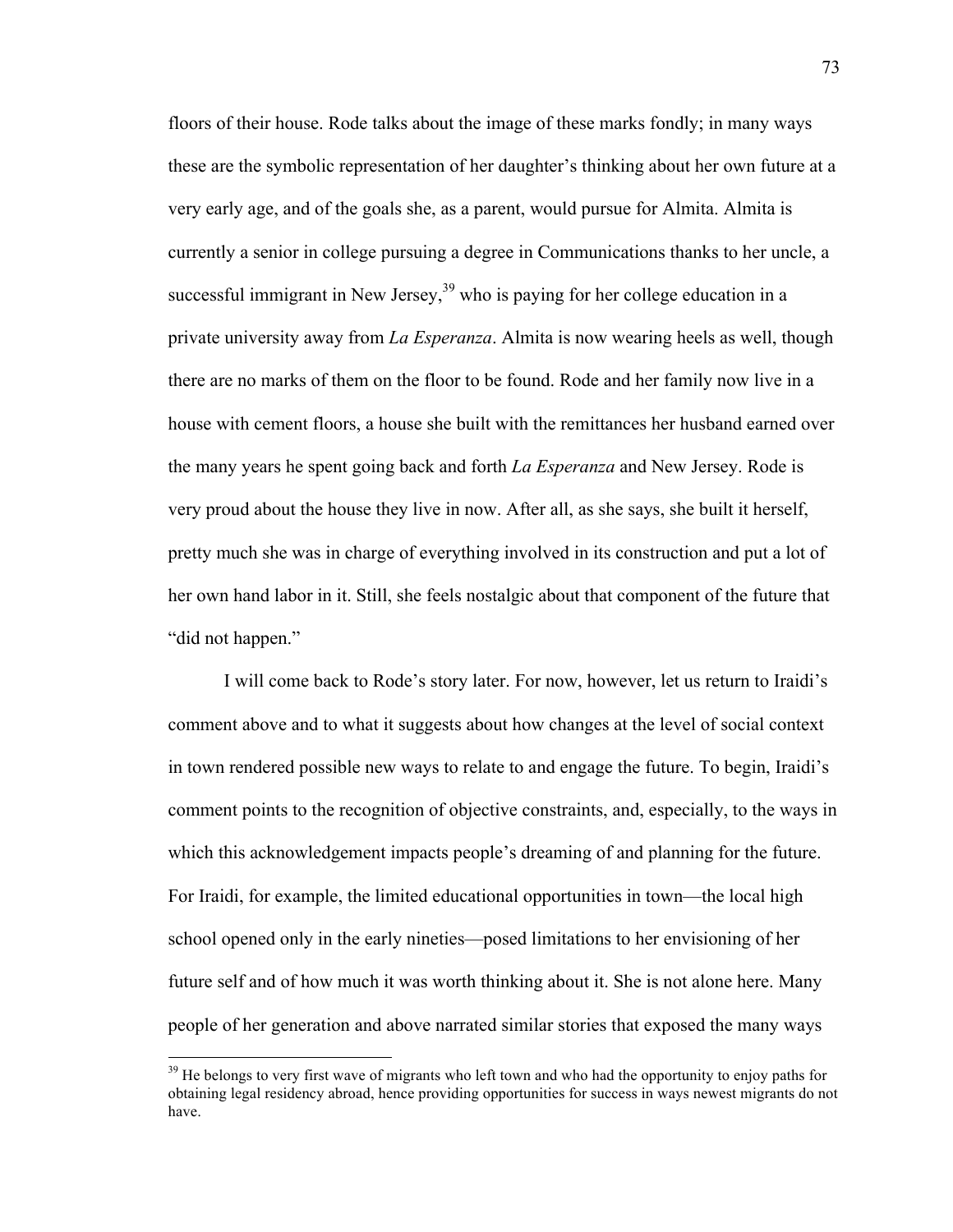floors of their house. Rode talks about the image of these marks fondly; in many ways these are the symbolic representation of her daughter's thinking about her own future at a very early age, and of the goals she, as a parent, would pursue for Almita. Almita is currently a senior in college pursuing a degree in Communications thanks to her uncle, a successful immigrant in New Jersey,[39] who is paying for her college education in a private university away from *La Esperanza*. Almita is now wearing heels as well, though there are no marks of them on the floor to be found. Rode and her family now live in a house with cement floors, a house she built with the remittances her husband earned over the many years he spent going back and forth *La Esperanza* and New Jersey. Rode is very proud about the house they live in now. After all, as she says, she built it herself, pretty much she was in charge of everything involved in its construction and put a lot of her own hand labor in it. Still, she feels nostalgic about that component of the future that "did not happen."

I will come back to Rode's story later. For now, however, let us return to Iraidi's comment above and to what it suggests about how changes at the level of social context in town rendered possible new ways to relate to and engage the future. To begin, Iraidi's comment points to the recognition of objective constraints, and, especially, to the ways in which this acknowledgement impacts people's dreaming of and planning for the future. For Iraidi, for example, the limited educational opportunities in town—the local high school opened only in the early nineties—posed limitations to her envisioning of her future self and of how much it was worth thinking about it. She is not alone here. Many people of her generation and above narrated similar stories that exposed the many ways

[39] He belongs to very first wave of migrants who left town and who had the opportunity to enjoy paths for obtaining legal residency abroad, hence providing opportunities for success in ways newest migrants do not have.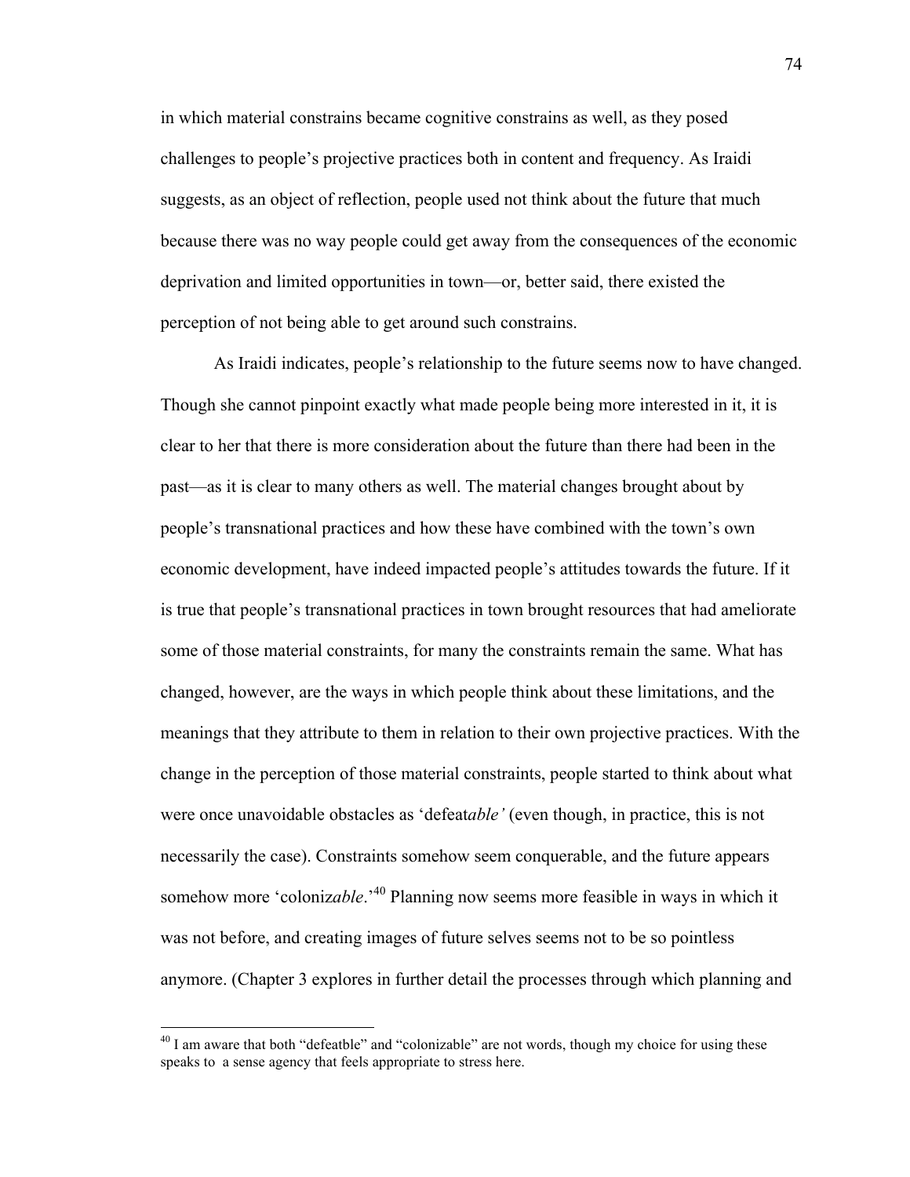in which material constrains became cognitive constrains as well, as they posed challenges to people's projective practices both in content and frequency. As Iraidi suggests, as an object of reflection, people used not think about the future that much because there was no way people could get away from the consequences of the economic deprivation and limited opportunities in town—or, better said, there existed the perception of not being able to get around such constrains.

As Iraidi indicates, people's relationship to the future seems now to have changed. Though she cannot pinpoint exactly what made people being more interested in it, it is clear to her that there is more consideration about the future than there had been in the past—as it is clear to many others as well. The material changes brought about by people's transnational practices and how these have combined with the town's own economic development, have indeed impacted people's attitudes towards the future. If it is true that people's transnational practices in town brought resources that had ameliorate some of those material constraints, for many the constraints remain the same. What has changed, however, are the ways in which people think about these limitations, and the meanings that they attribute to them in relation to their own projective practices. With the change in the perception of those material constraints, people started to think about what were once unavoidable obstacles as 'defeat*able'* (even though, in practice, this is not necessarily the case). Constraints somehow seem conquerable, and the future appears somehow more 'coloniz*able*.'[40] Planning now seems more feasible in ways in which it was not before, and creating images of future selves seems not to be so pointless anymore. (Chapter 3 explores in further detail the processes through which planning and

---

[40] I am aware that both "defeatble" and "colonizable" are not words, though my choice for using these speaks to a sense agency that feels appropriate to stress here.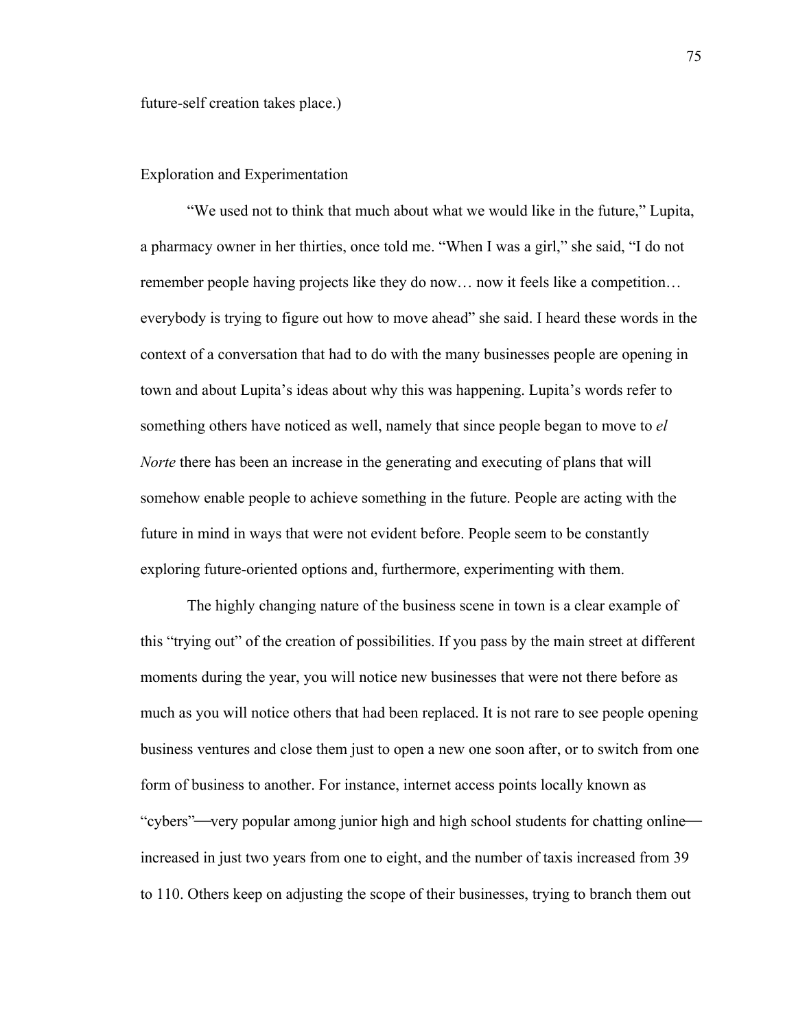future-self creation takes place.)

## Exploration and Experimentation

"We used not to think that much about what we would like in the future," Lupita, a pharmacy owner in her thirties, once told me. "When I was a girl," she said, "I do not remember people having projects like they do now… now it feels like a competition… everybody is trying to figure out how to move ahead" she said. I heard these words in the context of a conversation that had to do with the many businesses people are opening in town and about Lupita's ideas about why this was happening. Lupita's words refer to something others have noticed as well, namely that since people began to move to *el Norte* there has been an increase in the generating and executing of plans that will somehow enable people to achieve something in the future. People are acting with the future in mind in ways that were not evident before. People seem to be constantly exploring future-oriented options and, furthermore, experimenting with them.

The highly changing nature of the business scene in town is a clear example of this "trying out" of the creation of possibilities. If you pass by the main street at different moments during the year, you will notice new businesses that were not there before as much as you will notice others that had been replaced. It is not rare to see people opening business ventures and close them just to open a new one soon after, or to switch from one form of business to another. For instance, internet access points locally known as "cybers"—very popular among junior high and high school students for chatting online—increased in just two years from one to eight, and the number of taxis increased from 39 to 110. Others keep on adjusting the scope of their businesses, trying to branch them out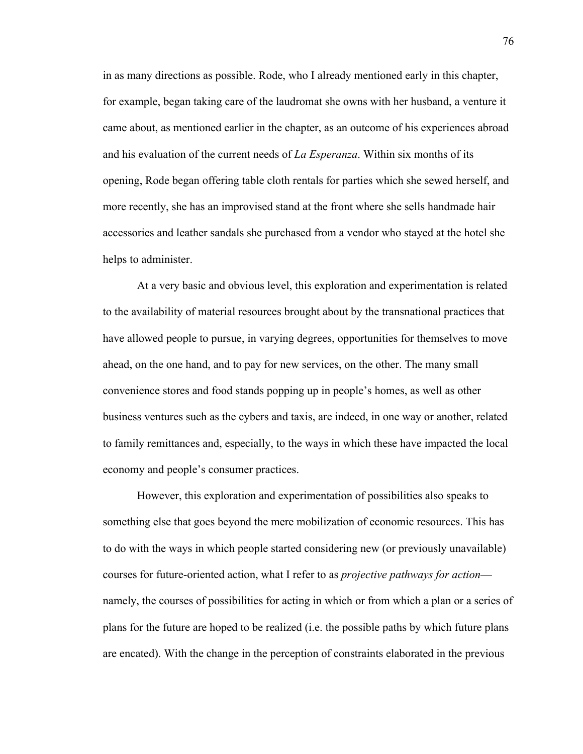in as many directions as possible. Rode, who I already mentioned early in this chapter, for example, began taking care of the laudromat she owns with her husband, a venture it came about, as mentioned earlier in the chapter, as an outcome of his experiences abroad and his evaluation of the current needs of *La Esperanza*. Within six months of its opening, Rode began offering table cloth rentals for parties which she sewed herself, and more recently, she has an improvised stand at the front where she sells handmade hair accessories and leather sandals she purchased from a vendor who stayed at the hotel she helps to administer.

At a very basic and obvious level, this exploration and experimentation is related to the availability of material resources brought about by the transnational practices that have allowed people to pursue, in varying degrees, opportunities for themselves to move ahead, on the one hand, and to pay for new services, on the other. The many small convenience stores and food stands popping up in people's homes, as well as other business ventures such as the cybers and taxis, are indeed, in one way or another, related to family remittances and, especially, to the ways in which these have impacted the local economy and people's consumer practices.

However, this exploration and experimentation of possibilities also speaks to something else that goes beyond the mere mobilization of economic resources. This has to do with the ways in which people started considering new (or previously unavailable) courses for future-oriented action, what I refer to as *projective pathways for action*—namely, the courses of possibilities for acting in which or from which a plan or a series of plans for the future are hoped to be realized (i.e. the possible paths by which future plans are encated). With the change in the perception of constraints elaborated in the previous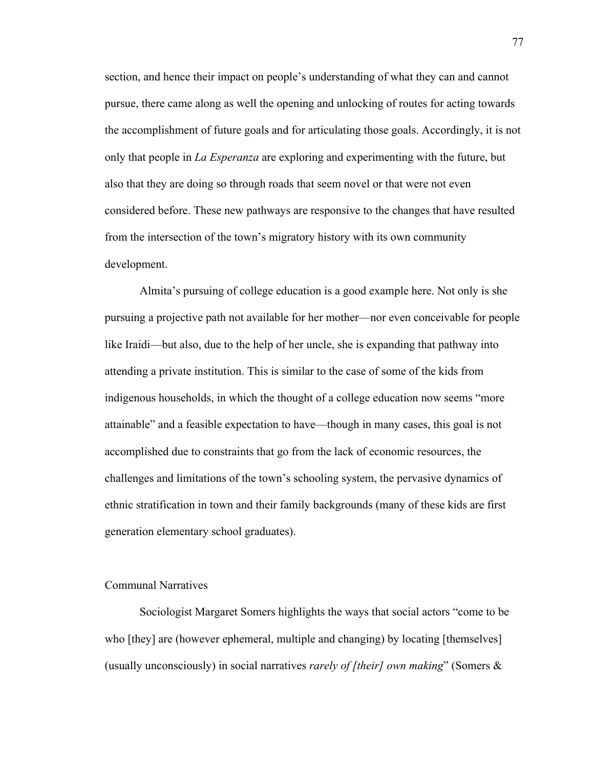section, and hence their impact on people's understanding of what they can and cannot pursue, there came along as well the opening and unlocking of routes for acting towards the accomplishment of future goals and for articulating those goals. Accordingly, it is not only that people in *La Esperanza* are exploring and experimenting with the future, but also that they are doing so through roads that seem novel or that were not even considered before. These new pathways are responsive to the changes that have resulted from the intersection of the town's migratory history with its own community development.

Almita's pursuing of college education is a good example here. Not only is she pursuing a projective path not available for her mother—nor even conceivable for people like Iraidi—but also, due to the help of her uncle, she is expanding that pathway into attending a private institution. This is similar to the case of some of the kids from indigenous households, in which the thought of a college education now seems "more attainable" and a feasible expectation to have—though in many cases, this goal is not accomplished due to constraints that go from the lack of economic resources, the challenges and limitations of the town's schooling system, the pervasive dynamics of ethnic stratification in town and their family backgrounds (many of these kids are first generation elementary school graduates).

## Communal Narratives

Sociologist Margaret Somers highlights the ways that social actors "come to be who [they] are (however ephemeral, multiple and changing) by locating [themselves] (usually unconsciously) in social narratives *rarely of [their] own making*" (Somers &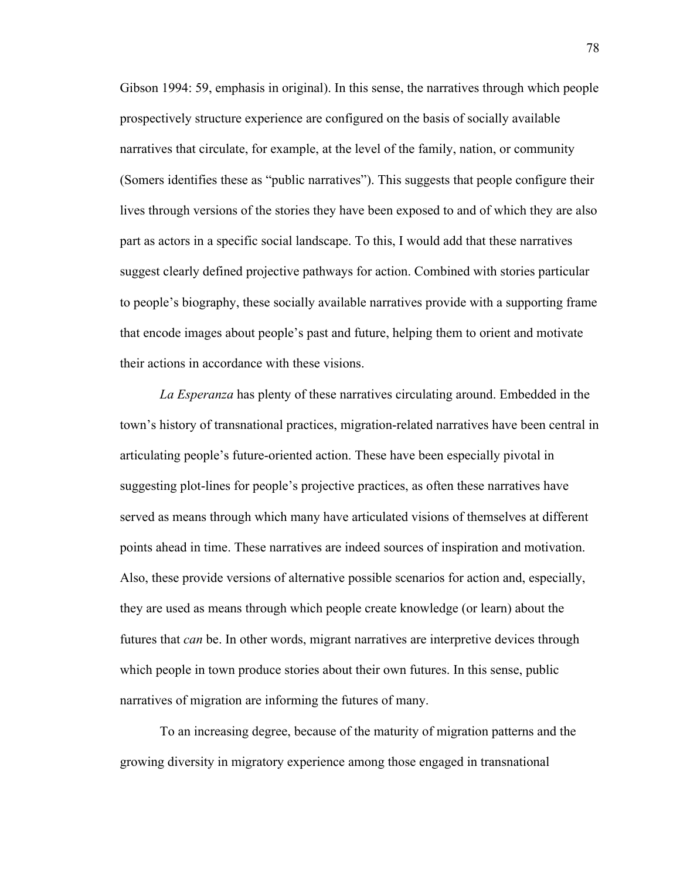Gibson 1994: 59, emphasis in original). In this sense, the narratives through which people prospectively structure experience are configured on the basis of socially available narratives that circulate, for example, at the level of the family, nation, or community (Somers identifies these as "public narratives"). This suggests that people configure their lives through versions of the stories they have been exposed to and of which they are also part as actors in a specific social landscape. To this, I would add that these narratives suggest clearly defined projective pathways for action. Combined with stories particular to people's biography, these socially available narratives provide with a supporting frame that encode images about people's past and future, helping them to orient and motivate their actions in accordance with these visions.

*La Esperanza* has plenty of these narratives circulating around. Embedded in the town's history of transnational practices, migration-related narratives have been central in articulating people's future-oriented action. These have been especially pivotal in suggesting plot-lines for people's projective practices, as often these narratives have served as means through which many have articulated visions of themselves at different points ahead in time. These narratives are indeed sources of inspiration and motivation. Also, these provide versions of alternative possible scenarios for action and, especially, they are used as means through which people create knowledge (or learn) about the futures that *can* be. In other words, migrant narratives are interpretive devices through which people in town produce stories about their own futures. In this sense, public narratives of migration are informing the futures of many.

To an increasing degree, because of the maturity of migration patterns and the growing diversity in migratory experience among those engaged in transnational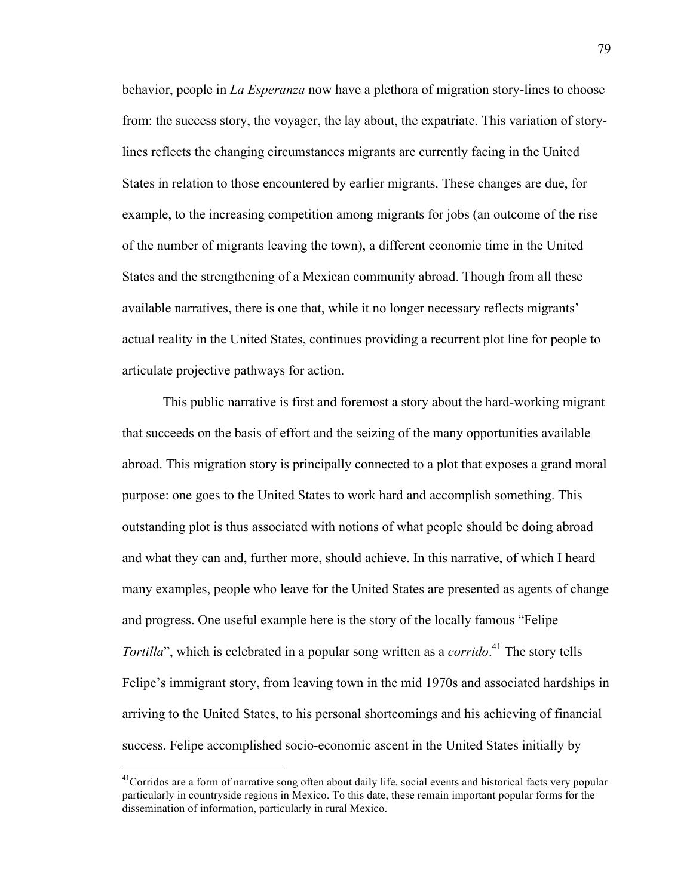behavior, people in *La Esperanza* now have a plethora of migration story-lines to choose from: the success story, the voyager, the lay about, the expatriate. This variation of story-lines reflects the changing circumstances migrants are currently facing in the United States in relation to those encountered by earlier migrants. These changes are due, for example, to the increasing competition among migrants for jobs (an outcome of the rise of the number of migrants leaving the town), a different economic time in the United States and the strengthening of a Mexican community abroad. Though from all these available narratives, there is one that, while it no longer necessary reflects migrants' actual reality in the United States, continues providing a recurrent plot line for people to articulate projective pathways for action.

This public narrative is first and foremost a story about the hard-working migrant that succeeds on the basis of effort and the seizing of the many opportunities available abroad. This migration story is principally connected to a plot that exposes a grand moral purpose: one goes to the United States to work hard and accomplish something. This outstanding plot is thus associated with notions of what people should be doing abroad and what they can and, further more, should achieve. In this narrative, of which I heard many examples, people who leave for the United States are presented as agents of change and progress. One useful example here is the story of the locally famous "Felipe *Tortilla*", which is celebrated in a popular song written as a *corrido*.[41] The story tells Felipe's immigrant story, from leaving town in the mid 1970s and associated hardships in arriving to the United States, to his personal shortcomings and his achieving of financial success. Felipe accomplished socio-economic ascent in the United States initially by

[41]Corridos are a form of narrative song often about daily life, social events and historical facts very popular particularly in countryside regions in Mexico. To this date, these remain important popular forms for the dissemination of information, particularly in rural Mexico.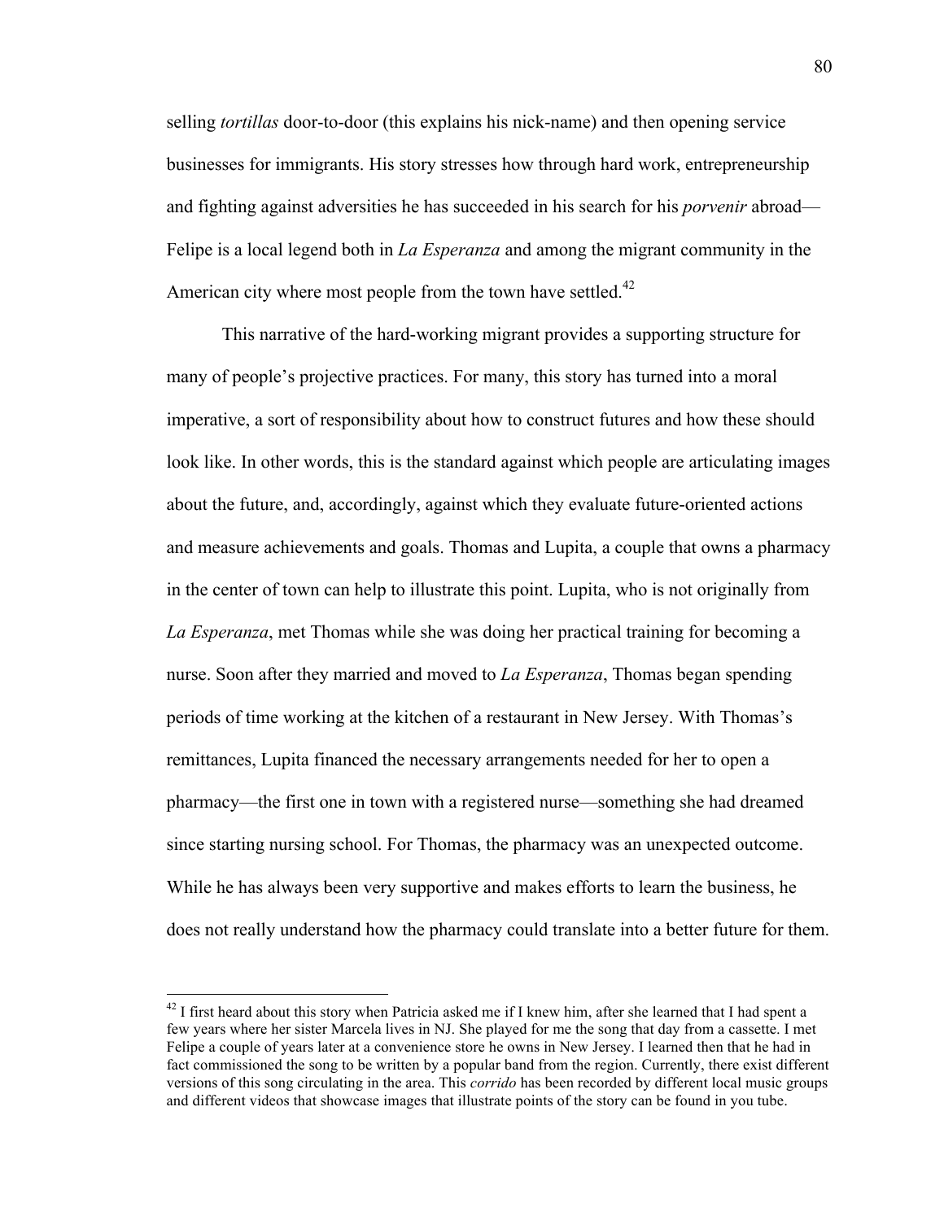selling *tortillas* door-to-door (this explains his nick-name) and then opening service businesses for immigrants. His story stresses how through hard work, entrepreneurship and fighting against adversities he has succeeded in his search for his *porvenir* abroad—Felipe is a local legend both in *La Esperanza* and among the migrant community in the American city where most people from the town have settled.[42]

This narrative of the hard-working migrant provides a supporting structure for many of people's projective practices. For many, this story has turned into a moral imperative, a sort of responsibility about how to construct futures and how these should look like. In other words, this is the standard against which people are articulating images about the future, and, accordingly, against which they evaluate future-oriented actions and measure achievements and goals. Thomas and Lupita, a couple that owns a pharmacy in the center of town can help to illustrate this point. Lupita, who is not originally from *La Esperanza*, met Thomas while she was doing her practical training for becoming a nurse. Soon after they married and moved to *La Esperanza*, Thomas began spending periods of time working at the kitchen of a restaurant in New Jersey. With Thomas's remittances, Lupita financed the necessary arrangements needed for her to open a pharmacy—the first one in town with a registered nurse—something she had dreamed since starting nursing school. For Thomas, the pharmacy was an unexpected outcome. While he has always been very supportive and makes efforts to learn the business, he does not really understand how the pharmacy could translate into a better future for them.

---

[42] I first heard about this story when Patricia asked me if I knew him, after she learned that I had spent a few years where her sister Marcela lives in NJ. She played for me the song that day from a cassette. I met Felipe a couple of years later at a convenience store he owns in New Jersey. I learned then that he had in fact commissioned the song to be written by a popular band from the region. Currently, there exist different versions of this song circulating in the area. This *corrido* has been recorded by different local music groups and different videos that showcase images that illustrate points of the story can be found in you tube.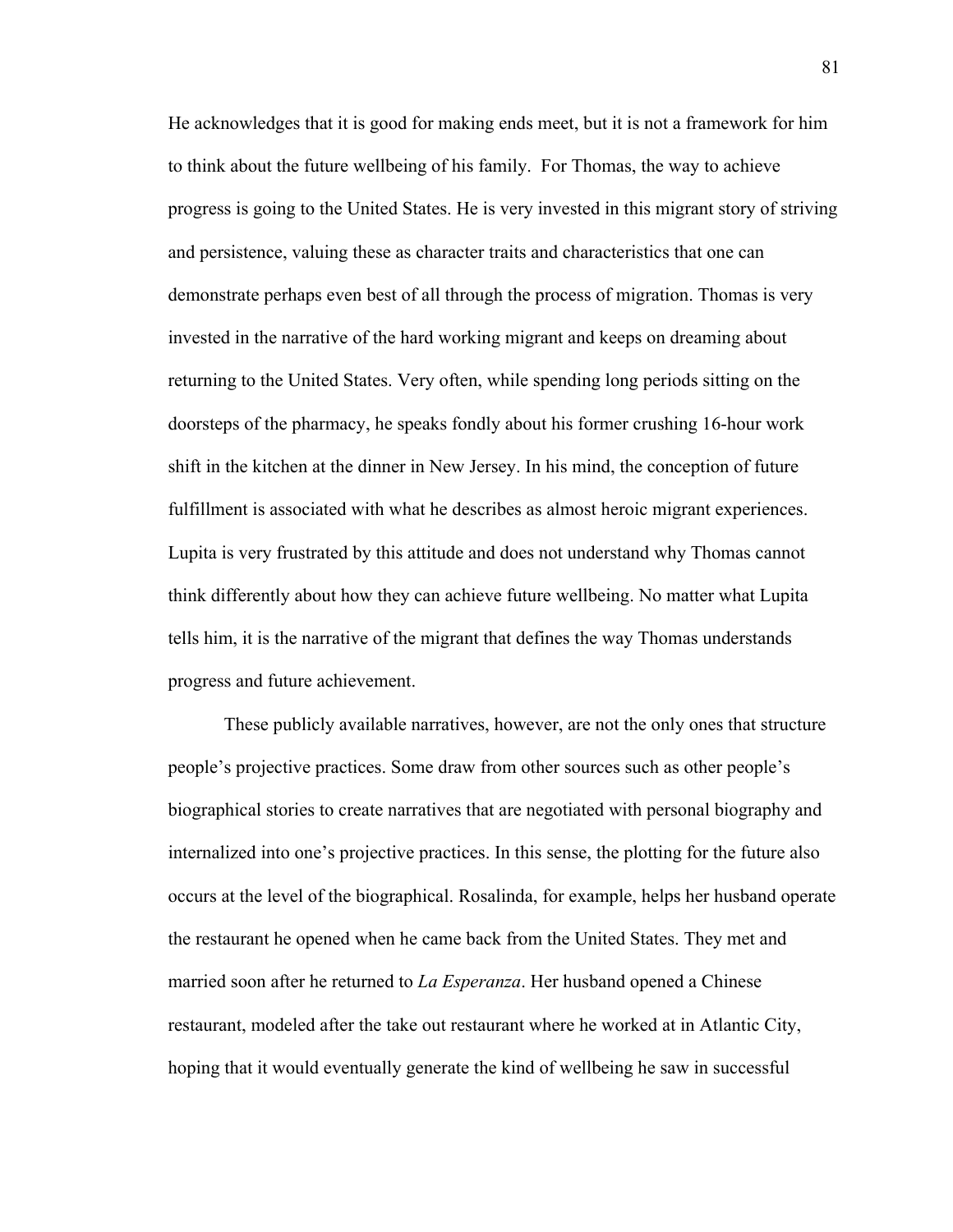He acknowledges that it is good for making ends meet, but it is not a framework for him to think about the future wellbeing of his family. For Thomas, the way to achieve progress is going to the United States. He is very invested in this migrant story of striving and persistence, valuing these as character traits and characteristics that one can demonstrate perhaps even best of all through the process of migration. Thomas is very invested in the narrative of the hard working migrant and keeps on dreaming about returning to the United States. Very often, while spending long periods sitting on the doorsteps of the pharmacy, he speaks fondly about his former crushing 16-hour work shift in the kitchen at the dinner in New Jersey. In his mind, the conception of future fulfillment is associated with what he describes as almost heroic migrant experiences. Lupita is very frustrated by this attitude and does not understand why Thomas cannot think differently about how they can achieve future wellbeing. No matter what Lupita tells him, it is the narrative of the migrant that defines the way Thomas understands progress and future achievement.

These publicly available narratives, however, are not the only ones that structure people's projective practices. Some draw from other sources such as other people's biographical stories to create narratives that are negotiated with personal biography and internalized into one's projective practices. In this sense, the plotting for the future also occurs at the level of the biographical. Rosalinda, for example, helps her husband operate the restaurant he opened when he came back from the United States. They met and married soon after he returned to *La Esperanza*. Her husband opened a Chinese restaurant, modeled after the take out restaurant where he worked at in Atlantic City, hoping that it would eventually generate the kind of wellbeing he saw in successful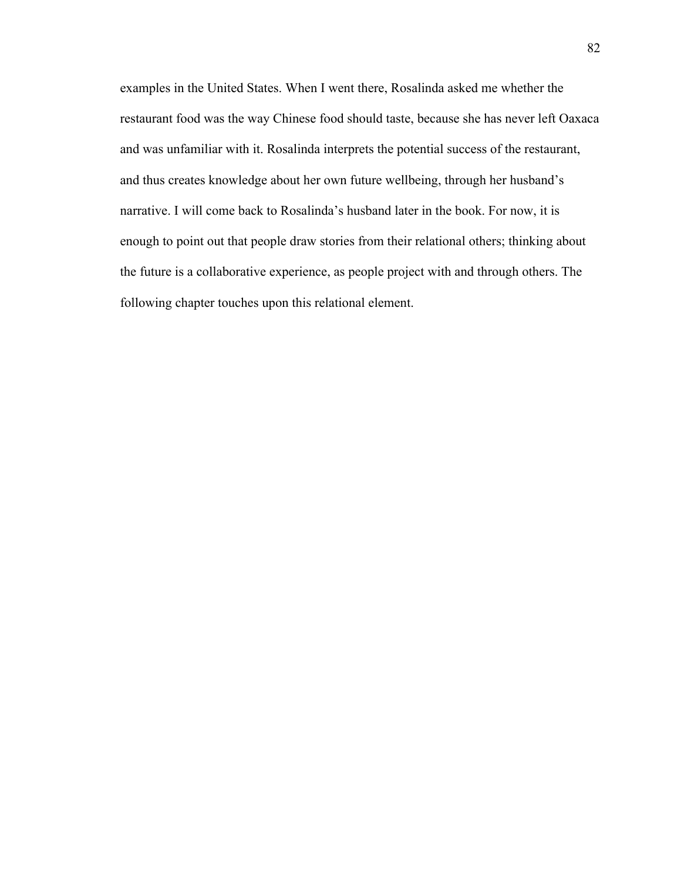examples in the United States. When I went there, Rosalinda asked me whether the restaurant food was the way Chinese food should taste, because she has never left Oaxaca and was unfamiliar with it. Rosalinda interprets the potential success of the restaurant, and thus creates knowledge about her own future wellbeing, through her husband's narrative. I will come back to Rosalinda's husband later in the book. For now, it is enough to point out that people draw stories from their relational others; thinking about the future is a collaborative experience, as people project with and through others. The following chapter touches upon this relational element.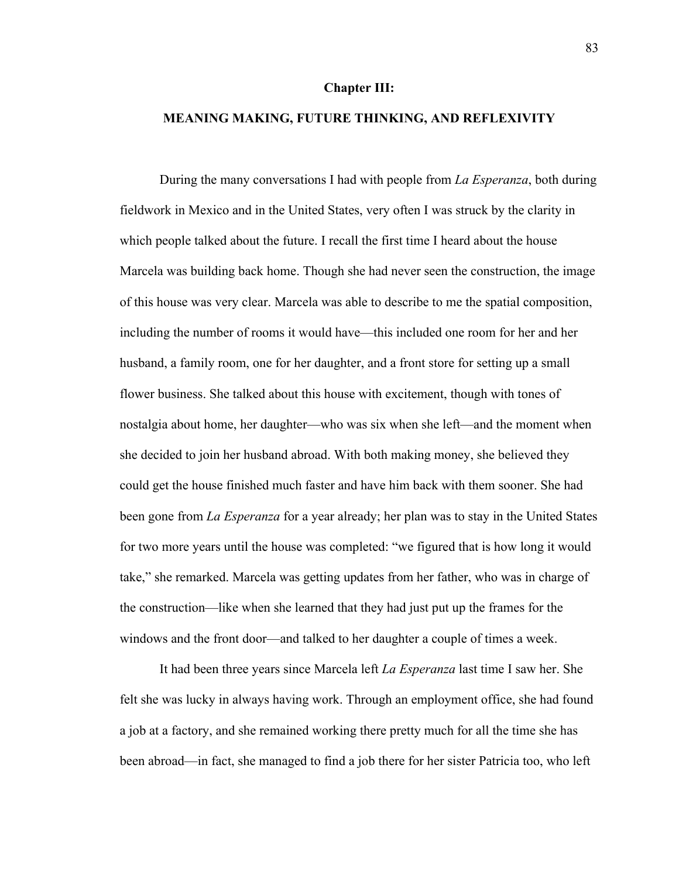# Chapter III:

# MEANING MAKING, FUTURE THINKING, AND REFLEXIVITY

During the many conversations I had with people from *La Esperanza*, both during fieldwork in Mexico and in the United States, very often I was struck by the clarity in which people talked about the future. I recall the first time I heard about the house Marcela was building back home. Though she had never seen the construction, the image of this house was very clear. Marcela was able to describe to me the spatial composition, including the number of rooms it would have—this included one room for her and her husband, a family room, one for her daughter, and a front store for setting up a small flower business. She talked about this house with excitement, though with tones of nostalgia about home, her daughter—who was six when she left—and the moment when she decided to join her husband abroad. With both making money, she believed they could get the house finished much faster and have him back with them sooner. She had been gone from *La Esperanza* for a year already; her plan was to stay in the United States for two more years until the house was completed: "we figured that is how long it would take," she remarked. Marcela was getting updates from her father, who was in charge of the construction—like when she learned that they had just put up the frames for the windows and the front door—and talked to her daughter a couple of times a week.

It had been three years since Marcela left *La Esperanza* last time I saw her. She felt she was lucky in always having work. Through an employment office, she had found a job at a factory, and she remained working there pretty much for all the time she has been abroad—in fact, she managed to find a job there for her sister Patricia too, who left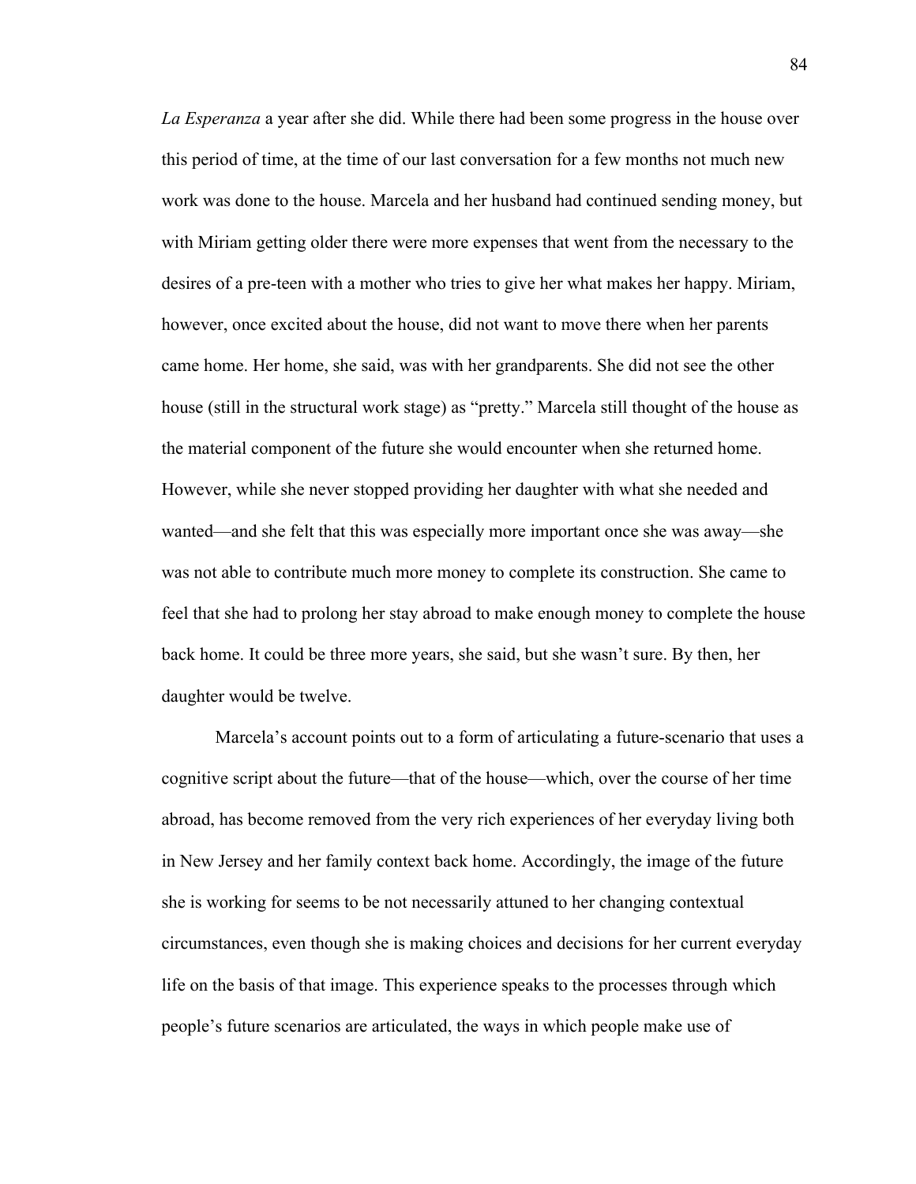*La Esperanza* a year after she did. While there had been some progress in the house over this period of time, at the time of our last conversation for a few months not much new work was done to the house. Marcela and her husband had continued sending money, but with Miriam getting older there were more expenses that went from the necessary to the desires of a pre-teen with a mother who tries to give her what makes her happy. Miriam, however, once excited about the house, did not want to move there when her parents came home. Her home, she said, was with her grandparents. She did not see the other house (still in the structural work stage) as "pretty." Marcela still thought of the house as the material component of the future she would encounter when she returned home. However, while she never stopped providing her daughter with what she needed and wanted—and she felt that this was especially more important once she was away—she was not able to contribute much more money to complete its construction. She came to feel that she had to prolong her stay abroad to make enough money to complete the house back home. It could be three more years, she said, but she wasn't sure. By then, her daughter would be twelve.

Marcela's account points out to a form of articulating a future-scenario that uses a cognitive script about the future—that of the house—which, over the course of her time abroad, has become removed from the very rich experiences of her everyday living both in New Jersey and her family context back home. Accordingly, the image of the future she is working for seems to be not necessarily attuned to her changing contextual circumstances, even though she is making choices and decisions for her current everyday life on the basis of that image. This experience speaks to the processes through which people's future scenarios are articulated, the ways in which people make use of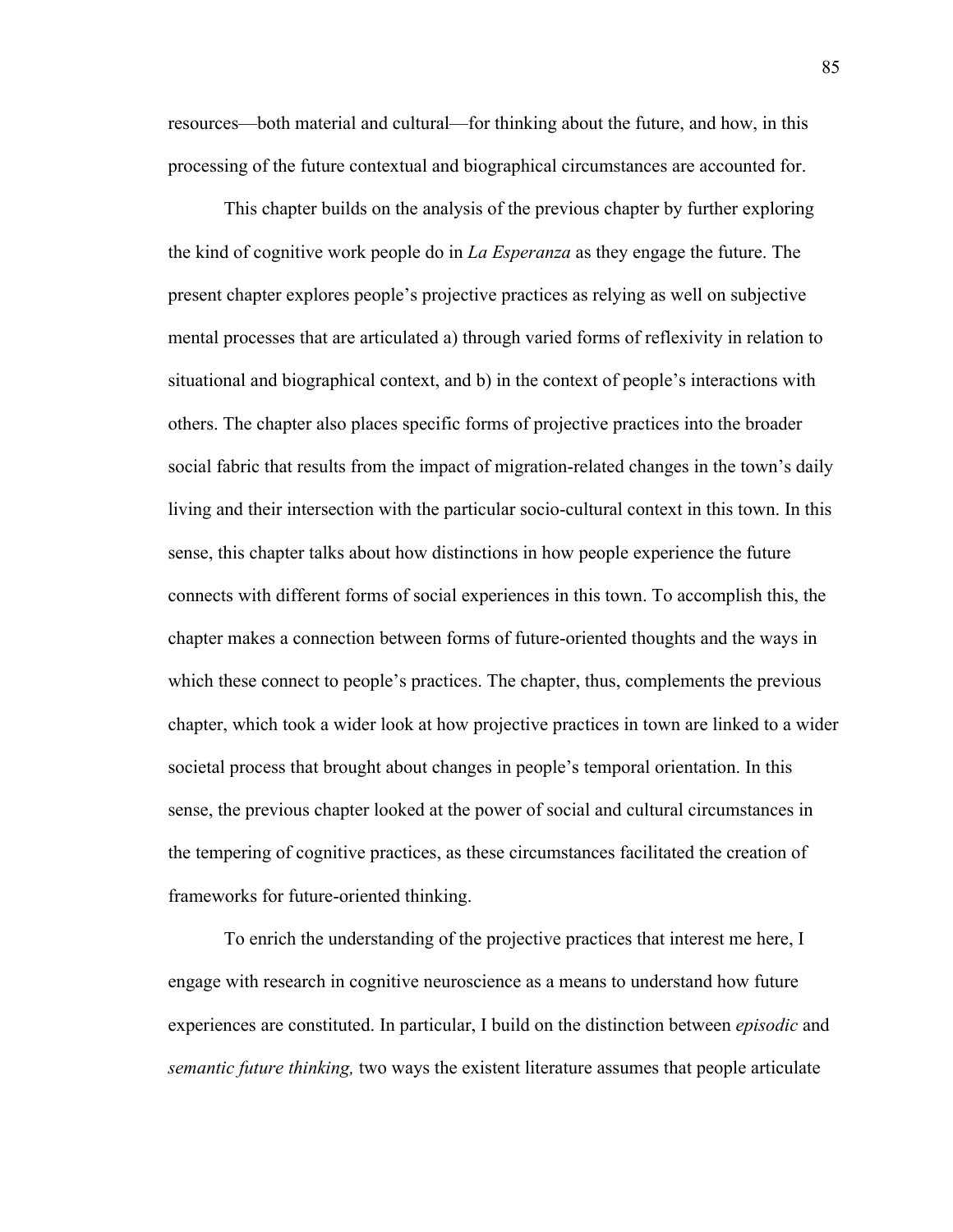resources—both material and cultural—for thinking about the future, and how, in this processing of the future contextual and biographical circumstances are accounted for.

This chapter builds on the analysis of the previous chapter by further exploring the kind of cognitive work people do in *La Esperanza* as they engage the future. The present chapter explores people's projective practices as relying as well on subjective mental processes that are articulated a) through varied forms of reflexivity in relation to situational and biographical context, and b) in the context of people's interactions with others. The chapter also places specific forms of projective practices into the broader social fabric that results from the impact of migration-related changes in the town's daily living and their intersection with the particular socio-cultural context in this town. In this sense, this chapter talks about how distinctions in how people experience the future connects with different forms of social experiences in this town. To accomplish this, the chapter makes a connection between forms of future-oriented thoughts and the ways in which these connect to people's practices. The chapter, thus, complements the previous chapter, which took a wider look at how projective practices in town are linked to a wider societal process that brought about changes in people's temporal orientation. In this sense, the previous chapter looked at the power of social and cultural circumstances in the tempering of cognitive practices, as these circumstances facilitated the creation of frameworks for future-oriented thinking.

To enrich the understanding of the projective practices that interest me here, I engage with research in cognitive neuroscience as a means to understand how future experiences are constituted. In particular, I build on the distinction between *episodic* and *semantic future thinking,* two ways the existent literature assumes that people articulate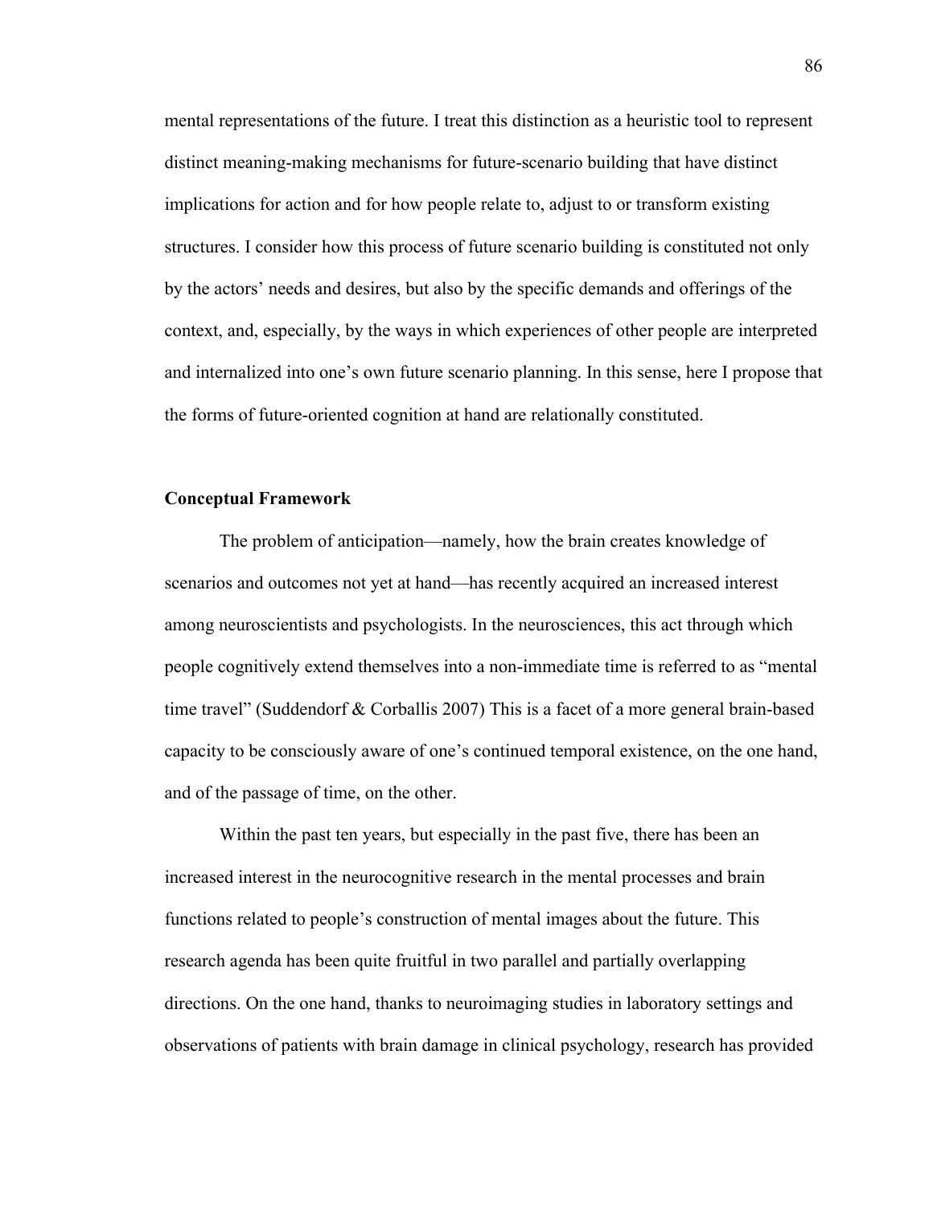mental representations of the future. I treat this distinction as a heuristic tool to represent distinct meaning-making mechanisms for future-scenario building that have distinct implications for action and for how people relate to, adjust to or transform existing structures. I consider how this process of future scenario building is constituted not only by the actors' needs and desires, but also by the specific demands and offerings of the context, and, especially, by the ways in which experiences of other people are interpreted and internalized into one's own future scenario planning. In this sense, here I propose that the forms of future-oriented cognition at hand are relationally constituted.

**Conceptual Framework**

The problem of anticipation—namely, how the brain creates knowledge of scenarios and outcomes not yet at hand—has recently acquired an increased interest among neuroscientists and psychologists. In the neurosciences, this act through which people cognitively extend themselves into a non-immediate time is referred to as "mental time travel" (Suddendorf & Corballis 2007) This is a facet of a more general brain-based capacity to be consciously aware of one's continued temporal existence, on the one hand, and of the passage of time, on the other.

Within the past ten years, but especially in the past five, there has been an increased interest in the neurocognitive research in the mental processes and brain functions related to people's construction of mental images about the future. This research agenda has been quite fruitful in two parallel and partially overlapping directions. On the one hand, thanks to neuroimaging studies in laboratory settings and observations of patients with brain damage in clinical psychology, research has provided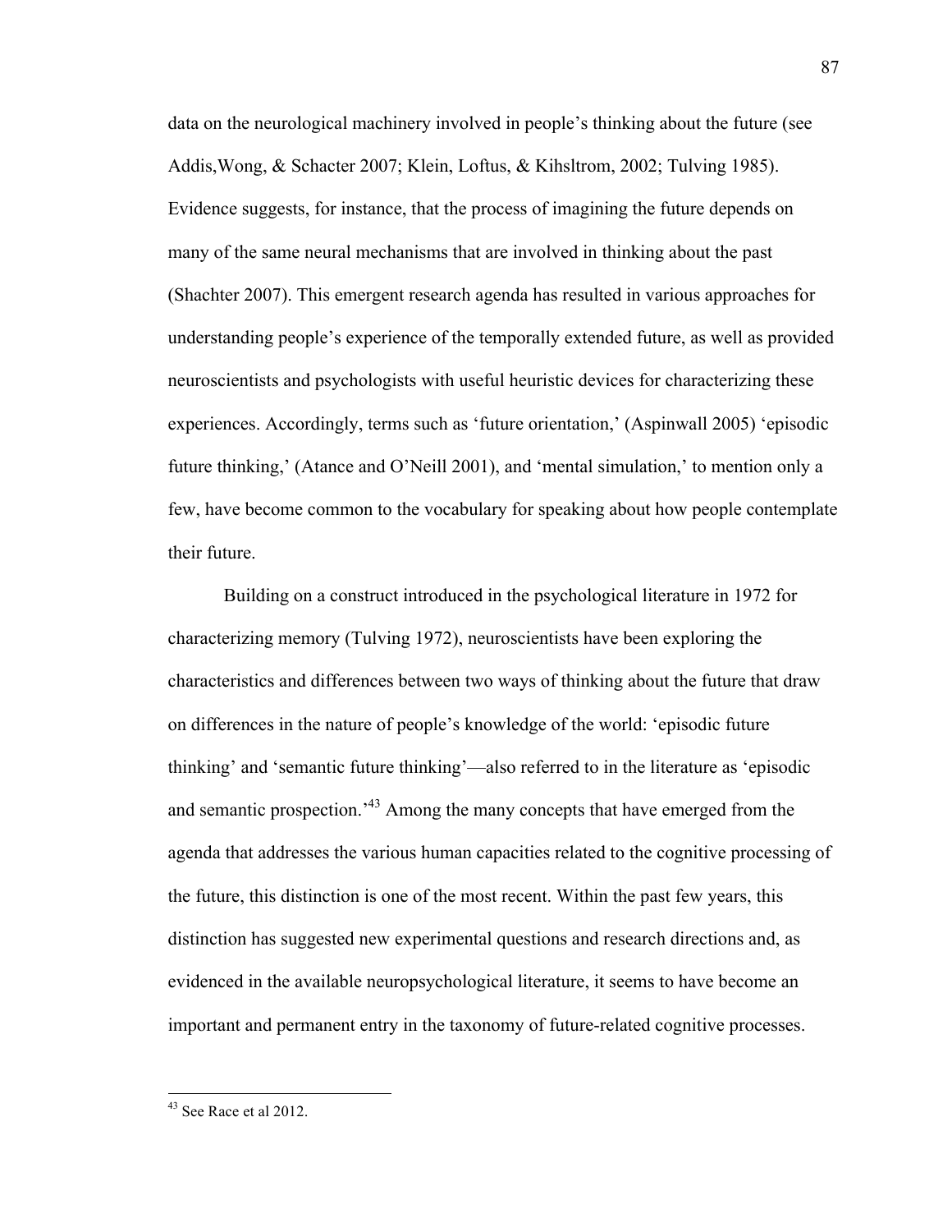data on the neurological machinery involved in people's thinking about the future (see Addis,Wong, & Schacter 2007; Klein, Loftus, & Kihsltrom, 2002; Tulving 1985). Evidence suggests, for instance, that the process of imagining the future depends on many of the same neural mechanisms that are involved in thinking about the past (Shachter 2007). This emergent research agenda has resulted in various approaches for understanding people's experience of the temporally extended future, as well as provided neuroscientists and psychologists with useful heuristic devices for characterizing these experiences. Accordingly, terms such as 'future orientation,' (Aspinwall 2005) 'episodic future thinking,' (Atance and O'Neill 2001), and 'mental simulation,' to mention only a few, have become common to the vocabulary for speaking about how people contemplate their future.

Building on a construct introduced in the psychological literature in 1972 for characterizing memory (Tulving 1972), neuroscientists have been exploring the characteristics and differences between two ways of thinking about the future that draw on differences in the nature of people's knowledge of the world: 'episodic future thinking' and 'semantic future thinking'—also referred to in the literature as 'episodic and semantic prospection.'[43] Among the many concepts that have emerged from the agenda that addresses the various human capacities related to the cognitive processing of the future, this distinction is one of the most recent. Within the past few years, this distinction has suggested new experimental questions and research directions and, as evidenced in the available neuropsychological literature, it seems to have become an important and permanent entry in the taxonomy of future-related cognitive processes.

[43] See Race et al 2012.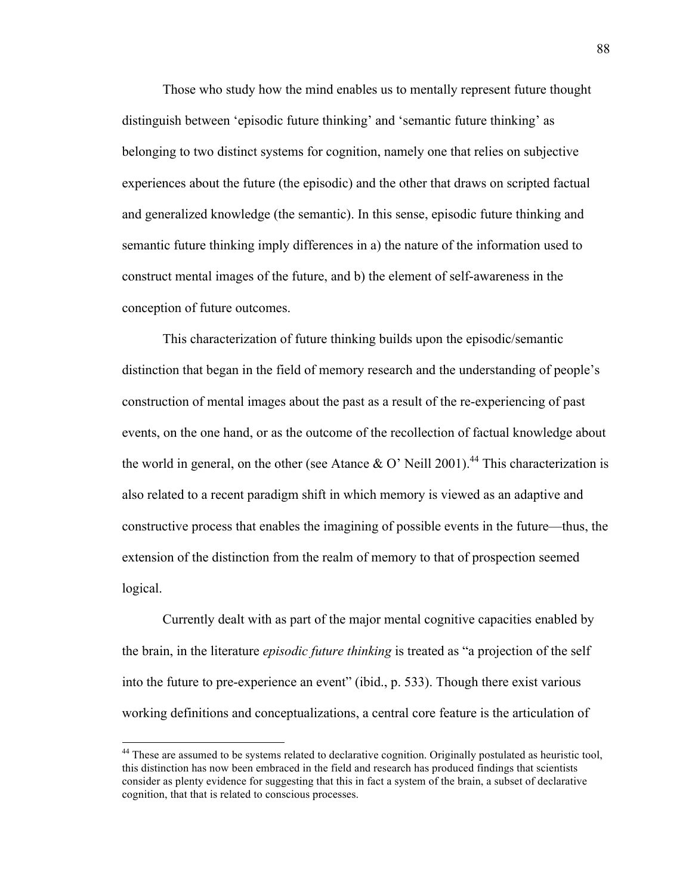Those who study how the mind enables us to mentally represent future thought distinguish between 'episodic future thinking' and 'semantic future thinking' as belonging to two distinct systems for cognition, namely one that relies on subjective experiences about the future (the episodic) and the other that draws on scripted factual and generalized knowledge (the semantic). In this sense, episodic future thinking and semantic future thinking imply differences in a) the nature of the information used to construct mental images of the future, and b) the element of self-awareness in the conception of future outcomes.

This characterization of future thinking builds upon the episodic/semantic distinction that began in the field of memory research and the understanding of people's construction of mental images about the past as a result of the re-experiencing of past events, on the one hand, or as the outcome of the recollection of factual knowledge about the world in general, on the other (see Atance & O' Neill 2001).[44] This characterization is also related to a recent paradigm shift in which memory is viewed as an adaptive and constructive process that enables the imagining of possible events in the future—thus, the extension of the distinction from the realm of memory to that of prospection seemed logical.

Currently dealt with as part of the major mental cognitive capacities enabled by the brain, in the literature *episodic future thinking* is treated as "a projection of the self into the future to pre-experience an event" (ibid., p. 533). Though there exist various working definitions and conceptualizations, a central core feature is the articulation of

[44] These are assumed to be systems related to declarative cognition. Originally postulated as heuristic tool, this distinction has now been embraced in the field and research has produced findings that scientists consider as plenty evidence for suggesting that this in fact a system of the brain, a subset of declarative cognition, that that is related to conscious processes.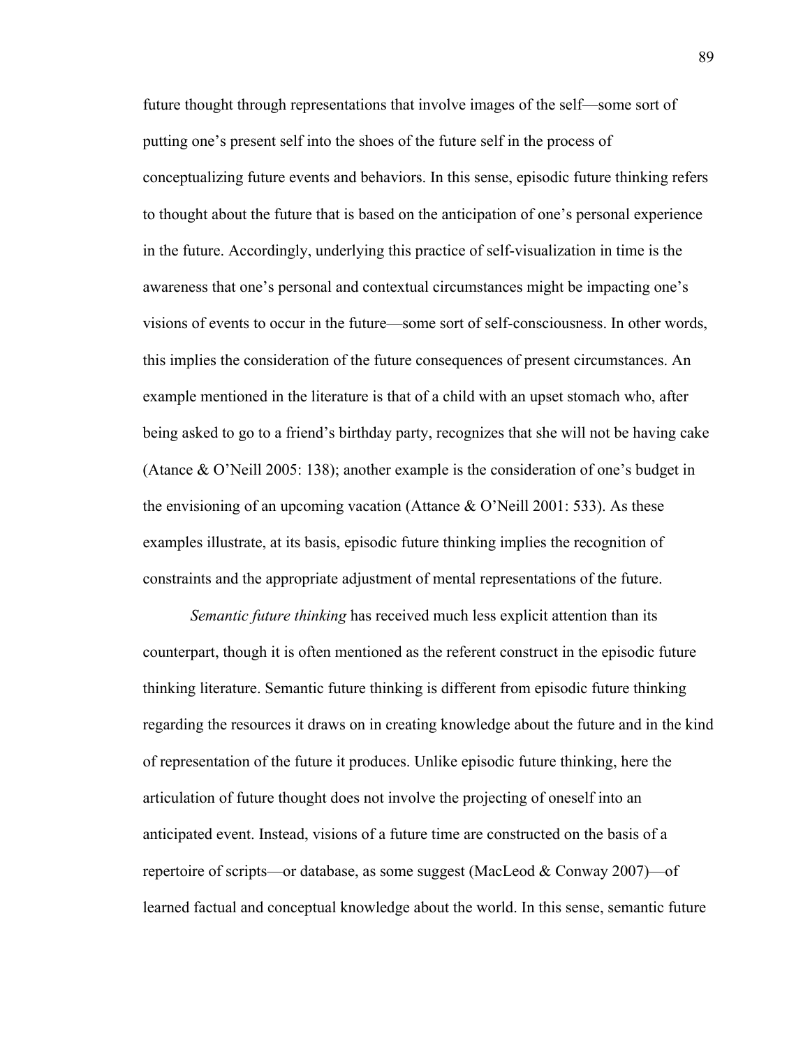future thought through representations that involve images of the self—some sort of putting one's present self into the shoes of the future self in the process of conceptualizing future events and behaviors. In this sense, episodic future thinking refers to thought about the future that is based on the anticipation of one's personal experience in the future. Accordingly, underlying this practice of self-visualization in time is the awareness that one's personal and contextual circumstances might be impacting one's visions of events to occur in the future—some sort of self-consciousness. In other words, this implies the consideration of the future consequences of present circumstances. An example mentioned in the literature is that of a child with an upset stomach who, after being asked to go to a friend's birthday party, recognizes that she will not be having cake (Atance & O'Neill 2005: 138); another example is the consideration of one's budget in the envisioning of an upcoming vacation (Attance & O'Neill 2001: 533). As these examples illustrate, at its basis, episodic future thinking implies the recognition of constraints and the appropriate adjustment of mental representations of the future.

*Semantic future thinking* has received much less explicit attention than its counterpart, though it is often mentioned as the referent construct in the episodic future thinking literature. Semantic future thinking is different from episodic future thinking regarding the resources it draws on in creating knowledge about the future and in the kind of representation of the future it produces. Unlike episodic future thinking, here the articulation of future thought does not involve the projecting of oneself into an anticipated event. Instead, visions of a future time are constructed on the basis of a repertoire of scripts—or database, as some suggest (MacLeod & Conway 2007)—of learned factual and conceptual knowledge about the world. In this sense, semantic future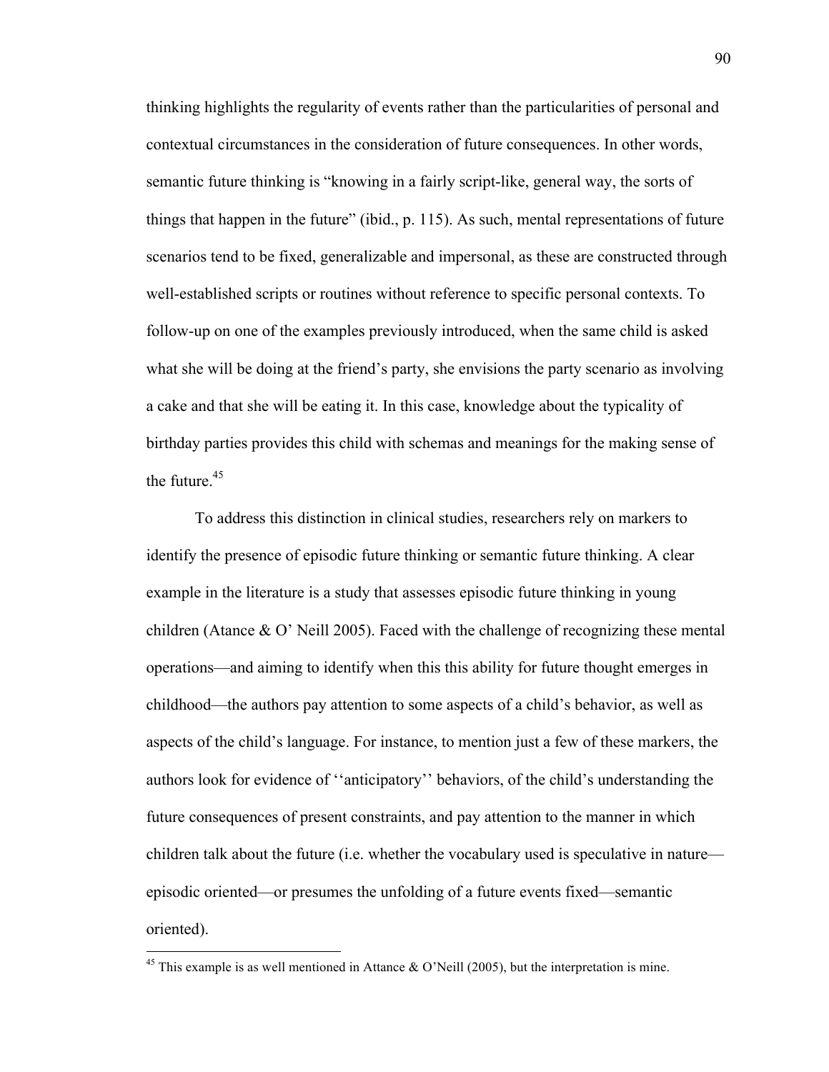thinking highlights the regularity of events rather than the particularities of personal and contextual circumstances in the consideration of future consequences. In other words, semantic future thinking is "knowing in a fairly script-like, general way, the sorts of things that happen in the future" (ibid., p. 115). As such, mental representations of future scenarios tend to be fixed, generalizable and impersonal, as these are constructed through well-established scripts or routines without reference to specific personal contexts. To follow-up on one of the examples previously introduced, when the same child is asked what she will be doing at the friend's party, she envisions the party scenario as involving a cake and that she will be eating it. In this case, knowledge about the typicality of birthday parties provides this child with schemas and meanings for the making sense of the future.[45]

To address this distinction in clinical studies, researchers rely on markers to identify the presence of episodic future thinking or semantic future thinking. A clear example in the literature is a study that assesses episodic future thinking in young children (Atance & O' Neill 2005). Faced with the challenge of recognizing these mental operations—and aiming to identify when this this ability for future thought emerges in childhood—the authors pay attention to some aspects of a child's behavior, as well as aspects of the child's language. For instance, to mention just a few of these markers, the authors look for evidence of ''anticipatory'' behaviors, of the child's understanding the future consequences of present constraints, and pay attention to the manner in which children talk about the future (i.e. whether the vocabulary used is speculative in nature—episodic oriented—or presumes the unfolding of a future events fixed—semantic oriented).

[45] This example is as well mentioned in Attance & O'Neill (2005), but the interpretation is mine.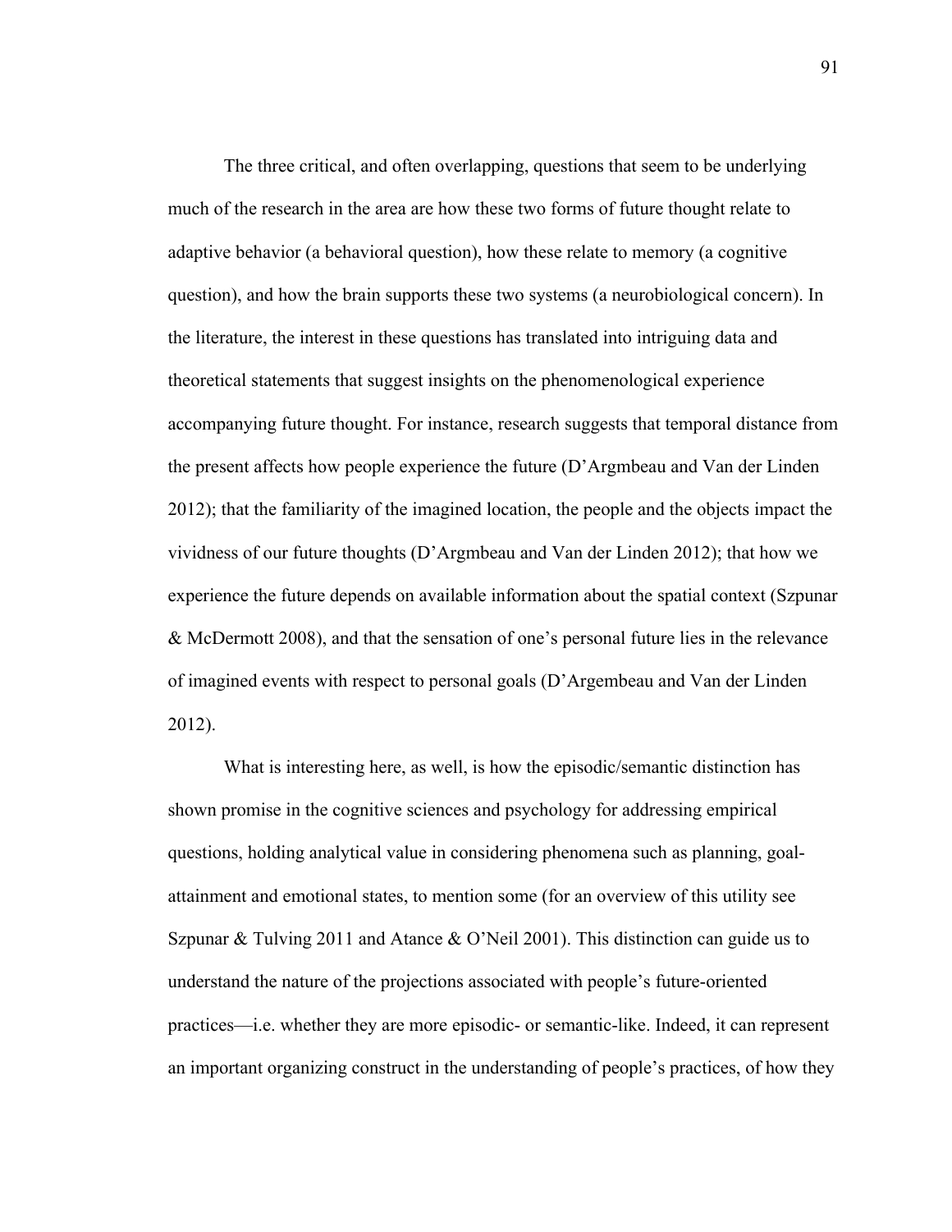The three critical, and often overlapping, questions that seem to be underlying much of the research in the area are how these two forms of future thought relate to adaptive behavior (a behavioral question), how these relate to memory (a cognitive question), and how the brain supports these two systems (a neurobiological concern). In the literature, the interest in these questions has translated into intriguing data and theoretical statements that suggest insights on the phenomenological experience accompanying future thought. For instance, research suggests that temporal distance from the present affects how people experience the future (D'Argmbeau and Van der Linden 2012); that the familiarity of the imagined location, the people and the objects impact the vividness of our future thoughts (D'Argmbeau and Van der Linden 2012); that how we experience the future depends on available information about the spatial context (Szpunar & McDermott 2008), and that the sensation of one's personal future lies in the relevance of imagined events with respect to personal goals (D'Argembeau and Van der Linden 2012).

What is interesting here, as well, is how the episodic/semantic distinction has shown promise in the cognitive sciences and psychology for addressing empirical questions, holding analytical value in considering phenomena such as planning, goal-attainment and emotional states, to mention some (for an overview of this utility see Szpunar & Tulving 2011 and Atance & O'Neil 2001). This distinction can guide us to understand the nature of the projections associated with people's future-oriented practices—i.e. whether they are more episodic- or semantic-like. Indeed, it can represent an important organizing construct in the understanding of people's practices, of how they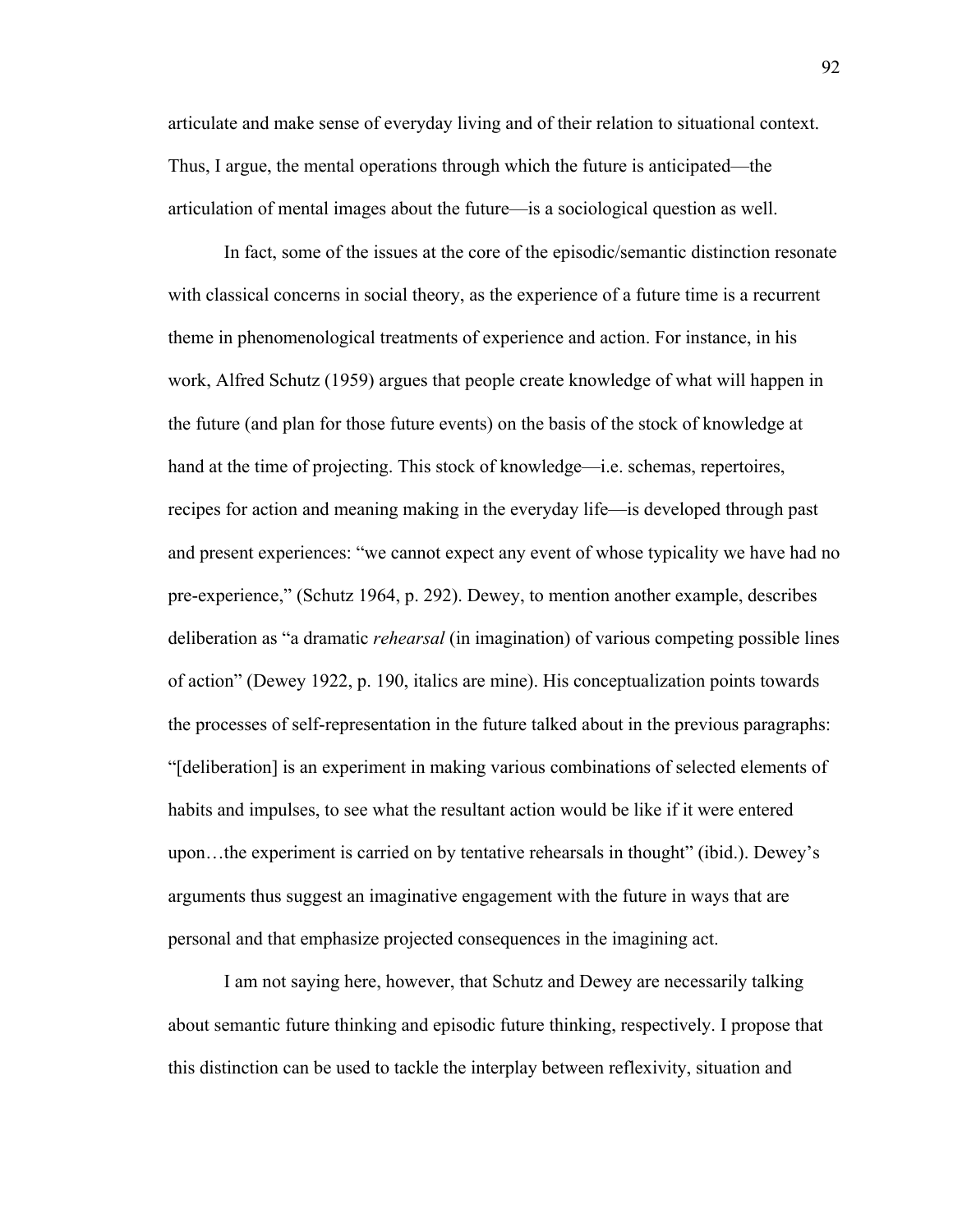articulate and make sense of everyday living and of their relation to situational context. Thus, I argue, the mental operations through which the future is anticipated—the articulation of mental images about the future—is a sociological question as well.

In fact, some of the issues at the core of the episodic/semantic distinction resonate with classical concerns in social theory, as the experience of a future time is a recurrent theme in phenomenological treatments of experience and action. For instance, in his work, Alfred Schutz (1959) argues that people create knowledge of what will happen in the future (and plan for those future events) on the basis of the stock of knowledge at hand at the time of projecting. This stock of knowledge—i.e. schemas, repertoires, recipes for action and meaning making in the everyday life—is developed through past and present experiences: "we cannot expect any event of whose typicality we have had no pre-experience," (Schutz 1964, p. 292). Dewey, to mention another example, describes deliberation as "a dramatic *rehearsal* (in imagination) of various competing possible lines of action" (Dewey 1922, p. 190, italics are mine). His conceptualization points towards the processes of self-representation in the future talked about in the previous paragraphs: "[deliberation] is an experiment in making various combinations of selected elements of habits and impulses, to see what the resultant action would be like if it were entered upon…the experiment is carried on by tentative rehearsals in thought" (ibid.). Dewey's arguments thus suggest an imaginative engagement with the future in ways that are personal and that emphasize projected consequences in the imagining act.

I am not saying here, however, that Schutz and Dewey are necessarily talking about semantic future thinking and episodic future thinking, respectively. I propose that this distinction can be used to tackle the interplay between reflexivity, situation and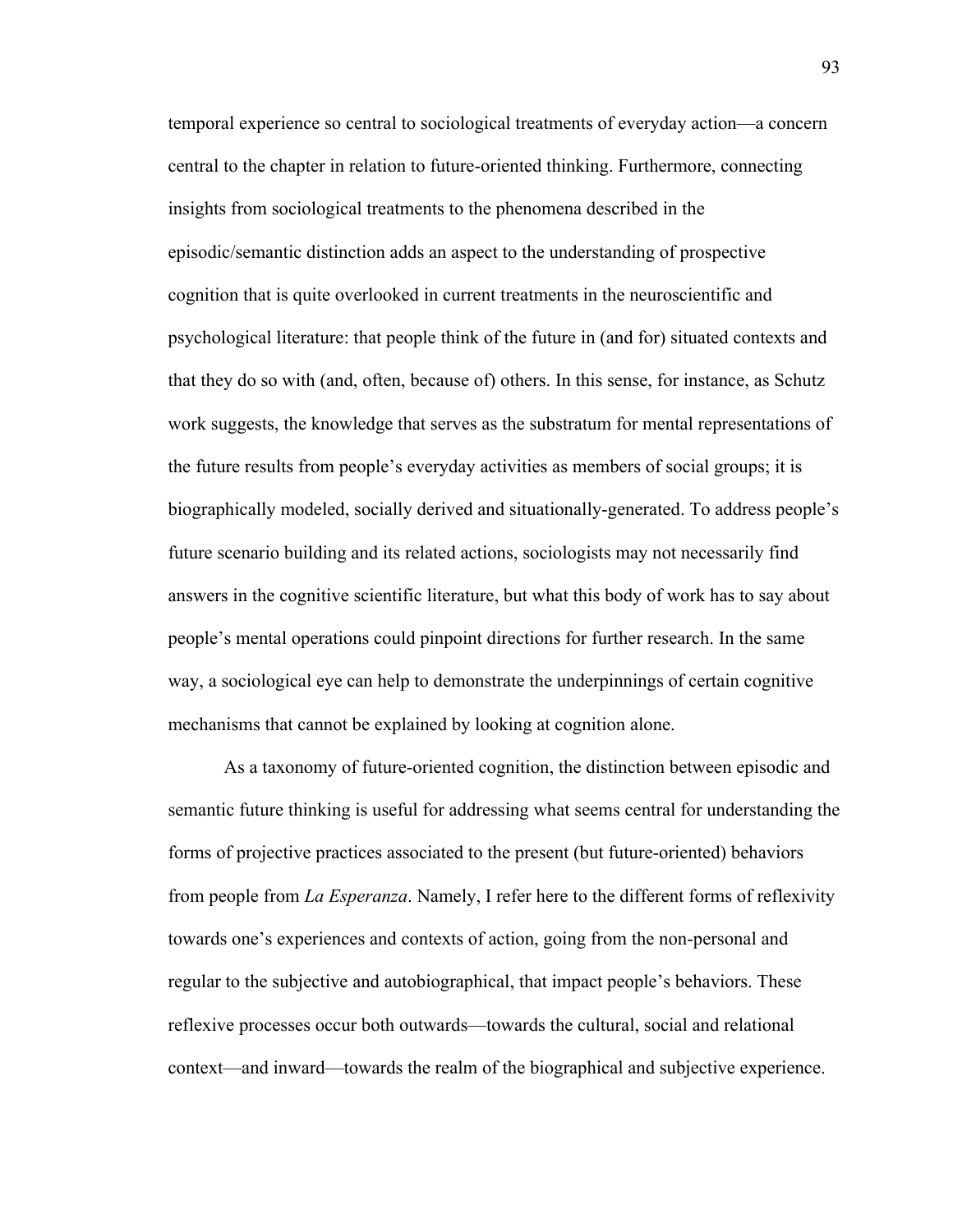temporal experience so central to sociological treatments of everyday action—a concern central to the chapter in relation to future-oriented thinking. Furthermore, connecting insights from sociological treatments to the phenomena described in the episodic/semantic distinction adds an aspect to the understanding of prospective cognition that is quite overlooked in current treatments in the neuroscientific and psychological literature: that people think of the future in (and for) situated contexts and that they do so with (and, often, because of) others. In this sense, for instance, as Schutz work suggests, the knowledge that serves as the substratum for mental representations of the future results from people's everyday activities as members of social groups; it is biographically modeled, socially derived and situationally-generated. To address people's future scenario building and its related actions, sociologists may not necessarily find answers in the cognitive scientific literature, but what this body of work has to say about people's mental operations could pinpoint directions for further research. In the same way, a sociological eye can help to demonstrate the underpinnings of certain cognitive mechanisms that cannot be explained by looking at cognition alone.

As a taxonomy of future-oriented cognition, the distinction between episodic and semantic future thinking is useful for addressing what seems central for understanding the forms of projective practices associated to the present (but future-oriented) behaviors from people from *La Esperanza*. Namely, I refer here to the different forms of reflexivity towards one's experiences and contexts of action, going from the non-personal and regular to the subjective and autobiographical, that impact people's behaviors. These reflexive processes occur both outwards—towards the cultural, social and relational context—and inward—towards the realm of the biographical and subjective experience.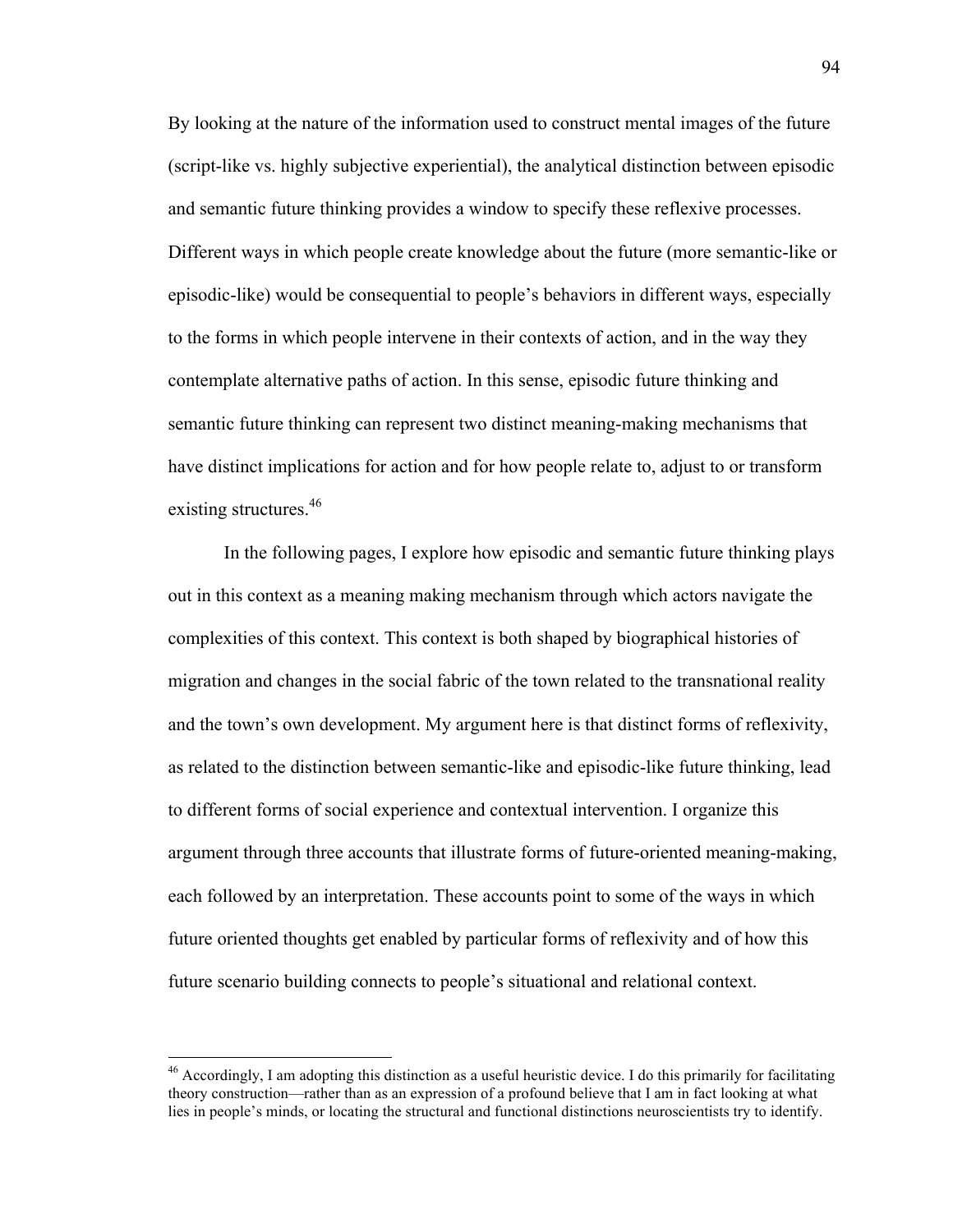By looking at the nature of the information used to construct mental images of the future (script-like vs. highly subjective experiential), the analytical distinction between episodic and semantic future thinking provides a window to specify these reflexive processes. Different ways in which people create knowledge about the future (more semantic-like or episodic-like) would be consequential to people's behaviors in different ways, especially to the forms in which people intervene in their contexts of action, and in the way they contemplate alternative paths of action. In this sense, episodic future thinking and semantic future thinking can represent two distinct meaning-making mechanisms that have distinct implications for action and for how people relate to, adjust to or transform existing structures.[46]

In the following pages, I explore how episodic and semantic future thinking plays out in this context as a meaning making mechanism through which actors navigate the complexities of this context. This context is both shaped by biographical histories of migration and changes in the social fabric of the town related to the transnational reality and the town's own development. My argument here is that distinct forms of reflexivity, as related to the distinction between semantic-like and episodic-like future thinking, lead to different forms of social experience and contextual intervention. I organize this argument through three accounts that illustrate forms of future-oriented meaning-making, each followed by an interpretation. These accounts point to some of the ways in which future oriented thoughts get enabled by particular forms of reflexivity and of how this future scenario building connects to people's situational and relational context.

[46] Accordingly, I am adopting this distinction as a useful heuristic device. I do this primarily for facilitating theory construction—rather than as an expression of a profound believe that I am in fact looking at what lies in people's minds, or locating the structural and functional distinctions neuroscientists try to identify.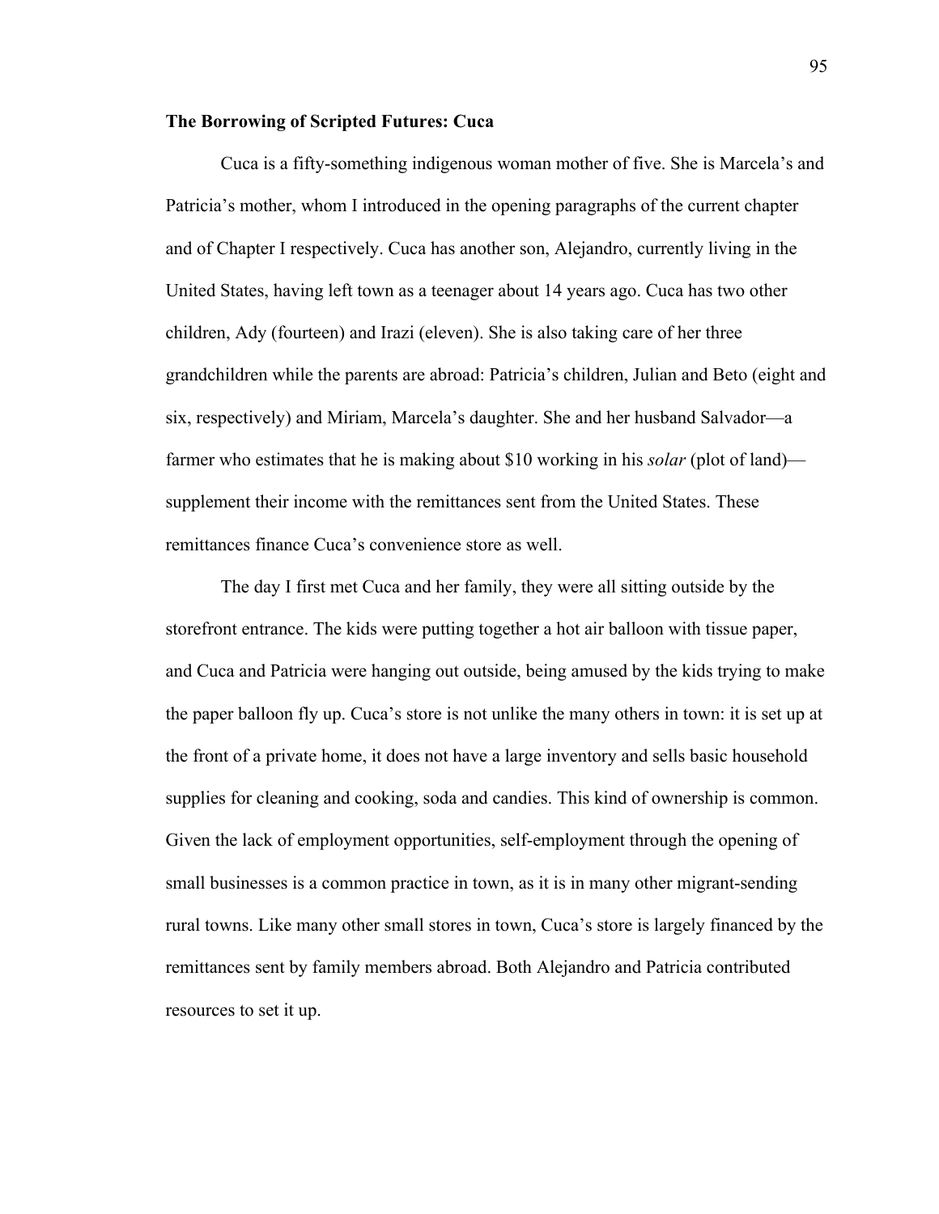**The Borrowing of Scripted Futures: Cuca**

Cuca is a fifty-something indigenous woman mother of five. She is Marcela's and Patricia's mother, whom I introduced in the opening paragraphs of the current chapter and of Chapter I respectively. Cuca has another son, Alejandro, currently living in the United States, having left town as a teenager about 14 years ago. Cuca has two other children, Ady (fourteen) and Irazi (eleven). She is also taking care of her three grandchildren while the parents are abroad: Patricia's children, Julian and Beto (eight and six, respectively) and Miriam, Marcela's daughter. She and her husband Salvador—a farmer who estimates that he is making about $10 working in his *solar* (plot of land)—supplement their income with the remittances sent from the United States. These remittances finance Cuca's convenience store as well.

The day I first met Cuca and her family, they were all sitting outside by the storefront entrance. The kids were putting together a hot air balloon with tissue paper, and Cuca and Patricia were hanging out outside, being amused by the kids trying to make the paper balloon fly up. Cuca's store is not unlike the many others in town: it is set up at the front of a private home, it does not have a large inventory and sells basic household supplies for cleaning and cooking, soda and candies. This kind of ownership is common. Given the lack of employment opportunities, self-employment through the opening of small businesses is a common practice in town, as it is in many other migrant-sending rural towns. Like many other small stores in town, Cuca's store is largely financed by the remittances sent by family members abroad. Both Alejandro and Patricia contributed resources to set it up.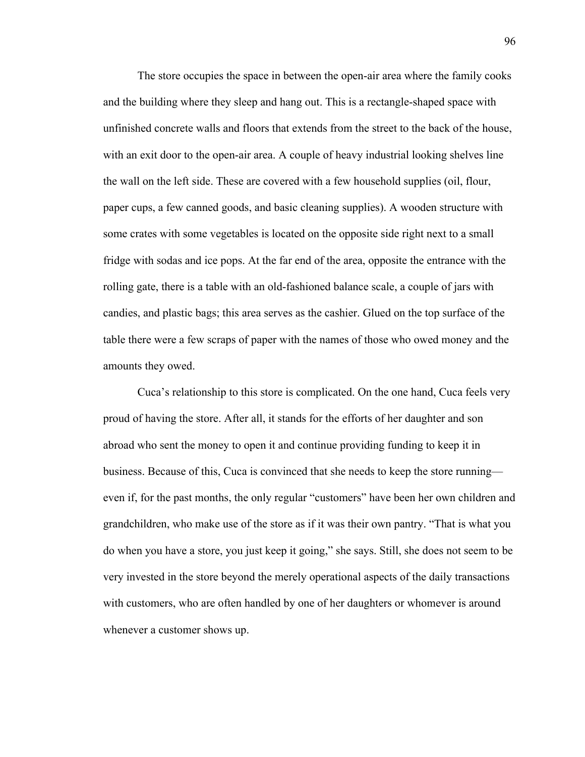The store occupies the space in between the open-air area where the family cooks and the building where they sleep and hang out. This is a rectangle-shaped space with unfinished concrete walls and floors that extends from the street to the back of the house, with an exit door to the open-air area. A couple of heavy industrial looking shelves line the wall on the left side. These are covered with a few household supplies (oil, flour, paper cups, a few canned goods, and basic cleaning supplies). A wooden structure with some crates with some vegetables is located on the opposite side right next to a small fridge with sodas and ice pops. At the far end of the area, opposite the entrance with the rolling gate, there is a table with an old-fashioned balance scale, a couple of jars with candies, and plastic bags; this area serves as the cashier. Glued on the top surface of the table there were a few scraps of paper with the names of those who owed money and the amounts they owed.

Cuca's relationship to this store is complicated. On the one hand, Cuca feels very proud of having the store. After all, it stands for the efforts of her daughter and son abroad who sent the money to open it and continue providing funding to keep it in business. Because of this, Cuca is convinced that she needs to keep the store running—even if, for the past months, the only regular "customers" have been her own children and grandchildren, who make use of the store as if it was their own pantry. "That is what you do when you have a store, you just keep it going," she says. Still, she does not seem to be very invested in the store beyond the merely operational aspects of the daily transactions with customers, who are often handled by one of her daughters or whomever is around whenever a customer shows up.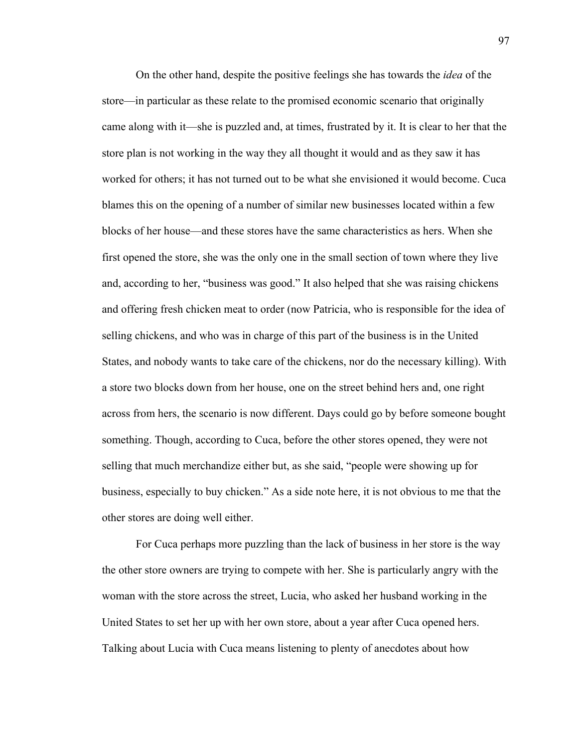On the other hand, despite the positive feelings she has towards the *idea* of the store—in particular as these relate to the promised economic scenario that originally came along with it—she is puzzled and, at times, frustrated by it. It is clear to her that the store plan is not working in the way they all thought it would and as they saw it has worked for others; it has not turned out to be what she envisioned it would become. Cuca blames this on the opening of a number of similar new businesses located within a few blocks of her house—and these stores have the same characteristics as hers. When she first opened the store, she was the only one in the small section of town where they live and, according to her, "business was good." It also helped that she was raising chickens and offering fresh chicken meat to order (now Patricia, who is responsible for the idea of selling chickens, and who was in charge of this part of the business is in the United States, and nobody wants to take care of the chickens, nor do the necessary killing). With a store two blocks down from her house, one on the street behind hers and, one right across from hers, the scenario is now different. Days could go by before someone bought something. Though, according to Cuca, before the other stores opened, they were not selling that much merchandize either but, as she said, "people were showing up for business, especially to buy chicken." As a side note here, it is not obvious to me that the other stores are doing well either.

For Cuca perhaps more puzzling than the lack of business in her store is the way the other store owners are trying to compete with her. She is particularly angry with the woman with the store across the street, Lucia, who asked her husband working in the United States to set her up with her own store, about a year after Cuca opened hers. Talking about Lucia with Cuca means listening to plenty of anecdotes about how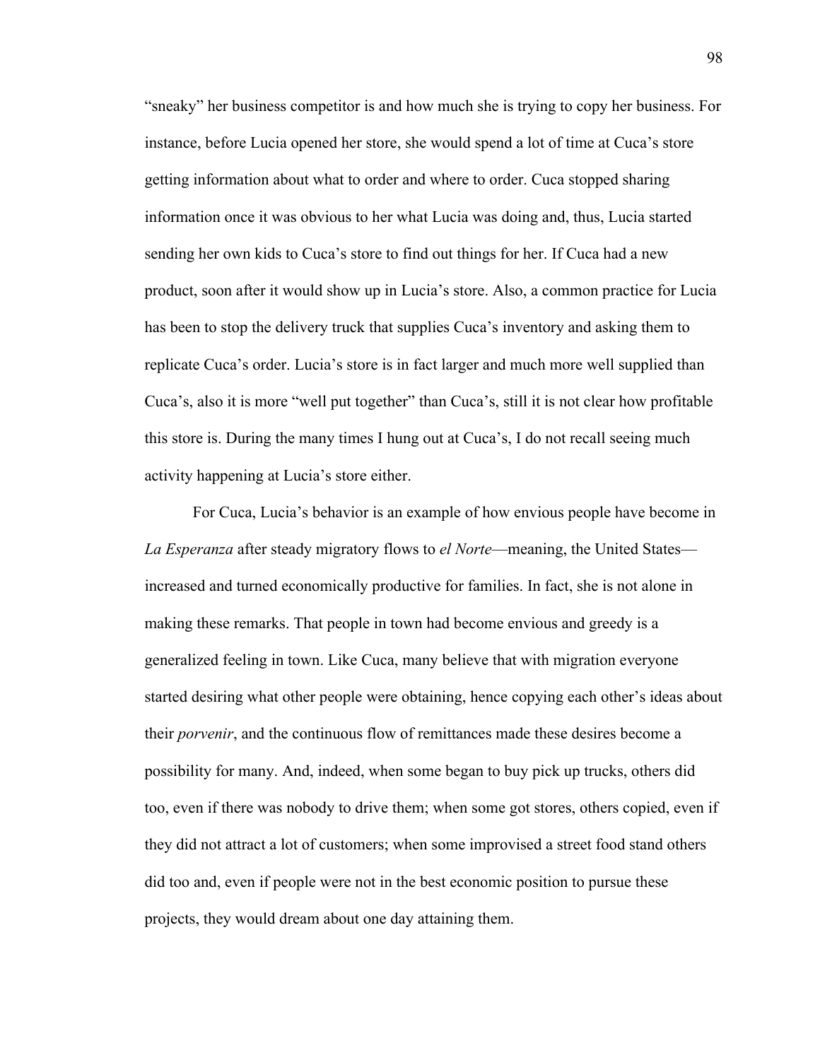"sneaky" her business competitor is and how much she is trying to copy her business. For instance, before Lucia opened her store, she would spend a lot of time at Cuca's store getting information about what to order and where to order. Cuca stopped sharing information once it was obvious to her what Lucia was doing and, thus, Lucia started sending her own kids to Cuca's store to find out things for her. If Cuca had a new product, soon after it would show up in Lucia's store. Also, a common practice for Lucia has been to stop the delivery truck that supplies Cuca's inventory and asking them to replicate Cuca's order. Lucia's store is in fact larger and much more well supplied than Cuca's, also it is more "well put together" than Cuca's, still it is not clear how profitable this store is. During the many times I hung out at Cuca's, I do not recall seeing much activity happening at Lucia's store either.

For Cuca, Lucia's behavior is an example of how envious people have become in *La Esperanza* after steady migratory flows to *el Norte*—meaning, the United States—increased and turned economically productive for families. In fact, she is not alone in making these remarks. That people in town had become envious and greedy is a generalized feeling in town. Like Cuca, many believe that with migration everyone started desiring what other people were obtaining, hence copying each other's ideas about their *porvenir*, and the continuous flow of remittances made these desires become a possibility for many. And, indeed, when some began to buy pick up trucks, others did too, even if there was nobody to drive them; when some got stores, others copied, even if they did not attract a lot of customers; when some improvised a street food stand others did too and, even if people were not in the best economic position to pursue these projects, they would dream about one day attaining them.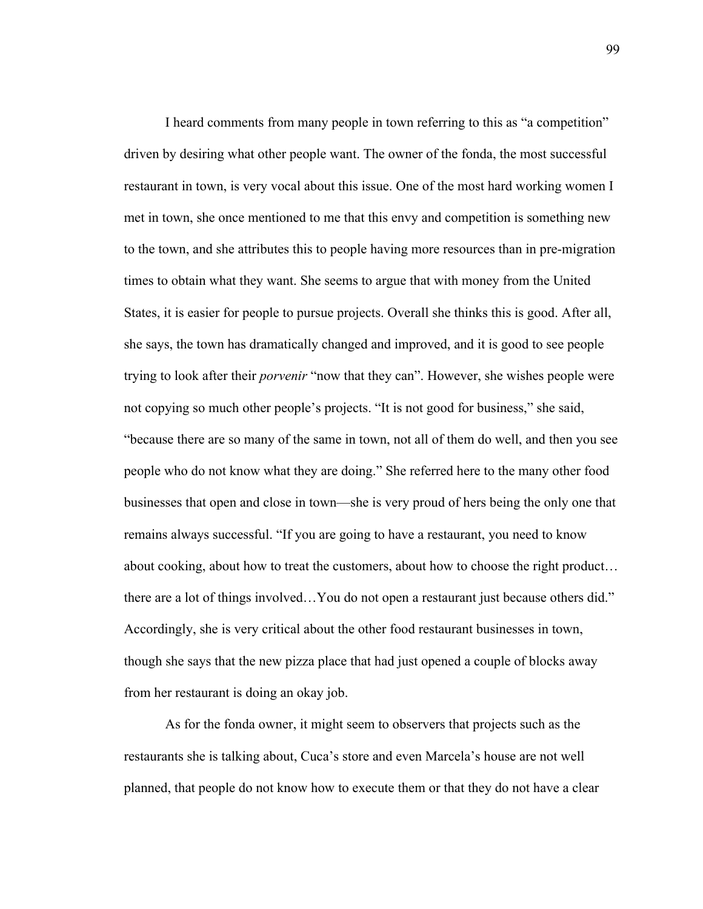I heard comments from many people in town referring to this as "a competition" driven by desiring what other people want. The owner of the fonda, the most successful restaurant in town, is very vocal about this issue. One of the most hard working women I met in town, she once mentioned to me that this envy and competition is something new to the town, and she attributes this to people having more resources than in pre-migration times to obtain what they want. She seems to argue that with money from the United States, it is easier for people to pursue projects. Overall she thinks this is good. After all, she says, the town has dramatically changed and improved, and it is good to see people trying to look after their *porvenir* "now that they can". However, she wishes people were not copying so much other people's projects. "It is not good for business," she said, "because there are so many of the same in town, not all of them do well, and then you see people who do not know what they are doing." She referred here to the many other food businesses that open and close in town—she is very proud of hers being the only one that remains always successful. "If you are going to have a restaurant, you need to know about cooking, about how to treat the customers, about how to choose the right product… there are a lot of things involved…You do not open a restaurant just because others did." Accordingly, she is very critical about the other food restaurant businesses in town, though she says that the new pizza place that had just opened a couple of blocks away from her restaurant is doing an okay job.

As for the fonda owner, it might seem to observers that projects such as the restaurants she is talking about, Cuca's store and even Marcela's house are not well planned, that people do not know how to execute them or that they do not have a clear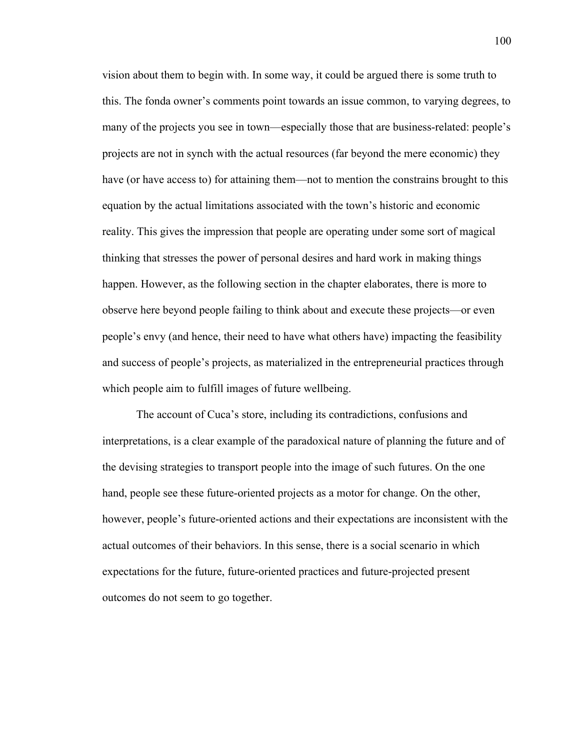vision about them to begin with. In some way, it could be argued there is some truth to this. The fonda owner's comments point towards an issue common, to varying degrees, to many of the projects you see in town—especially those that are business-related: people's projects are not in synch with the actual resources (far beyond the mere economic) they have (or have access to) for attaining them—not to mention the constrains brought to this equation by the actual limitations associated with the town's historic and economic reality. This gives the impression that people are operating under some sort of magical thinking that stresses the power of personal desires and hard work in making things happen. However, as the following section in the chapter elaborates, there is more to observe here beyond people failing to think about and execute these projects—or even people's envy (and hence, their need to have what others have) impacting the feasibility and success of people's projects, as materialized in the entrepreneurial practices through which people aim to fulfill images of future wellbeing.

The account of Cuca's store, including its contradictions, confusions and interpretations, is a clear example of the paradoxical nature of planning the future and of the devising strategies to transport people into the image of such futures. On the one hand, people see these future-oriented projects as a motor for change. On the other, however, people's future-oriented actions and their expectations are inconsistent with the actual outcomes of their behaviors. In this sense, there is a social scenario in which expectations for the future, future-oriented practices and future-projected present outcomes do not seem to go together.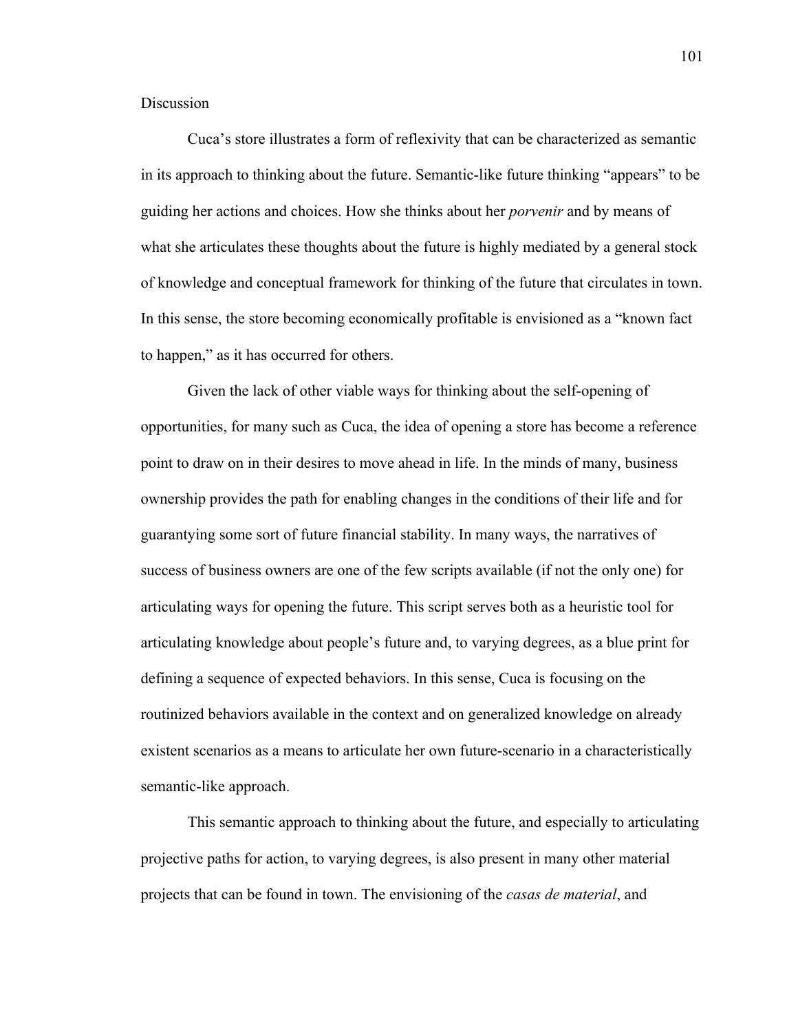## Discussion

Cuca's store illustrates a form of reflexivity that can be characterized as semantic in its approach to thinking about the future. Semantic-like future thinking "appears" to be guiding her actions and choices. How she thinks about her *porvenir* and by means of what she articulates these thoughts about the future is highly mediated by a general stock of knowledge and conceptual framework for thinking of the future that circulates in town. In this sense, the store becoming economically profitable is envisioned as a "known fact to happen," as it has occurred for others.

Given the lack of other viable ways for thinking about the self-opening of opportunities, for many such as Cuca, the idea of opening a store has become a reference point to draw on in their desires to move ahead in life. In the minds of many, business ownership provides the path for enabling changes in the conditions of their life and for guarantying some sort of future financial stability. In many ways, the narratives of success of business owners are one of the few scripts available (if not the only one) for articulating ways for opening the future. This script serves both as a heuristic tool for articulating knowledge about people's future and, to varying degrees, as a blue print for defining a sequence of expected behaviors. In this sense, Cuca is focusing on the routinized behaviors available in the context and on generalized knowledge on already existent scenarios as a means to articulate her own future-scenario in a characteristically semantic-like approach.

This semantic approach to thinking about the future, and especially to articulating projective paths for action, to varying degrees, is also present in many other material projects that can be found in town. The envisioning of the *casas de material*, and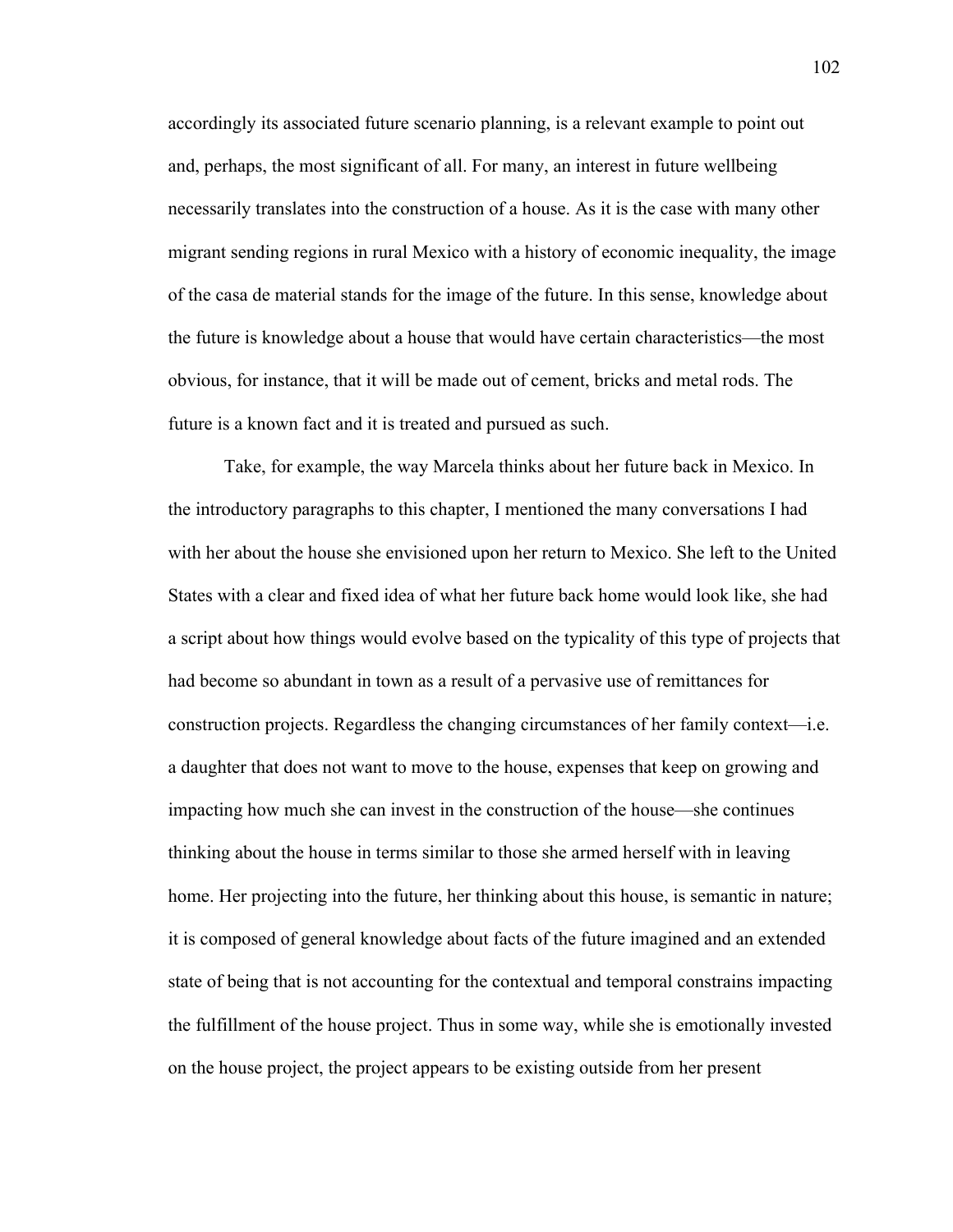accordingly its associated future scenario planning, is a relevant example to point out and, perhaps, the most significant of all. For many, an interest in future wellbeing necessarily translates into the construction of a house. As it is the case with many other migrant sending regions in rural Mexico with a history of economic inequality, the image of the casa de material stands for the image of the future. In this sense, knowledge about the future is knowledge about a house that would have certain characteristics—the most obvious, for instance, that it will be made out of cement, bricks and metal rods. The future is a known fact and it is treated and pursued as such.

Take, for example, the way Marcela thinks about her future back in Mexico. In the introductory paragraphs to this chapter, I mentioned the many conversations I had with her about the house she envisioned upon her return to Mexico. She left to the United States with a clear and fixed idea of what her future back home would look like, she had a script about how things would evolve based on the typicality of this type of projects that had become so abundant in town as a result of a pervasive use of remittances for construction projects. Regardless the changing circumstances of her family context—i.e. a daughter that does not want to move to the house, expenses that keep on growing and impacting how much she can invest in the construction of the house—she continues thinking about the house in terms similar to those she armed herself with in leaving home. Her projecting into the future, her thinking about this house, is semantic in nature; it is composed of general knowledge about facts of the future imagined and an extended state of being that is not accounting for the contextual and temporal constrains impacting the fulfillment of the house project. Thus in some way, while she is emotionally invested on the house project, the project appears to be existing outside from her present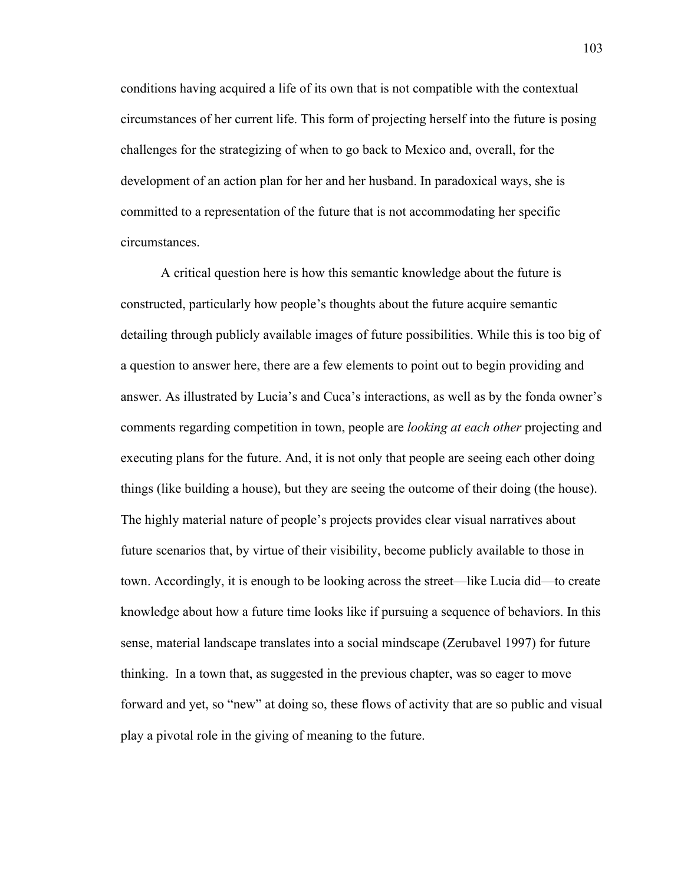conditions having acquired a life of its own that is not compatible with the contextual circumstances of her current life. This form of projecting herself into the future is posing challenges for the strategizing of when to go back to Mexico and, overall, for the development of an action plan for her and her husband. In paradoxical ways, she is committed to a representation of the future that is not accommodating her specific circumstances.

A critical question here is how this semantic knowledge about the future is constructed, particularly how people's thoughts about the future acquire semantic detailing through publicly available images of future possibilities. While this is too big of a question to answer here, there are a few elements to point out to begin providing and answer. As illustrated by Lucia's and Cuca's interactions, as well as by the fonda owner's comments regarding competition in town, people are *looking at each other* projecting and executing plans for the future. And, it is not only that people are seeing each other doing things (like building a house), but they are seeing the outcome of their doing (the house). The highly material nature of people's projects provides clear visual narratives about future scenarios that, by virtue of their visibility, become publicly available to those in town. Accordingly, it is enough to be looking across the street—like Lucia did—to create knowledge about how a future time looks like if pursuing a sequence of behaviors. In this sense, material landscape translates into a social mindscape (Zerubavel 1997) for future thinking. In a town that, as suggested in the previous chapter, was so eager to move forward and yet, so "new" at doing so, these flows of activity that are so public and visual play a pivotal role in the giving of meaning to the future.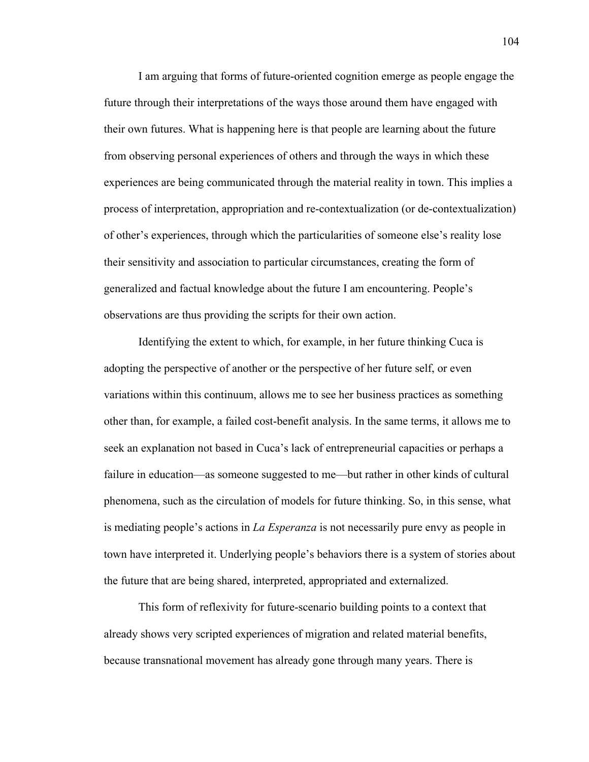I am arguing that forms of future-oriented cognition emerge as people engage the future through their interpretations of the ways those around them have engaged with their own futures. What is happening here is that people are learning about the future from observing personal experiences of others and through the ways in which these experiences are being communicated through the material reality in town. This implies a process of interpretation, appropriation and re-contextualization (or de-contextualization) of other's experiences, through which the particularities of someone else's reality lose their sensitivity and association to particular circumstances, creating the form of generalized and factual knowledge about the future I am encountering. People's observations are thus providing the scripts for their own action.

Identifying the extent to which, for example, in her future thinking Cuca is adopting the perspective of another or the perspective of her future self, or even variations within this continuum, allows me to see her business practices as something other than, for example, a failed cost-benefit analysis. In the same terms, it allows me to seek an explanation not based in Cuca's lack of entrepreneurial capacities or perhaps a failure in education—as someone suggested to me—but rather in other kinds of cultural phenomena, such as the circulation of models for future thinking. So, in this sense, what is mediating people's actions in *La Esperanza* is not necessarily pure envy as people in town have interpreted it. Underlying people's behaviors there is a system of stories about the future that are being shared, interpreted, appropriated and externalized.

This form of reflexivity for future-scenario building points to a context that already shows very scripted experiences of migration and related material benefits, because transnational movement has already gone through many years. There is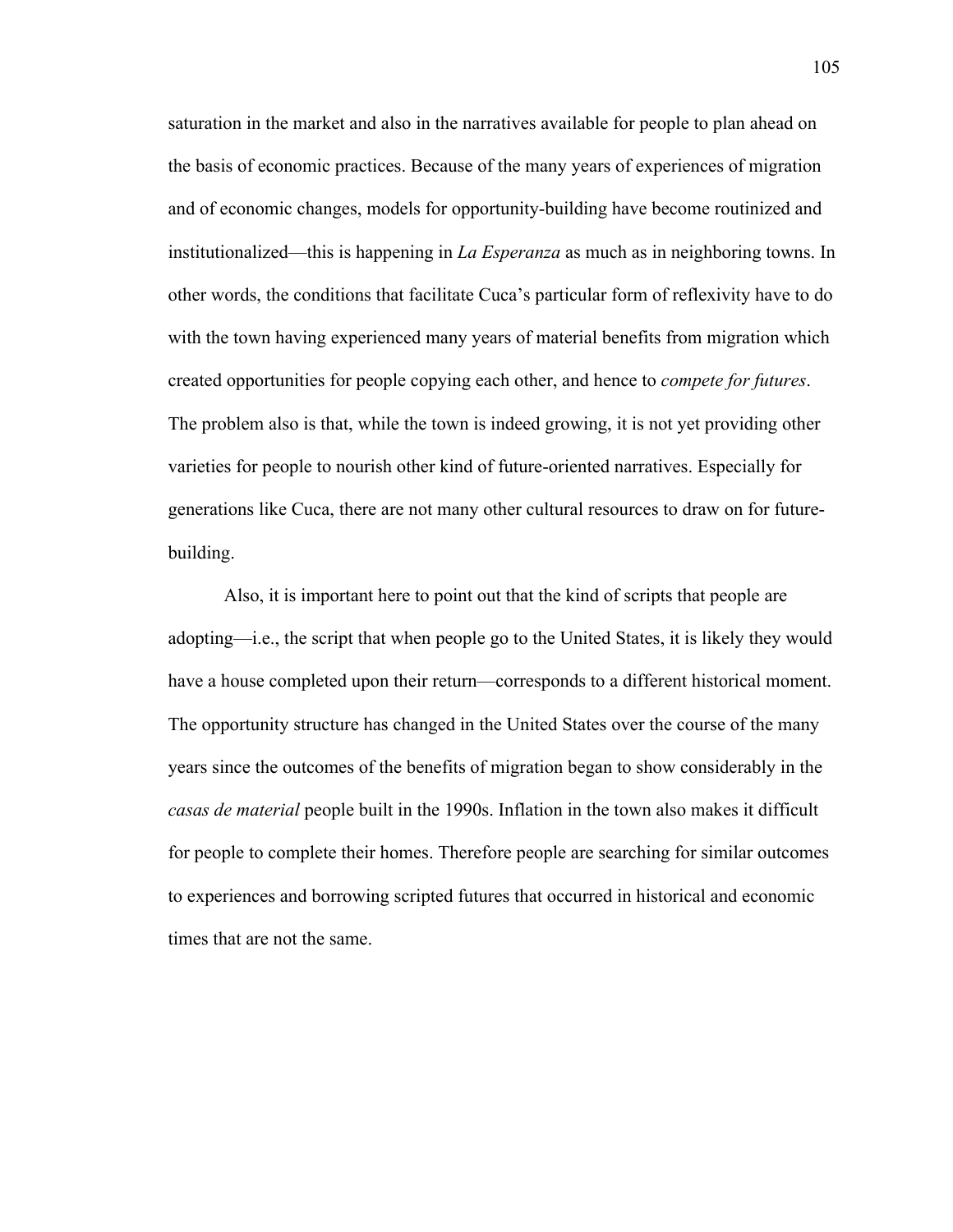saturation in the market and also in the narratives available for people to plan ahead on the basis of economic practices. Because of the many years of experiences of migration and of economic changes, models for opportunity-building have become routinized and institutionalized—this is happening in *La Esperanza* as much as in neighboring towns. In other words, the conditions that facilitate Cuca's particular form of reflexivity have to do with the town having experienced many years of material benefits from migration which created opportunities for people copying each other, and hence to *compete for futures*. The problem also is that, while the town is indeed growing, it is not yet providing other varieties for people to nourish other kind of future-oriented narratives. Especially for generations like Cuca, there are not many other cultural resources to draw on for future-building.

Also, it is important here to point out that the kind of scripts that people are adopting—i.e., the script that when people go to the United States, it is likely they would have a house completed upon their return—corresponds to a different historical moment. The opportunity structure has changed in the United States over the course of the many years since the outcomes of the benefits of migration began to show considerably in the *casas de material* people built in the 1990s. Inflation in the town also makes it difficult for people to complete their homes. Therefore people are searching for similar outcomes to experiences and borrowing scripted futures that occurred in historical and economic times that are not the same.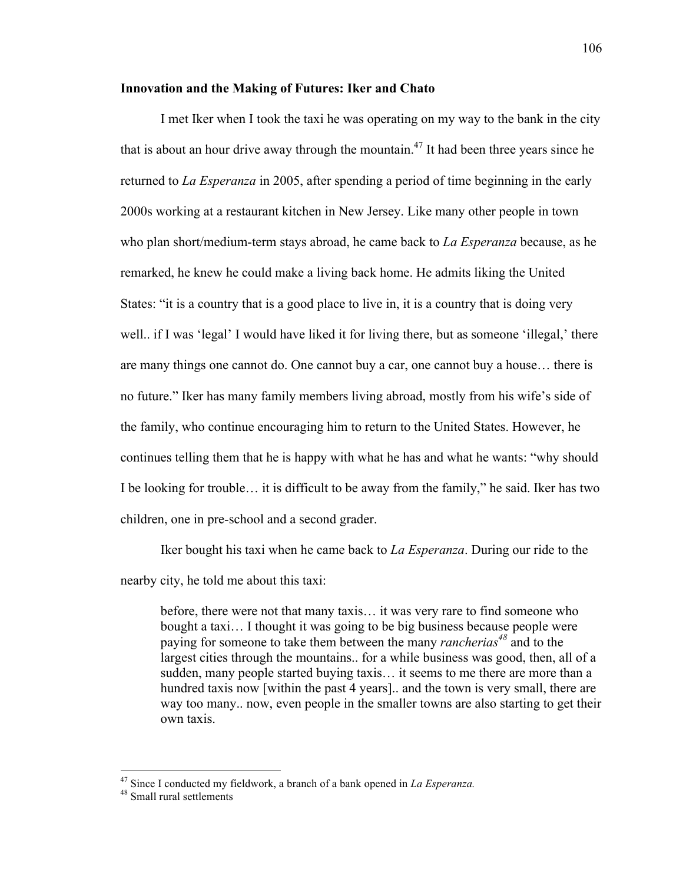**Innovation and the Making of Futures: Iker and Chato**

I met Iker when I took the taxi he was operating on my way to the bank in the city that is about an hour drive away through the mountain.[47] It had been three years since he returned to *La Esperanza* in 2005, after spending a period of time beginning in the early 2000s working at a restaurant kitchen in New Jersey. Like many other people in town who plan short/medium-term stays abroad, he came back to *La Esperanza* because, as he remarked, he knew he could make a living back home. He admits liking the United States: "it is a country that is a good place to live in, it is a country that is doing very well.. if I was 'legal' I would have liked it for living there, but as someone 'illegal,' there are many things one cannot do. One cannot buy a car, one cannot buy a house… there is no future." Iker has many family members living abroad, mostly from his wife's side of the family, who continue encouraging him to return to the United States. However, he continues telling them that he is happy with what he has and what he wants: "why should I be looking for trouble… it is difficult to be away from the family," he said. Iker has two children, one in pre-school and a second grader.

Iker bought his taxi when he came back to *La Esperanza*. During our ride to the nearby city, he told me about this taxi:

> before, there were not that many taxis… it was very rare to find someone who bought a taxi… I thought it was going to be big business because people were paying for someone to take them between the many *rancherias*[48] and to the largest cities through the mountains.. for a while business was good, then, all of a sudden, many people started buying taxis… it seems to me there are more than a hundred taxis now [within the past 4 years].. and the town is very small, there are way too many.. now, even people in the smaller towns are also starting to get their own taxis.

---

[47] Since I conducted my fieldwork, a branch of a bank opened in *La Esperanza.*

[48] Small rural settlements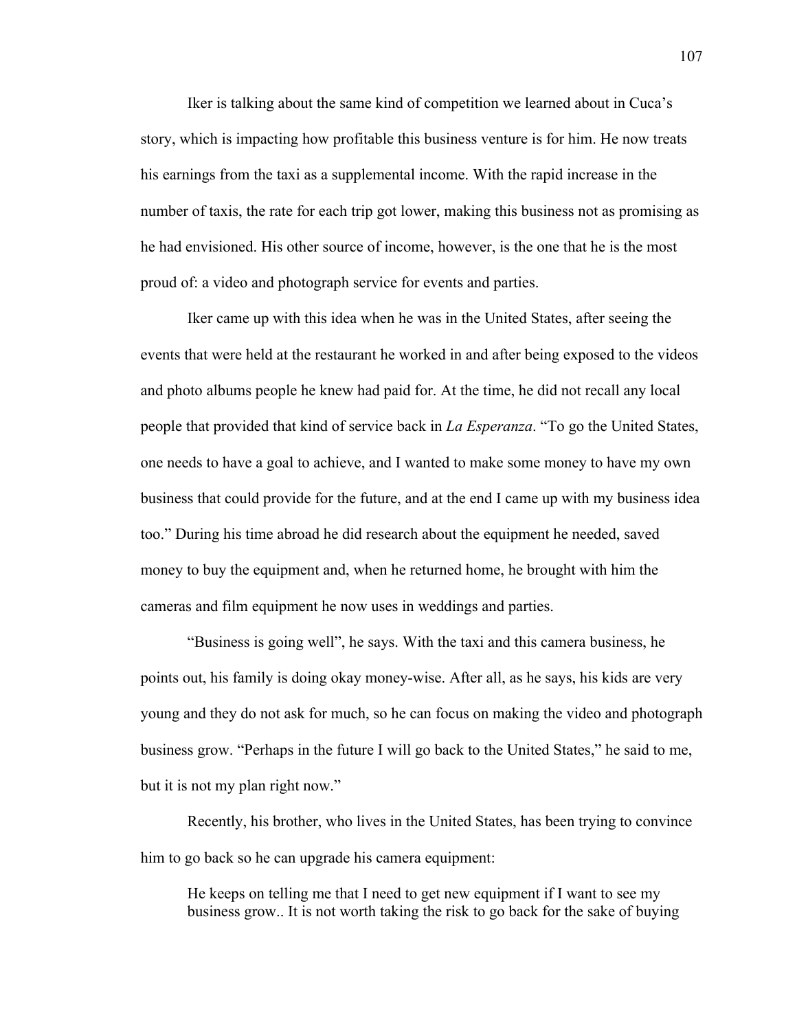Iker is talking about the same kind of competition we learned about in Cuca's story, which is impacting how profitable this business venture is for him. He now treats his earnings from the taxi as a supplemental income. With the rapid increase in the number of taxis, the rate for each trip got lower, making this business not as promising as he had envisioned. His other source of income, however, is the one that he is the most proud of: a video and photograph service for events and parties.

Iker came up with this idea when he was in the United States, after seeing the events that were held at the restaurant he worked in and after being exposed to the videos and photo albums people he knew had paid for. At the time, he did not recall any local people that provided that kind of service back in *La Esperanza*. "To go the United States, one needs to have a goal to achieve, and I wanted to make some money to have my own business that could provide for the future, and at the end I came up with my business idea too." During his time abroad he did research about the equipment he needed, saved money to buy the equipment and, when he returned home, he brought with him the cameras and film equipment he now uses in weddings and parties.

"Business is going well", he says. With the taxi and this camera business, he points out, his family is doing okay money-wise. After all, as he says, his kids are very young and they do not ask for much, so he can focus on making the video and photograph business grow. "Perhaps in the future I will go back to the United States," he said to me, but it is not my plan right now."

Recently, his brother, who lives in the United States, has been trying to convince him to go back so he can upgrade his camera equipment:

> He keeps on telling me that I need to get new equipment if I want to see my business grow.. It is not worth taking the risk to go back for the sake of buying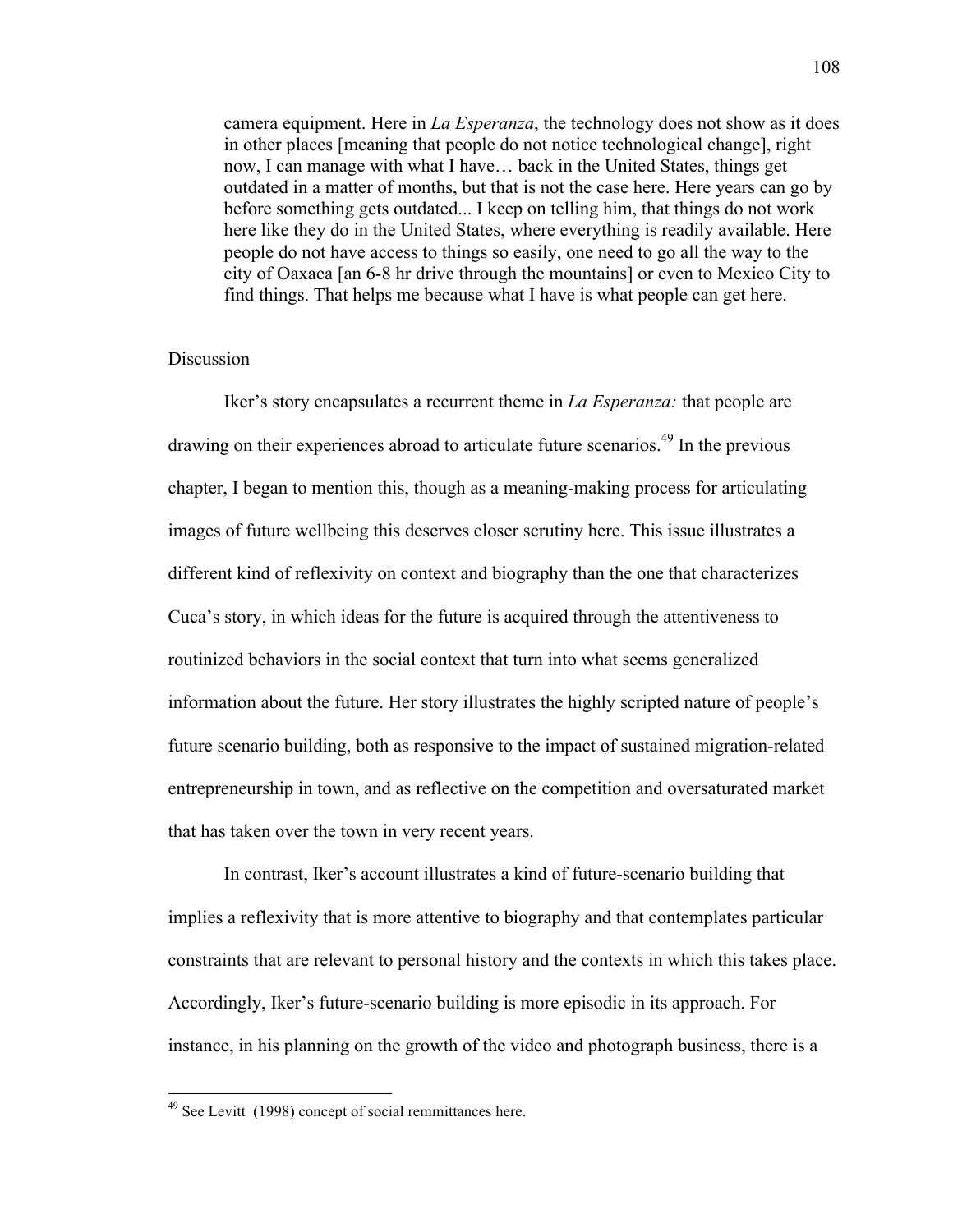> camera equipment. Here in *La Esperanza*, the technology does not show as it does in other places [meaning that people do not notice technological change], right now, I can manage with what I have… back in the United States, things get outdated in a matter of months, but that is not the case here. Here years can go by before something gets outdated... I keep on telling him, that things do not work here like they do in the United States, where everything is readily available. Here people do not have access to things so easily, one need to go all the way to the city of Oaxaca [an 6-8 hr drive through the mountains] or even to Mexico City to find things. That helps me because what I have is what people can get here.

## Discussion

Iker's story encapsulates a recurrent theme in *La Esperanza:* that people are drawing on their experiences abroad to articulate future scenarios.[49] In the previous chapter, I began to mention this, though as a meaning-making process for articulating images of future wellbeing this deserves closer scrutiny here. This issue illustrates a different kind of reflexivity on context and biography than the one that characterizes Cuca's story, in which ideas for the future is acquired through the attentiveness to routinized behaviors in the social context that turn into what seems generalized information about the future. Her story illustrates the highly scripted nature of people's future scenario building, both as responsive to the impact of sustained migration-related entrepreneurship in town, and as reflective on the competition and oversaturated market that has taken over the town in very recent years.

In contrast, Iker's account illustrates a kind of future-scenario building that implies a reflexivity that is more attentive to biography and that contemplates particular constraints that are relevant to personal history and the contexts in which this takes place. Accordingly, Iker's future-scenario building is more episodic in its approach. For instance, in his planning on the growth of the video and photograph business, there is a

[49] See Levitt (1998) concept of social remmittances here.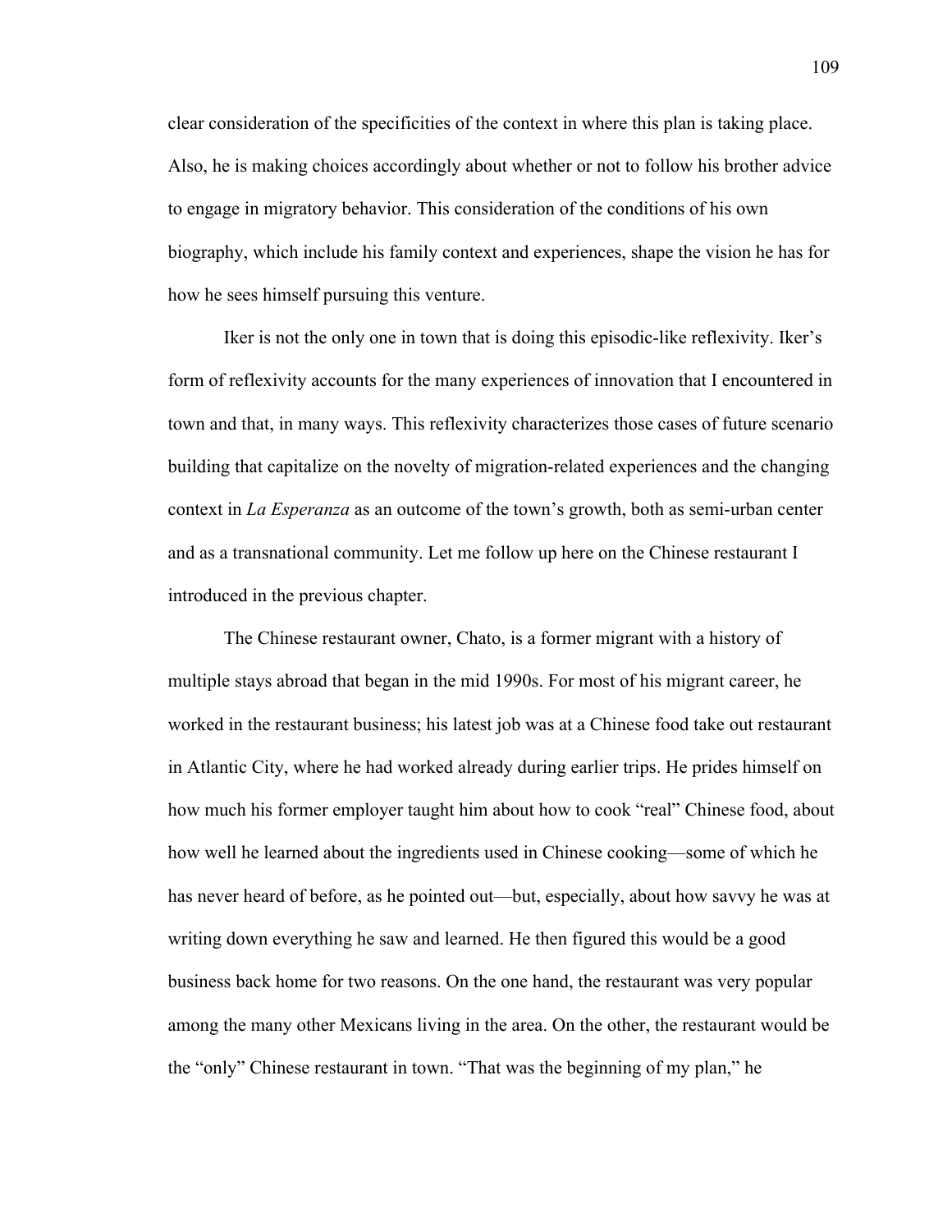clear consideration of the specificities of the context in where this plan is taking place. Also, he is making choices accordingly about whether or not to follow his brother advice to engage in migratory behavior. This consideration of the conditions of his own biography, which include his family context and experiences, shape the vision he has for how he sees himself pursuing this venture.

Iker is not the only one in town that is doing this episodic-like reflexivity. Iker's form of reflexivity accounts for the many experiences of innovation that I encountered in town and that, in many ways. This reflexivity characterizes those cases of future scenario building that capitalize on the novelty of migration-related experiences and the changing context in *La Esperanza* as an outcome of the town's growth, both as semi-urban center and as a transnational community. Let me follow up here on the Chinese restaurant I introduced in the previous chapter.

The Chinese restaurant owner, Chato, is a former migrant with a history of multiple stays abroad that began in the mid 1990s. For most of his migrant career, he worked in the restaurant business; his latest job was at a Chinese food take out restaurant in Atlantic City, where he had worked already during earlier trips. He prides himself on how much his former employer taught him about how to cook "real" Chinese food, about how well he learned about the ingredients used in Chinese cooking—some of which he has never heard of before, as he pointed out—but, especially, about how savvy he was at writing down everything he saw and learned. He then figured this would be a good business back home for two reasons. On the one hand, the restaurant was very popular among the many other Mexicans living in the area. On the other, the restaurant would be the "only" Chinese restaurant in town. "That was the beginning of my plan," he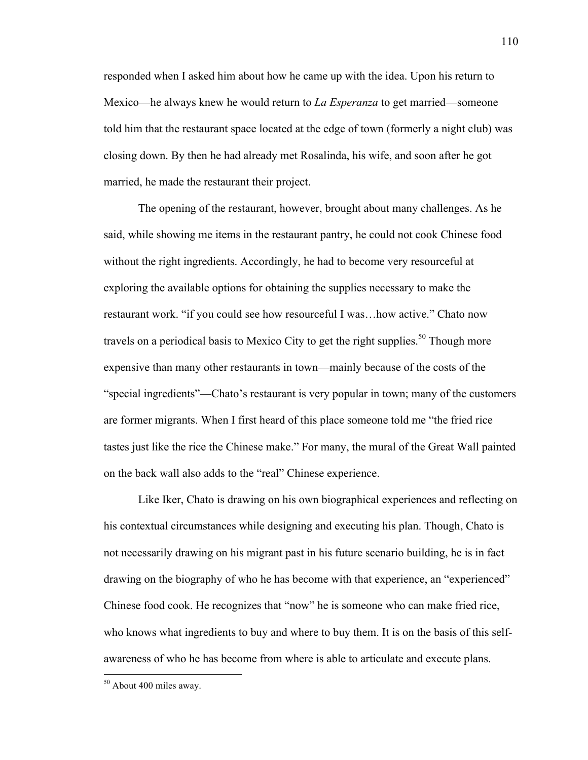responded when I asked him about how he came up with the idea. Upon his return to Mexico—he always knew he would return to *La Esperanza* to get married—someone told him that the restaurant space located at the edge of town (formerly a night club) was closing down. By then he had already met Rosalinda, his wife, and soon after he got married, he made the restaurant their project.

The opening of the restaurant, however, brought about many challenges. As he said, while showing me items in the restaurant pantry, he could not cook Chinese food without the right ingredients. Accordingly, he had to become very resourceful at exploring the available options for obtaining the supplies necessary to make the restaurant work. "if you could see how resourceful I was…how active." Chato now travels on a periodical basis to Mexico City to get the right supplies.[50] Though more expensive than many other restaurants in town—mainly because of the costs of the "special ingredients"—Chato's restaurant is very popular in town; many of the customers are former migrants. When I first heard of this place someone told me "the fried rice tastes just like the rice the Chinese make." For many, the mural of the Great Wall painted on the back wall also adds to the "real" Chinese experience.

Like Iker, Chato is drawing on his own biographical experiences and reflecting on his contextual circumstances while designing and executing his plan. Though, Chato is not necessarily drawing on his migrant past in his future scenario building, he is in fact drawing on the biography of who he has become with that experience, an "experienced" Chinese food cook. He recognizes that "now" he is someone who can make fried rice, who knows what ingredients to buy and where to buy them. It is on the basis of this self-awareness of who he has become from where is able to articulate and execute plans.

[50] About 400 miles away.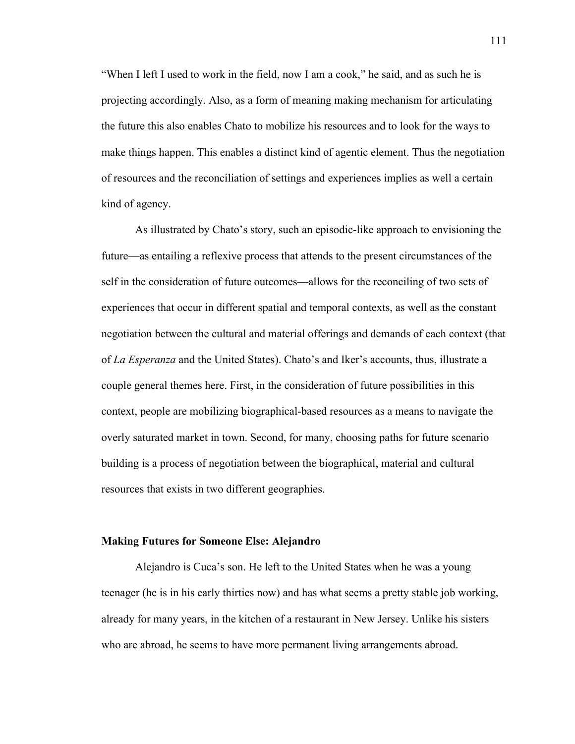"When I left I used to work in the field, now I am a cook," he said, and as such he is projecting accordingly. Also, as a form of meaning making mechanism for articulating the future this also enables Chato to mobilize his resources and to look for the ways to make things happen. This enables a distinct kind of agentic element. Thus the negotiation of resources and the reconciliation of settings and experiences implies as well a certain kind of agency.

As illustrated by Chato's story, such an episodic-like approach to envisioning the future—as entailing a reflexive process that attends to the present circumstances of the self in the consideration of future outcomes—allows for the reconciling of two sets of experiences that occur in different spatial and temporal contexts, as well as the constant negotiation between the cultural and material offerings and demands of each context (that of *La Esperanza* and the United States). Chato's and Iker's accounts, thus, illustrate a couple general themes here. First, in the consideration of future possibilities in this context, people are mobilizing biographical-based resources as a means to navigate the overly saturated market in town. Second, for many, choosing paths for future scenario building is a process of negotiation between the biographical, material and cultural resources that exists in two different geographies.

**Making Futures for Someone Else: Alejandro**

Alejandro is Cuca's son. He left to the United States when he was a young teenager (he is in his early thirties now) and has what seems a pretty stable job working, already for many years, in the kitchen of a restaurant in New Jersey. Unlike his sisters who are abroad, he seems to have more permanent living arrangements abroad.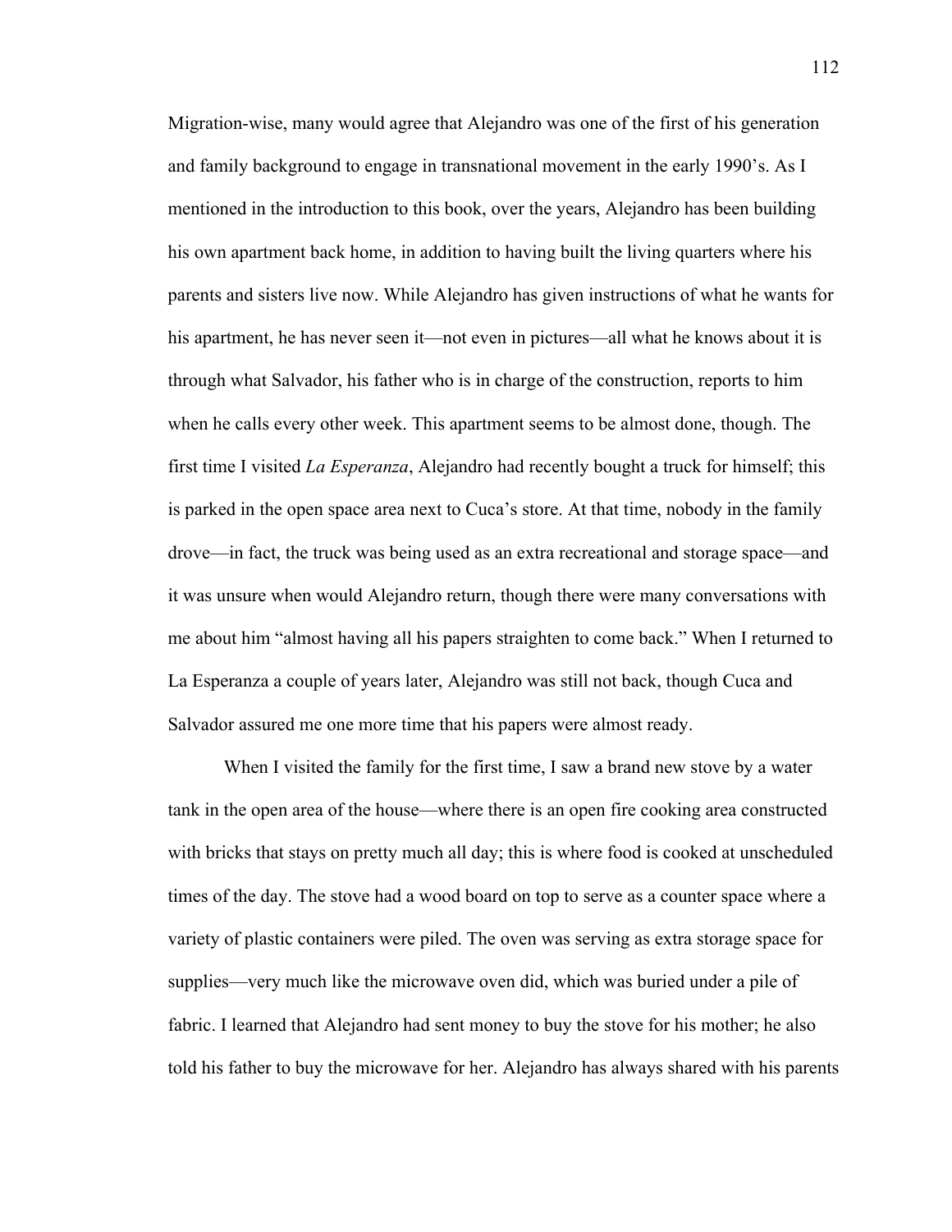Migration-wise, many would agree that Alejandro was one of the first of his generation and family background to engage in transnational movement in the early 1990's. As I mentioned in the introduction to this book, over the years, Alejandro has been building his own apartment back home, in addition to having built the living quarters where his parents and sisters live now. While Alejandro has given instructions of what he wants for his apartment, he has never seen it—not even in pictures—all what he knows about it is through what Salvador, his father who is in charge of the construction, reports to him when he calls every other week. This apartment seems to be almost done, though. The first time I visited *La Esperanza*, Alejandro had recently bought a truck for himself; this is parked in the open space area next to Cuca's store. At that time, nobody in the family drove—in fact, the truck was being used as an extra recreational and storage space—and it was unsure when would Alejandro return, though there were many conversations with me about him "almost having all his papers straighten to come back." When I returned to La Esperanza a couple of years later, Alejandro was still not back, though Cuca and Salvador assured me one more time that his papers were almost ready.

When I visited the family for the first time, I saw a brand new stove by a water tank in the open area of the house—where there is an open fire cooking area constructed with bricks that stays on pretty much all day; this is where food is cooked at unscheduled times of the day. The stove had a wood board on top to serve as a counter space where a variety of plastic containers were piled. The oven was serving as extra storage space for supplies—very much like the microwave oven did, which was buried under a pile of fabric. I learned that Alejandro had sent money to buy the stove for his mother; he also told his father to buy the microwave for her. Alejandro has always shared with his parents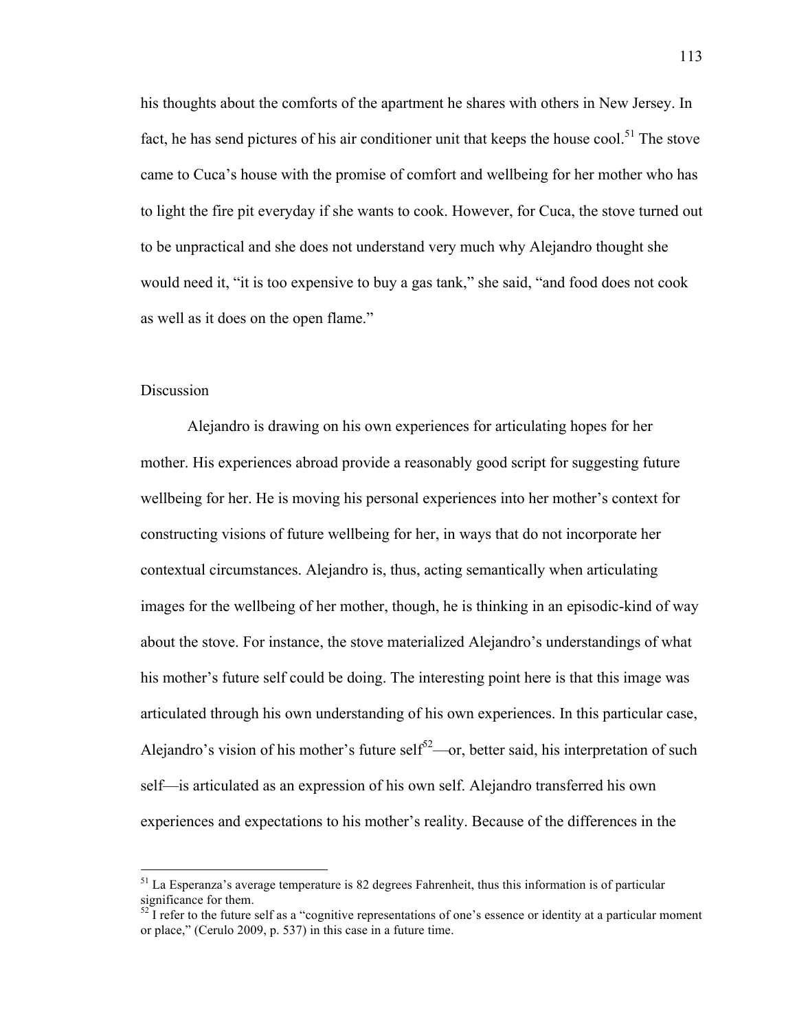his thoughts about the comforts of the apartment he shares with others in New Jersey. In fact, he has send pictures of his air conditioner unit that keeps the house cool.[51] The stove came to Cuca's house with the promise of comfort and wellbeing for her mother who has to light the fire pit everyday if she wants to cook. However, for Cuca, the stove turned out to be unpractical and she does not understand very much why Alejandro thought she would need it, "it is too expensive to buy a gas tank," she said, "and food does not cook as well as it does on the open flame."

## Discussion

Alejandro is drawing on his own experiences for articulating hopes for her mother. His experiences abroad provide a reasonably good script for suggesting future wellbeing for her. He is moving his personal experiences into her mother's context for constructing visions of future wellbeing for her, in ways that do not incorporate her contextual circumstances. Alejandro is, thus, acting semantically when articulating images for the wellbeing of her mother, though, he is thinking in an episodic-kind of way about the stove. For instance, the stove materialized Alejandro's understandings of what his mother's future self could be doing. The interesting point here is that this image was articulated through his own understanding of his own experiences. In this particular case, Alejandro's vision of his mother's future self[52]—or, better said, his interpretation of such self—is articulated as an expression of his own self. Alejandro transferred his own experiences and expectations to his mother's reality. Because of the differences in the

---

[51] La Esperanza's average temperature is 82 degrees Fahrenheit, thus this information is of particular significance for them.

[52] I refer to the future self as a "cognitive representations of one's essence or identity at a particular moment or place," (Cerulo 2009, p. 537) in this case in a future time.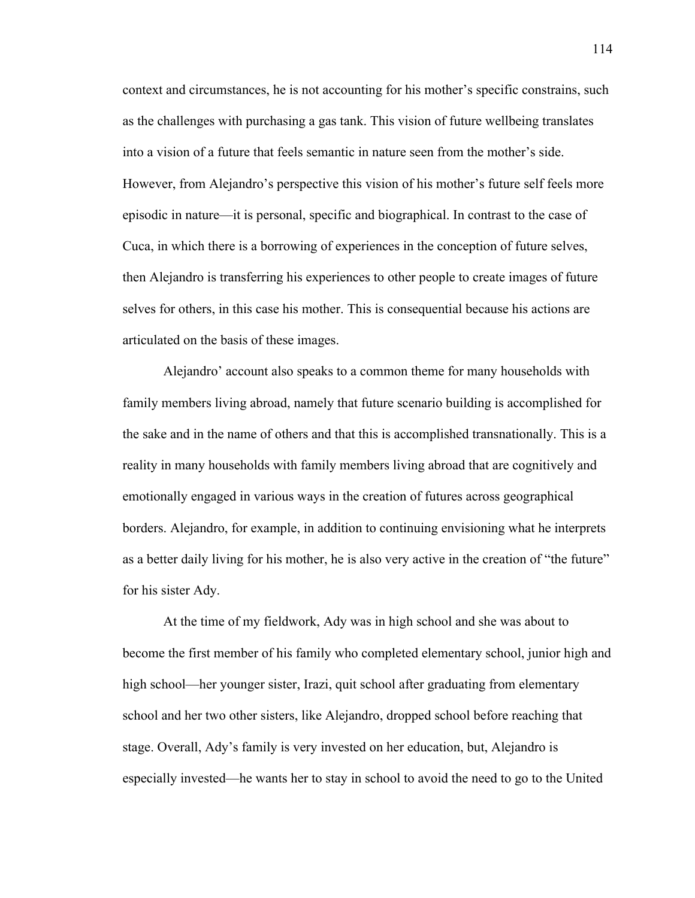context and circumstances, he is not accounting for his mother's specific constrains, such as the challenges with purchasing a gas tank. This vision of future wellbeing translates into a vision of a future that feels semantic in nature seen from the mother's side. However, from Alejandro's perspective this vision of his mother's future self feels more episodic in nature—it is personal, specific and biographical. In contrast to the case of Cuca, in which there is a borrowing of experiences in the conception of future selves, then Alejandro is transferring his experiences to other people to create images of future selves for others, in this case his mother. This is consequential because his actions are articulated on the basis of these images.

Alejandro' account also speaks to a common theme for many households with family members living abroad, namely that future scenario building is accomplished for the sake and in the name of others and that this is accomplished transnationally. This is a reality in many households with family members living abroad that are cognitively and emotionally engaged in various ways in the creation of futures across geographical borders. Alejandro, for example, in addition to continuing envisioning what he interprets as a better daily living for his mother, he is also very active in the creation of "the future" for his sister Ady.

At the time of my fieldwork, Ady was in high school and she was about to become the first member of his family who completed elementary school, junior high and high school—her younger sister, Irazi, quit school after graduating from elementary school and her two other sisters, like Alejandro, dropped school before reaching that stage. Overall, Ady's family is very invested on her education, but, Alejandro is especially invested—he wants her to stay in school to avoid the need to go to the United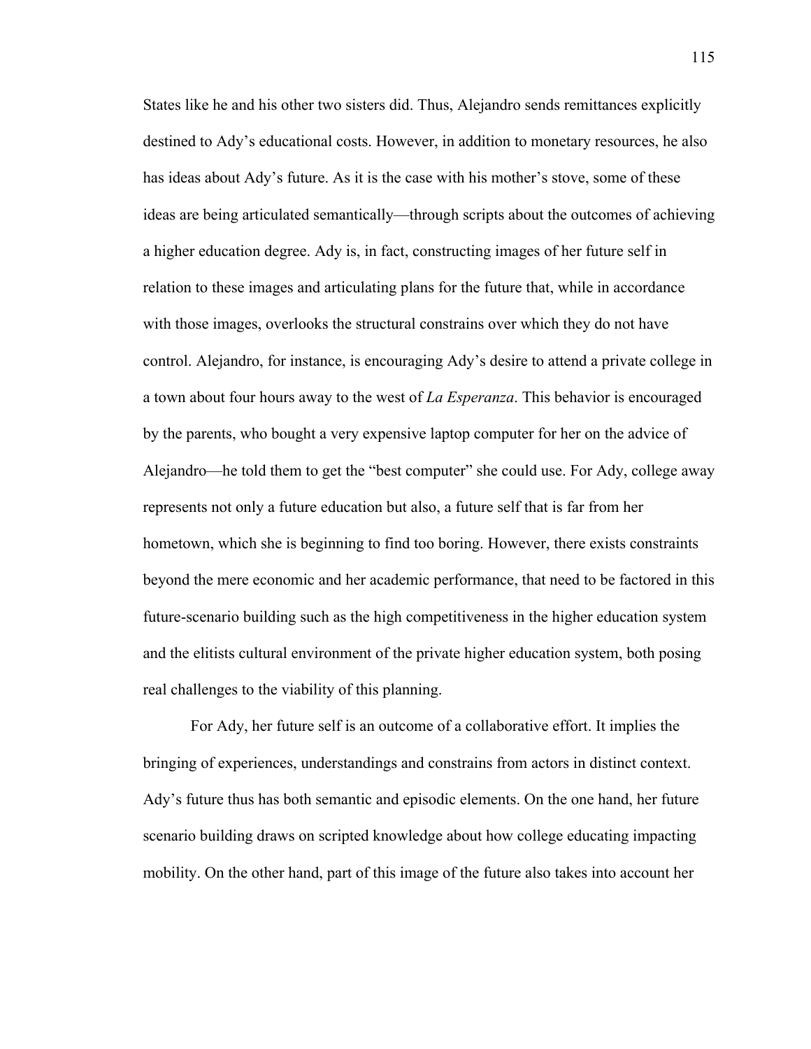States like he and his other two sisters did. Thus, Alejandro sends remittances explicitly destined to Ady's educational costs. However, in addition to monetary resources, he also has ideas about Ady's future. As it is the case with his mother's stove, some of these ideas are being articulated semantically—through scripts about the outcomes of achieving a higher education degree. Ady is, in fact, constructing images of her future self in relation to these images and articulating plans for the future that, while in accordance with those images, overlooks the structural constrains over which they do not have control. Alejandro, for instance, is encouraging Ady's desire to attend a private college in a town about four hours away to the west of *La Esperanza*. This behavior is encouraged by the parents, who bought a very expensive laptop computer for her on the advice of Alejandro—he told them to get the "best computer" she could use. For Ady, college away represents not only a future education but also, a future self that is far from her hometown, which she is beginning to find too boring. However, there exists constraints beyond the mere economic and her academic performance, that need to be factored in this future-scenario building such as the high competitiveness in the higher education system and the elitists cultural environment of the private higher education system, both posing real challenges to the viability of this planning.

For Ady, her future self is an outcome of a collaborative effort. It implies the bringing of experiences, understandings and constrains from actors in distinct context. Ady's future thus has both semantic and episodic elements. On the one hand, her future scenario building draws on scripted knowledge about how college educating impacting mobility. On the other hand, part of this image of the future also takes into account her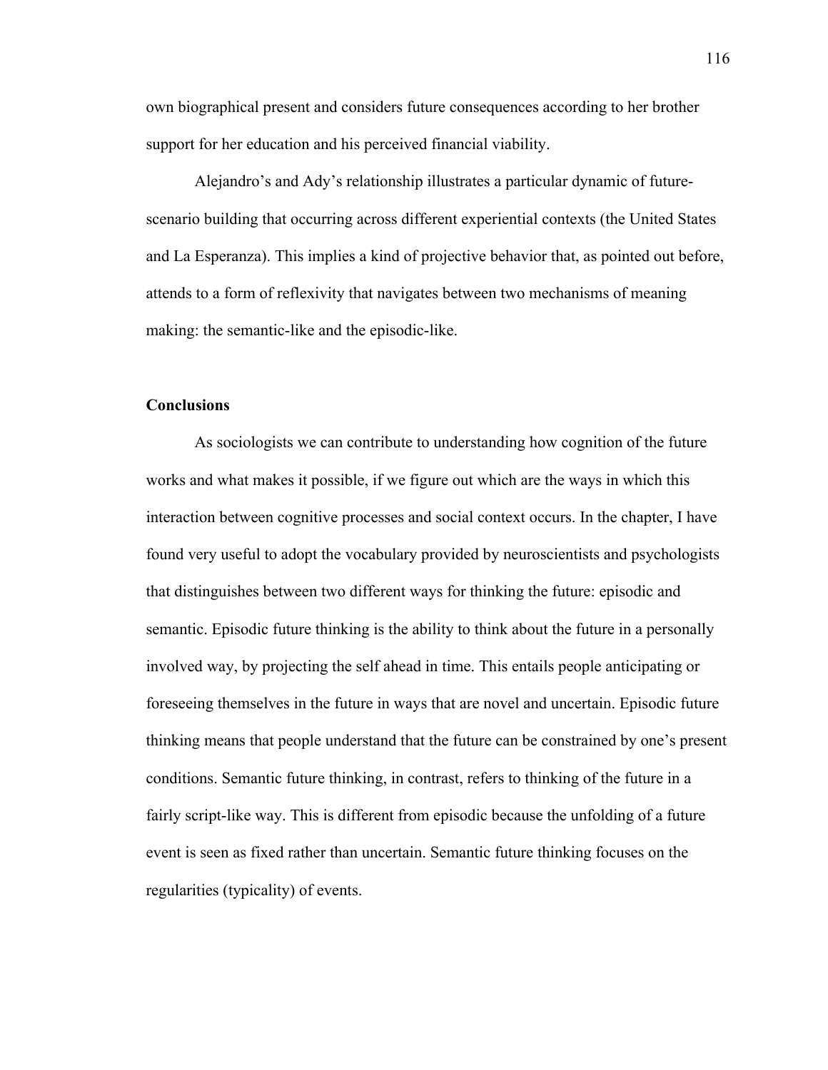own biographical present and considers future consequences according to her brother support for her education and his perceived financial viability.

Alejandro's and Ady's relationship illustrates a particular dynamic of future-scenario building that occurring across different experiential contexts (the United States and La Esperanza). This implies a kind of projective behavior that, as pointed out before, attends to a form of reflexivity that navigates between two mechanisms of meaning making: the semantic-like and the episodic-like.

**Conclusions**

As sociologists we can contribute to understanding how cognition of the future works and what makes it possible, if we figure out which are the ways in which this interaction between cognitive processes and social context occurs. In the chapter, I have found very useful to adopt the vocabulary provided by neuroscientists and psychologists that distinguishes between two different ways for thinking the future: episodic and semantic. Episodic future thinking is the ability to think about the future in a personally involved way, by projecting the self ahead in time. This entails people anticipating or foreseeing themselves in the future in ways that are novel and uncertain. Episodic future thinking means that people understand that the future can be constrained by one's present conditions. Semantic future thinking, in contrast, refers to thinking of the future in a fairly script-like way. This is different from episodic because the unfolding of a future event is seen as fixed rather than uncertain. Semantic future thinking focuses on the regularities (typicality) of events.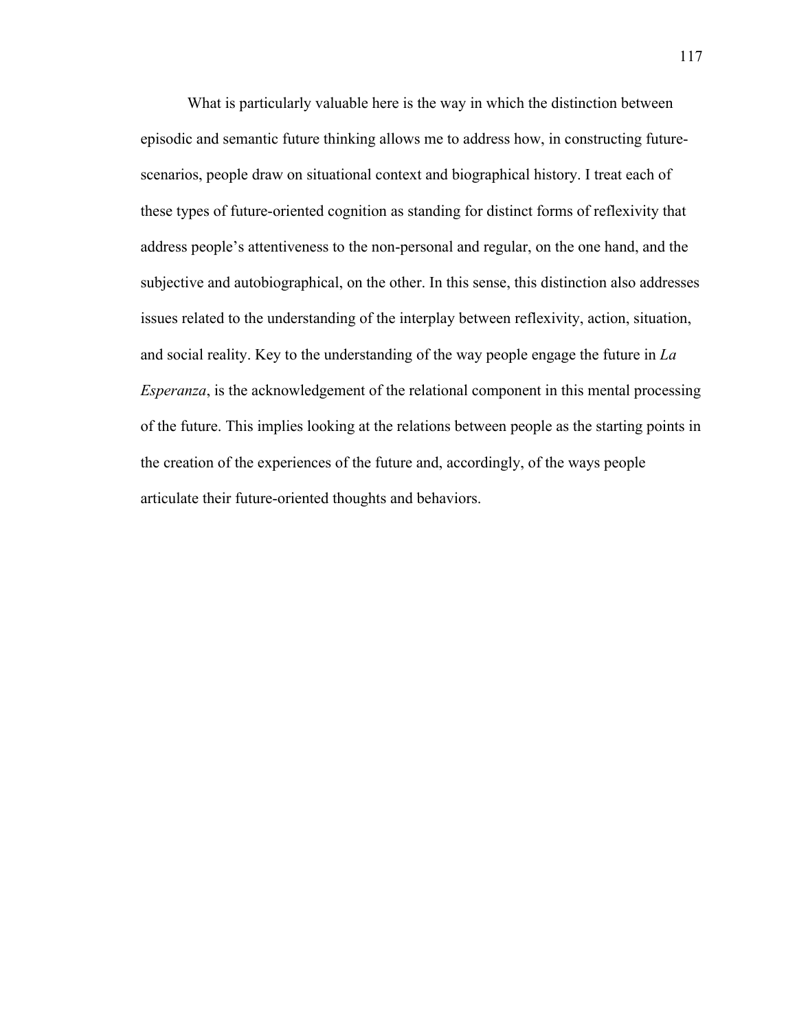What is particularly valuable here is the way in which the distinction between episodic and semantic future thinking allows me to address how, in constructing future-scenarios, people draw on situational context and biographical history. I treat each of these types of future-oriented cognition as standing for distinct forms of reflexivity that address people's attentiveness to the non-personal and regular, on the one hand, and the subjective and autobiographical, on the other. In this sense, this distinction also addresses issues related to the understanding of the interplay between reflexivity, action, situation, and social reality. Key to the understanding of the way people engage the future in *La Esperanza*, is the acknowledgement of the relational component in this mental processing of the future. This implies looking at the relations between people as the starting points in the creation of the experiences of the future and, accordingly, of the ways people articulate their future-oriented thoughts and behaviors.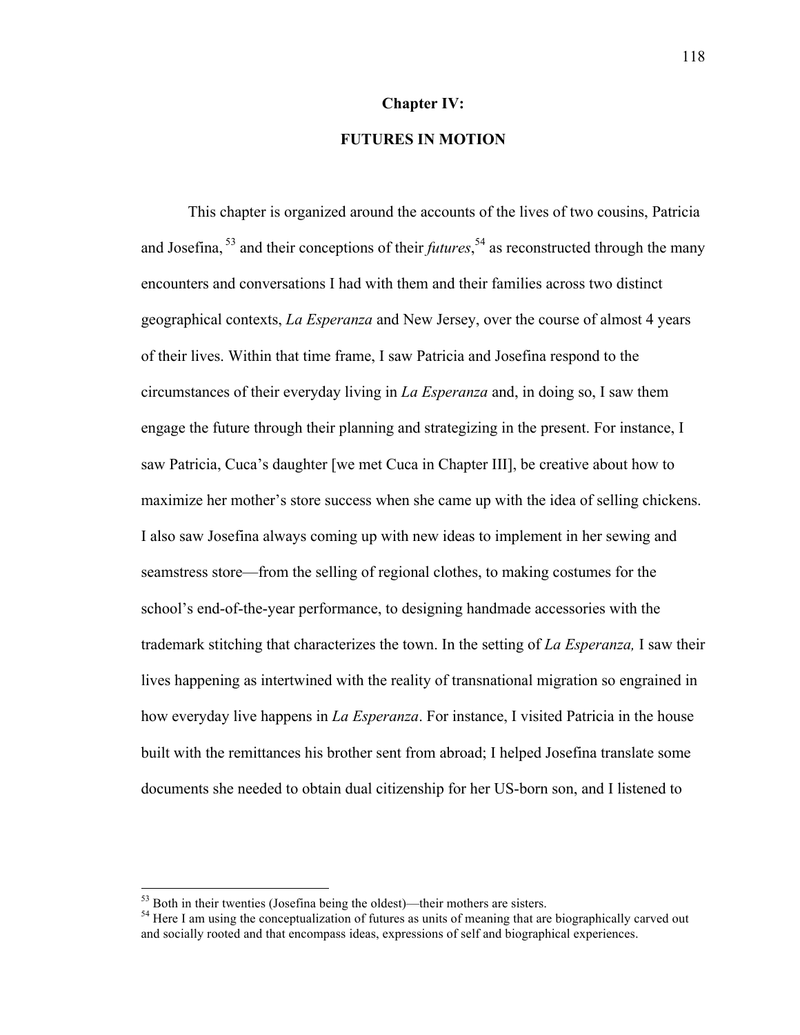# Chapter IV:

## FUTURES IN MOTION

This chapter is organized around the accounts of the lives of two cousins, Patricia and Josefina, [53] and their conceptions of their *futures*,[54] as reconstructed through the many encounters and conversations I had with them and their families across two distinct geographical contexts, *La Esperanza* and New Jersey, over the course of almost 4 years of their lives. Within that time frame, I saw Patricia and Josefina respond to the circumstances of their everyday living in *La Esperanza* and, in doing so, I saw them engage the future through their planning and strategizing in the present. For instance, I saw Patricia, Cuca's daughter [we met Cuca in Chapter III], be creative about how to maximize her mother's store success when she came up with the idea of selling chickens. I also saw Josefina always coming up with new ideas to implement in her sewing and seamstress store—from the selling of regional clothes, to making costumes for the school's end-of-the-year performance, to designing handmade accessories with the trademark stitching that characterizes the town. In the setting of *La Esperanza,* I saw their lives happening as intertwined with the reality of transnational migration so engrained in how everyday live happens in *La Esperanza*. For instance, I visited Patricia in the house built with the remittances his brother sent from abroad; I helped Josefina translate some documents she needed to obtain dual citizenship for her US-born son, and I listened to

---

[53] Both in their twenties (Josefina being the oldest)—their mothers are sisters.

[54] Here I am using the conceptualization of futures as units of meaning that are biographically carved out and socially rooted and that encompass ideas, expressions of self and biographical experiences.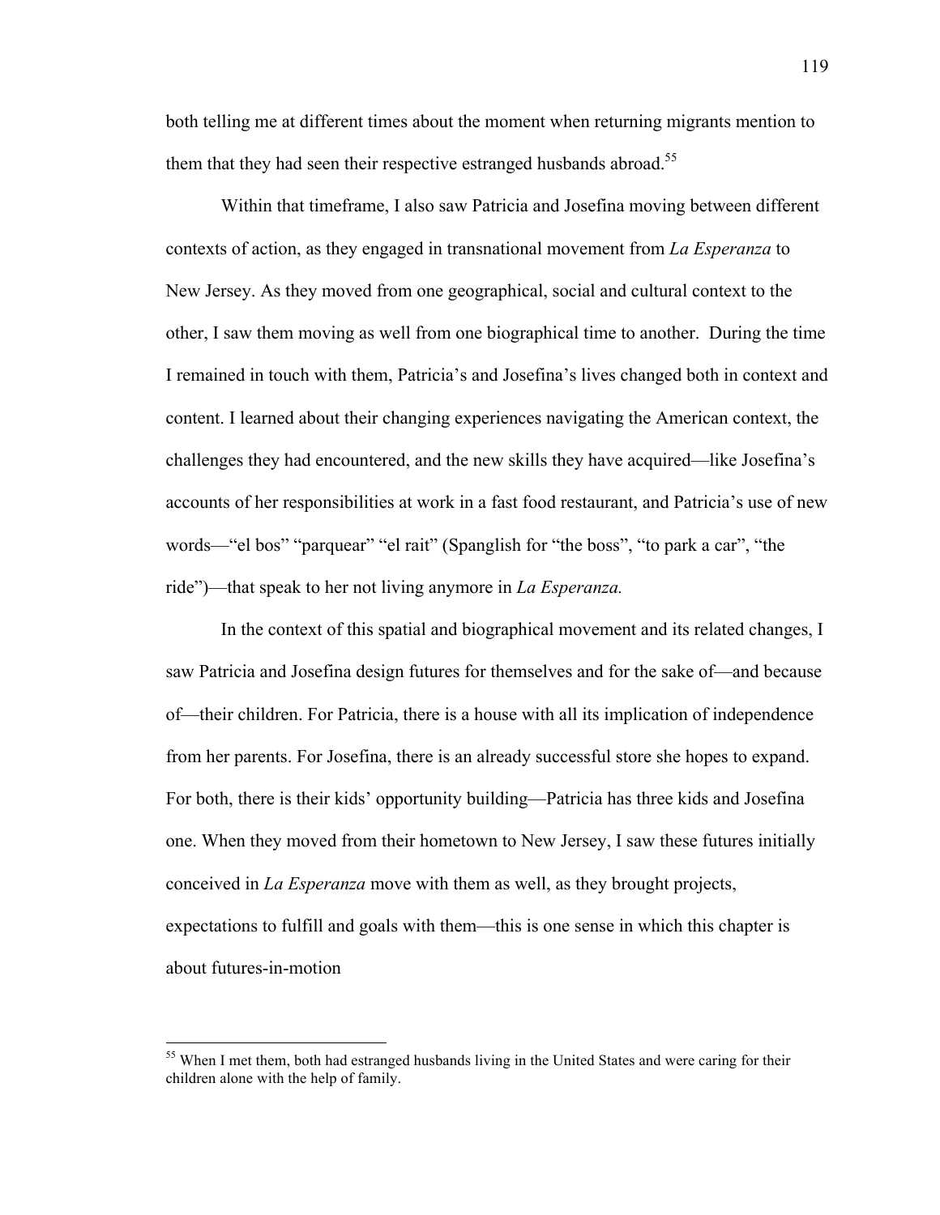both telling me at different times about the moment when returning migrants mention to them that they had seen their respective estranged husbands abroad.[55]

Within that timeframe, I also saw Patricia and Josefina moving between different contexts of action, as they engaged in transnational movement from *La Esperanza* to New Jersey. As they moved from one geographical, social and cultural context to the other, I saw them moving as well from one biographical time to another. During the time I remained in touch with them, Patricia's and Josefina's lives changed both in context and content. I learned about their changing experiences navigating the American context, the challenges they had encountered, and the new skills they have acquired—like Josefina's accounts of her responsibilities at work in a fast food restaurant, and Patricia's use of new words—"el bos" "parquear" "el rait" (Spanglish for "the boss", "to park a car", "the ride")—that speak to her not living anymore in *La Esperanza.*

In the context of this spatial and biographical movement and its related changes, I saw Patricia and Josefina design futures for themselves and for the sake of—and because of—their children. For Patricia, there is a house with all its implication of independence from her parents. For Josefina, there is an already successful store she hopes to expand. For both, there is their kids' opportunity building—Patricia has three kids and Josefina one. When they moved from their hometown to New Jersey, I saw these futures initially conceived in *La Esperanza* move with them as well, as they brought projects, expectations to fulfill and goals with them—this is one sense in which this chapter is about futures-in-motion

---

[55] When I met them, both had estranged husbands living in the United States and were caring for their children alone with the help of family.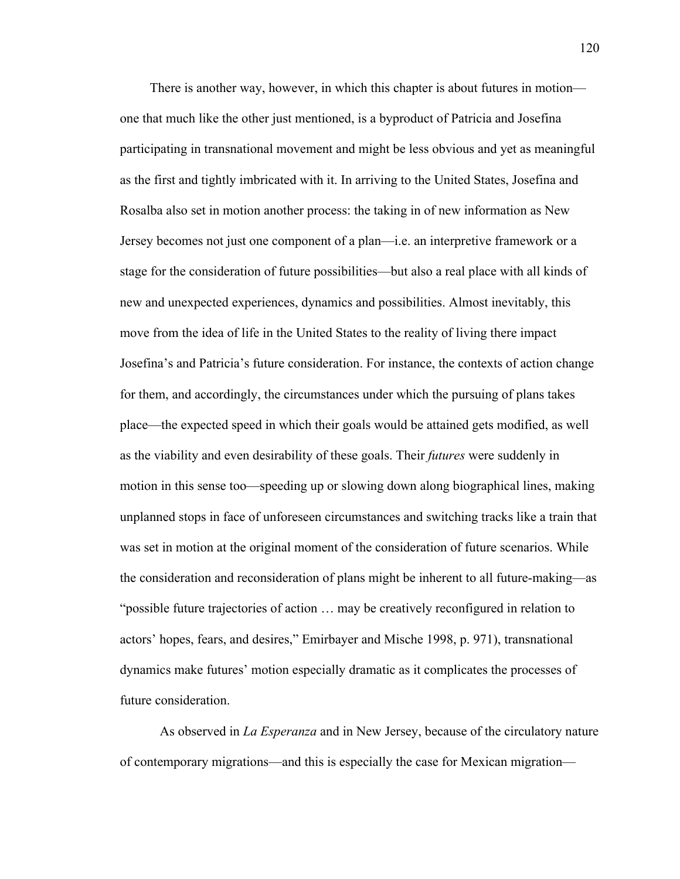There is another way, however, in which this chapter is about futures in motion—one that much like the other just mentioned, is a byproduct of Patricia and Josefina participating in transnational movement and might be less obvious and yet as meaningful as the first and tightly imbricated with it. In arriving to the United States, Josefina and Rosalba also set in motion another process: the taking in of new information as New Jersey becomes not just one component of a plan—i.e. an interpretive framework or a stage for the consideration of future possibilities—but also a real place with all kinds of new and unexpected experiences, dynamics and possibilities. Almost inevitably, this move from the idea of life in the United States to the reality of living there impact Josefina's and Patricia's future consideration. For instance, the contexts of action change for them, and accordingly, the circumstances under which the pursuing of plans takes place—the expected speed in which their goals would be attained gets modified, as well as the viability and even desirability of these goals. Their *futures* were suddenly in motion in this sense too—speeding up or slowing down along biographical lines, making unplanned stops in face of unforeseen circumstances and switching tracks like a train that was set in motion at the original moment of the consideration of future scenarios. While the consideration and reconsideration of plans might be inherent to all future-making—as "possible future trajectories of action … may be creatively reconfigured in relation to actors' hopes, fears, and desires," Emirbayer and Mische 1998, p. 971), transnational dynamics make futures' motion especially dramatic as it complicates the processes of future consideration.

As observed in *La Esperanza* and in New Jersey, because of the circulatory nature of contemporary migrations—and this is especially the case for Mexican migration—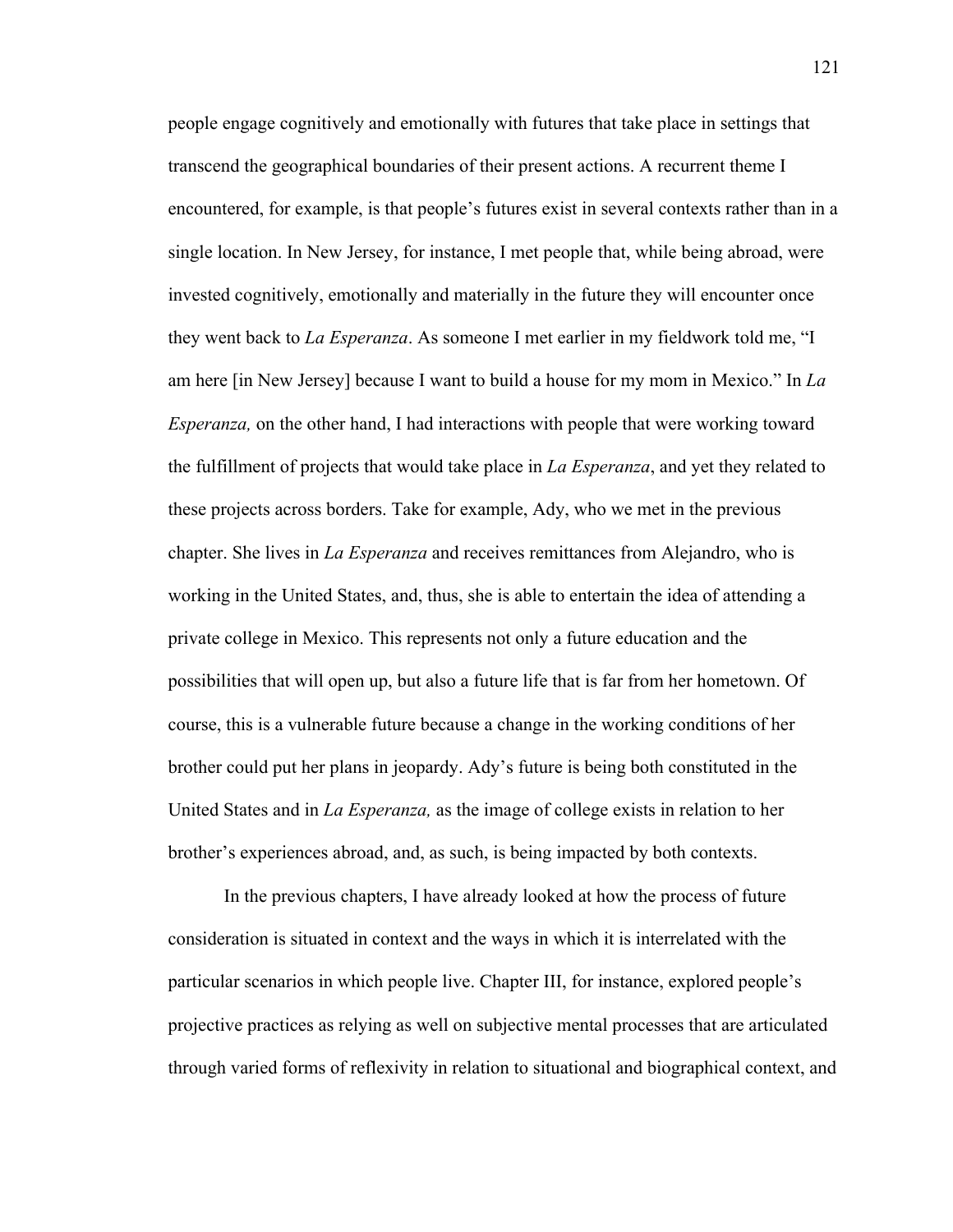people engage cognitively and emotionally with futures that take place in settings that transcend the geographical boundaries of their present actions. A recurrent theme I encountered, for example, is that people's futures exist in several contexts rather than in a single location. In New Jersey, for instance, I met people that, while being abroad, were invested cognitively, emotionally and materially in the future they will encounter once they went back to *La Esperanza*. As someone I met earlier in my fieldwork told me, "I am here [in New Jersey] because I want to build a house for my mom in Mexico." In *La Esperanza,* on the other hand, I had interactions with people that were working toward the fulfillment of projects that would take place in *La Esperanza*, and yet they related to these projects across borders. Take for example, Ady, who we met in the previous chapter. She lives in *La Esperanza* and receives remittances from Alejandro, who is working in the United States, and, thus, she is able to entertain the idea of attending a private college in Mexico. This represents not only a future education and the possibilities that will open up, but also a future life that is far from her hometown. Of course, this is a vulnerable future because a change in the working conditions of her brother could put her plans in jeopardy. Ady's future is being both constituted in the United States and in *La Esperanza,* as the image of college exists in relation to her brother's experiences abroad, and, as such, is being impacted by both contexts.

In the previous chapters, I have already looked at how the process of future consideration is situated in context and the ways in which it is interrelated with the particular scenarios in which people live. Chapter III, for instance, explored people's projective practices as relying as well on subjective mental processes that are articulated through varied forms of reflexivity in relation to situational and biographical context, and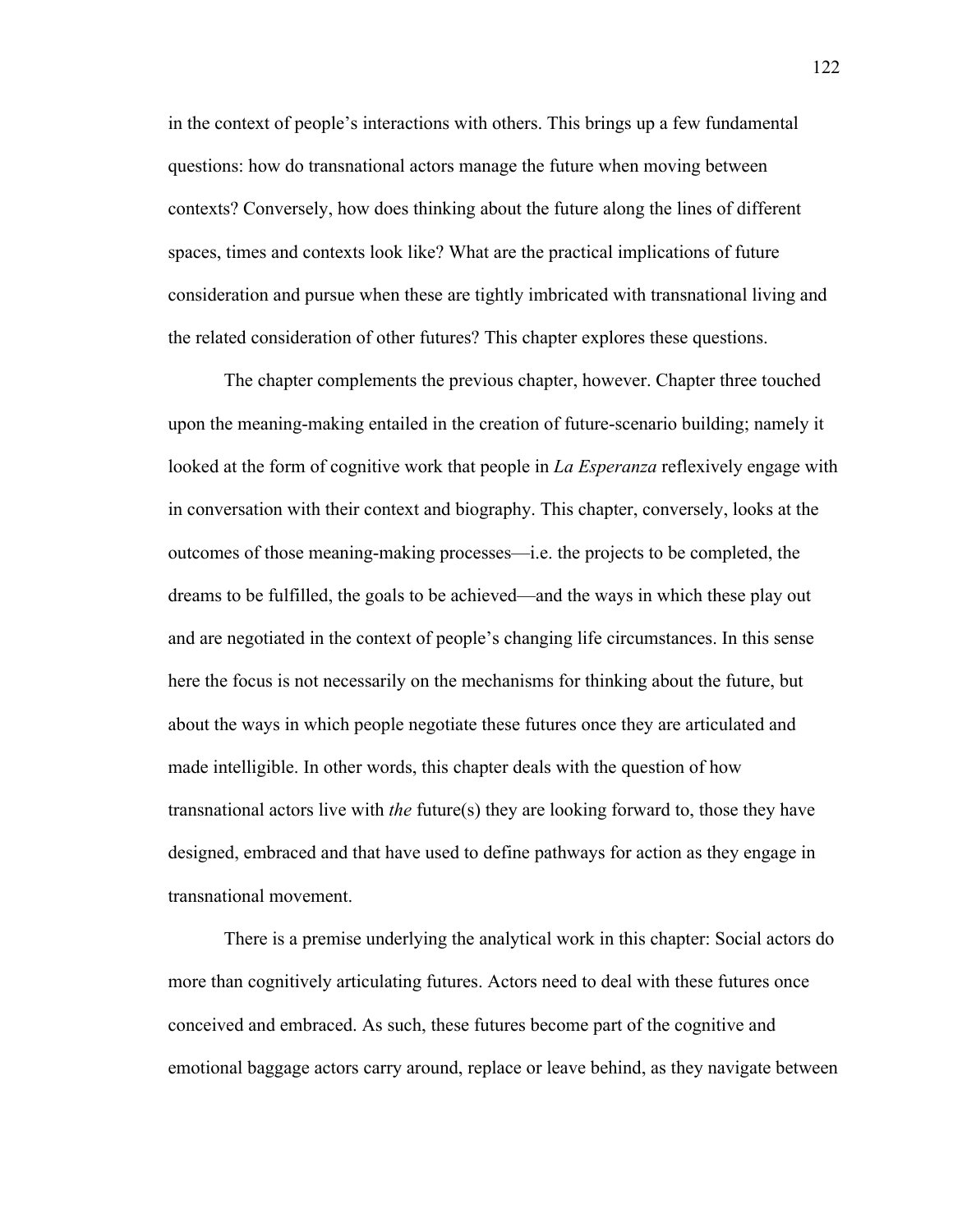in the context of people's interactions with others. This brings up a few fundamental questions: how do transnational actors manage the future when moving between contexts? Conversely, how does thinking about the future along the lines of different spaces, times and contexts look like? What are the practical implications of future consideration and pursue when these are tightly imbricated with transnational living and the related consideration of other futures? This chapter explores these questions.

The chapter complements the previous chapter, however. Chapter three touched upon the meaning-making entailed in the creation of future-scenario building; namely it looked at the form of cognitive work that people in *La Esperanza* reflexively engage with in conversation with their context and biography. This chapter, conversely, looks at the outcomes of those meaning-making processes—i.e. the projects to be completed, the dreams to be fulfilled, the goals to be achieved—and the ways in which these play out and are negotiated in the context of people's changing life circumstances. In this sense here the focus is not necessarily on the mechanisms for thinking about the future, but about the ways in which people negotiate these futures once they are articulated and made intelligible. In other words, this chapter deals with the question of how transnational actors live with *the* future(s) they are looking forward to, those they have designed, embraced and that have used to define pathways for action as they engage in transnational movement.

There is a premise underlying the analytical work in this chapter: Social actors do more than cognitively articulating futures. Actors need to deal with these futures once conceived and embraced. As such, these futures become part of the cognitive and emotional baggage actors carry around, replace or leave behind, as they navigate between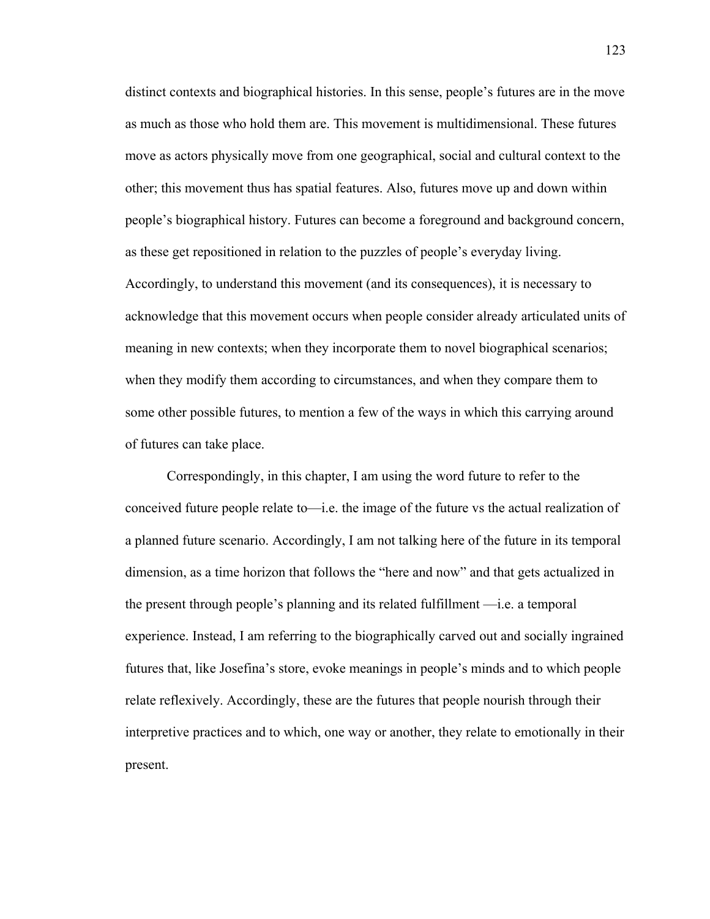distinct contexts and biographical histories. In this sense, people's futures are in the move as much as those who hold them are. This movement is multidimensional. These futures move as actors physically move from one geographical, social and cultural context to the other; this movement thus has spatial features. Also, futures move up and down within people's biographical history. Futures can become a foreground and background concern, as these get repositioned in relation to the puzzles of people's everyday living. Accordingly, to understand this movement (and its consequences), it is necessary to acknowledge that this movement occurs when people consider already articulated units of meaning in new contexts; when they incorporate them to novel biographical scenarios; when they modify them according to circumstances, and when they compare them to some other possible futures, to mention a few of the ways in which this carrying around of futures can take place.

Correspondingly, in this chapter, I am using the word future to refer to the conceived future people relate to—i.e. the image of the future vs the actual realization of a planned future scenario. Accordingly, I am not talking here of the future in its temporal dimension, as a time horizon that follows the "here and now" and that gets actualized in the present through people's planning and its related fulfillment —i.e. a temporal experience. Instead, I am referring to the biographically carved out and socially ingrained futures that, like Josefina's store, evoke meanings in people's minds and to which people relate reflexively. Accordingly, these are the futures that people nourish through their interpretive practices and to which, one way or another, they relate to emotionally in their present.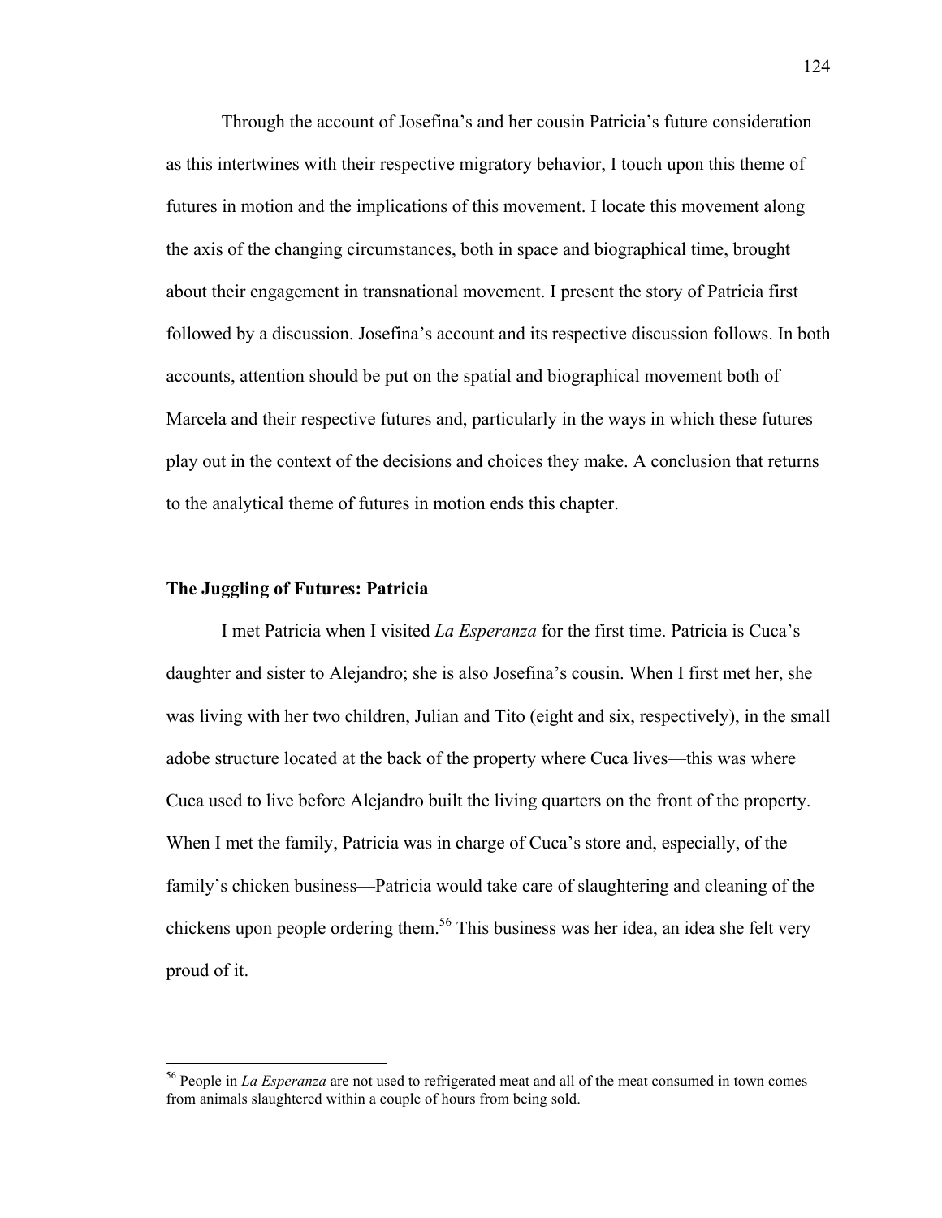Through the account of Josefina's and her cousin Patricia's future consideration as this intertwines with their respective migratory behavior, I touch upon this theme of futures in motion and the implications of this movement. I locate this movement along the axis of the changing circumstances, both in space and biographical time, brought about their engagement in transnational movement. I present the story of Patricia first followed by a discussion. Josefina's account and its respective discussion follows. In both accounts, attention should be put on the spatial and biographical movement both of Marcela and their respective futures and, particularly in the ways in which these futures play out in the context of the decisions and choices they make. A conclusion that returns to the analytical theme of futures in motion ends this chapter.

## The Juggling of Futures: Patricia

I met Patricia when I visited *La Esperanza* for the first time. Patricia is Cuca's daughter and sister to Alejandro; she is also Josefina's cousin. When I first met her, she was living with her two children, Julian and Tito (eight and six, respectively), in the small adobe structure located at the back of the property where Cuca lives—this was where Cuca used to live before Alejandro built the living quarters on the front of the property. When I met the family, Patricia was in charge of Cuca's store and, especially, of the family's chicken business—Patricia would take care of slaughtering and cleaning of the chickens upon people ordering them.[56] This business was her idea, an idea she felt very proud of it.

[56] People in *La Esperanza* are not used to refrigerated meat and all of the meat consumed in town comes from animals slaughtered within a couple of hours from being sold.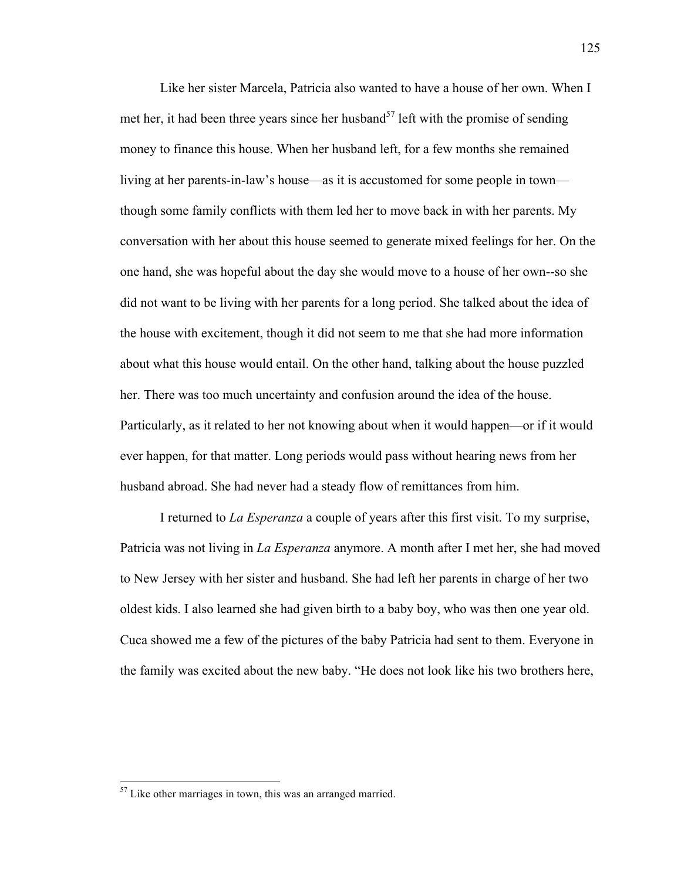Like her sister Marcela, Patricia also wanted to have a house of her own. When I met her, it had been three years since her husband[57] left with the promise of sending money to finance this house. When her husband left, for a few months she remained living at her parents-in-law's house—as it is accustomed for some people in town—though some family conflicts with them led her to move back in with her parents. My conversation with her about this house seemed to generate mixed feelings for her. On the one hand, she was hopeful about the day she would move to a house of her own--so she did not want to be living with her parents for a long period. She talked about the idea of the house with excitement, though it did not seem to me that she had more information about what this house would entail. On the other hand, talking about the house puzzled her. There was too much uncertainty and confusion around the idea of the house. Particularly, as it related to her not knowing about when it would happen—or if it would ever happen, for that matter. Long periods would pass without hearing news from her husband abroad. She had never had a steady flow of remittances from him.

I returned to *La Esperanza* a couple of years after this first visit. To my surprise, Patricia was not living in *La Esperanza* anymore. A month after I met her, she had moved to New Jersey with her sister and husband. She had left her parents in charge of her two oldest kids. I also learned she had given birth to a baby boy, who was then one year old. Cuca showed me a few of the pictures of the baby Patricia had sent to them. Everyone in the family was excited about the new baby. "He does not look like his two brothers here,

[57] Like other marriages in town, this was an arranged married.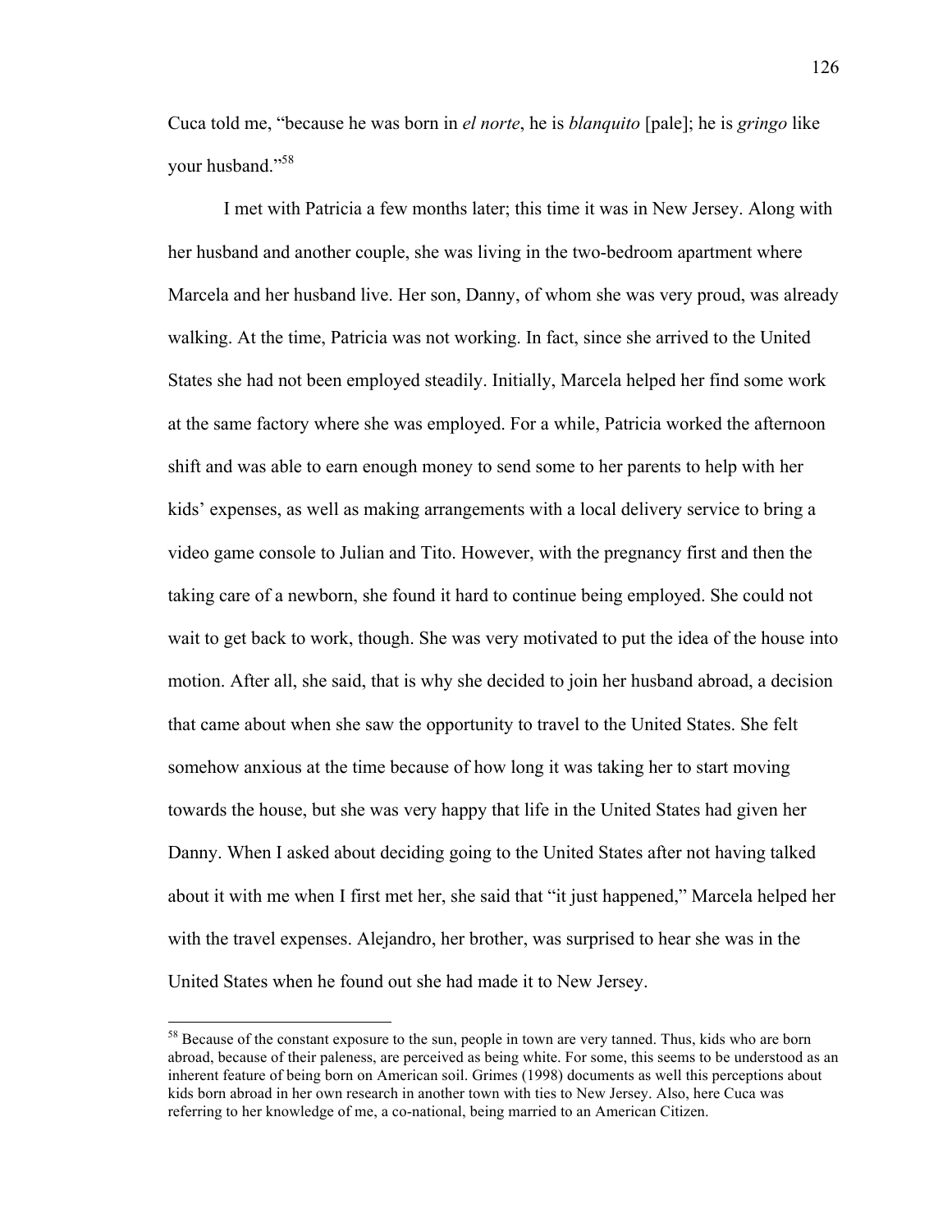Cuca told me, "because he was born in *el norte*, he is *blanquito* [pale]; he is *gringo* like your husband."[58]

I met with Patricia a few months later; this time it was in New Jersey. Along with her husband and another couple, she was living in the two-bedroom apartment where Marcela and her husband live. Her son, Danny, of whom she was very proud, was already walking. At the time, Patricia was not working. In fact, since she arrived to the United States she had not been employed steadily. Initially, Marcela helped her find some work at the same factory where she was employed. For a while, Patricia worked the afternoon shift and was able to earn enough money to send some to her parents to help with her kids' expenses, as well as making arrangements with a local delivery service to bring a video game console to Julian and Tito. However, with the pregnancy first and then the taking care of a newborn, she found it hard to continue being employed. She could not wait to get back to work, though. She was very motivated to put the idea of the house into motion. After all, she said, that is why she decided to join her husband abroad, a decision that came about when she saw the opportunity to travel to the United States. She felt somehow anxious at the time because of how long it was taking her to start moving towards the house, but she was very happy that life in the United States had given her Danny. When I asked about deciding going to the United States after not having talked about it with me when I first met her, she said that "it just happened," Marcela helped her with the travel expenses. Alejandro, her brother, was surprised to hear she was in the United States when he found out she had made it to New Jersey.

---

[58] Because of the constant exposure to the sun, people in town are very tanned. Thus, kids who are born abroad, because of their paleness, are perceived as being white. For some, this seems to be understood as an inherent feature of being born on American soil. Grimes (1998) documents as well this perceptions about kids born abroad in her own research in another town with ties to New Jersey. Also, here Cuca was referring to her knowledge of me, a co-national, being married to an American Citizen.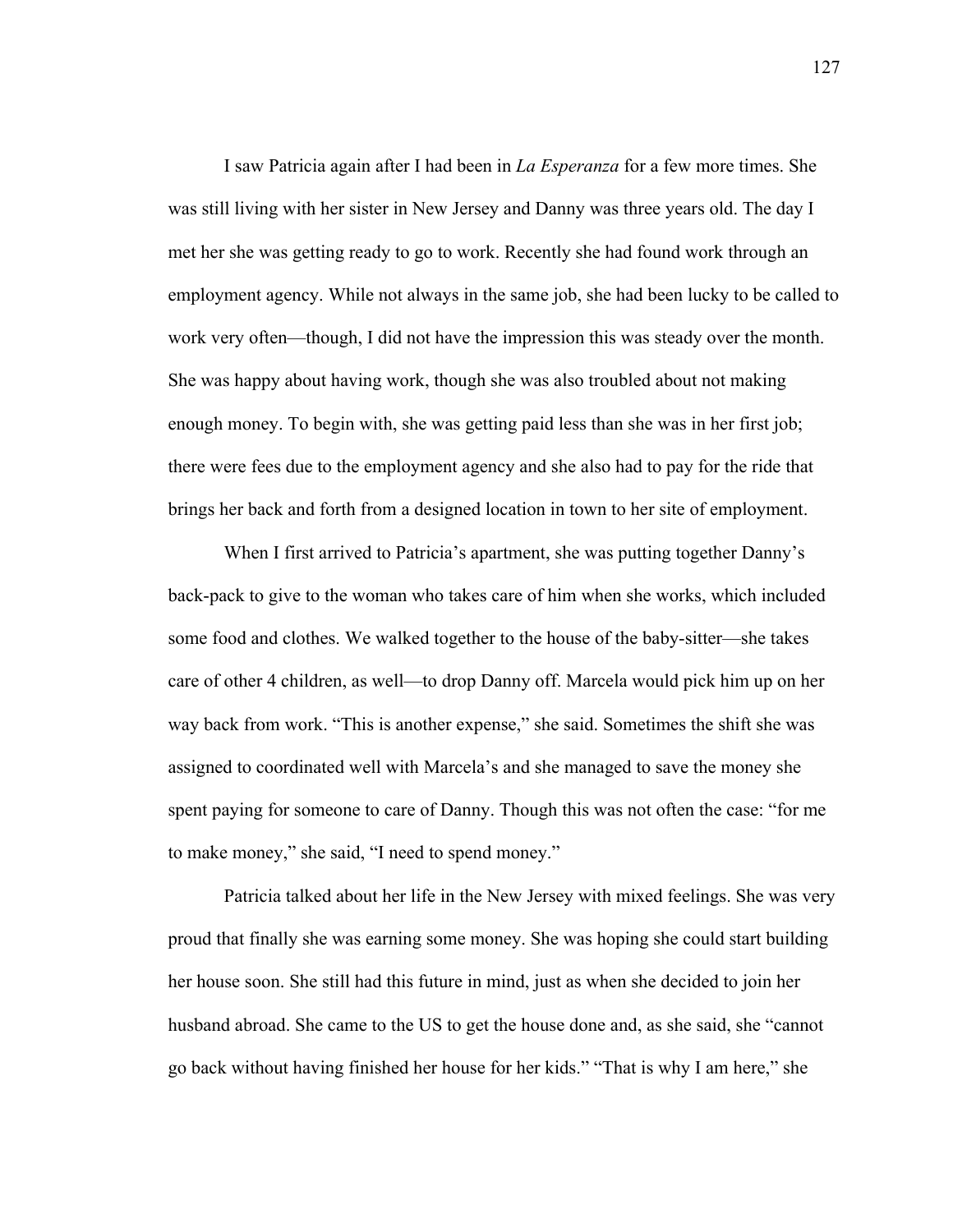I saw Patricia again after I had been in *La Esperanza* for a few more times. She was still living with her sister in New Jersey and Danny was three years old. The day I met her she was getting ready to go to work. Recently she had found work through an employment agency. While not always in the same job, she had been lucky to be called to work very often—though, I did not have the impression this was steady over the month. She was happy about having work, though she was also troubled about not making enough money. To begin with, she was getting paid less than she was in her first job; there were fees due to the employment agency and she also had to pay for the ride that brings her back and forth from a designed location in town to her site of employment.

When I first arrived to Patricia's apartment, she was putting together Danny's back-pack to give to the woman who takes care of him when she works, which included some food and clothes. We walked together to the house of the baby-sitter—she takes care of other 4 children, as well—to drop Danny off. Marcela would pick him up on her way back from work. "This is another expense," she said. Sometimes the shift she was assigned to coordinated well with Marcela's and she managed to save the money she spent paying for someone to care of Danny. Though this was not often the case: "for me to make money," she said, "I need to spend money."

Patricia talked about her life in the New Jersey with mixed feelings. She was very proud that finally she was earning some money. She was hoping she could start building her house soon. She still had this future in mind, just as when she decided to join her husband abroad. She came to the US to get the house done and, as she said, she "cannot go back without having finished her house for her kids." "That is why I am here," she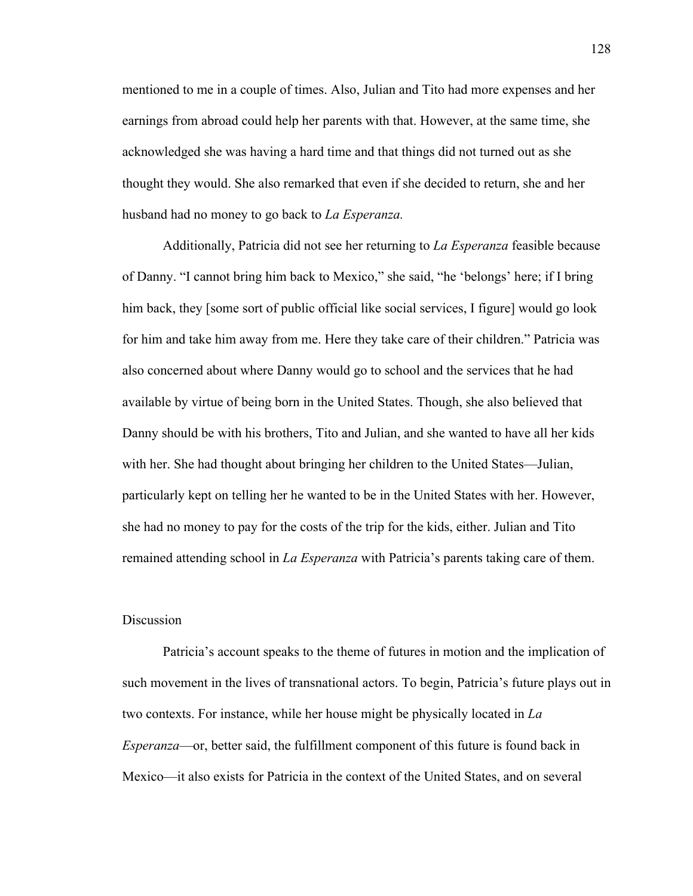mentioned to me in a couple of times. Also, Julian and Tito had more expenses and her earnings from abroad could help her parents with that. However, at the same time, she acknowledged she was having a hard time and that things did not turned out as she thought they would. She also remarked that even if she decided to return, she and her husband had no money to go back to *La Esperanza.*

Additionally, Patricia did not see her returning to *La Esperanza* feasible because of Danny. "I cannot bring him back to Mexico," she said, "he 'belongs' here; if I bring him back, they [some sort of public official like social services, I figure] would go look for him and take him away from me. Here they take care of their children." Patricia was also concerned about where Danny would go to school and the services that he had available by virtue of being born in the United States. Though, she also believed that Danny should be with his brothers, Tito and Julian, and she wanted to have all her kids with her. She had thought about bringing her children to the United States—Julian, particularly kept on telling her he wanted to be in the United States with her. However, she had no money to pay for the costs of the trip for the kids, either. Julian and Tito remained attending school in *La Esperanza* with Patricia's parents taking care of them.

## Discussion

Patricia's account speaks to the theme of futures in motion and the implication of such movement in the lives of transnational actors. To begin, Patricia's future plays out in two contexts. For instance, while her house might be physically located in *La Esperanza*—or, better said, the fulfillment component of this future is found back in Mexico—it also exists for Patricia in the context of the United States, and on several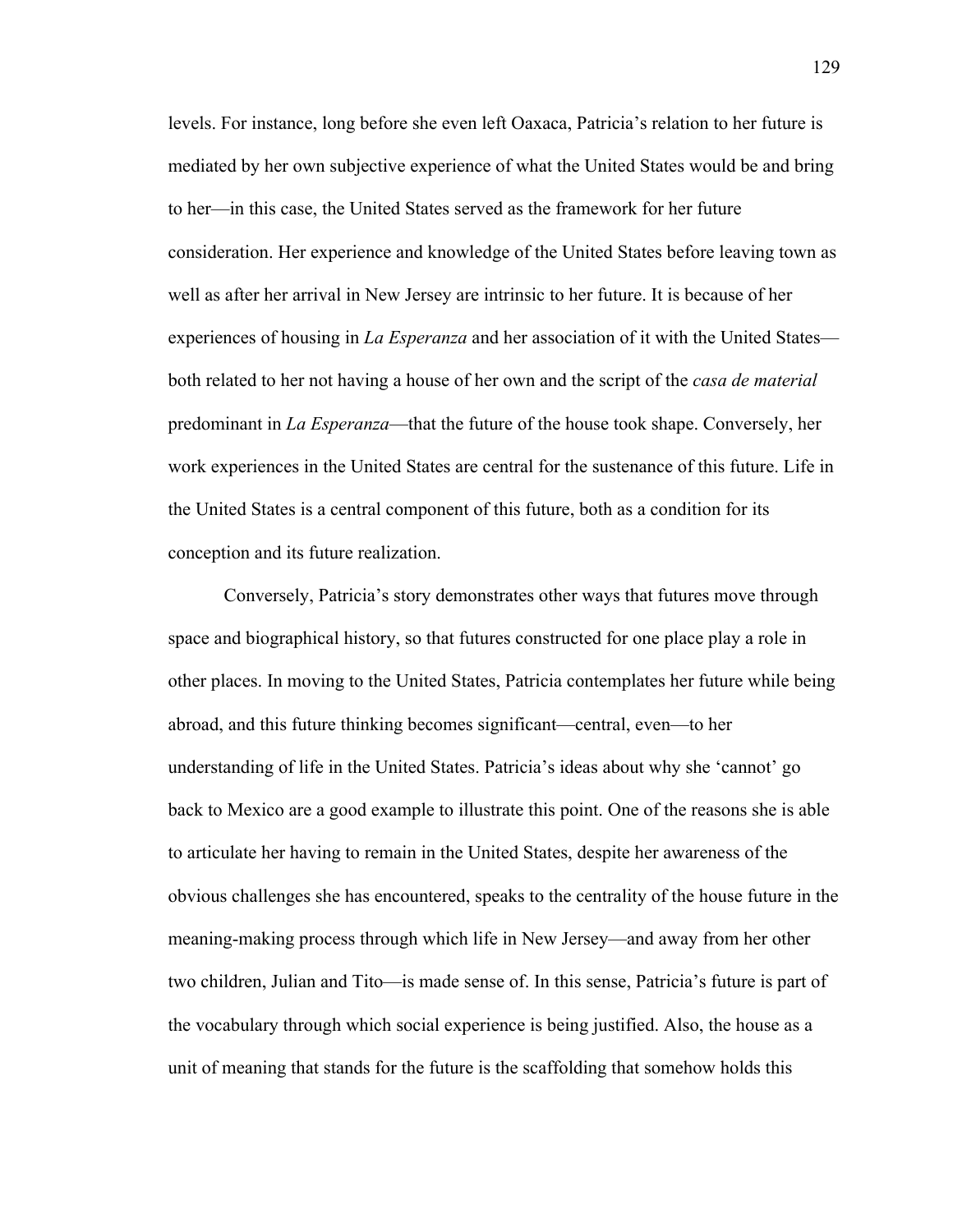levels. For instance, long before she even left Oaxaca, Patricia's relation to her future is mediated by her own subjective experience of what the United States would be and bring to her—in this case, the United States served as the framework for her future consideration. Her experience and knowledge of the United States before leaving town as well as after her arrival in New Jersey are intrinsic to her future. It is because of her experiences of housing in *La Esperanza* and her association of it with the United States—both related to her not having a house of her own and the script of the *casa de material* predominant in *La Esperanza*—that the future of the house took shape. Conversely, her work experiences in the United States are central for the sustenance of this future. Life in the United States is a central component of this future, both as a condition for its conception and its future realization.

Conversely, Patricia's story demonstrates other ways that futures move through space and biographical history, so that futures constructed for one place play a role in other places. In moving to the United States, Patricia contemplates her future while being abroad, and this future thinking becomes significant—central, even—to her understanding of life in the United States. Patricia's ideas about why she 'cannot' go back to Mexico are a good example to illustrate this point. One of the reasons she is able to articulate her having to remain in the United States, despite her awareness of the obvious challenges she has encountered, speaks to the centrality of the house future in the meaning-making process through which life in New Jersey—and away from her other two children, Julian and Tito—is made sense of. In this sense, Patricia's future is part of the vocabulary through which social experience is being justified. Also, the house as a unit of meaning that stands for the future is the scaffolding that somehow holds this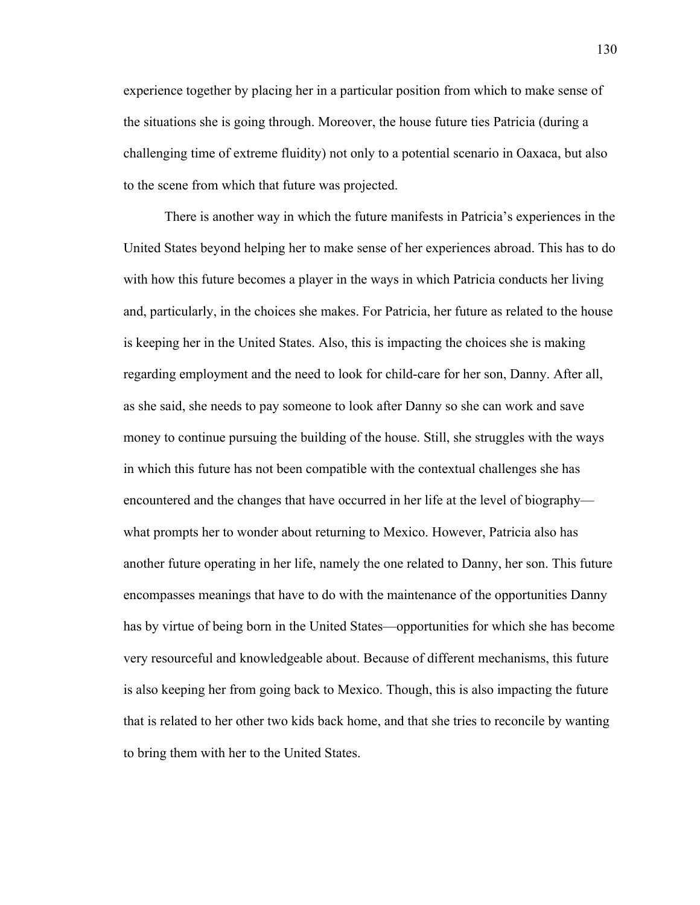experience together by placing her in a particular position from which to make sense of the situations she is going through. Moreover, the house future ties Patricia (during a challenging time of extreme fluidity) not only to a potential scenario in Oaxaca, but also to the scene from which that future was projected.

There is another way in which the future manifests in Patricia's experiences in the United States beyond helping her to make sense of her experiences abroad. This has to do with how this future becomes a player in the ways in which Patricia conducts her living and, particularly, in the choices she makes. For Patricia, her future as related to the house is keeping her in the United States. Also, this is impacting the choices she is making regarding employment and the need to look for child-care for her son, Danny. After all, as she said, she needs to pay someone to look after Danny so she can work and save money to continue pursuing the building of the house. Still, she struggles with the ways in which this future has not been compatible with the contextual challenges she has encountered and the changes that have occurred in her life at the level of biography—what prompts her to wonder about returning to Mexico. However, Patricia also has another future operating in her life, namely the one related to Danny, her son. This future encompasses meanings that have to do with the maintenance of the opportunities Danny has by virtue of being born in the United States—opportunities for which she has become very resourceful and knowledgeable about. Because of different mechanisms, this future is also keeping her from going back to Mexico. Though, this is also impacting the future that is related to her other two kids back home, and that she tries to reconcile by wanting to bring them with her to the United States.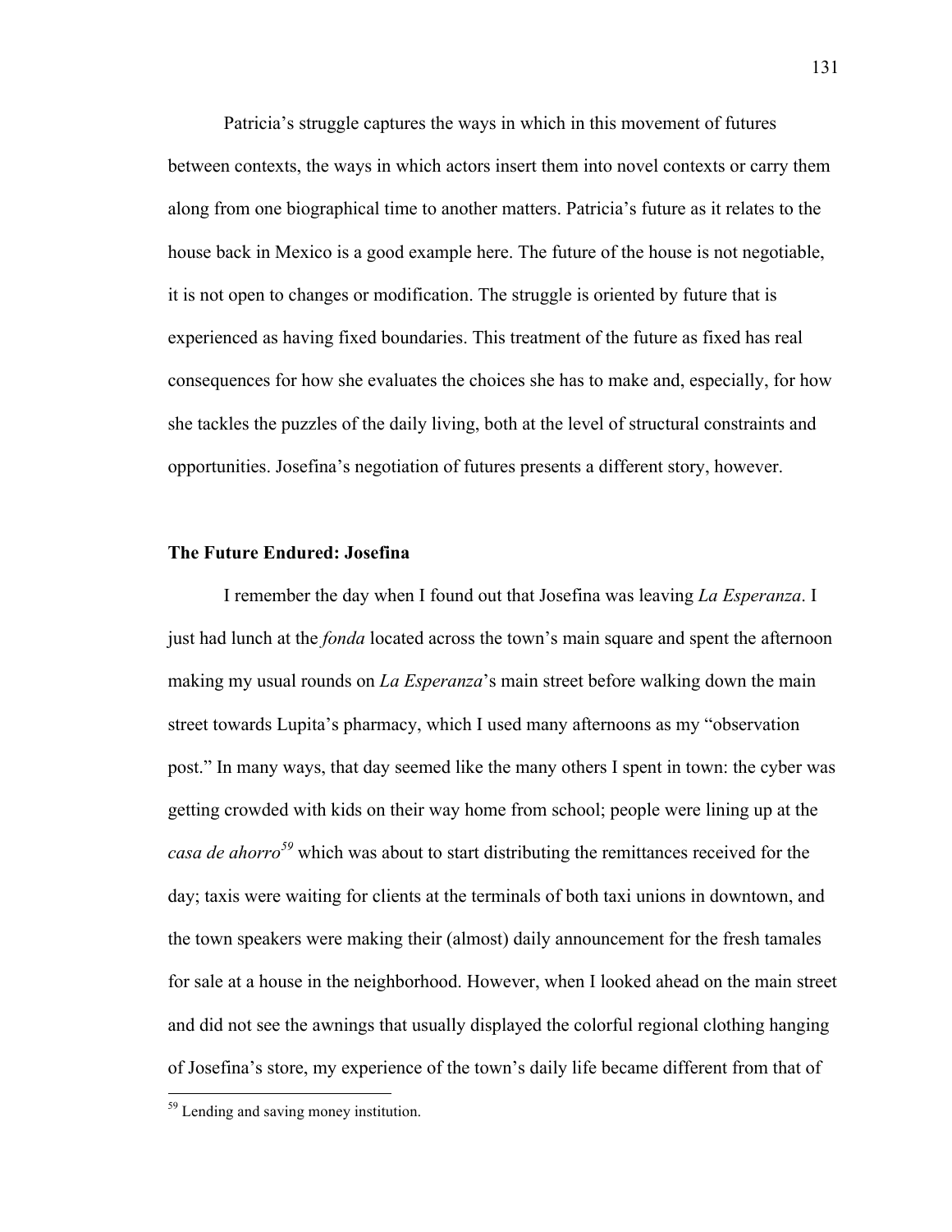Patricia's struggle captures the ways in which in this movement of futures between contexts, the ways in which actors insert them into novel contexts or carry them along from one biographical time to another matters. Patricia's future as it relates to the house back in Mexico is a good example here. The future of the house is not negotiable, it is not open to changes or modification. The struggle is oriented by future that is experienced as having fixed boundaries. This treatment of the future as fixed has real consequences for how she evaluates the choices she has to make and, especially, for how she tackles the puzzles of the daily living, both at the level of structural constraints and opportunities. Josefina's negotiation of futures presents a different story, however.

### The Future Endured: Josefina

I remember the day when I found out that Josefina was leaving *La Esperanza*. I just had lunch at the *fonda* located across the town's main square and spent the afternoon making my usual rounds on *La Esperanza*'s main street before walking down the main street towards Lupita's pharmacy, which I used many afternoons as my "observation post." In many ways, that day seemed like the many others I spent in town: the cyber was getting crowded with kids on their way home from school; people were lining up at the *casa de ahorro*[59] which was about to start distributing the remittances received for the day; taxis were waiting for clients at the terminals of both taxi unions in downtown, and the town speakers were making their (almost) daily announcement for the fresh tamales for sale at a house in the neighborhood. However, when I looked ahead on the main street and did not see the awnings that usually displayed the colorful regional clothing hanging of Josefina's store, my experience of the town's daily life became different from that of

[59] Lending and saving money institution.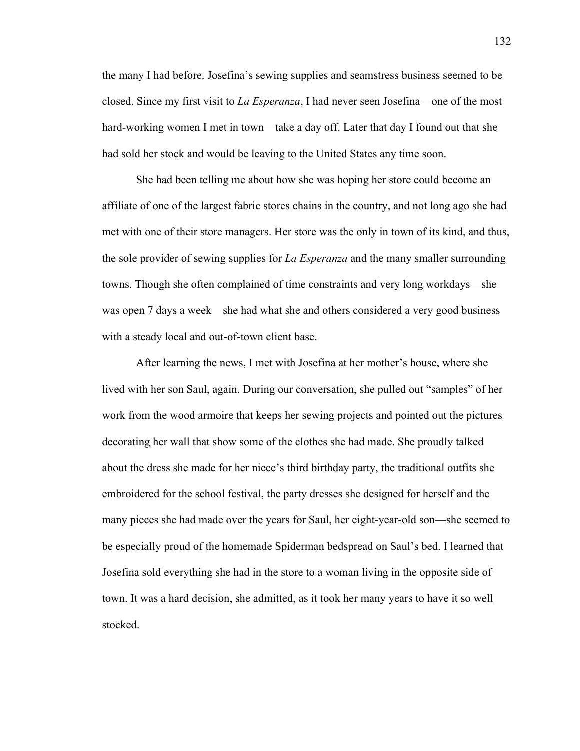the many I had before. Josefina's sewing supplies and seamstress business seemed to be closed. Since my first visit to *La Esperanza*, I had never seen Josefina—one of the most hard-working women I met in town—take a day off. Later that day I found out that she had sold her stock and would be leaving to the United States any time soon.

She had been telling me about how she was hoping her store could become an affiliate of one of the largest fabric stores chains in the country, and not long ago she had met with one of their store managers. Her store was the only in town of its kind, and thus, the sole provider of sewing supplies for *La Esperanza* and the many smaller surrounding towns. Though she often complained of time constraints and very long workdays—she was open 7 days a week—she had what she and others considered a very good business with a steady local and out-of-town client base.

After learning the news, I met with Josefina at her mother's house, where she lived with her son Saul, again. During our conversation, she pulled out "samples" of her work from the wood armoire that keeps her sewing projects and pointed out the pictures decorating her wall that show some of the clothes she had made. She proudly talked about the dress she made for her niece's third birthday party, the traditional outfits she embroidered for the school festival, the party dresses she designed for herself and the many pieces she had made over the years for Saul, her eight-year-old son—she seemed to be especially proud of the homemade Spiderman bedspread on Saul's bed. I learned that Josefina sold everything she had in the store to a woman living in the opposite side of town. It was a hard decision, she admitted, as it took her many years to have it so well stocked.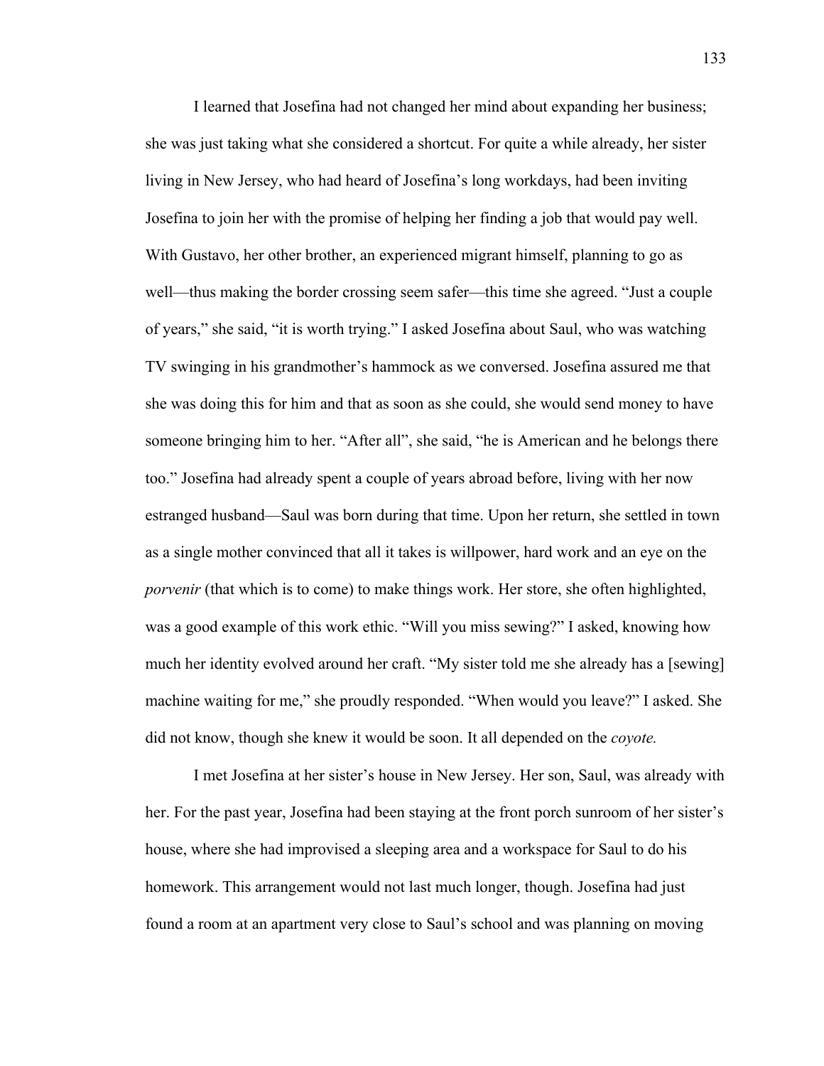I learned that Josefina had not changed her mind about expanding her business; she was just taking what she considered a shortcut. For quite a while already, her sister living in New Jersey, who had heard of Josefina's long workdays, had been inviting Josefina to join her with the promise of helping her finding a job that would pay well. With Gustavo, her other brother, an experienced migrant himself, planning to go as well—thus making the border crossing seem safer—this time she agreed. "Just a couple of years," she said, "it is worth trying." I asked Josefina about Saul, who was watching TV swinging in his grandmother's hammock as we conversed. Josefina assured me that she was doing this for him and that as soon as she could, she would send money to have someone bringing him to her. "After all", she said, "he is American and he belongs there too." Josefina had already spent a couple of years abroad before, living with her now estranged husband—Saul was born during that time. Upon her return, she settled in town as a single mother convinced that all it takes is willpower, hard work and an eye on the *porvenir* (that which is to come) to make things work. Her store, she often highlighted, was a good example of this work ethic. "Will you miss sewing?" I asked, knowing how much her identity evolved around her craft. "My sister told me she already has a [sewing] machine waiting for me," she proudly responded. "When would you leave?" I asked. She did not know, though she knew it would be soon. It all depended on the *coyote.*

I met Josefina at her sister's house in New Jersey. Her son, Saul, was already with her. For the past year, Josefina had been staying at the front porch sunroom of her sister's house, where she had improvised a sleeping area and a workspace for Saul to do his homework. This arrangement would not last much longer, though. Josefina had just found a room at an apartment very close to Saul's school and was planning on moving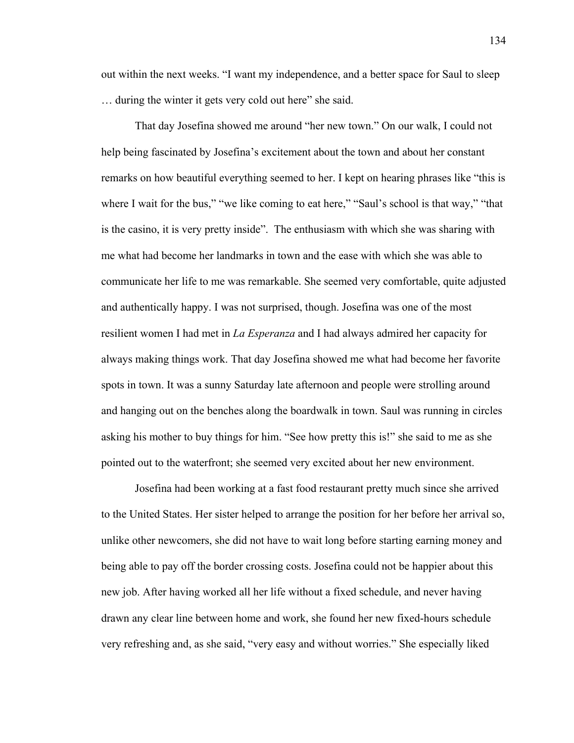out within the next weeks. "I want my independence, and a better space for Saul to sleep … during the winter it gets very cold out here" she said.

That day Josefina showed me around "her new town." On our walk, I could not help being fascinated by Josefina's excitement about the town and about her constant remarks on how beautiful everything seemed to her. I kept on hearing phrases like "this is where I wait for the bus," "we like coming to eat here," "Saul's school is that way," "that is the casino, it is very pretty inside". The enthusiasm with which she was sharing with me what had become her landmarks in town and the ease with which she was able to communicate her life to me was remarkable. She seemed very comfortable, quite adjusted and authentically happy. I was not surprised, though. Josefina was one of the most resilient women I had met in *La Esperanza* and I had always admired her capacity for always making things work. That day Josefina showed me what had become her favorite spots in town. It was a sunny Saturday late afternoon and people were strolling around and hanging out on the benches along the boardwalk in town. Saul was running in circles asking his mother to buy things for him. "See how pretty this is!" she said to me as she pointed out to the waterfront; she seemed very excited about her new environment.

Josefina had been working at a fast food restaurant pretty much since she arrived to the United States. Her sister helped to arrange the position for her before her arrival so, unlike other newcomers, she did not have to wait long before starting earning money and being able to pay off the border crossing costs. Josefina could not be happier about this new job. After having worked all her life without a fixed schedule, and never having drawn any clear line between home and work, she found her new fixed-hours schedule very refreshing and, as she said, "very easy and without worries." She especially liked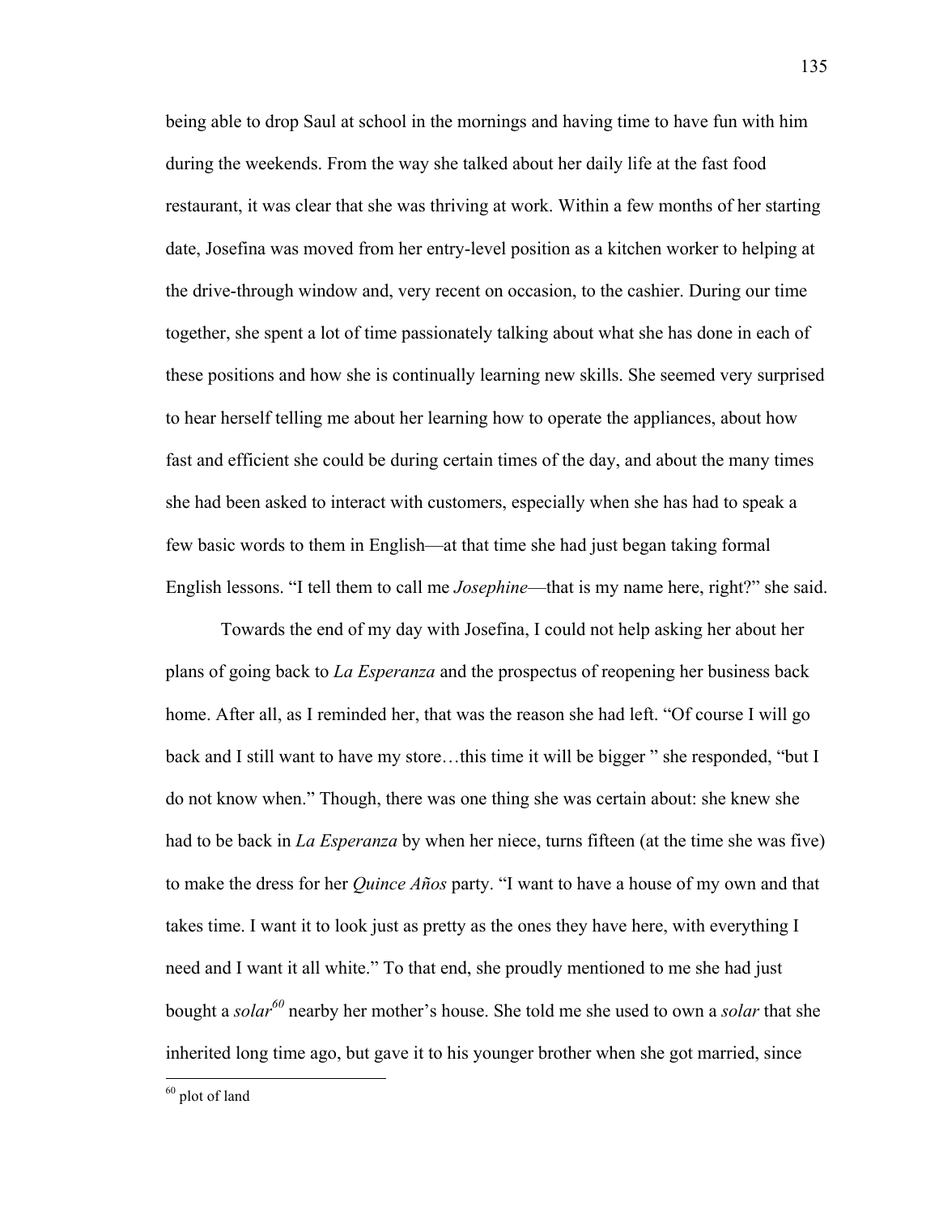being able to drop Saul at school in the mornings and having time to have fun with him during the weekends. From the way she talked about her daily life at the fast food restaurant, it was clear that she was thriving at work. Within a few months of her starting date, Josefina was moved from her entry-level position as a kitchen worker to helping at the drive-through window and, very recent on occasion, to the cashier. During our time together, she spent a lot of time passionately talking about what she has done in each of these positions and how she is continually learning new skills. She seemed very surprised to hear herself telling me about her learning how to operate the appliances, about how fast and efficient she could be during certain times of the day, and about the many times she had been asked to interact with customers, especially when she has had to speak a few basic words to them in English—at that time she had just began taking formal English lessons. "I tell them to call me *Josephine*—that is my name here, right?" she said.

Towards the end of my day with Josefina, I could not help asking her about her plans of going back to *La Esperanza* and the prospectus of reopening her business back home. After all, as I reminded her, that was the reason she had left. "Of course I will go back and I still want to have my store…this time it will be bigger " she responded, "but I do not know when." Though, there was one thing she was certain about: she knew she had to be back in *La Esperanza* by when her niece, turns fifteen (at the time she was five) to make the dress for her *Quince Años* party. "I want to have a house of my own and that takes time. I want it to look just as pretty as the ones they have here, with everything I need and I want it all white." To that end, she proudly mentioned to me she had just bought a *solar*[60] nearby her mother's house. She told me she used to own a *solar* that she inherited long time ago, but gave it to his younger brother when she got married, since

[60] plot of land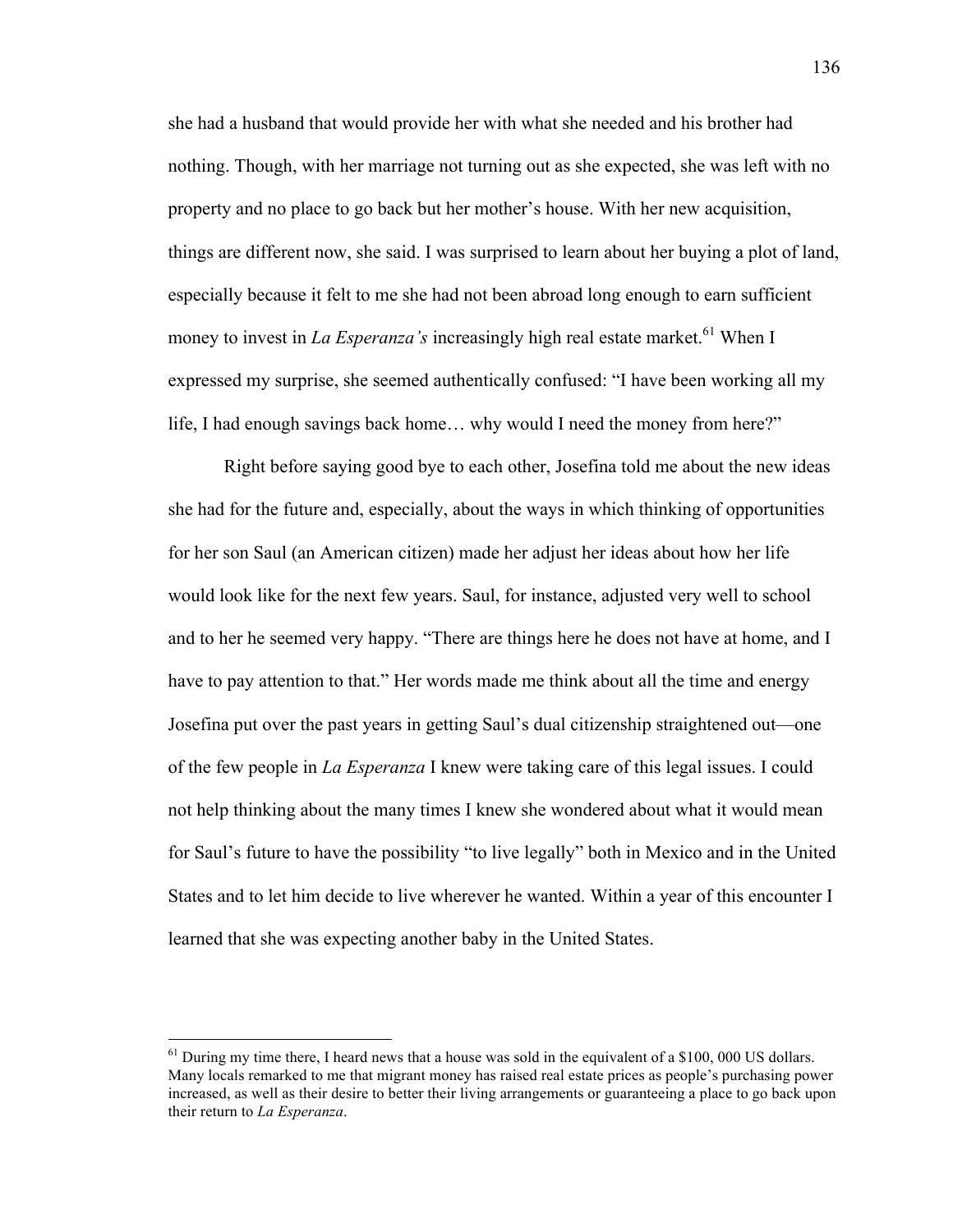she had a husband that would provide her with what she needed and his brother had nothing. Though, with her marriage not turning out as she expected, she was left with no property and no place to go back but her mother's house. With her new acquisition, things are different now, she said. I was surprised to learn about her buying a plot of land, especially because it felt to me she had not been abroad long enough to earn sufficient money to invest in *La Esperanza's* increasingly high real estate market.[61] When I expressed my surprise, she seemed authentically confused: "I have been working all my life, I had enough savings back home… why would I need the money from here?"

Right before saying good bye to each other, Josefina told me about the new ideas she had for the future and, especially, about the ways in which thinking of opportunities for her son Saul (an American citizen) made her adjust her ideas about how her life would look like for the next few years. Saul, for instance, adjusted very well to school and to her he seemed very happy. "There are things here he does not have at home, and I have to pay attention to that." Her words made me think about all the time and energy Josefina put over the past years in getting Saul's dual citizenship straightened out—one of the few people in *La Esperanza* I knew were taking care of this legal issues. I could not help thinking about the many times I knew she wondered about what it would mean for Saul's future to have the possibility "to live legally" both in Mexico and in the United States and to let him decide to live wherever he wanted. Within a year of this encounter I learned that she was expecting another baby in the United States.

---

[61] During my time there, I heard news that a house was sold in the equivalent of a $100, 000 US dollars. Many locals remarked to me that migrant money has raised real estate prices as people's purchasing power increased, as well as their desire to better their living arrangements or guaranteeing a place to go back upon their return to *La Esperanza*.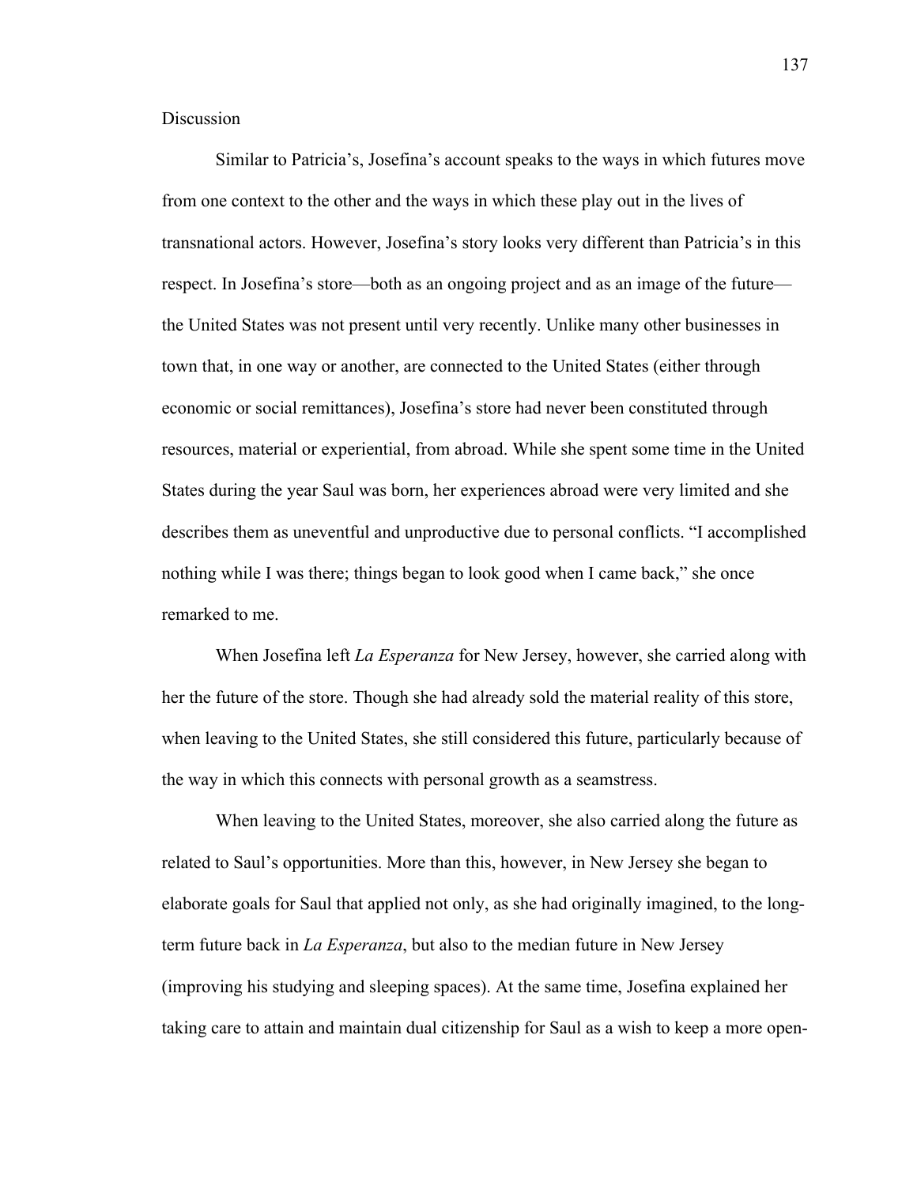Discussion

Similar to Patricia's, Josefina's account speaks to the ways in which futures move from one context to the other and the ways in which these play out in the lives of transnational actors. However, Josefina's story looks very different than Patricia's in this respect. In Josefina's store—both as an ongoing project and as an image of the future—the United States was not present until very recently. Unlike many other businesses in town that, in one way or another, are connected to the United States (either through economic or social remittances), Josefina's store had never been constituted through resources, material or experiential, from abroad. While she spent some time in the United States during the year Saul was born, her experiences abroad were very limited and she describes them as uneventful and unproductive due to personal conflicts. "I accomplished nothing while I was there; things began to look good when I came back," she once remarked to me.

When Josefina left *La Esperanza* for New Jersey, however, she carried along with her the future of the store. Though she had already sold the material reality of this store, when leaving to the United States, she still considered this future, particularly because of the way in which this connects with personal growth as a seamstress.

When leaving to the United States, moreover, she also carried along the future as related to Saul's opportunities. More than this, however, in New Jersey she began to elaborate goals for Saul that applied not only, as she had originally imagined, to the long-term future back in *La Esperanza*, but also to the median future in New Jersey (improving his studying and sleeping spaces). At the same time, Josefina explained her taking care to attain and maintain dual citizenship for Saul as a wish to keep a more open-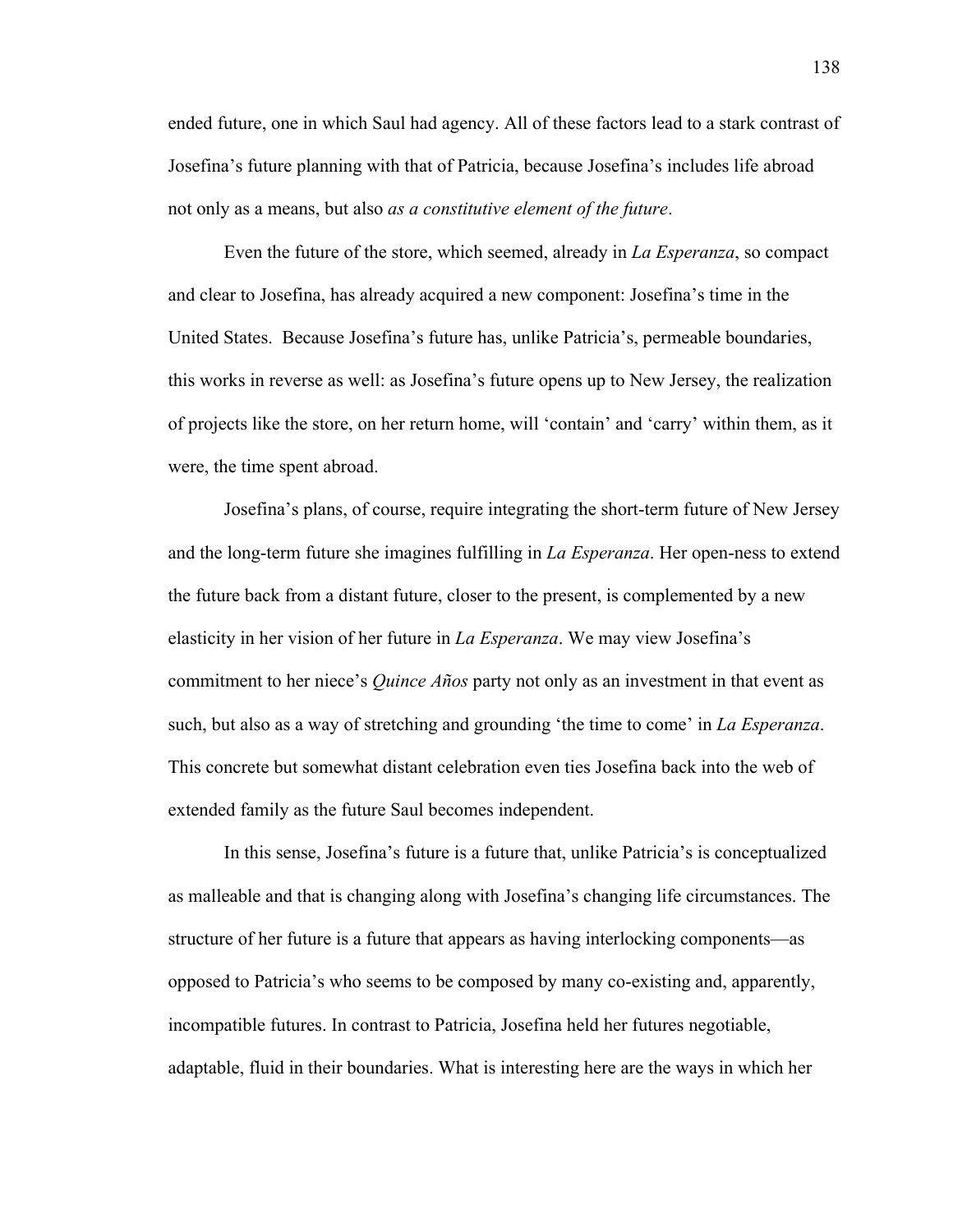ended future, one in which Saul had agency. All of these factors lead to a stark contrast of Josefina's future planning with that of Patricia, because Josefina's includes life abroad not only as a means, but also *as a constitutive element of the future*.

Even the future of the store, which seemed, already in *La Esperanza*, so compact and clear to Josefina, has already acquired a new component: Josefina's time in the United States. Because Josefina's future has, unlike Patricia's, permeable boundaries, this works in reverse as well: as Josefina's future opens up to New Jersey, the realization of projects like the store, on her return home, will 'contain' and 'carry' within them, as it were, the time spent abroad.

Josefina's plans, of course, require integrating the short-term future of New Jersey and the long-term future she imagines fulfilling in *La Esperanza*. Her open-ness to extend the future back from a distant future, closer to the present, is complemented by a new elasticity in her vision of her future in *La Esperanza*. We may view Josefina's commitment to her niece's *Quince Años* party not only as an investment in that event as such, but also as a way of stretching and grounding 'the time to come' in *La Esperanza*. This concrete but somewhat distant celebration even ties Josefina back into the web of extended family as the future Saul becomes independent.

In this sense, Josefina's future is a future that, unlike Patricia's is conceptualized as malleable and that is changing along with Josefina's changing life circumstances. The structure of her future is a future that appears as having interlocking components—as opposed to Patricia's who seems to be composed by many co-existing and, apparently, incompatible futures. In contrast to Patricia, Josefina held her futures negotiable, adaptable, fluid in their boundaries. What is interesting here are the ways in which her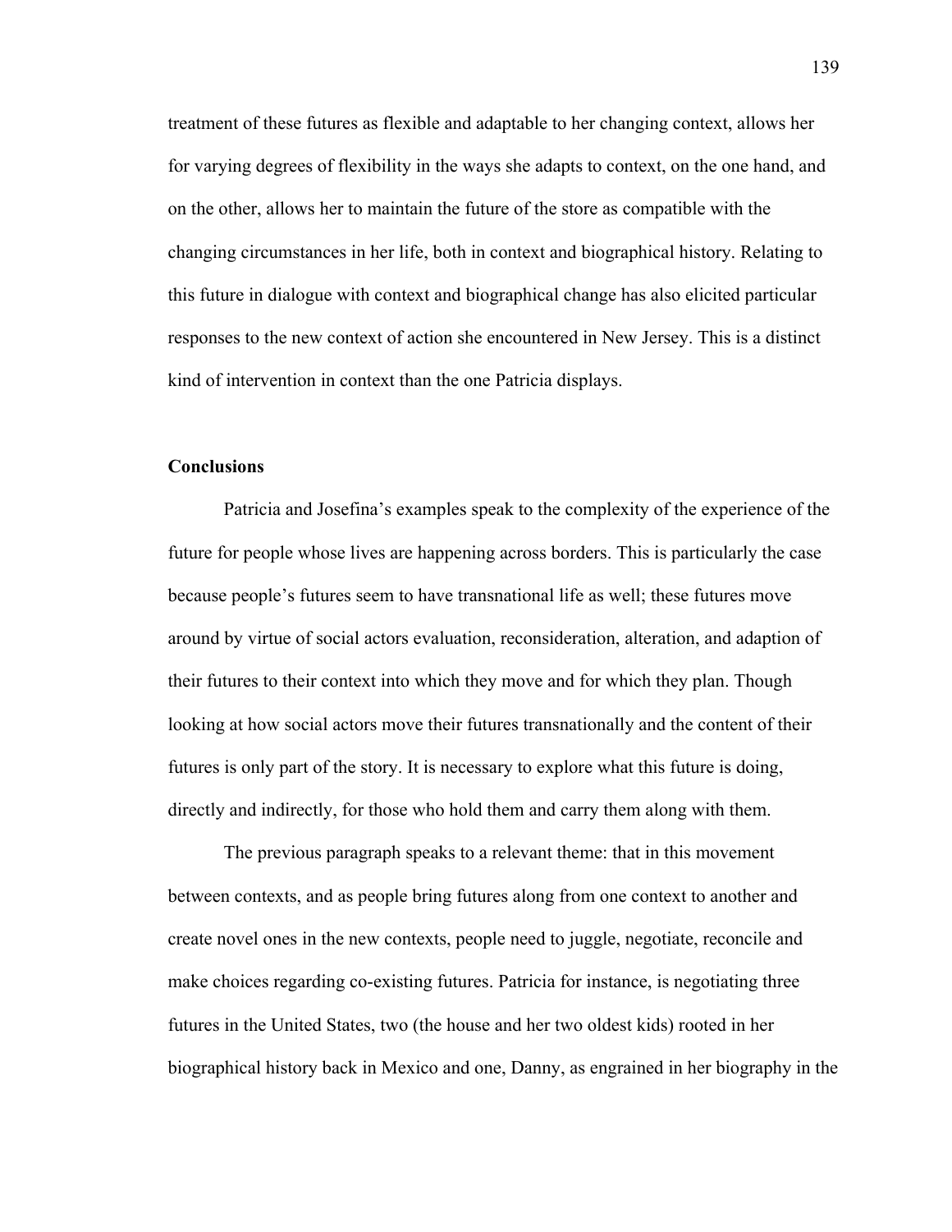treatment of these futures as flexible and adaptable to her changing context, allows her for varying degrees of flexibility in the ways she adapts to context, on the one hand, and on the other, allows her to maintain the future of the store as compatible with the changing circumstances in her life, both in context and biographical history. Relating to this future in dialogue with context and biographical change has also elicited particular responses to the new context of action she encountered in New Jersey. This is a distinct kind of intervention in context than the one Patricia displays.

## Conclusions

Patricia and Josefina's examples speak to the complexity of the experience of the future for people whose lives are happening across borders. This is particularly the case because people's futures seem to have transnational life as well; these futures move around by virtue of social actors evaluation, reconsideration, alteration, and adaption of their futures to their context into which they move and for which they plan. Though looking at how social actors move their futures transnationally and the content of their futures is only part of the story. It is necessary to explore what this future is doing, directly and indirectly, for those who hold them and carry them along with them.

The previous paragraph speaks to a relevant theme: that in this movement between contexts, and as people bring futures along from one context to another and create novel ones in the new contexts, people need to juggle, negotiate, reconcile and make choices regarding co-existing futures. Patricia for instance, is negotiating three futures in the United States, two (the house and her two oldest kids) rooted in her biographical history back in Mexico and one, Danny, as engrained in her biography in the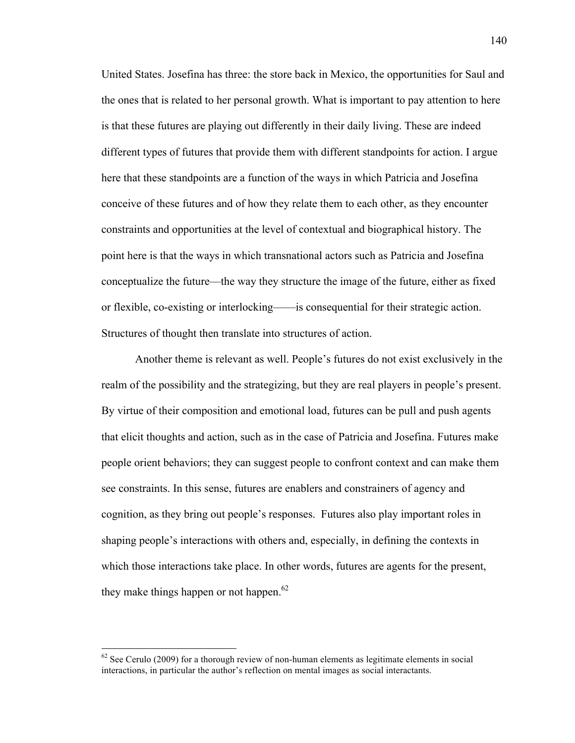United States. Josefina has three: the store back in Mexico, the opportunities for Saul and the ones that is related to her personal growth. What is important to pay attention to here is that these futures are playing out differently in their daily living. These are indeed different types of futures that provide them with different standpoints for action. I argue here that these standpoints are a function of the ways in which Patricia and Josefina conceive of these futures and of how they relate them to each other, as they encounter constraints and opportunities at the level of contextual and biographical history. The point here is that the ways in which transnational actors such as Patricia and Josefina conceptualize the future—the way they structure the image of the future, either as fixed or flexible, co-existing or interlocking——is consequential for their strategic action. Structures of thought then translate into structures of action.

Another theme is relevant as well. People's futures do not exist exclusively in the realm of the possibility and the strategizing, but they are real players in people's present. By virtue of their composition and emotional load, futures can be pull and push agents that elicit thoughts and action, such as in the case of Patricia and Josefina. Futures make people orient behaviors; they can suggest people to confront context and can make them see constraints. In this sense, futures are enablers and constrainers of agency and cognition, as they bring out people's responses. Futures also play important roles in shaping people's interactions with others and, especially, in defining the contexts in which those interactions take place. In other words, futures are agents for the present, they make things happen or not happen.[62]

---

[62] See Cerulo (2009) for a thorough review of non-human elements as legitimate elements in social interactions, in particular the author's reflection on mental images as social interactants.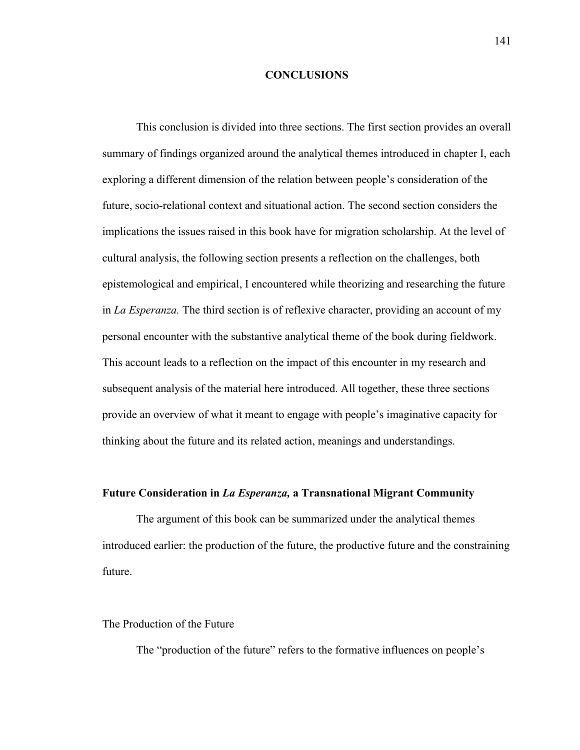# CONCLUSIONS

This conclusion is divided into three sections. The first section provides an overall summary of findings organized around the analytical themes introduced in chapter I, each exploring a different dimension of the relation between people's consideration of the future, socio-relational context and situational action. The second section considers the implications the issues raised in this book have for migration scholarship. At the level of cultural analysis, the following section presents a reflection on the challenges, both epistemological and empirical, I encountered while theorizing and researching the future in *La Esperanza.* The third section is of reflexive character, providing an account of my personal encounter with the substantive analytical theme of the book during fieldwork. This account leads to a reflection on the impact of this encounter in my research and subsequent analysis of the material here introduced. All together, these three sections provide an overview of what it meant to engage with people's imaginative capacity for thinking about the future and its related action, meanings and understandings.

## Future Consideration in *La Esperanza,* a Transnational Migrant Community

The argument of this book can be summarized under the analytical themes introduced earlier: the production of the future, the productive future and the constraining future.

### The Production of the Future

The "production of the future" refers to the formative influences on people's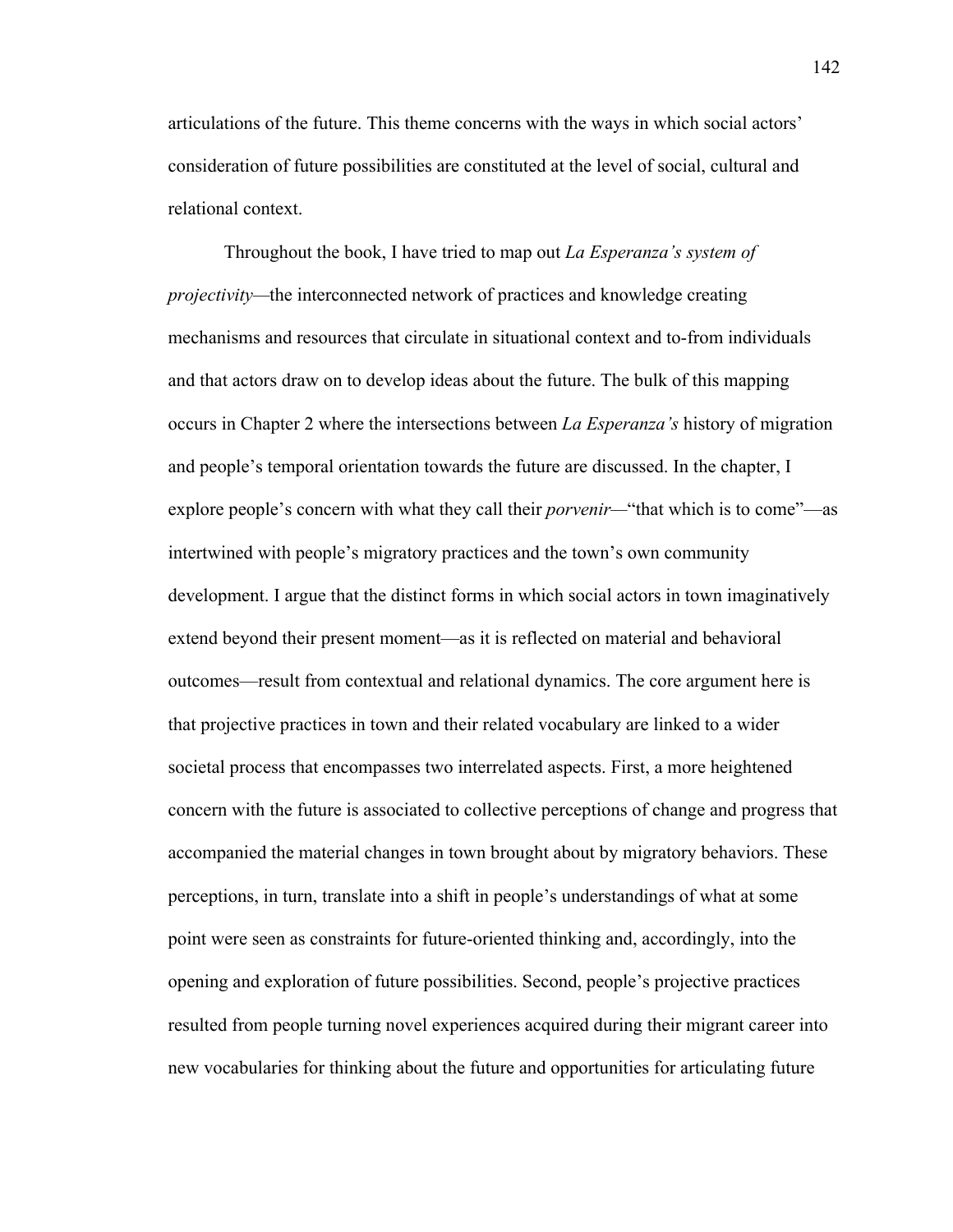articulations of the future. This theme concerns with the ways in which social actors' consideration of future possibilities are constituted at the level of social, cultural and relational context.

Throughout the book, I have tried to map out *La Esperanza's system of projectivity*—the interconnected network of practices and knowledge creating mechanisms and resources that circulate in situational context and to-from individuals and that actors draw on to develop ideas about the future. The bulk of this mapping occurs in Chapter 2 where the intersections between *La Esperanza's* history of migration and people's temporal orientation towards the future are discussed. In the chapter, I explore people's concern with what they call their *porvenir*—"that which is to come"—as intertwined with people's migratory practices and the town's own community development. I argue that the distinct forms in which social actors in town imaginatively extend beyond their present moment—as it is reflected on material and behavioral outcomes—result from contextual and relational dynamics. The core argument here is that projective practices in town and their related vocabulary are linked to a wider societal process that encompasses two interrelated aspects. First, a more heightened concern with the future is associated to collective perceptions of change and progress that accompanied the material changes in town brought about by migratory behaviors. These perceptions, in turn, translate into a shift in people's understandings of what at some point were seen as constraints for future-oriented thinking and, accordingly, into the opening and exploration of future possibilities. Second, people's projective practices resulted from people turning novel experiences acquired during their migrant career into new vocabularies for thinking about the future and opportunities for articulating future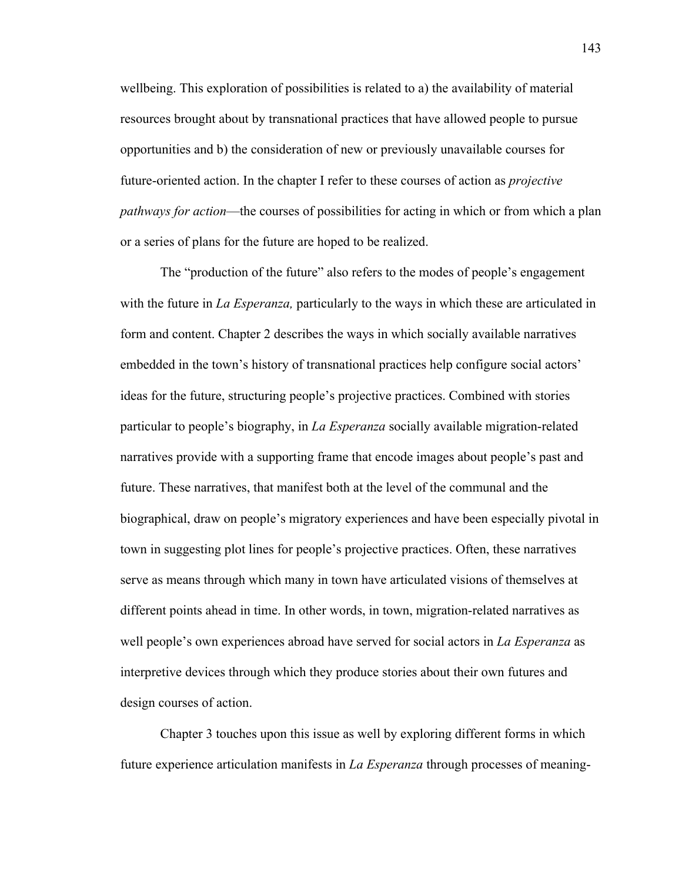wellbeing. This exploration of possibilities is related to a) the availability of material resources brought about by transnational practices that have allowed people to pursue opportunities and b) the consideration of new or previously unavailable courses for future-oriented action. In the chapter I refer to these courses of action as *projective pathways for action*—the courses of possibilities for acting in which or from which a plan or a series of plans for the future are hoped to be realized.

The "production of the future" also refers to the modes of people's engagement with the future in *La Esperanza,* particularly to the ways in which these are articulated in form and content. Chapter 2 describes the ways in which socially available narratives embedded in the town's history of transnational practices help configure social actors' ideas for the future, structuring people's projective practices. Combined with stories particular to people's biography, in *La Esperanza* socially available migration-related narratives provide with a supporting frame that encode images about people's past and future. These narratives, that manifest both at the level of the communal and the biographical, draw on people's migratory experiences and have been especially pivotal in town in suggesting plot lines for people's projective practices. Often, these narratives serve as means through which many in town have articulated visions of themselves at different points ahead in time. In other words, in town, migration-related narratives as well people's own experiences abroad have served for social actors in *La Esperanza* as interpretive devices through which they produce stories about their own futures and design courses of action.

Chapter 3 touches upon this issue as well by exploring different forms in which future experience articulation manifests in *La Esperanza* through processes of meaning-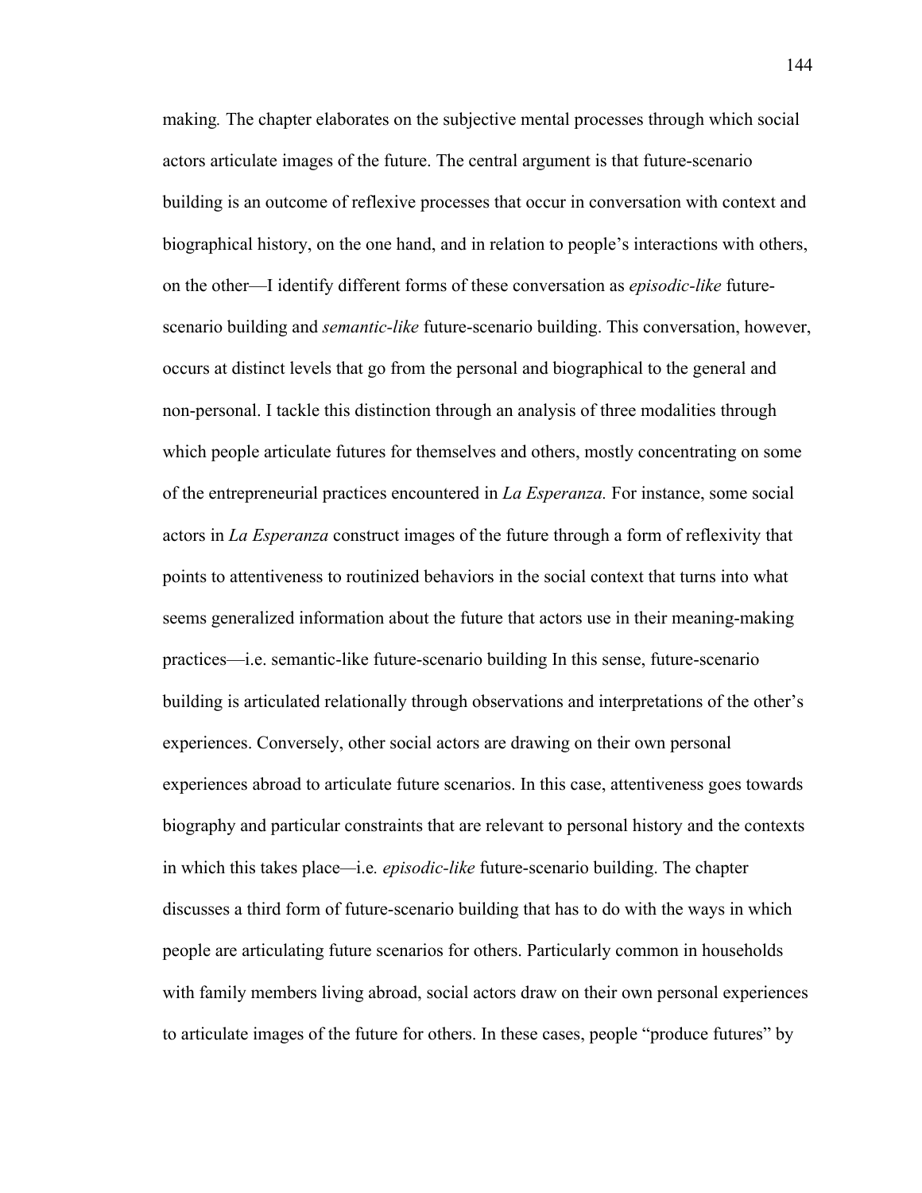making*.* The chapter elaborates on the subjective mental processes through which social actors articulate images of the future. The central argument is that future-scenario building is an outcome of reflexive processes that occur in conversation with context and biographical history, on the one hand, and in relation to people's interactions with others, on the other—I identify different forms of these conversation as *episodic-like* future-scenario building and *semantic-like* future-scenario building. This conversation, however, occurs at distinct levels that go from the personal and biographical to the general and non-personal. I tackle this distinction through an analysis of three modalities through which people articulate futures for themselves and others, mostly concentrating on some of the entrepreneurial practices encountered in *La Esperanza.* For instance, some social actors in *La Esperanza* construct images of the future through a form of reflexivity that points to attentiveness to routinized behaviors in the social context that turns into what seems generalized information about the future that actors use in their meaning-making practices—i.e. semantic-like future-scenario building In this sense, future-scenario building is articulated relationally through observations and interpretations of the other's experiences. Conversely, other social actors are drawing on their own personal experiences abroad to articulate future scenarios. In this case, attentiveness goes towards biography and particular constraints that are relevant to personal history and the contexts in which this takes place—i.e*. episodic-like* future-scenario building. The chapter discusses a third form of future-scenario building that has to do with the ways in which people are articulating future scenarios for others. Particularly common in households with family members living abroad, social actors draw on their own personal experiences to articulate images of the future for others. In these cases, people "produce futures" by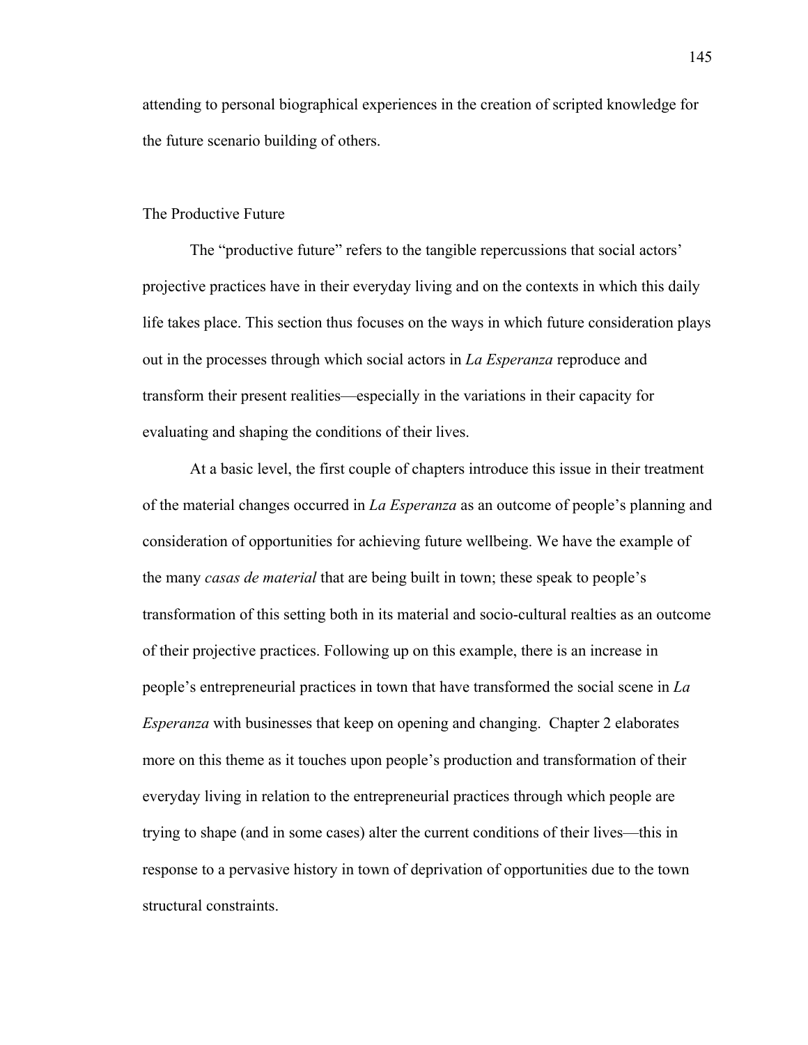attending to personal biographical experiences in the creation of scripted knowledge for the future scenario building of others.

## The Productive Future

The "productive future" refers to the tangible repercussions that social actors' projective practices have in their everyday living and on the contexts in which this daily life takes place. This section thus focuses on the ways in which future consideration plays out in the processes through which social actors in *La Esperanza* reproduce and transform their present realities—especially in the variations in their capacity for evaluating and shaping the conditions of their lives.

At a basic level, the first couple of chapters introduce this issue in their treatment of the material changes occurred in *La Esperanza* as an outcome of people's planning and consideration of opportunities for achieving future wellbeing. We have the example of the many *casas de material* that are being built in town; these speak to people's transformation of this setting both in its material and socio-cultural realties as an outcome of their projective practices. Following up on this example, there is an increase in people's entrepreneurial practices in town that have transformed the social scene in *La Esperanza* with businesses that keep on opening and changing. Chapter 2 elaborates more on this theme as it touches upon people's production and transformation of their everyday living in relation to the entrepreneurial practices through which people are trying to shape (and in some cases) alter the current conditions of their lives—this in response to a pervasive history in town of deprivation of opportunities due to the town structural constraints.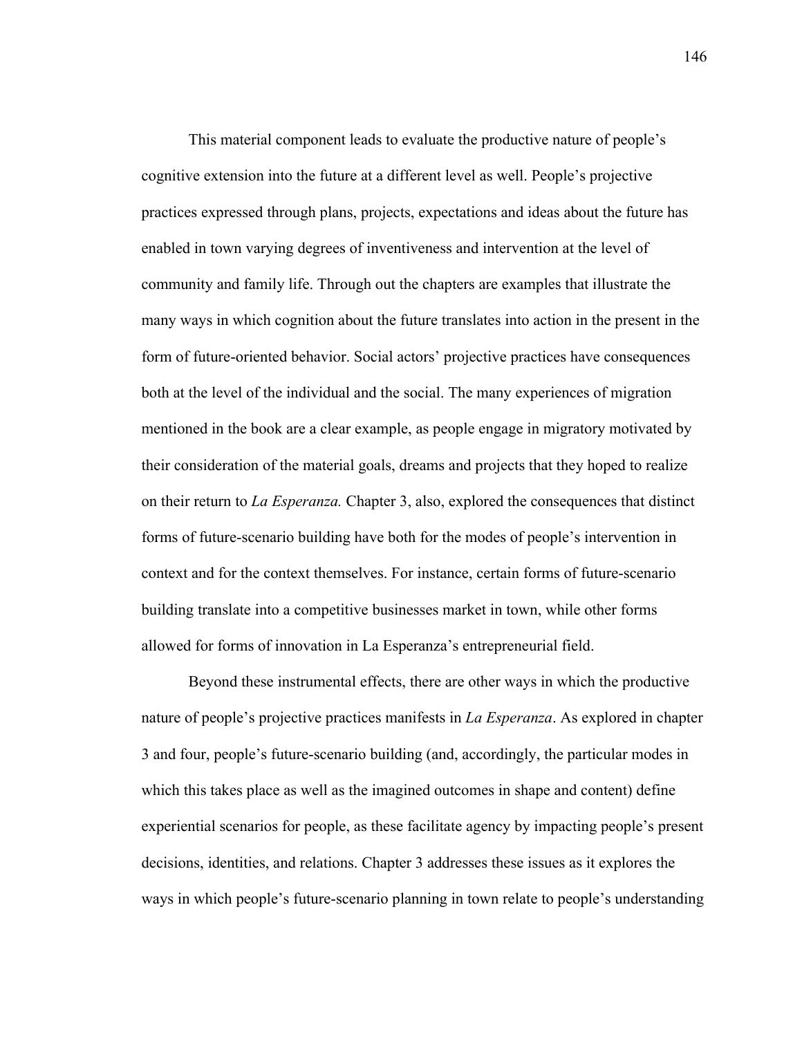This material component leads to evaluate the productive nature of people's cognitive extension into the future at a different level as well. People's projective practices expressed through plans, projects, expectations and ideas about the future has enabled in town varying degrees of inventiveness and intervention at the level of community and family life. Through out the chapters are examples that illustrate the many ways in which cognition about the future translates into action in the present in the form of future-oriented behavior. Social actors' projective practices have consequences both at the level of the individual and the social. The many experiences of migration mentioned in the book are a clear example, as people engage in migratory motivated by their consideration of the material goals, dreams and projects that they hoped to realize on their return to *La Esperanza.* Chapter 3, also, explored the consequences that distinct forms of future-scenario building have both for the modes of people's intervention in context and for the context themselves. For instance, certain forms of future-scenario building translate into a competitive businesses market in town, while other forms allowed for forms of innovation in La Esperanza's entrepreneurial field.

Beyond these instrumental effects, there are other ways in which the productive nature of people's projective practices manifests in *La Esperanza*. As explored in chapter 3 and four, people's future-scenario building (and, accordingly, the particular modes in which this takes place as well as the imagined outcomes in shape and content) define experiential scenarios for people, as these facilitate agency by impacting people's present decisions, identities, and relations. Chapter 3 addresses these issues as it explores the ways in which people's future-scenario planning in town relate to people's understanding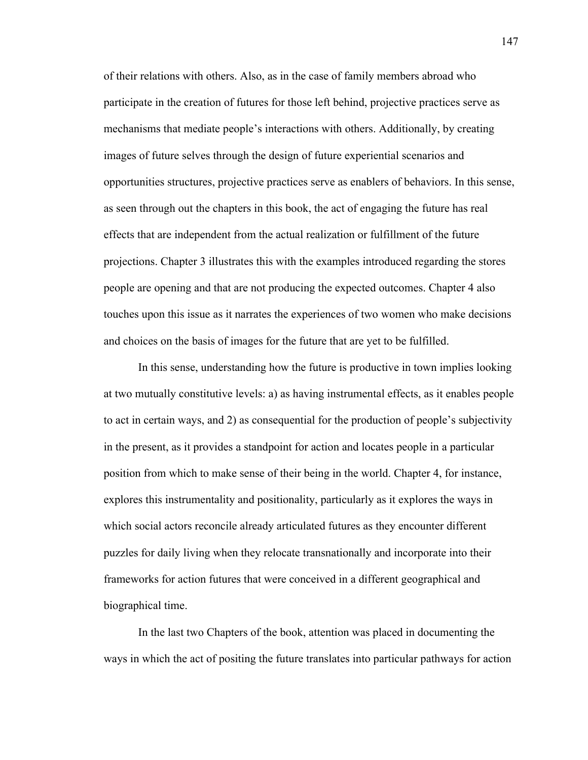of their relations with others. Also, as in the case of family members abroad who participate in the creation of futures for those left behind, projective practices serve as mechanisms that mediate people's interactions with others. Additionally, by creating images of future selves through the design of future experiential scenarios and opportunities structures, projective practices serve as enablers of behaviors. In this sense, as seen through out the chapters in this book, the act of engaging the future has real effects that are independent from the actual realization or fulfillment of the future projections. Chapter 3 illustrates this with the examples introduced regarding the stores people are opening and that are not producing the expected outcomes. Chapter 4 also touches upon this issue as it narrates the experiences of two women who make decisions and choices on the basis of images for the future that are yet to be fulfilled.

In this sense, understanding how the future is productive in town implies looking at two mutually constitutive levels: a) as having instrumental effects, as it enables people to act in certain ways, and 2) as consequential for the production of people's subjectivity in the present, as it provides a standpoint for action and locates people in a particular position from which to make sense of their being in the world. Chapter 4, for instance, explores this instrumentality and positionality, particularly as it explores the ways in which social actors reconcile already articulated futures as they encounter different puzzles for daily living when they relocate transnationally and incorporate into their frameworks for action futures that were conceived in a different geographical and biographical time.

In the last two Chapters of the book, attention was placed in documenting the ways in which the act of positing the future translates into particular pathways for action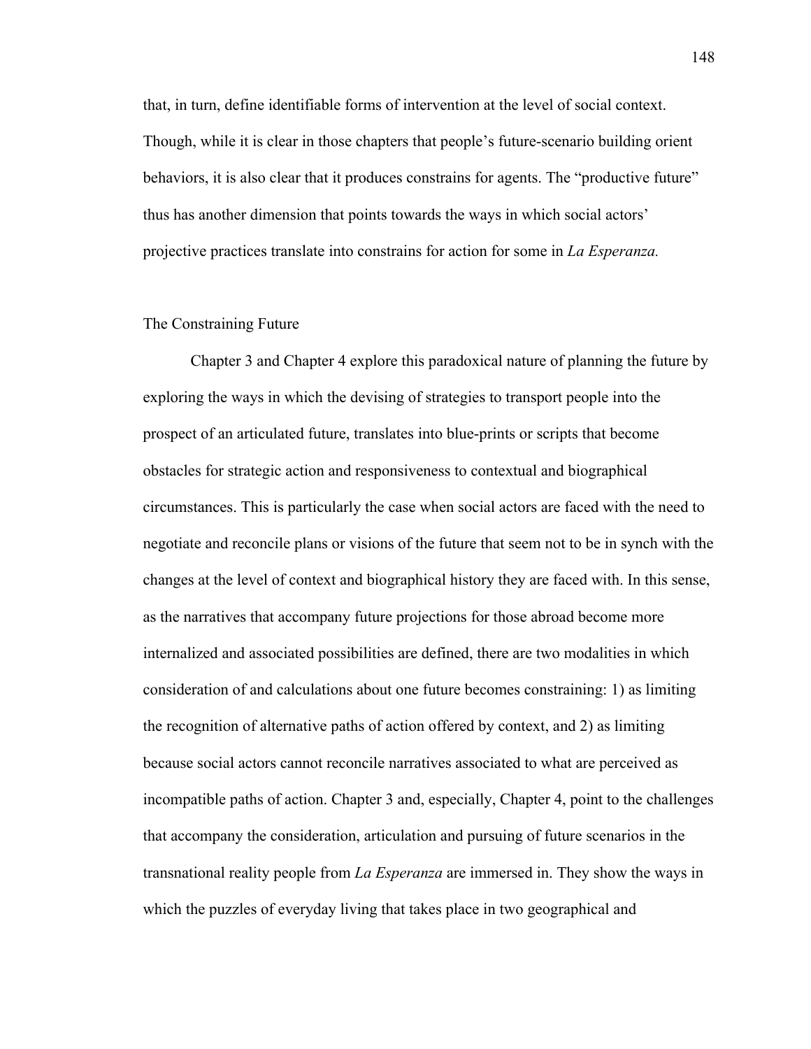that, in turn, define identifiable forms of intervention at the level of social context. Though, while it is clear in those chapters that people's future-scenario building orient behaviors, it is also clear that it produces constrains for agents. The "productive future" thus has another dimension that points towards the ways in which social actors' projective practices translate into constrains for action for some in *La Esperanza.*

## The Constraining Future

Chapter 3 and Chapter 4 explore this paradoxical nature of planning the future by exploring the ways in which the devising of strategies to transport people into the prospect of an articulated future, translates into blue-prints or scripts that become obstacles for strategic action and responsiveness to contextual and biographical circumstances. This is particularly the case when social actors are faced with the need to negotiate and reconcile plans or visions of the future that seem not to be in synch with the changes at the level of context and biographical history they are faced with. In this sense, as the narratives that accompany future projections for those abroad become more internalized and associated possibilities are defined, there are two modalities in which consideration of and calculations about one future becomes constraining: 1) as limiting the recognition of alternative paths of action offered by context, and 2) as limiting because social actors cannot reconcile narratives associated to what are perceived as incompatible paths of action. Chapter 3 and, especially, Chapter 4, point to the challenges that accompany the consideration, articulation and pursuing of future scenarios in the transnational reality people from *La Esperanza* are immersed in. They show the ways in which the puzzles of everyday living that takes place in two geographical and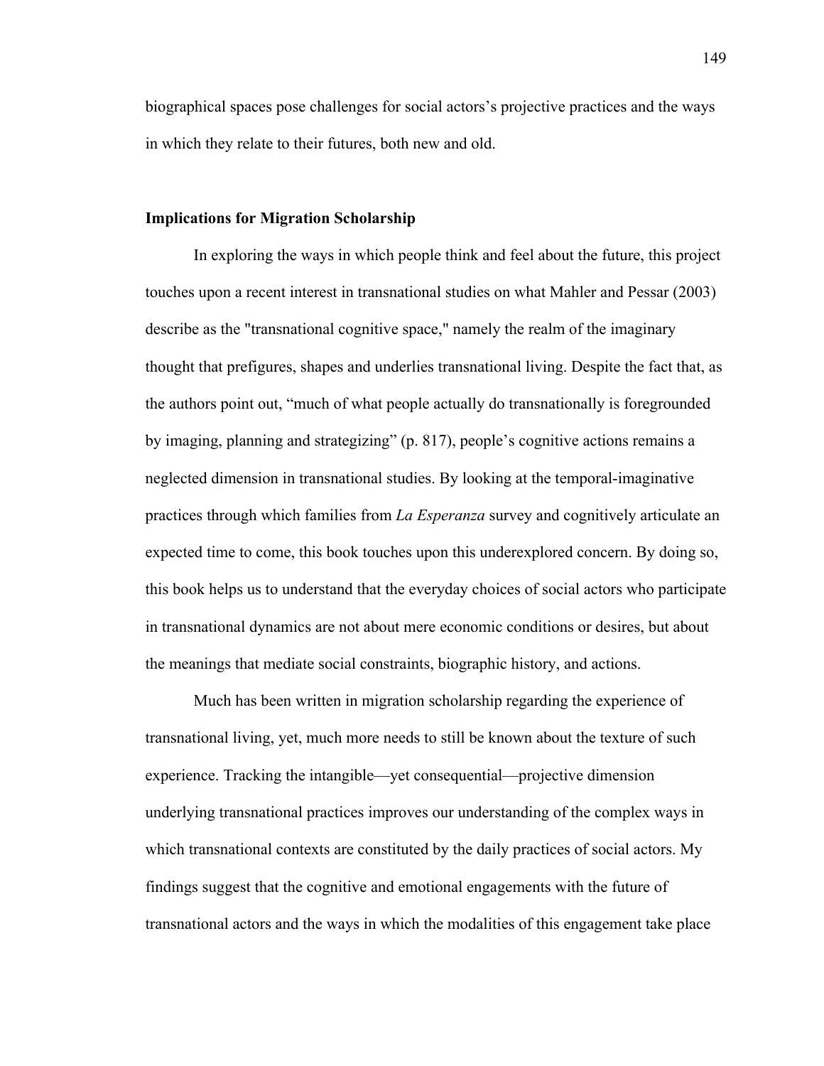biographical spaces pose challenges for social actors's projective practices and the ways in which they relate to their futures, both new and old.

## Implications for Migration Scholarship

In exploring the ways in which people think and feel about the future, this project touches upon a recent interest in transnational studies on what Mahler and Pessar (2003) describe as the "transnational cognitive space," namely the realm of the imaginary thought that prefigures, shapes and underlies transnational living. Despite the fact that, as the authors point out, "much of what people actually do transnationally is foregrounded by imaging, planning and strategizing" (p. 817), people's cognitive actions remains a neglected dimension in transnational studies. By looking at the temporal-imaginative practices through which families from *La Esperanza* survey and cognitively articulate an expected time to come, this book touches upon this underexplored concern. By doing so, this book helps us to understand that the everyday choices of social actors who participate in transnational dynamics are not about mere economic conditions or desires, but about the meanings that mediate social constraints, biographic history, and actions.

Much has been written in migration scholarship regarding the experience of transnational living, yet, much more needs to still be known about the texture of such experience. Tracking the intangible—yet consequential—projective dimension underlying transnational practices improves our understanding of the complex ways in which transnational contexts are constituted by the daily practices of social actors. My findings suggest that the cognitive and emotional engagements with the future of transnational actors and the ways in which the modalities of this engagement take place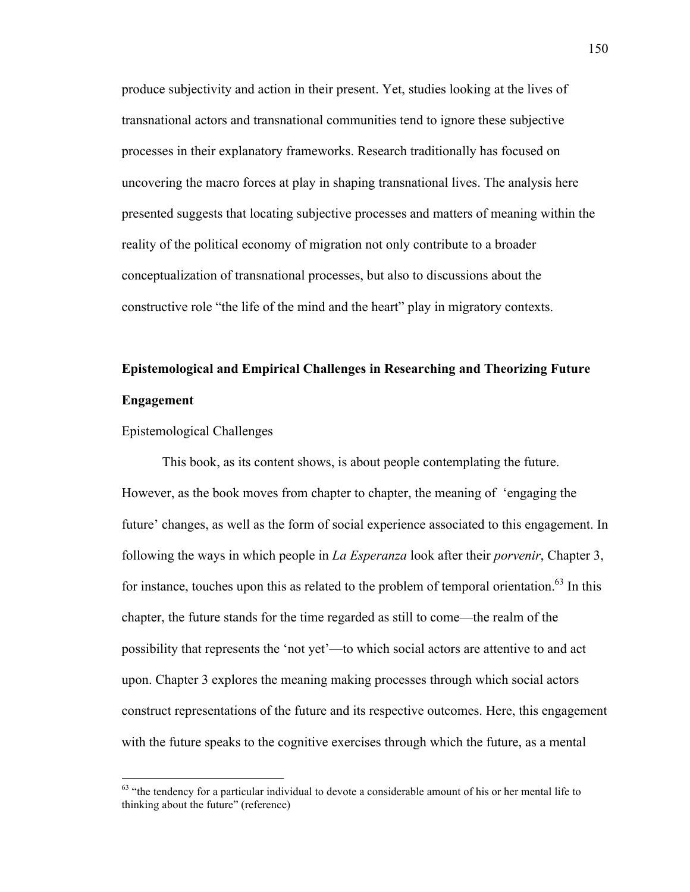produce subjectivity and action in their present. Yet, studies looking at the lives of transnational actors and transnational communities tend to ignore these subjective processes in their explanatory frameworks. Research traditionally has focused on uncovering the macro forces at play in shaping transnational lives. The analysis here presented suggests that locating subjective processes and matters of meaning within the reality of the political economy of migration not only contribute to a broader conceptualization of transnational processes, but also to discussions about the constructive role "the life of the mind and the heart" play in migratory contexts.

## Epistemological and Empirical Challenges in Researching and Theorizing Future Engagement

### Epistemological Challenges

This book, as its content shows, is about people contemplating the future. However, as the book moves from chapter to chapter, the meaning of 'engaging the future' changes, as well as the form of social experience associated to this engagement. In following the ways in which people in *La Esperanza* look after their *porvenir*, Chapter 3, for instance, touches upon this as related to the problem of temporal orientation.[63] In this chapter, the future stands for the time regarded as still to come—the realm of the possibility that represents the 'not yet'—to which social actors are attentive to and act upon. Chapter 3 explores the meaning making processes through which social actors construct representations of the future and its respective outcomes. Here, this engagement with the future speaks to the cognitive exercises through which the future, as a mental

[63] "the tendency for a particular individual to devote a considerable amount of his or her mental life to thinking about the future" (reference)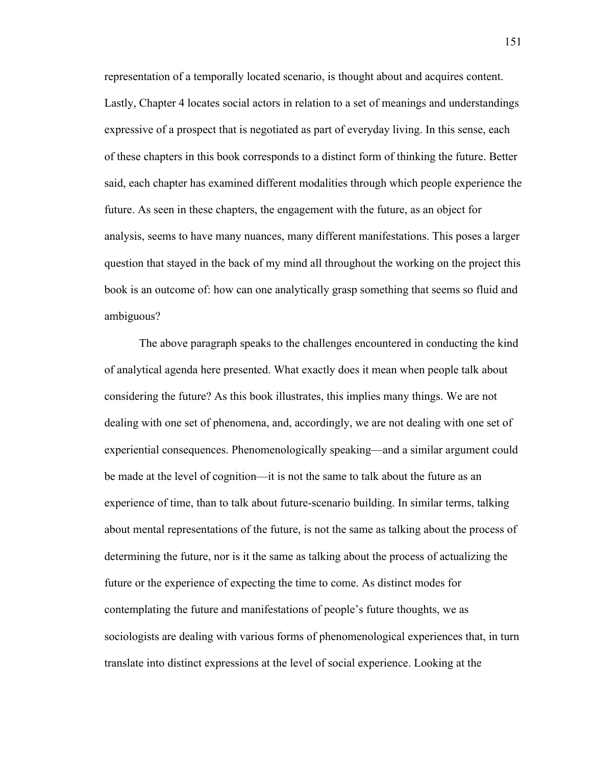representation of a temporally located scenario, is thought about and acquires content. Lastly, Chapter 4 locates social actors in relation to a set of meanings and understandings expressive of a prospect that is negotiated as part of everyday living. In this sense, each of these chapters in this book corresponds to a distinct form of thinking the future. Better said, each chapter has examined different modalities through which people experience the future. As seen in these chapters, the engagement with the future, as an object for analysis, seems to have many nuances, many different manifestations. This poses a larger question that stayed in the back of my mind all throughout the working on the project this book is an outcome of: how can one analytically grasp something that seems so fluid and ambiguous?

The above paragraph speaks to the challenges encountered in conducting the kind of analytical agenda here presented. What exactly does it mean when people talk about considering the future? As this book illustrates, this implies many things. We are not dealing with one set of phenomena, and, accordingly, we are not dealing with one set of experiential consequences. Phenomenologically speaking—and a similar argument could be made at the level of cognition—it is not the same to talk about the future as an experience of time, than to talk about future-scenario building. In similar terms, talking about mental representations of the future, is not the same as talking about the process of determining the future, nor is it the same as talking about the process of actualizing the future or the experience of expecting the time to come. As distinct modes for contemplating the future and manifestations of people's future thoughts, we as sociologists are dealing with various forms of phenomenological experiences that, in turn translate into distinct expressions at the level of social experience. Looking at the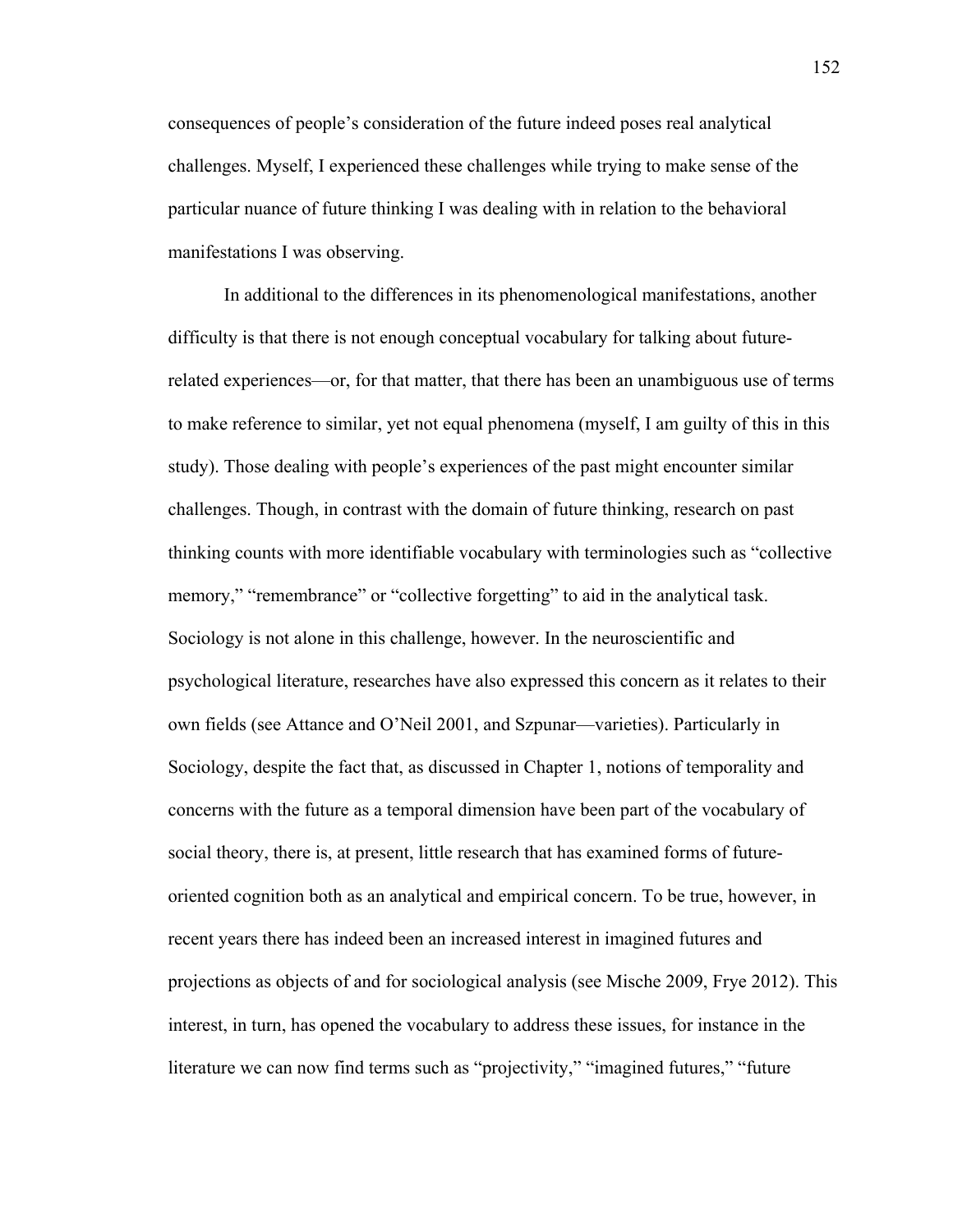consequences of people's consideration of the future indeed poses real analytical challenges. Myself, I experienced these challenges while trying to make sense of the particular nuance of future thinking I was dealing with in relation to the behavioral manifestations I was observing.

In additional to the differences in its phenomenological manifestations, another difficulty is that there is not enough conceptual vocabulary for talking about future-related experiences—or, for that matter, that there has been an unambiguous use of terms to make reference to similar, yet not equal phenomena (myself, I am guilty of this in this study). Those dealing with people's experiences of the past might encounter similar challenges. Though, in contrast with the domain of future thinking, research on past thinking counts with more identifiable vocabulary with terminologies such as "collective memory," "remembrance" or "collective forgetting" to aid in the analytical task. Sociology is not alone in this challenge, however. In the neuroscientific and psychological literature, researches have also expressed this concern as it relates to their own fields (see Attance and O'Neil 2001, and Szpunar—varieties). Particularly in Sociology, despite the fact that, as discussed in Chapter 1, notions of temporality and concerns with the future as a temporal dimension have been part of the vocabulary of social theory, there is, at present, little research that has examined forms of future-oriented cognition both as an analytical and empirical concern. To be true, however, in recent years there has indeed been an increased interest in imagined futures and projections as objects of and for sociological analysis (see Mische 2009, Frye 2012). This interest, in turn, has opened the vocabulary to address these issues, for instance in the literature we can now find terms such as "projectivity," "imagined futures," "future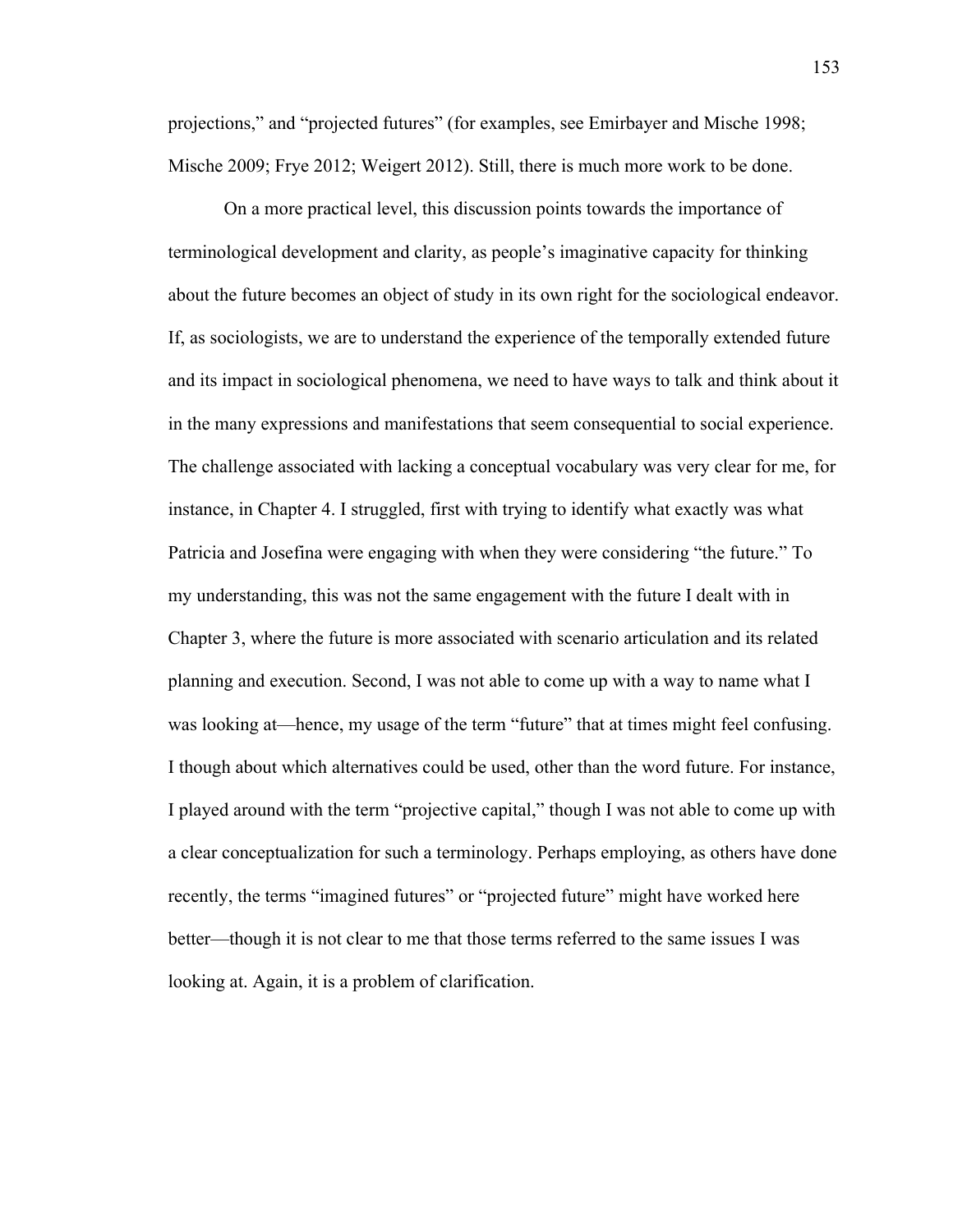projections," and "projected futures" (for examples, see Emirbayer and Mische 1998; Mische 2009; Frye 2012; Weigert 2012). Still, there is much more work to be done.

On a more practical level, this discussion points towards the importance of terminological development and clarity, as people's imaginative capacity for thinking about the future becomes an object of study in its own right for the sociological endeavor. If, as sociologists, we are to understand the experience of the temporally extended future and its impact in sociological phenomena, we need to have ways to talk and think about it in the many expressions and manifestations that seem consequential to social experience. The challenge associated with lacking a conceptual vocabulary was very clear for me, for instance, in Chapter 4. I struggled, first with trying to identify what exactly was what Patricia and Josefina were engaging with when they were considering "the future." To my understanding, this was not the same engagement with the future I dealt with in Chapter 3, where the future is more associated with scenario articulation and its related planning and execution. Second, I was not able to come up with a way to name what I was looking at—hence, my usage of the term "future" that at times might feel confusing. I though about which alternatives could be used, other than the word future. For instance, I played around with the term "projective capital," though I was not able to come up with a clear conceptualization for such a terminology. Perhaps employing, as others have done recently, the terms "imagined futures" or "projected future" might have worked here better—though it is not clear to me that those terms referred to the same issues I was looking at. Again, it is a problem of clarification.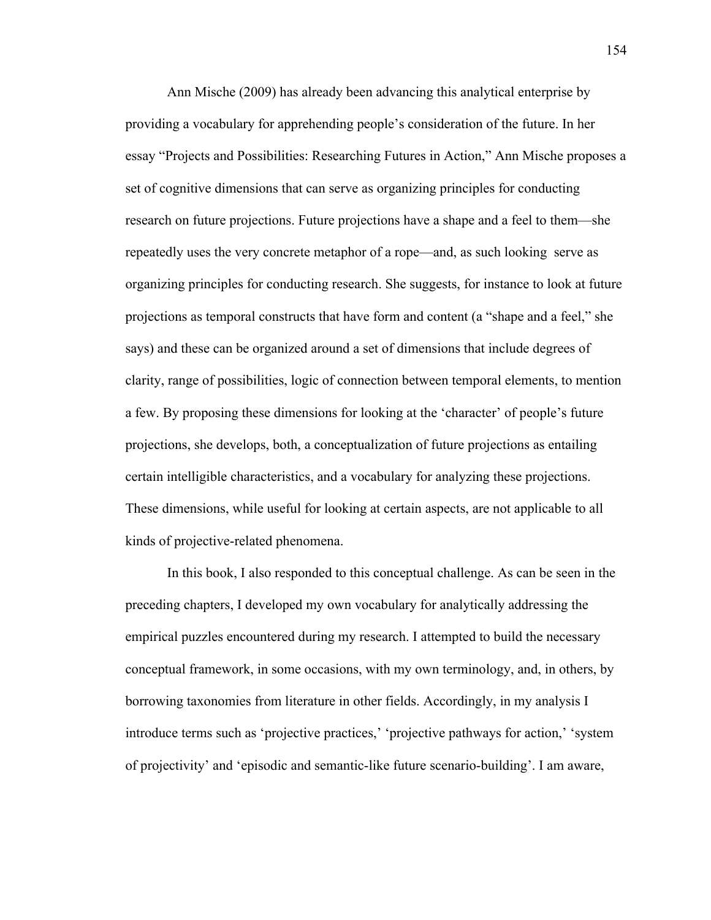Ann Mische (2009) has already been advancing this analytical enterprise by providing a vocabulary for apprehending people's consideration of the future. In her essay "Projects and Possibilities: Researching Futures in Action," Ann Mische proposes a set of cognitive dimensions that can serve as organizing principles for conducting research on future projections. Future projections have a shape and a feel to them—she repeatedly uses the very concrete metaphor of a rope—and, as such looking  serve as organizing principles for conducting research. She suggests, for instance to look at future projections as temporal constructs that have form and content (a "shape and a feel," she says) and these can be organized around a set of dimensions that include degrees of clarity, range of possibilities, logic of connection between temporal elements, to mention a few. By proposing these dimensions for looking at the 'character' of people's future projections, she develops, both, a conceptualization of future projections as entailing certain intelligible characteristics, and a vocabulary for analyzing these projections. These dimensions, while useful for looking at certain aspects, are not applicable to all kinds of projective-related phenomena.

In this book, I also responded to this conceptual challenge. As can be seen in the preceding chapters, I developed my own vocabulary for analytically addressing the empirical puzzles encountered during my research. I attempted to build the necessary conceptual framework, in some occasions, with my own terminology, and, in others, by borrowing taxonomies from literature in other fields. Accordingly, in my analysis I introduce terms such as 'projective practices,' 'projective pathways for action,' 'system of projectivity' and 'episodic and semantic-like future scenario-building'. I am aware,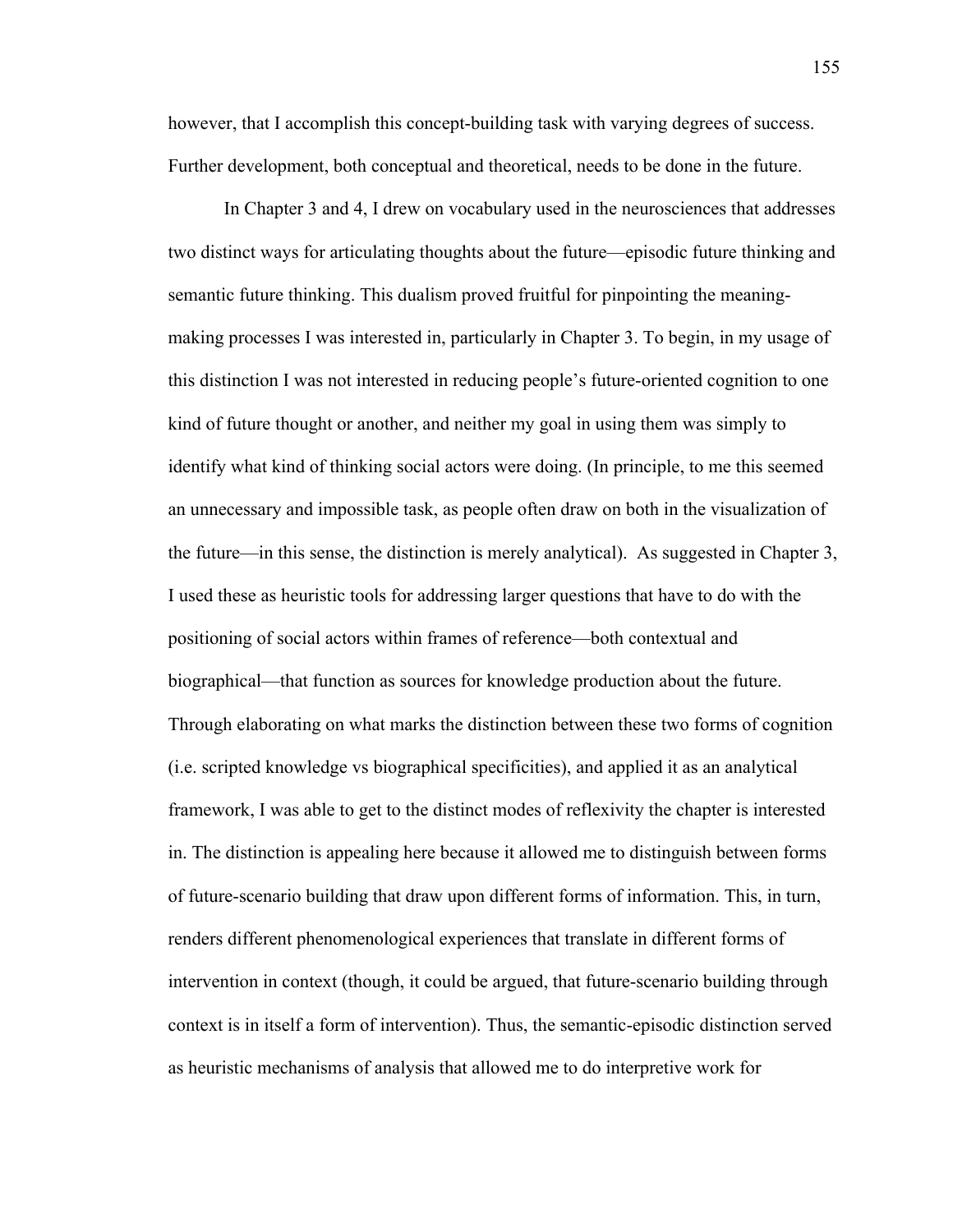however, that I accomplish this concept-building task with varying degrees of success. Further development, both conceptual and theoretical, needs to be done in the future.

In Chapter 3 and 4, I drew on vocabulary used in the neurosciences that addresses two distinct ways for articulating thoughts about the future—episodic future thinking and semantic future thinking. This dualism proved fruitful for pinpointing the meaning-making processes I was interested in, particularly in Chapter 3. To begin, in my usage of this distinction I was not interested in reducing people's future-oriented cognition to one kind of future thought or another, and neither my goal in using them was simply to identify what kind of thinking social actors were doing. (In principle, to me this seemed an unnecessary and impossible task, as people often draw on both in the visualization of the future—in this sense, the distinction is merely analytical). As suggested in Chapter 3, I used these as heuristic tools for addressing larger questions that have to do with the positioning of social actors within frames of reference—both contextual and biographical—that function as sources for knowledge production about the future. Through elaborating on what marks the distinction between these two forms of cognition (i.e. scripted knowledge vs biographical specificities), and applied it as an analytical framework, I was able to get to the distinct modes of reflexivity the chapter is interested in. The distinction is appealing here because it allowed me to distinguish between forms of future-scenario building that draw upon different forms of information. This, in turn, renders different phenomenological experiences that translate in different forms of intervention in context (though, it could be argued, that future-scenario building through context is in itself a form of intervention). Thus, the semantic-episodic distinction served as heuristic mechanisms of analysis that allowed me to do interpretive work for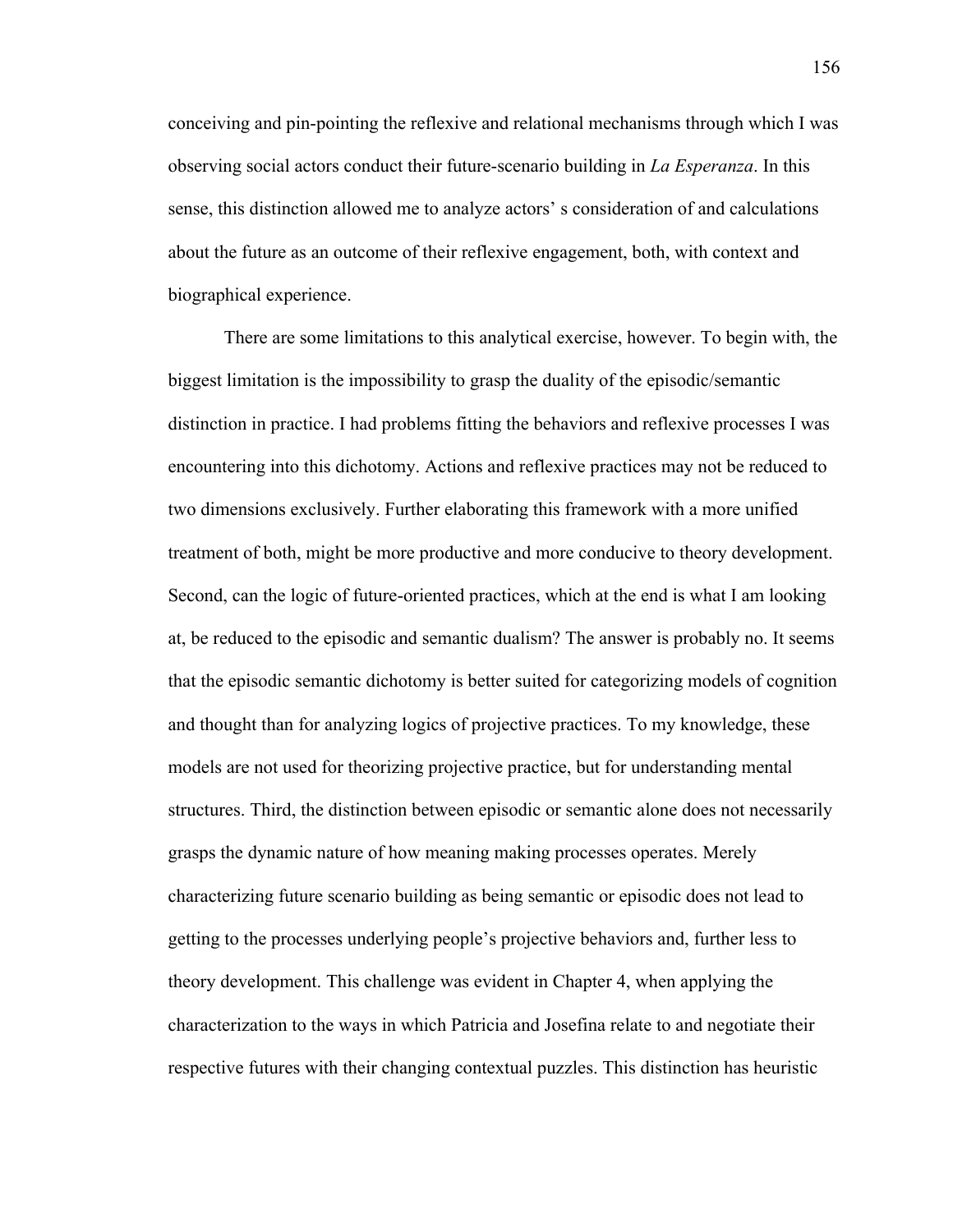conceiving and pin-pointing the reflexive and relational mechanisms through which I was observing social actors conduct their future-scenario building in *La Esperanza*. In this sense, this distinction allowed me to analyze actors' s consideration of and calculations about the future as an outcome of their reflexive engagement, both, with context and biographical experience.

There are some limitations to this analytical exercise, however. To begin with, the biggest limitation is the impossibility to grasp the duality of the episodic/semantic distinction in practice. I had problems fitting the behaviors and reflexive processes I was encountering into this dichotomy. Actions and reflexive practices may not be reduced to two dimensions exclusively. Further elaborating this framework with a more unified treatment of both, might be more productive and more conducive to theory development. Second, can the logic of future-oriented practices, which at the end is what I am looking at, be reduced to the episodic and semantic dualism? The answer is probably no. It seems that the episodic semantic dichotomy is better suited for categorizing models of cognition and thought than for analyzing logics of projective practices. To my knowledge, these models are not used for theorizing projective practice, but for understanding mental structures. Third, the distinction between episodic or semantic alone does not necessarily grasps the dynamic nature of how meaning making processes operates. Merely characterizing future scenario building as being semantic or episodic does not lead to getting to the processes underlying people's projective behaviors and, further less to theory development. This challenge was evident in Chapter 4, when applying the characterization to the ways in which Patricia and Josefina relate to and negotiate their respective futures with their changing contextual puzzles. This distinction has heuristic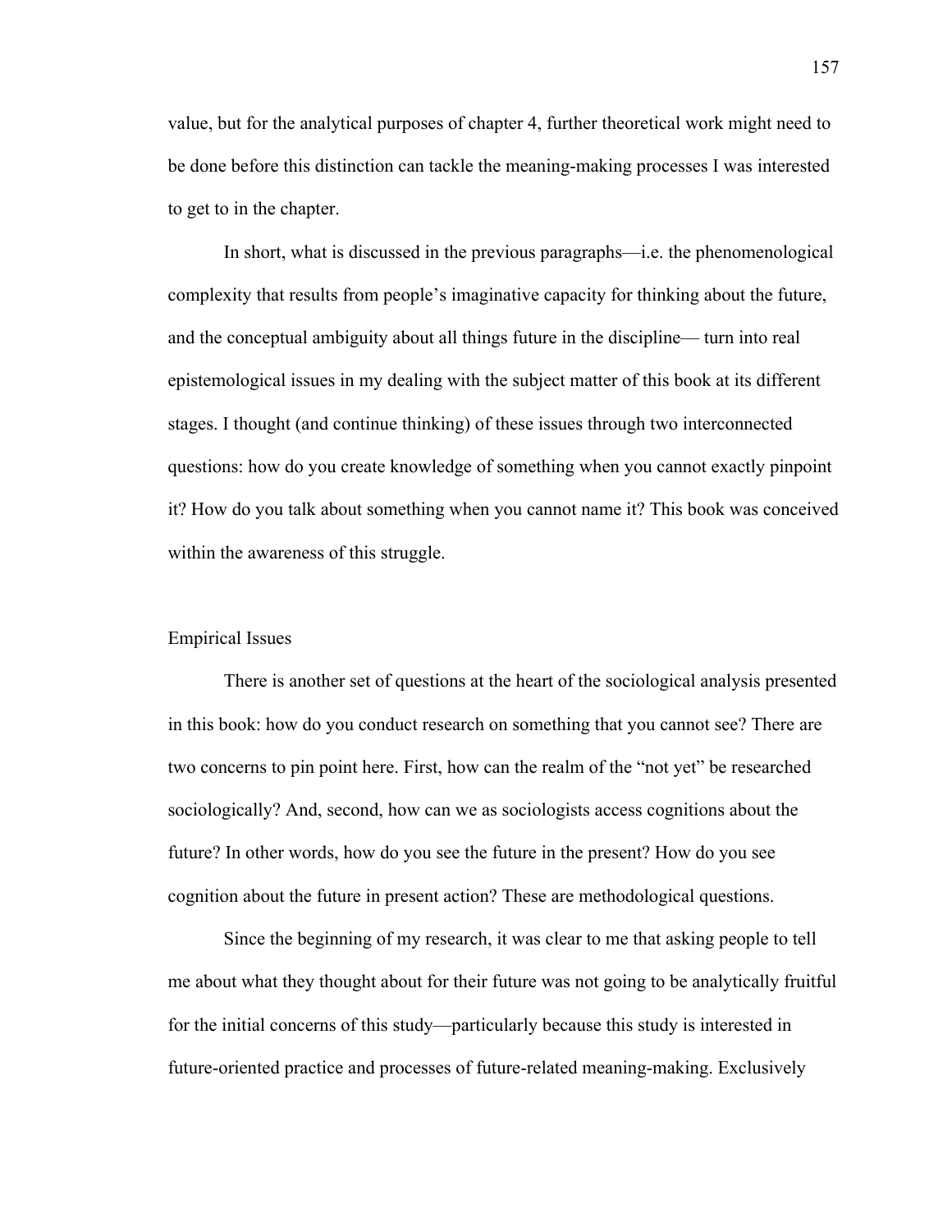value, but for the analytical purposes of chapter 4, further theoretical work might need to be done before this distinction can tackle the meaning-making processes I was interested to get to in the chapter.

In short, what is discussed in the previous paragraphs—i.e. the phenomenological complexity that results from people's imaginative capacity for thinking about the future, and the conceptual ambiguity about all things future in the discipline— turn into real epistemological issues in my dealing with the subject matter of this book at its different stages. I thought (and continue thinking) of these issues through two interconnected questions: how do you create knowledge of something when you cannot exactly pinpoint it? How do you talk about something when you cannot name it? This book was conceived within the awareness of this struggle.

## Empirical Issues

There is another set of questions at the heart of the sociological analysis presented in this book: how do you conduct research on something that you cannot see? There are two concerns to pin point here. First, how can the realm of the "not yet" be researched sociologically? And, second, how can we as sociologists access cognitions about the future? In other words, how do you see the future in the present? How do you see cognition about the future in present action? These are methodological questions.

Since the beginning of my research, it was clear to me that asking people to tell me about what they thought about for their future was not going to be analytically fruitful for the initial concerns of this study—particularly because this study is interested in future-oriented practice and processes of future-related meaning-making. Exclusively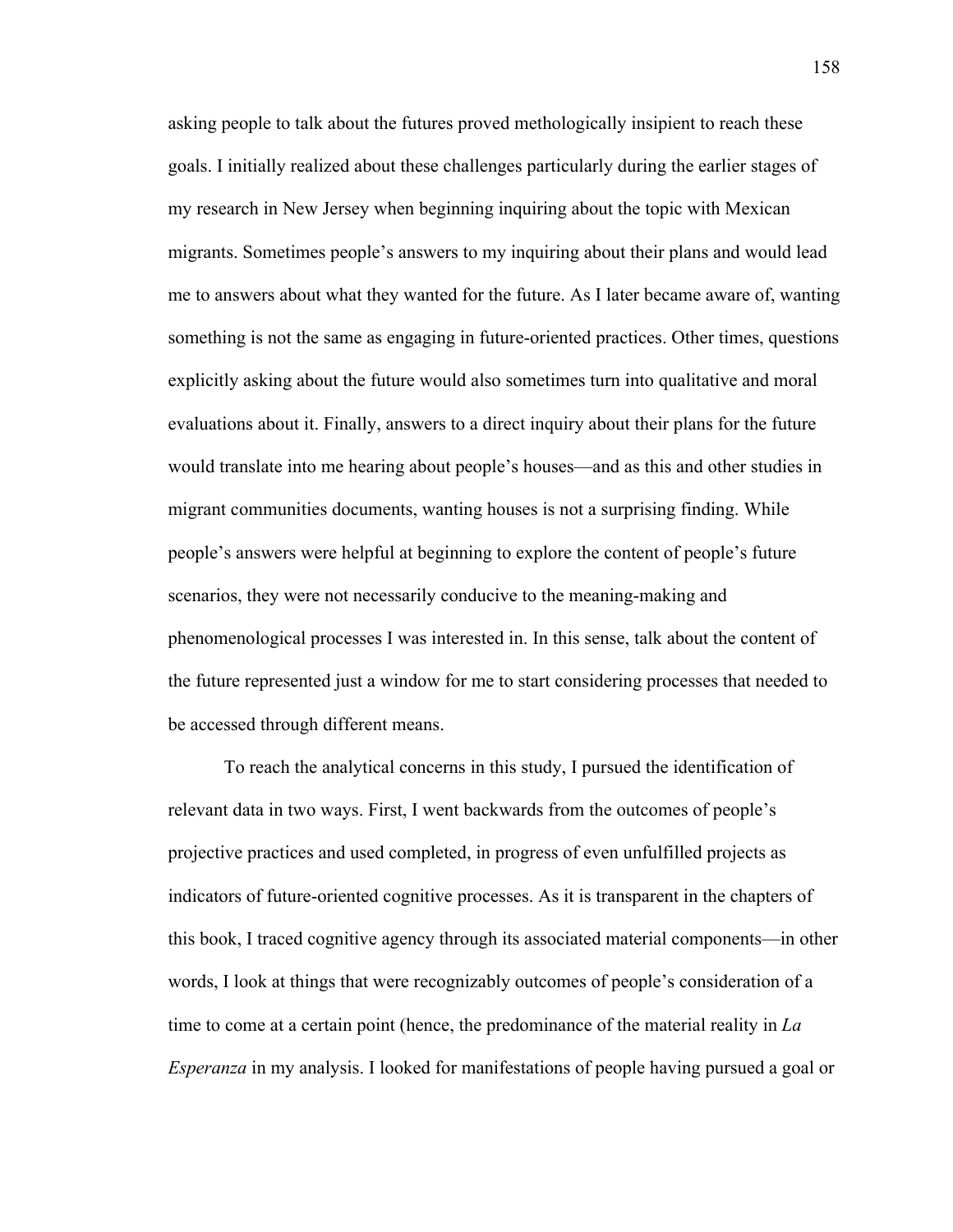asking people to talk about the futures proved methologically insipient to reach these goals. I initially realized about these challenges particularly during the earlier stages of my research in New Jersey when beginning inquiring about the topic with Mexican migrants. Sometimes people's answers to my inquiring about their plans and would lead me to answers about what they wanted for the future. As I later became aware of, wanting something is not the same as engaging in future-oriented practices. Other times, questions explicitly asking about the future would also sometimes turn into qualitative and moral evaluations about it. Finally, answers to a direct inquiry about their plans for the future would translate into me hearing about people's houses—and as this and other studies in migrant communities documents, wanting houses is not a surprising finding. While people's answers were helpful at beginning to explore the content of people's future scenarios, they were not necessarily conducive to the meaning-making and phenomenological processes I was interested in. In this sense, talk about the content of the future represented just a window for me to start considering processes that needed to be accessed through different means.

To reach the analytical concerns in this study, I pursued the identification of relevant data in two ways. First, I went backwards from the outcomes of people's projective practices and used completed, in progress of even unfulfilled projects as indicators of future-oriented cognitive processes. As it is transparent in the chapters of this book, I traced cognitive agency through its associated material components—in other words, I look at things that were recognizably outcomes of people's consideration of a time to come at a certain point (hence, the predominance of the material reality in *La Esperanza* in my analysis. I looked for manifestations of people having pursued a goal or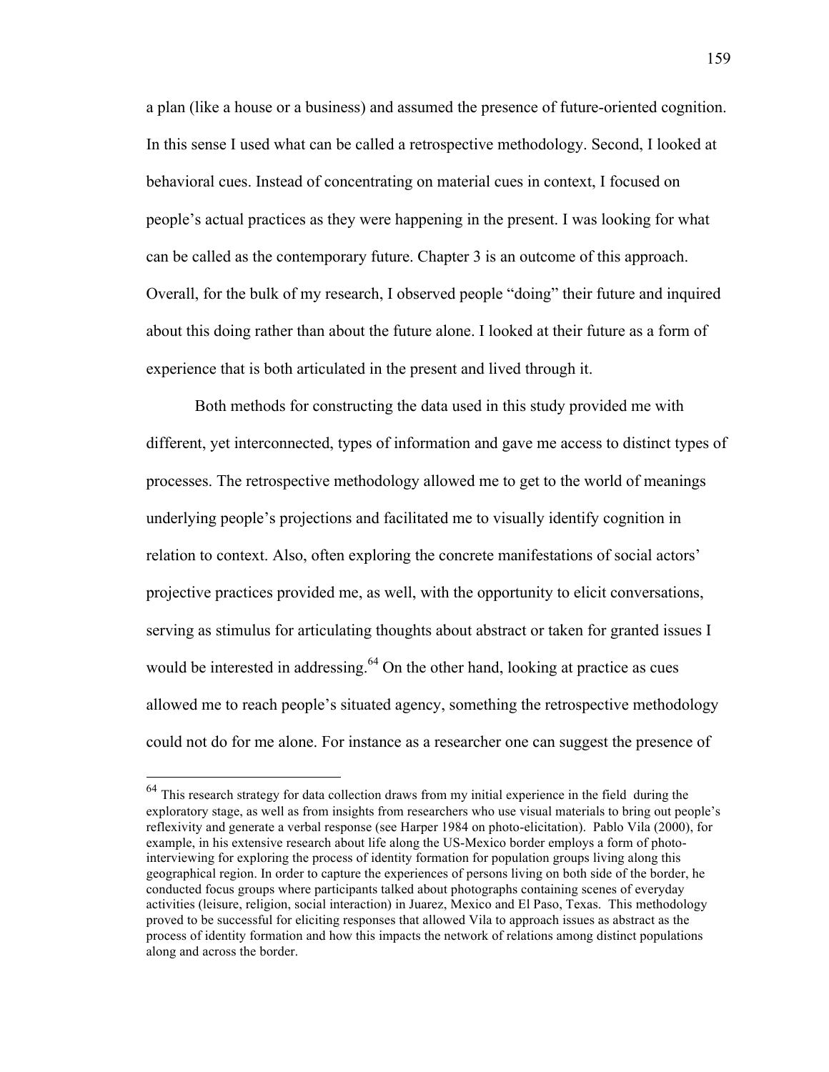a plan (like a house or a business) and assumed the presence of future-oriented cognition. In this sense I used what can be called a retrospective methodology. Second, I looked at behavioral cues. Instead of concentrating on material cues in context, I focused on people's actual practices as they were happening in the present. I was looking for what can be called as the contemporary future. Chapter 3 is an outcome of this approach. Overall, for the bulk of my research, I observed people "doing" their future and inquired about this doing rather than about the future alone. I looked at their future as a form of experience that is both articulated in the present and lived through it.

Both methods for constructing the data used in this study provided me with different, yet interconnected, types of information and gave me access to distinct types of processes. The retrospective methodology allowed me to get to the world of meanings underlying people's projections and facilitated me to visually identify cognition in relation to context. Also, often exploring the concrete manifestations of social actors' projective practices provided me, as well, with the opportunity to elicit conversations, serving as stimulus for articulating thoughts about abstract or taken for granted issues I would be interested in addressing.[64] On the other hand, looking at practice as cues allowed me to reach people's situated agency, something the retrospective methodology could not do for me alone. For instance as a researcher one can suggest the presence of

[64] This research strategy for data collection draws from my initial experience in the field during the exploratory stage, as well as from insights from researchers who use visual materials to bring out people's reflexivity and generate a verbal response (see Harper 1984 on photo-elicitation). Pablo Vila (2000), for example, in his extensive research about life along the US-Mexico border employs a form of photo-interviewing for exploring the process of identity formation for population groups living along this geographical region. In order to capture the experiences of persons living on both side of the border, he conducted focus groups where participants talked about photographs containing scenes of everyday activities (leisure, religion, social interaction) in Juarez, Mexico and El Paso, Texas. This methodology proved to be successful for eliciting responses that allowed Vila to approach issues as abstract as the process of identity formation and how this impacts the network of relations among distinct populations along and across the border.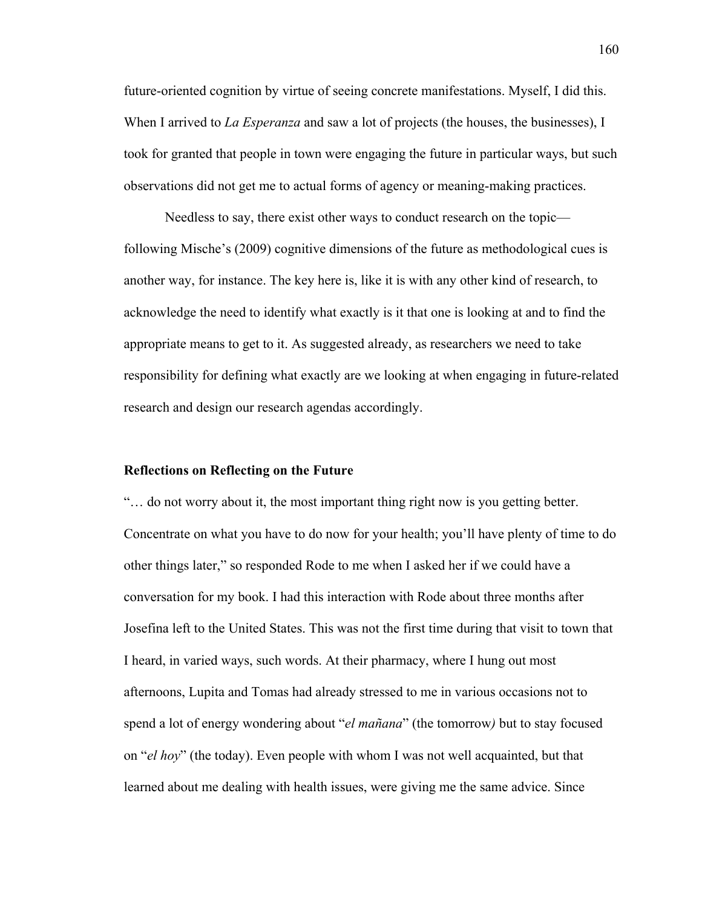future-oriented cognition by virtue of seeing concrete manifestations. Myself, I did this. When I arrived to *La Esperanza* and saw a lot of projects (the houses, the businesses), I took for granted that people in town were engaging the future in particular ways, but such observations did not get me to actual forms of agency or meaning-making practices.

Needless to say, there exist other ways to conduct research on the topic—following Mische's (2009) cognitive dimensions of the future as methodological cues is another way, for instance. The key here is, like it is with any other kind of research, to acknowledge the need to identify what exactly is it that one is looking at and to find the appropriate means to get to it. As suggested already, as researchers we need to take responsibility for defining what exactly are we looking at when engaging in future-related research and design our research agendas accordingly.

## Reflections on Reflecting on the Future

"… do not worry about it, the most important thing right now is you getting better. Concentrate on what you have to do now for your health; you'll have plenty of time to do other things later," so responded Rode to me when I asked her if we could have a conversation for my book. I had this interaction with Rode about three months after Josefina left to the United States. This was not the first time during that visit to town that I heard, in varied ways, such words. At their pharmacy, where I hung out most afternoons, Lupita and Tomas had already stressed to me in various occasions not to spend a lot of energy wondering about "*el mañana*" (the tomorrow*)* but to stay focused on "*el hoy*" (the today). Even people with whom I was not well acquainted, but that learned about me dealing with health issues, were giving me the same advice. Since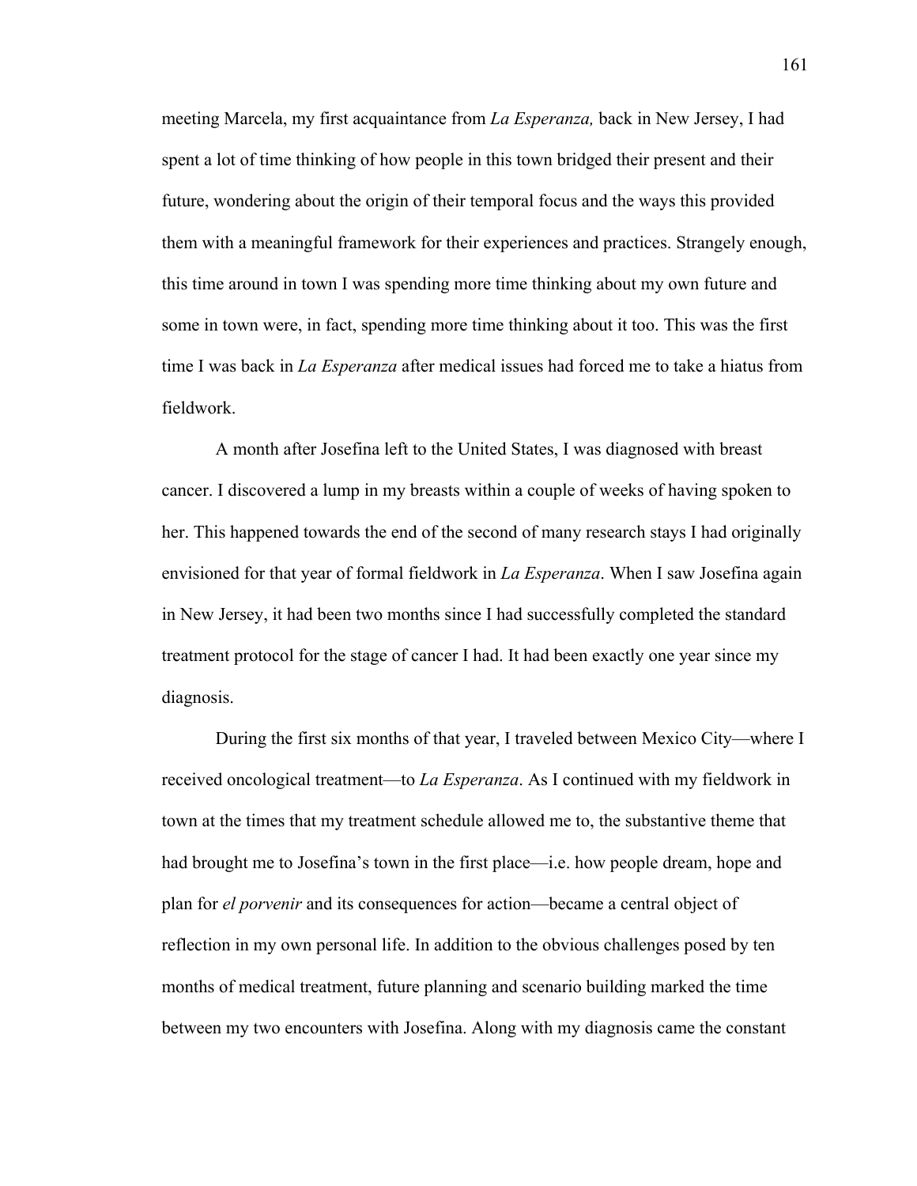meeting Marcela, my first acquaintance from *La Esperanza,* back in New Jersey, I had spent a lot of time thinking of how people in this town bridged their present and their future, wondering about the origin of their temporal focus and the ways this provided them with a meaningful framework for their experiences and practices. Strangely enough, this time around in town I was spending more time thinking about my own future and some in town were, in fact, spending more time thinking about it too. This was the first time I was back in *La Esperanza* after medical issues had forced me to take a hiatus from fieldwork.

A month after Josefina left to the United States, I was diagnosed with breast cancer. I discovered a lump in my breasts within a couple of weeks of having spoken to her. This happened towards the end of the second of many research stays I had originally envisioned for that year of formal fieldwork in *La Esperanza*. When I saw Josefina again in New Jersey, it had been two months since I had successfully completed the standard treatment protocol for the stage of cancer I had. It had been exactly one year since my diagnosis.

During the first six months of that year, I traveled between Mexico City—where I received oncological treatment—to *La Esperanza*. As I continued with my fieldwork in town at the times that my treatment schedule allowed me to, the substantive theme that had brought me to Josefina's town in the first place—i.e. how people dream, hope and plan for *el porvenir* and its consequences for action—became a central object of reflection in my own personal life. In addition to the obvious challenges posed by ten months of medical treatment, future planning and scenario building marked the time between my two encounters with Josefina. Along with my diagnosis came the constant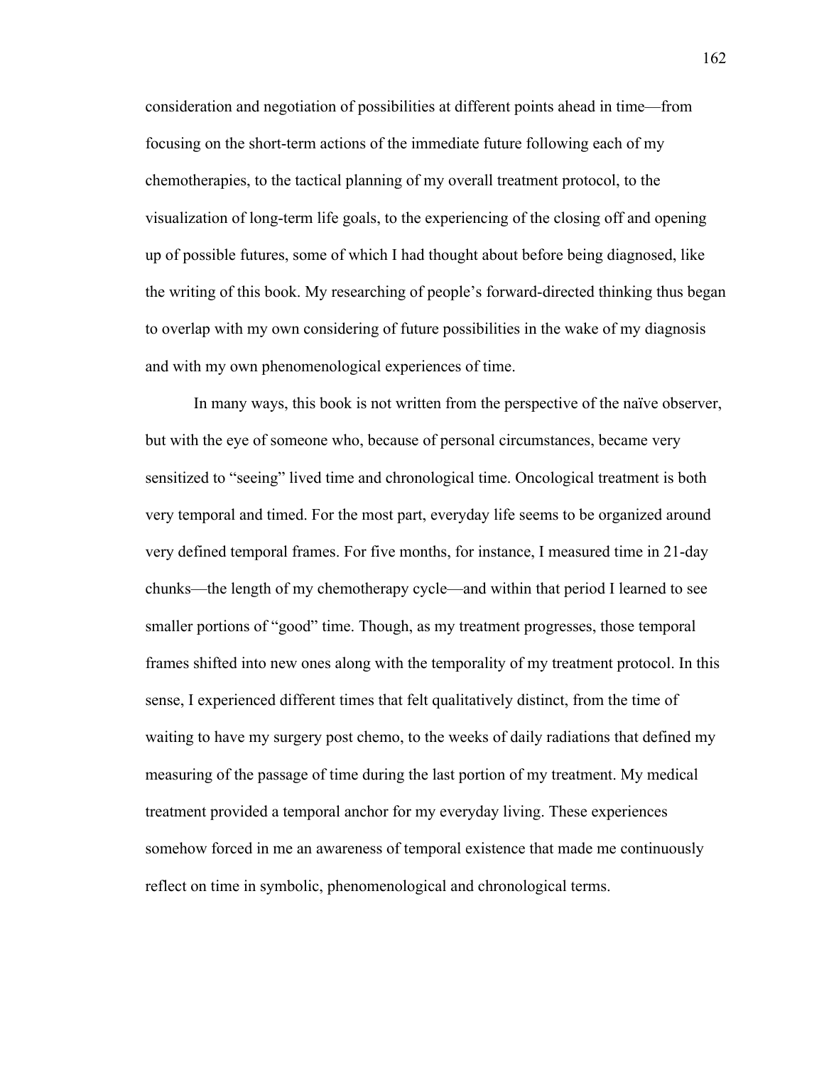consideration and negotiation of possibilities at different points ahead in time—from focusing on the short-term actions of the immediate future following each of my chemotherapies, to the tactical planning of my overall treatment protocol, to the visualization of long-term life goals, to the experiencing of the closing off and opening up of possible futures, some of which I had thought about before being diagnosed, like the writing of this book. My researching of people's forward-directed thinking thus began to overlap with my own considering of future possibilities in the wake of my diagnosis and with my own phenomenological experiences of time.

In many ways, this book is not written from the perspective of the naïve observer, but with the eye of someone who, because of personal circumstances, became very sensitized to "seeing" lived time and chronological time. Oncological treatment is both very temporal and timed. For the most part, everyday life seems to be organized around very defined temporal frames. For five months, for instance, I measured time in 21-day chunks—the length of my chemotherapy cycle—and within that period I learned to see smaller portions of "good" time. Though, as my treatment progresses, those temporal frames shifted into new ones along with the temporality of my treatment protocol. In this sense, I experienced different times that felt qualitatively distinct, from the time of waiting to have my surgery post chemo, to the weeks of daily radiations that defined my measuring of the passage of time during the last portion of my treatment. My medical treatment provided a temporal anchor for my everyday living. These experiences somehow forced in me an awareness of temporal existence that made me continuously reflect on time in symbolic, phenomenological and chronological terms.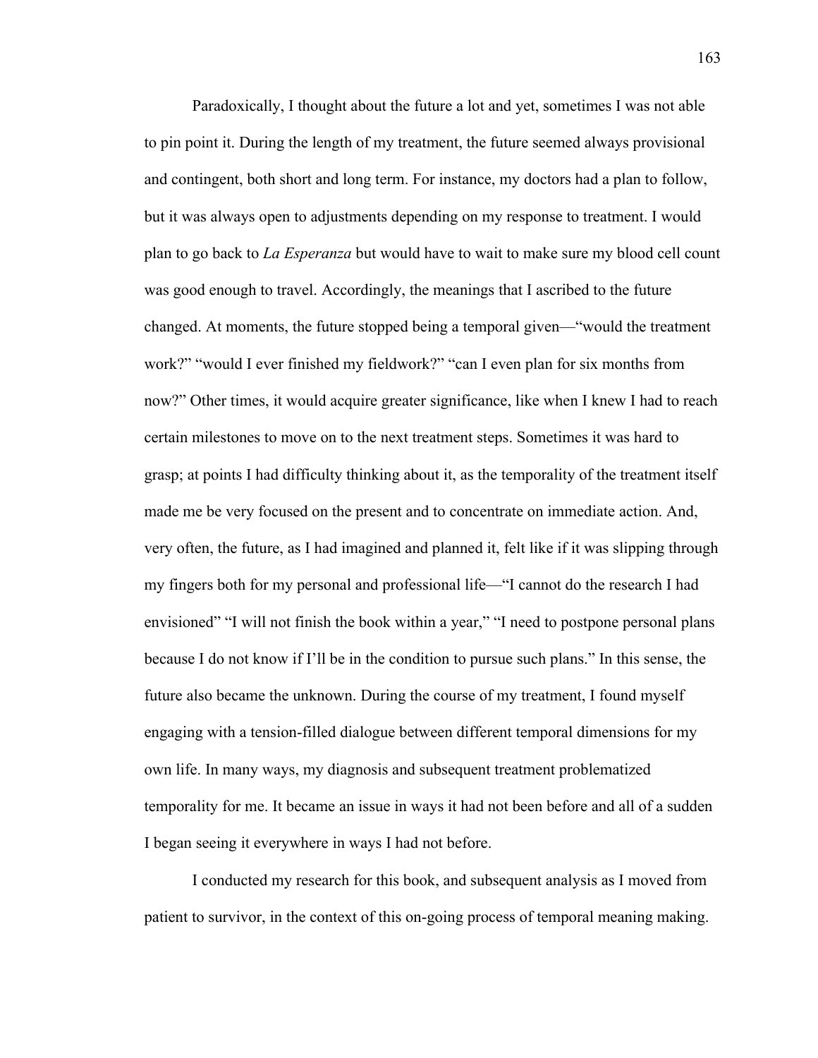Paradoxically, I thought about the future a lot and yet, sometimes I was not able to pin point it. During the length of my treatment, the future seemed always provisional and contingent, both short and long term. For instance, my doctors had a plan to follow, but it was always open to adjustments depending on my response to treatment. I would plan to go back to *La Esperanza* but would have to wait to make sure my blood cell count was good enough to travel. Accordingly, the meanings that I ascribed to the future changed. At moments, the future stopped being a temporal given—"would the treatment work?" "would I ever finished my fieldwork?" "can I even plan for six months from now?" Other times, it would acquire greater significance, like when I knew I had to reach certain milestones to move on to the next treatment steps. Sometimes it was hard to grasp; at points I had difficulty thinking about it, as the temporality of the treatment itself made me be very focused on the present and to concentrate on immediate action. And, very often, the future, as I had imagined and planned it, felt like if it was slipping through my fingers both for my personal and professional life—"I cannot do the research I had envisioned" "I will not finish the book within a year," "I need to postpone personal plans because I do not know if I'll be in the condition to pursue such plans." In this sense, the future also became the unknown. During the course of my treatment, I found myself engaging with a tension-filled dialogue between different temporal dimensions for my own life. In many ways, my diagnosis and subsequent treatment problematized temporality for me. It became an issue in ways it had not been before and all of a sudden I began seeing it everywhere in ways I had not before.

I conducted my research for this book, and subsequent analysis as I moved from patient to survivor, in the context of this on-going process of temporal meaning making.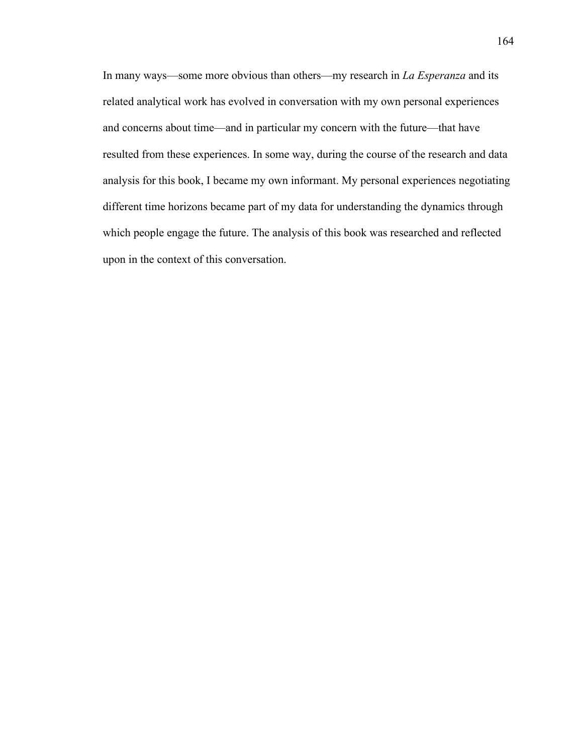In many ways—some more obvious than others—my research in *La Esperanza* and its related analytical work has evolved in conversation with my own personal experiences and concerns about time—and in particular my concern with the future—that have resulted from these experiences. In some way, during the course of the research and data analysis for this book, I became my own informant. My personal experiences negotiating different time horizons became part of my data for understanding the dynamics through which people engage the future. The analysis of this book was researched and reflected upon in the context of this conversation.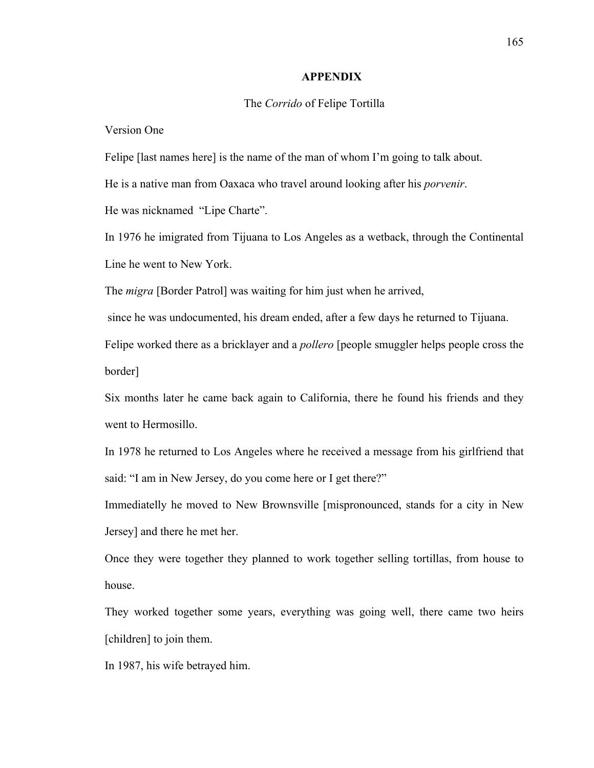# APPENDIX

The *Corrido* of Felipe Tortilla

Version One

Felipe [last names here] is the name of the man of whom I'm going to talk about.

He is a native man from Oaxaca who travel around looking after his *porvenir*.

He was nicknamed "Lipe Charte".

In 1976 he imigrated from Tijuana to Los Angeles as a wetback, through the Continental Line he went to New York.

The *migra* [Border Patrol] was waiting for him just when he arrived,

since he was undocumented, his dream ended, after a few days he returned to Tijuana.

Felipe worked there as a bricklayer and a *pollero* [people smuggler helps people cross the border]

Six months later he came back again to California, there he found his friends and they went to Hermosillo.

In 1978 he returned to Los Angeles where he received a message from his girlfriend that said: "I am in New Jersey, do you come here or I get there?"

Immediatelly he moved to New Brownsville [mispronounced, stands for a city in New Jersey] and there he met her.

Once they were together they planned to work together selling tortillas, from house to house.

They worked together some years, everything was going well, there came two heirs [children] to join them.

In 1987, his wife betrayed him.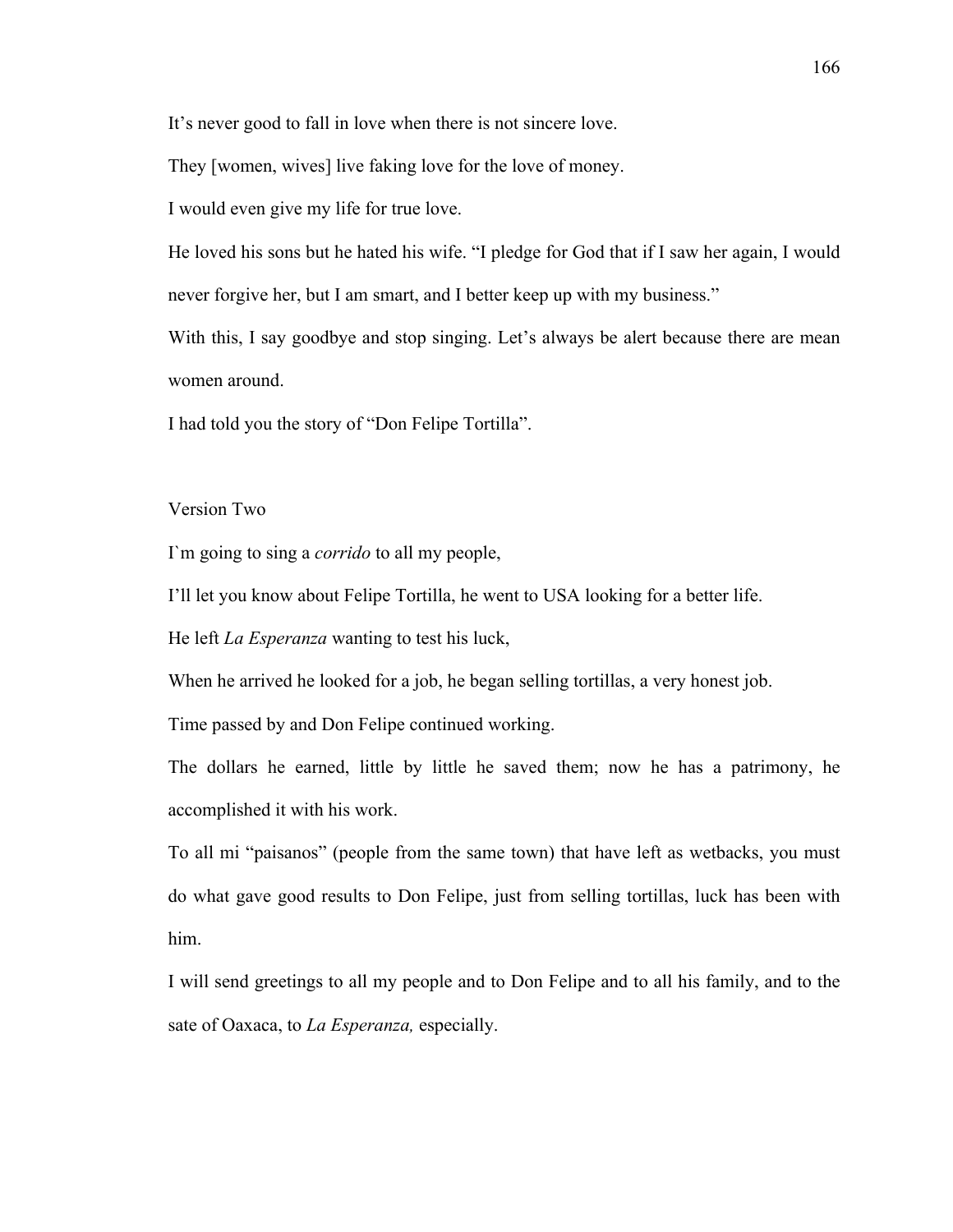It's never good to fall in love when there is not sincere love.

They [women, wives] live faking love for the love of money.

I would even give my life for true love.

He loved his sons but he hated his wife. "I pledge for God that if I saw her again, I would never forgive her, but I am smart, and I better keep up with my business."

With this, I say goodbye and stop singing. Let's always be alert because there are mean women around.

I had told you the story of "Don Felipe Tortilla".

Version Two

I`m going to sing a *corrido* to all my people,

I'll let you know about Felipe Tortilla, he went to USA looking for a better life.

He left *La Esperanza* wanting to test his luck,

When he arrived he looked for a job, he began selling tortillas, a very honest job.

Time passed by and Don Felipe continued working.

The dollars he earned, little by little he saved them; now he has a patrimony, he accomplished it with his work.

To all mi "paisanos" (people from the same town) that have left as wetbacks, you must do what gave good results to Don Felipe, just from selling tortillas, luck has been with him.

I will send greetings to all my people and to Don Felipe and to all his family, and to the sate of Oaxaca, to *La Esperanza,* especially.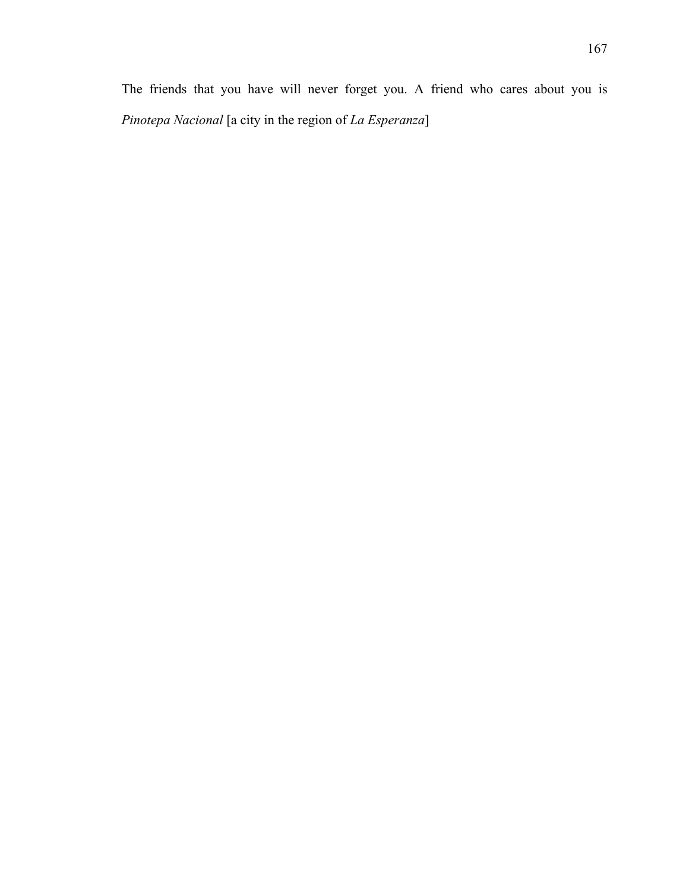The friends that you have will never forget you. A friend who cares about you is *Pinotepa Nacional* [a city in the region of *La Esperanza*]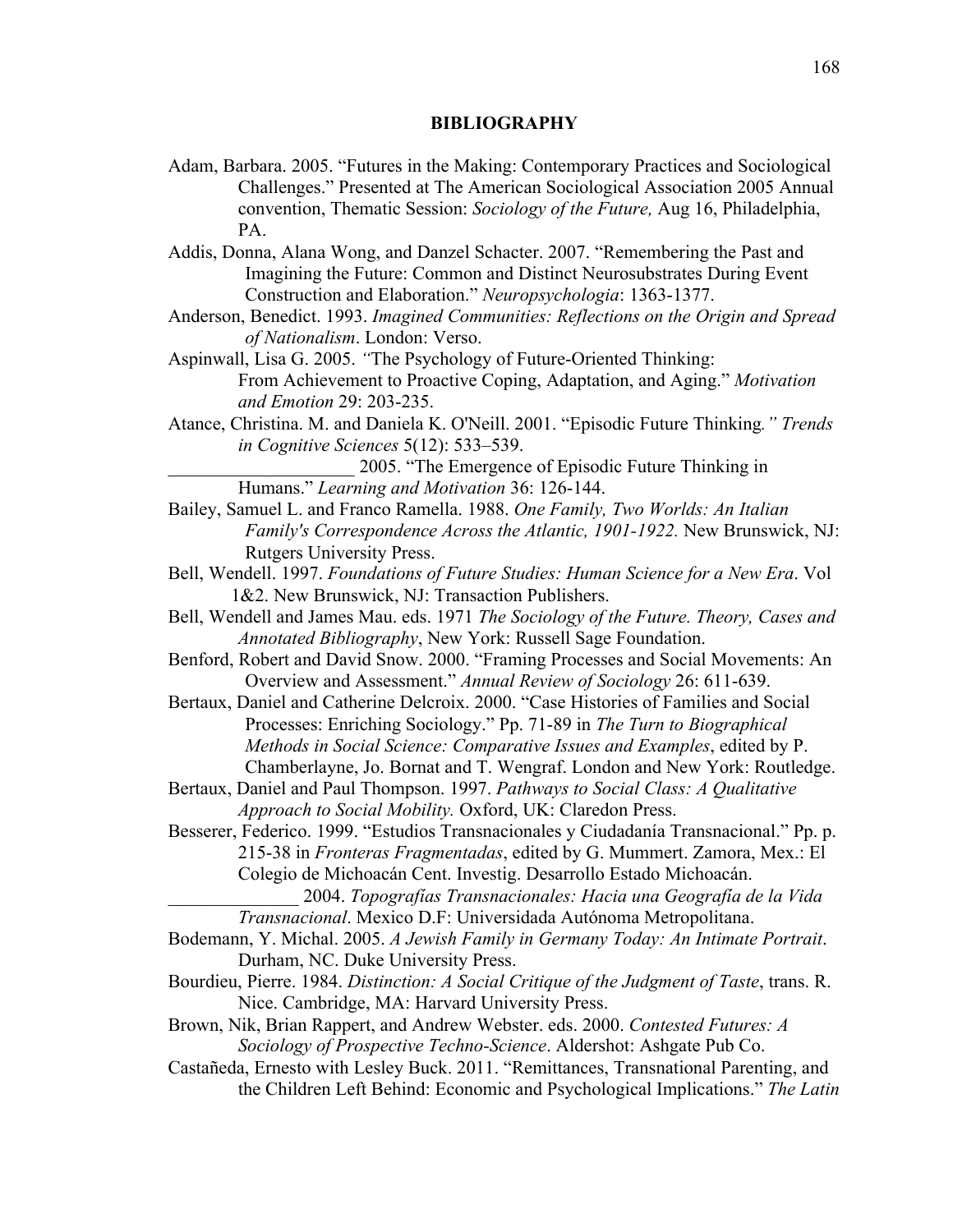# BIBLIOGRAPHY

Adam, Barbara. 2005. "Futures in the Making: Contemporary Practices and Sociological Challenges." Presented at The American Sociological Association 2005 Annual convention, Thematic Session: *Sociology of the Future,* Aug 16, Philadelphia, PA.

Addis, Donna, Alana Wong, and Danzel Schacter. 2007. "Remembering the Past and Imagining the Future: Common and Distinct Neurosubstrates During Event Construction and Elaboration." *Neuropsychologia*: 1363-1377.

Anderson, Benedict. 1993. *Imagined Communities: Reflections on the Origin and Spread of Nationalism*. London: Verso.

Aspinwall, Lisa G. 2005. "The Psychology of Future-Oriented Thinking: From Achievement to Proactive Coping, Adaptation, and Aging." *Motivation and Emotion* 29: 203-235.

Atance, Christina. M. and Daniela K. O'Neill. 2001. "Episodic Future Thinking*." Trends in Cognitive Sciences* 5(12): 533–539.

____________________ 2005. "The Emergence of Episodic Future Thinking in Humans." *Learning and Motivation* 36: 126-144.

Bailey, Samuel L. and Franco Ramella. 1988. *One Family, Two Worlds: An Italian Family's Correspondence Across the Atlantic, 1901-1922.* New Brunswick, NJ: Rutgers University Press.

Bell, Wendell. 1997. *Foundations of Future Studies: Human Science for a New Era*. Vol 1&2. New Brunswick, NJ: Transaction Publishers.

Bell, Wendell and James Mau. eds. 1971 *The Sociology of the Future. Theory, Cases and Annotated Bibliography*, New York: Russell Sage Foundation.

Benford, Robert and David Snow. 2000. "Framing Processes and Social Movements: An Overview and Assessment." *Annual Review of Sociology* 26: 611-639.

Bertaux, Daniel and Catherine Delcroix. 2000. "Case Histories of Families and Social Processes: Enriching Sociology." Pp. 71-89 in *The Turn to Biographical Methods in Social Science: Comparative Issues and Examples*, edited by P. Chamberlayne, Jo. Bornat and T. Wengraf. London and New York: Routledge.

Bertaux, Daniel and Paul Thompson. 1997. *Pathways to Social Class: A Qualitative Approach to Social Mobility.* Oxford, UK: Claredon Press.

Besserer, Federico. 1999. "Estudios Transnacionales y Ciudadanía Transnacional." Pp. p. 215-38 in *Fronteras Fragmentadas*, edited by G. Mummert. Zamora, Mex.: El Colegio de Michoacán Cent. Investig. Desarrollo Estado Michoacán.

______________ 2004. *Topografías Transnacionales: Hacia una Geografía de la Vida Transnacional*. Mexico D.F: Universidada Autónoma Metropolitana.

Bodemann, Y. Michal. 2005. *A Jewish Family in Germany Today: An Intimate Portrait*. Durham, NC. Duke University Press.

Bourdieu, Pierre. 1984. *Distinction: A Social Critique of the Judgment of Taste*, trans. R. Nice. Cambridge, MA: Harvard University Press.

Brown, Nik, Brian Rappert, and Andrew Webster. eds. 2000. *Contested Futures: A Sociology of Prospective Techno-Science*. Aldershot: Ashgate Pub Co.

Castañeda, Ernesto with Lesley Buck. 2011. "Remittances, Transnational Parenting, and the Children Left Behind: Economic and Psychological Implications." *The Latin*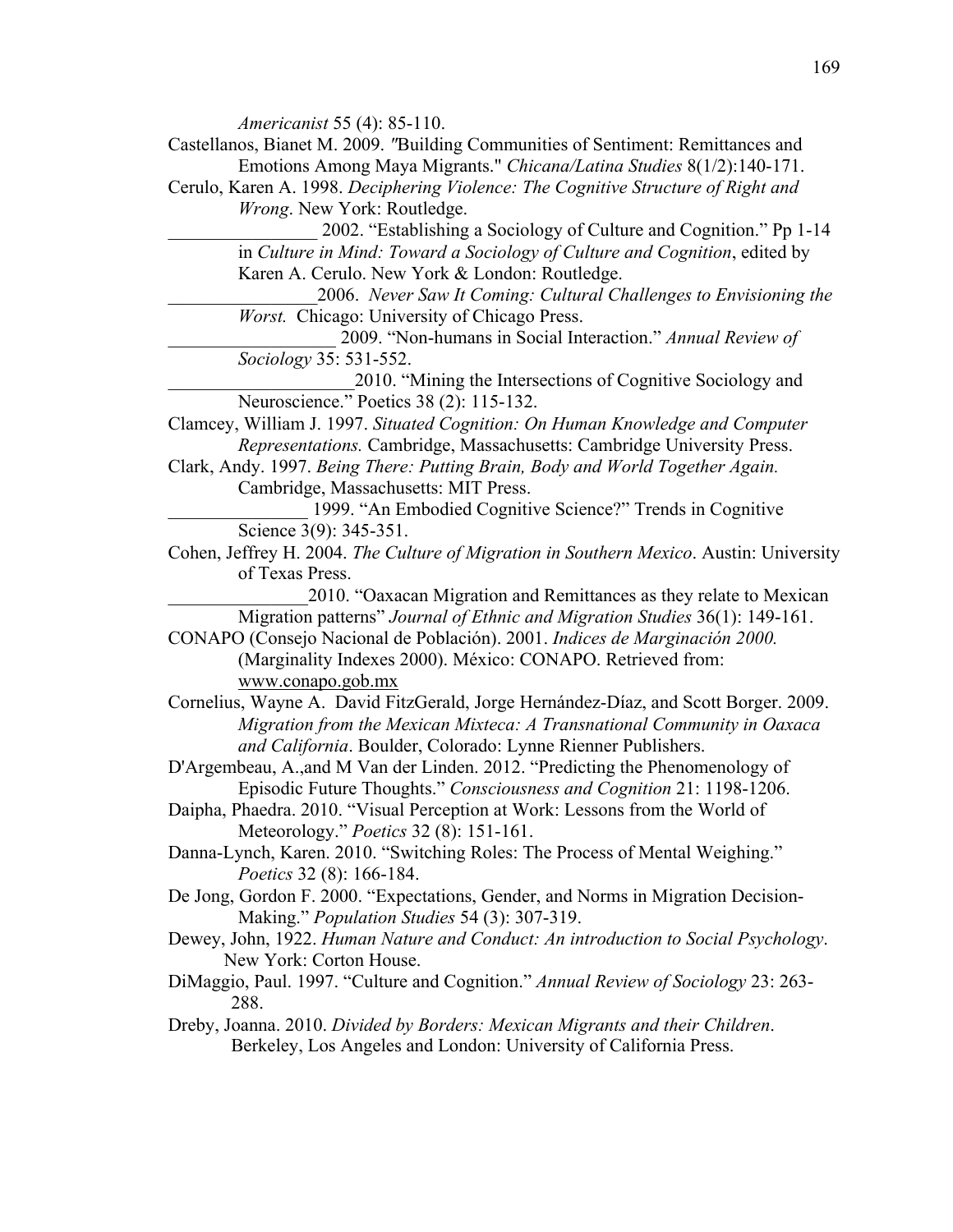*Americanist* 55 (4): 85-110.

Castellanos, Bianet M. 2009. "Building Communities of Sentiment: Remittances and Emotions Among Maya Migrants." *Chicana/Latina Studies* 8(1/2):140-171.

Cerulo, Karen A. 1998. *Deciphering Violence: The Cognitive Structure of Right and Wrong*. New York: Routledge.

________________ 2002. "Establishing a Sociology of Culture and Cognition." Pp 1-14 in *Culture in Mind: Toward a Sociology of Culture and Cognition*, edited by Karen A. Cerulo. New York & London: Routledge.

________________2006. *Never Saw It Coming: Cultural Challenges to Envisioning the Worst.* Chicago: University of Chicago Press.

__________________ 2009. "Non-humans in Social Interaction." *Annual Review of Sociology* 35: 531-552.

____________________2010. "Mining the Intersections of Cognitive Sociology and Neuroscience." Poetics 38 (2): 115-132.

Clamcey, William J. 1997. *Situated Cognition: On Human Knowledge and Computer Representations.* Cambridge, Massachusetts: Cambridge University Press.

Clark, Andy. 1997. *Being There: Putting Brain, Body and World Together Again.* Cambridge, Massachusetts: MIT Press.

_______________ 1999. "An Embodied Cognitive Science?" Trends in Cognitive Science 3(9): 345-351.

Cohen, Jeffrey H. 2004. *The Culture of Migration in Southern Mexico*. Austin: University of Texas Press.

_______________2010. "Oaxacan Migration and Remittances as they relate to Mexican Migration patterns" *Journal of Ethnic and Migration Studies* 36(1): 149-161.

CONAPO (Consejo Nacional de Población). 2001. *Indices de Marginación 2000.* (Marginality Indexes 2000). México: CONAPO. Retrieved from: www.conapo.gob.mx

Cornelius, Wayne A. David FitzGerald, Jorge Hernández-Díaz, and Scott Borger. 2009. *Migration from the Mexican Mixteca: A Transnational Community in Oaxaca and California*. Boulder, Colorado: Lynne Rienner Publishers.

D'Argembeau, A.,and M Van der Linden. 2012. "Predicting the Phenomenology of Episodic Future Thoughts." *Consciousness and Cognition* 21: 1198-1206.

Daipha, Phaedra. 2010. "Visual Perception at Work: Lessons from the World of Meteorology." *Poetics* 32 (8): 151-161.

Danna-Lynch, Karen. 2010. "Switching Roles: The Process of Mental Weighing." *Poetics* 32 (8): 166-184.

De Jong, Gordon F. 2000. "Expectations, Gender, and Norms in Migration Decision-Making." *Population Studies* 54 (3): 307-319.

Dewey, John, 1922. *Human Nature and Conduct: An introduction to Social Psychology*. New York: Corton House.

DiMaggio, Paul. 1997. "Culture and Cognition." *Annual Review of Sociology* 23: 263-288.

Dreby, Joanna. 2010. *Divided by Borders: Mexican Migrants and their Children*. Berkeley, Los Angeles and London: University of California Press.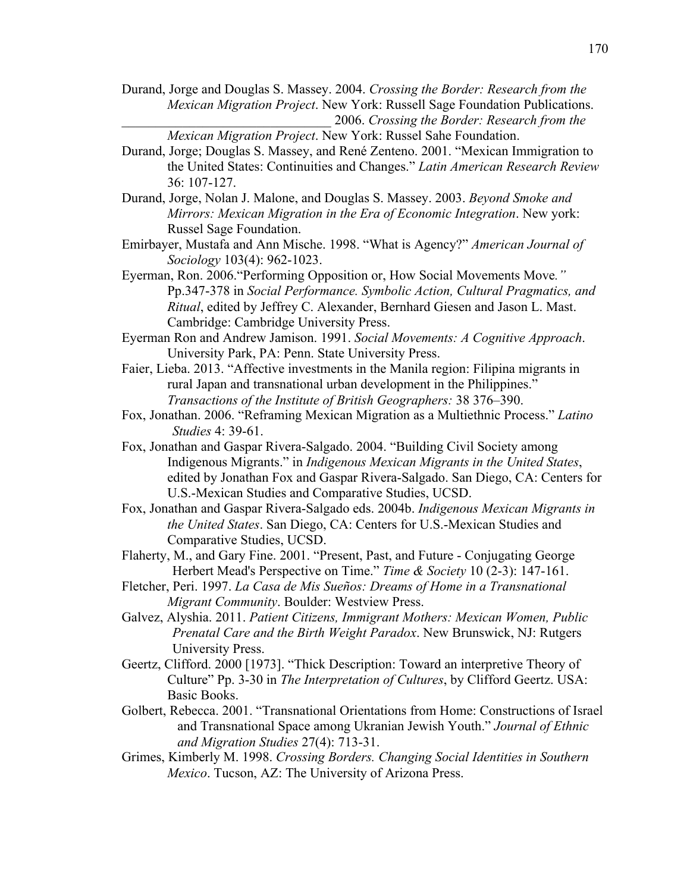Durand, Jorge and Douglas S. Massey. 2004. *Crossing the Border: Research from the Mexican Migration Project*. New York: Russell Sage Foundation Publications.

_______________________________ 2006. *Crossing the Border: Research from the Mexican Migration Project*. New York: Russel Sahe Foundation.

Durand, Jorge; Douglas S. Massey, and René Zenteno. 2001. "Mexican Immigration to the United States: Continuities and Changes." *Latin American Research Review* 36: 107-127.

Durand, Jorge, Nolan J. Malone, and Douglas S. Massey. 2003. *Beyond Smoke and Mirrors: Mexican Migration in the Era of Economic Integration*. New york: Russel Sage Foundation.

Emirbayer, Mustafa and Ann Mische. 1998. "What is Agency?" *American Journal of Sociology* 103(4): 962-1023.

Eyerman, Ron. 2006."Performing Opposition or, How Social Movements Move*."* Pp.347-378 in *Social Performance. Symbolic Action, Cultural Pragmatics, and Ritual*, edited by Jeffrey C. Alexander, Bernhard Giesen and Jason L. Mast. Cambridge: Cambridge University Press.

Eyerman Ron and Andrew Jamison. 1991. *Social Movements: A Cognitive Approach*. University Park, PA: Penn. State University Press.

Faier, Lieba. 2013. "Affective investments in the Manila region: Filipina migrants in rural Japan and transnational urban development in the Philippines." *Transactions of the Institute of British Geographers:* 38 376–390.

Fox, Jonathan. 2006. "Reframing Mexican Migration as a Multiethnic Process." *Latino Studies* 4: 39-61.

Fox, Jonathan and Gaspar Rivera-Salgado. 2004. "Building Civil Society among Indigenous Migrants." in *Indigenous Mexican Migrants in the United States*, edited by Jonathan Fox and Gaspar Rivera-Salgado. San Diego, CA: Centers for U.S.-Mexican Studies and Comparative Studies, UCSD.

Fox, Jonathan and Gaspar Rivera-Salgado eds. 2004b. *Indigenous Mexican Migrants in the United States*. San Diego, CA: Centers for U.S.-Mexican Studies and Comparative Studies, UCSD.

Flaherty, M., and Gary Fine. 2001. "Present, Past, and Future - Conjugating George Herbert Mead's Perspective on Time." *Time & Society* 10 (2-3): 147-161.

Fletcher, Peri. 1997. *La Casa de Mis Sueños: Dreams of Home in a Transnational Migrant Community*. Boulder: Westview Press.

Galvez, Alyshia. 2011. *Patient Citizens, Immigrant Mothers: Mexican Women, Public Prenatal Care and the Birth Weight Paradox*. New Brunswick, NJ: Rutgers University Press.

Geertz, Clifford. 2000 [1973]. "Thick Description: Toward an interpretive Theory of Culture" Pp. 3-30 in *The Interpretation of Cultures*, by Clifford Geertz. USA: Basic Books.

Golbert, Rebecca. 2001. "Transnational Orientations from Home: Constructions of Israel and Transnational Space among Ukranian Jewish Youth." *Journal of Ethnic and Migration Studies* 27(4): 713-31.

Grimes, Kimberly M. 1998. *Crossing Borders. Changing Social Identities in Southern Mexico*. Tucson, AZ: The University of Arizona Press.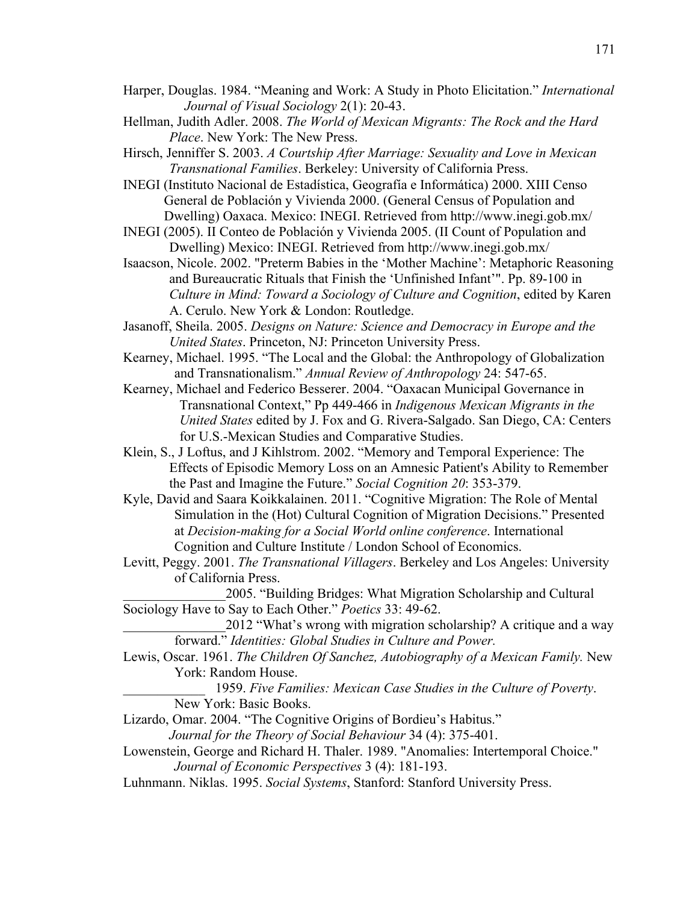Harper, Douglas. 1984. "Meaning and Work: A Study in Photo Elicitation." *International Journal of Visual Sociology* 2(1): 20-43.

Hellman, Judith Adler. 2008. *The World of Mexican Migrants: The Rock and the Hard Place*. New York: The New Press.

Hirsch, Jenniffer S. 2003. *A Courtship After Marriage: Sexuality and Love in Mexican Transnational Families*. Berkeley: University of California Press.

INEGI (Instituto Nacional de Estadística, Geografía e Informática) 2000. XIII Censo General de Población y Vivienda 2000. (General Census of Population and Dwelling) Oaxaca. Mexico: INEGI. Retrieved from http://www.inegi.gob.mx/

INEGI (2005). II Conteo de Población y Vivienda 2005. (II Count of Population and Dwelling) Mexico: INEGI. Retrieved from http://www.inegi.gob.mx/

Isaacson, Nicole. 2002. "Preterm Babies in the 'Mother Machine': Metaphoric Reasoning and Bureaucratic Rituals that Finish the 'Unfinished Infant'". Pp. 89-100 in *Culture in Mind: Toward a Sociology of Culture and Cognition*, edited by Karen A. Cerulo. New York & London: Routledge.

Jasanoff, Sheila. 2005. *Designs on Nature: Science and Democracy in Europe and the United States*. Princeton, NJ: Princeton University Press.

Kearney, Michael. 1995. "The Local and the Global: the Anthropology of Globalization and Transnationalism." *Annual Review of Anthropology* 24: 547-65.

Kearney, Michael and Federico Besserer. 2004. "Oaxacan Municipal Governance in Transnational Context," Pp 449-466 in *Indigenous Mexican Migrants in the United States* edited by J. Fox and G. Rivera-Salgado. San Diego, CA: Centers for U.S.-Mexican Studies and Comparative Studies.

Klein, S., J Loftus, and J Kihlstrom. 2002. "Memory and Temporal Experience: The Effects of Episodic Memory Loss on an Amnesic Patient's Ability to Remember the Past and Imagine the Future." *Social Cognition 20*: 353-379.

Kyle, David and Saara Koikkalainen. 2011. "Cognitive Migration: The Role of Mental Simulation in the (Hot) Cultural Cognition of Migration Decisions." Presented at *Decision-making for a Social World online conference*. International Cognition and Culture Institute / London School of Economics.

Levitt, Peggy. 2001. *The Transnational Villagers*. Berkeley and Los Angeles: University of California Press.

_______________2005. "Building Bridges: What Migration Scholarship and Cultural Sociology Have to Say to Each Other." *Poetics* 33: 49-62.

_______________2012 "What's wrong with migration scholarship? A critique and a way forward." *Identities: Global Studies in Culture and Power.*

Lewis, Oscar. 1961. *The Children Of Sanchez, Autobiography of a Mexican Family.* New York: Random House.

____________ 1959. *Five Families: Mexican Case Studies in the Culture of Poverty*. New York: Basic Books.

Lizardo, Omar. 2004. "The Cognitive Origins of Bordieu's Habitus." *Journal for the Theory of Social Behaviour* 34 (4): 375-401.

Lowenstein, George and Richard H. Thaler. 1989. "Anomalies: Intertemporal Choice." *Journal of Economic Perspectives* 3 (4): 181-193.

Luhnmann. Niklas. 1995. *Social Systems*, Stanford: Stanford University Press.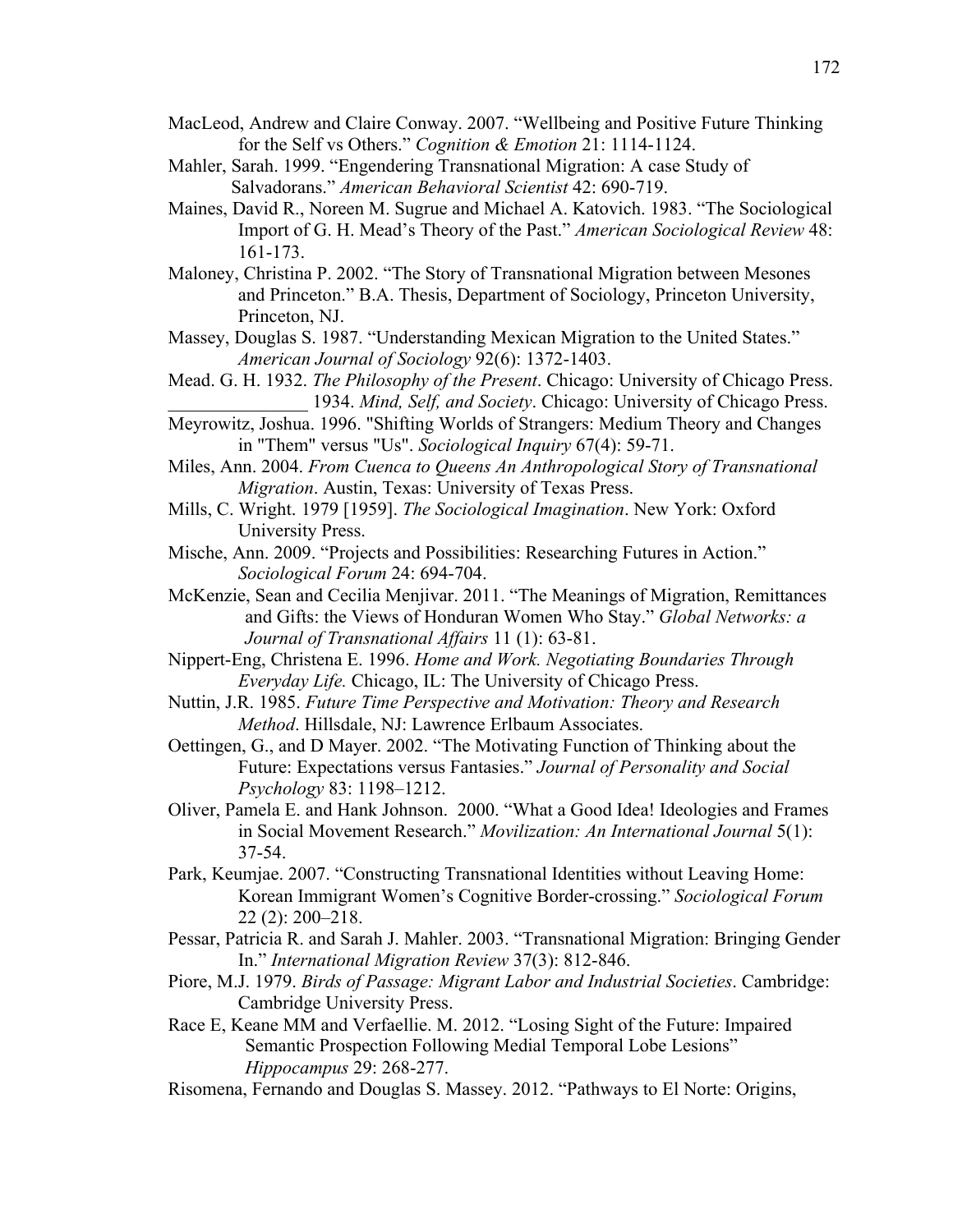MacLeod, Andrew and Claire Conway. 2007. "Wellbeing and Positive Future Thinking for the Self vs Others." *Cognition & Emotion* 21: 1114-1124.

Mahler, Sarah. 1999. "Engendering Transnational Migration: A case Study of Salvadorans." *American Behavioral Scientist* 42: 690-719.

Maines, David R., Noreen M. Sugrue and Michael A. Katovich. 1983. "The Sociological Import of G. H. Mead's Theory of the Past." *American Sociological Review* 48: 161-173.

Maloney, Christina P. 2002. "The Story of Transnational Migration between Mesones and Princeton." B.A. Thesis, Department of Sociology, Princeton University, Princeton, NJ.

Massey, Douglas S. 1987. "Understanding Mexican Migration to the United States." *American Journal of Sociology* 92(6): 1372-1403.

Mead. G. H. 1932. *The Philosophy of the Present*. Chicago: University of Chicago Press.

_______________ 1934. *Mind, Self, and Society*. Chicago: University of Chicago Press.

Meyrowitz, Joshua. 1996. "Shifting Worlds of Strangers: Medium Theory and Changes in "Them" versus "Us". *Sociological Inquiry* 67(4): 59-71.

Miles, Ann. 2004. *From Cuenca to Queens An Anthropological Story of Transnational Migration*. Austin, Texas: University of Texas Press.

Mills, C. Wright. 1979 [1959]. *The Sociological Imagination*. New York: Oxford University Press.

Mische, Ann. 2009. "Projects and Possibilities: Researching Futures in Action." *Sociological Forum* 24: 694-704.

McKenzie, Sean and Cecilia Menjivar. 2011. "The Meanings of Migration, Remittances and Gifts: the Views of Honduran Women Who Stay." *Global Networks: a Journal of Transnational Affairs* 11 (1): 63-81.

Nippert-Eng, Christena E. 1996. *Home and Work. Negotiating Boundaries Through Everyday Life.* Chicago, IL: The University of Chicago Press.

Nuttin, J.R. 1985. *Future Time Perspective and Motivation: Theory and Research Method*. Hillsdale, NJ: Lawrence Erlbaum Associates.

Oettingen, G., and D Mayer. 2002. "The Motivating Function of Thinking about the Future: Expectations versus Fantasies." *Journal of Personality and Social Psychology* 83: 1198–1212.

Oliver, Pamela E. and Hank Johnson. 2000. "What a Good Idea! Ideologies and Frames in Social Movement Research." *Movilization: An International Journal* 5(1): 37-54.

Park, Keumjae. 2007. "Constructing Transnational Identities without Leaving Home: Korean Immigrant Women's Cognitive Border-crossing." *Sociological Forum* 22 (2): 200–218.

Pessar, Patricia R. and Sarah J. Mahler. 2003. "Transnational Migration: Bringing Gender In." *International Migration Review* 37(3): 812-846.

Piore, M.J. 1979. *Birds of Passage: Migrant Labor and Industrial Societies*. Cambridge: Cambridge University Press.

Race E, Keane MM and Verfaellie. M. 2012. "Losing Sight of the Future: Impaired Semantic Prospection Following Medial Temporal Lobe Lesions" *Hippocampus* 29: 268-277.

Risomena, Fernando and Douglas S. Massey. 2012. "Pathways to El Norte: Origins,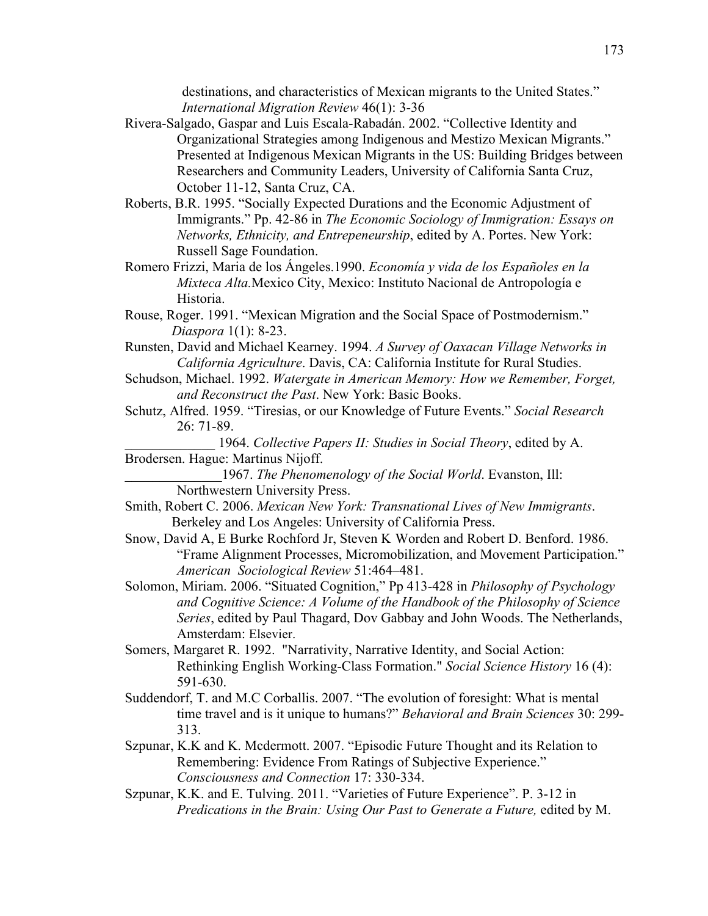destinations, and characteristics of Mexican migrants to the United States." *International Migration Review* 46(1): 3-36

Rivera-Salgado, Gaspar and Luis Escala-Rabadán. 2002. "Collective Identity and Organizational Strategies among Indigenous and Mestizo Mexican Migrants." Presented at Indigenous Mexican Migrants in the US: Building Bridges between Researchers and Community Leaders, University of California Santa Cruz, October 11-12, Santa Cruz, CA.

Roberts, B.R. 1995. "Socially Expected Durations and the Economic Adjustment of Immigrants." Pp. 42-86 in *The Economic Sociology of Immigration: Essays on Networks, Ethnicity, and Entrepeneurship*, edited by A. Portes. New York: Russell Sage Foundation.

Romero Frizzi, Maria de los Ángeles.1990. *Economía y vida de los Españoles en la Mixteca Alta.*Mexico City, Mexico: Instituto Nacional de Antropología e Historia.

Rouse, Roger. 1991. "Mexican Migration and the Social Space of Postmodernism." *Diaspora* 1(1): 8-23.

Runsten, David and Michael Kearney. 1994. *A Survey of Oaxacan Village Networks in California Agriculture*. Davis, CA: California Institute for Rural Studies.

Schudson, Michael. 1992. *Watergate in American Memory: How we Remember, Forget, and Reconstruct the Past*. New York: Basic Books.

Schutz, Alfred. 1959. "Tiresias, or our Knowledge of Future Events." *Social Research* 26: 71-89.

_____________ 1964. *Collective Papers II: Studies in Social Theory*, edited by A. Brodersen. Hague: Martinus Nijoff.

______________1967. *The Phenomenology of the Social World*. Evanston, Ill: Northwestern University Press.

Smith, Robert C. 2006. *Mexican New York: Transnational Lives of New Immigrants*. Berkeley and Los Angeles: University of California Press.

Snow, David A, E Burke Rochford Jr, Steven K Worden and Robert D. Benford. 1986. "Frame Alignment Processes, Micromobilization, and Movement Participation." *American Sociological Review* 51:464–481.

Solomon, Miriam. 2006. "Situated Cognition," Pp 413-428 in *Philosophy of Psychology and Cognitive Science: A Volume of the Handbook of the Philosophy of Science Series*, edited by Paul Thagard, Dov Gabbay and John Woods. The Netherlands, Amsterdam: Elsevier.

Somers, Margaret R. 1992. "Narrativity, Narrative Identity, and Social Action: Rethinking English Working-Class Formation." *Social Science History* 16 (4): 591-630.

Suddendorf, T. and M.C Corballis. 2007. "The evolution of foresight: What is mental time travel and is it unique to humans?" *Behavioral and Brain Sciences* 30: 299-313.

Szpunar, K.K and K. Mcdermott. 2007. "Episodic Future Thought and its Relation to Remembering: Evidence From Ratings of Subjective Experience." *Consciousness and Connection* 17: 330-334.

Szpunar, K.K. and E. Tulving. 2011. "Varieties of Future Experience". P. 3-12 in *Predications in the Brain: Using Our Past to Generate a Future,* edited by M.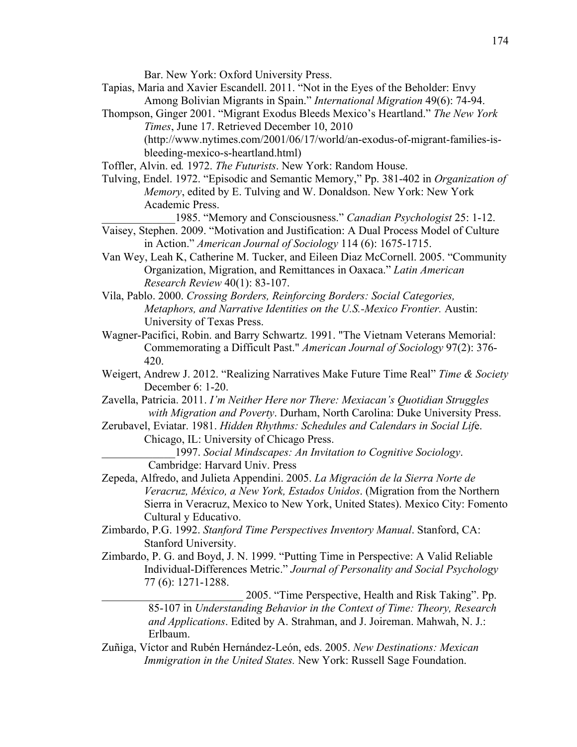Bar. New York: Oxford University Press.

Tapias, Maria and Xavier Escandell. 2011. "Not in the Eyes of the Beholder: Envy Among Bolivian Migrants in Spain." *International Migration* 49(6): 74-94.

Thompson, Ginger 2001. "Migrant Exodus Bleeds Mexico's Heartland." *The New York Times*, June 17. Retrieved December 10, 2010 (http://www.nytimes.com/2001/06/17/world/an-exodus-of-migrant-families-is-bleeding-mexico-s-heartland.html)

Toffler, Alvin. ed*.* 1972. *The Futurists*. New York: Random House.

Tulving, Endel. 1972. "Episodic and Semantic Memory," Pp. 381-402 in *Organization of Memory*, edited by E. Tulving and W. Donaldson. New York: New York Academic Press.

_____________1985. "Memory and Consciousness." *Canadian Psychologist* 25: 1-12.

Vaisey, Stephen. 2009. "Motivation and Justification: A Dual Process Model of Culture in Action." *American Journal of Sociology* 114 (6): 1675-1715.

Van Wey, Leah K, Catherine M. Tucker, and Eileen Diaz McCornell. 2005. "Community Organization, Migration, and Remittances in Oaxaca." *Latin American Research Review* 40(1): 83-107.

Vila, Pablo. 2000. *Crossing Borders, Reinforcing Borders: Social Categories, Metaphors, and Narrative Identities on the U.S.-Mexico Frontier.* Austin: University of Texas Press.

Wagner-Pacifici, Robin. and Barry Schwartz. 1991. "The Vietnam Veterans Memorial: Commemorating a Difficult Past." *American Journal of Sociology* 97(2): 376-420.

Weigert, Andrew J. 2012. "Realizing Narratives Make Future Time Real" *Time & Society* December 6: 1-20.

Zavella, Patricia. 2011. *I'm Neither Here nor There: Mexiacan's Quotidian Struggles with Migration and Poverty*. Durham, North Carolina: Duke University Press.

Zerubavel, Eviatar. 1981. *Hidden Rhythms: Schedules and Calendars in Social Lif*e. Chicago, IL: University of Chicago Press.

_____________1997. *Social Mindscapes: An Invitation to Cognitive Sociology*. Cambridge: Harvard Univ. Press

Zepeda, Alfredo, and Julieta Appendini. 2005. *La Migración de la Sierra Norte de Veracruz, México, a New York, Estados Unidos*. (Migration from the Northern Sierra in Veracruz, Mexico to New York, United States). Mexico City: Fomento Cultural y Educativo.

Zimbardo, P.G. 1992. *Stanford Time Perspectives Inventory Manual*. Stanford, CA: Stanford University.

Zimbardo, P. G. and Boyd, J. N. 1999. "Putting Time in Perspective: A Valid Reliable Individual-Differences Metric." *Journal of Personality and Social Psychology* 77 (6): 1271-1288.

_________________________ 2005. "Time Perspective, Health and Risk Taking". Pp. 85-107 in *Understanding Behavior in the Context of Time: Theory, Research and Applications*. Edited by A. Strahman, and J. Joireman. Mahwah, N. J.: Erlbaum.

Zuñiga, Víctor and Rubén Hernández-León, eds. 2005. *New Destinations: Mexican Immigration in the United States.* New York: Russell Sage Foundation.